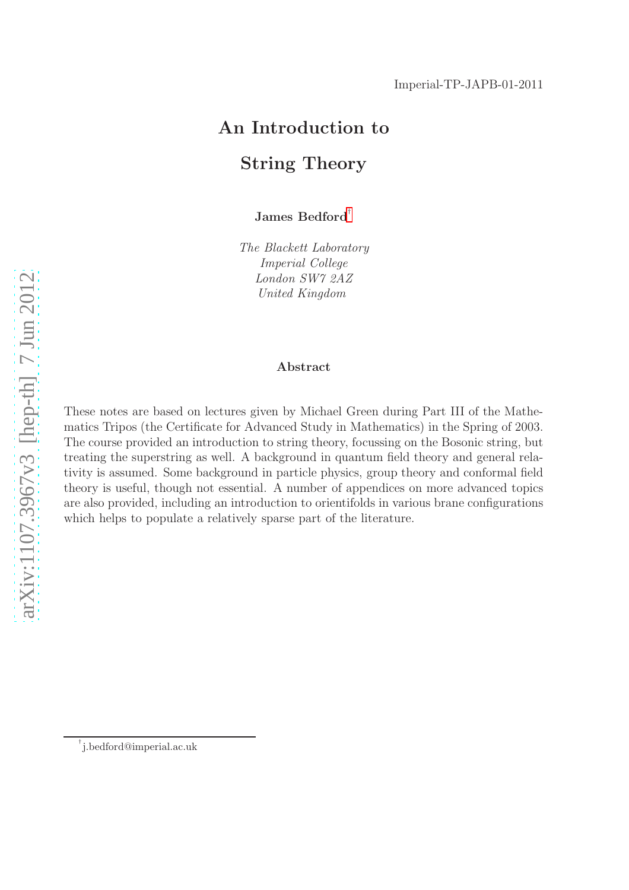Imperial-TP-JAPB-01-2011

# An Introduction to String Theory

**James Bedford**[†]

*The Blackett Laboratory*
*Imperial College*
*London SW7 2AZ*
*United Kingdom*

## Abstract

These notes are based on lectures given by Michael Green during Part III of the Mathematics Tripos (the Certificate for Advanced Study in Mathematics) in the Spring of 2003. The course provided an introduction to string theory, focussing on the Bosonic string, but treating the superstring as well. A background in quantum field theory and general relativity is assumed. Some background in particle physics, group theory and conformal field theory is useful, though not essential. A number of appendices on more advanced topics are also provided, including an introduction to orientifolds in various brane configurations which helps to populate a relatively sparse part of the literature.

[†] j.bedford@imperial.ac.uk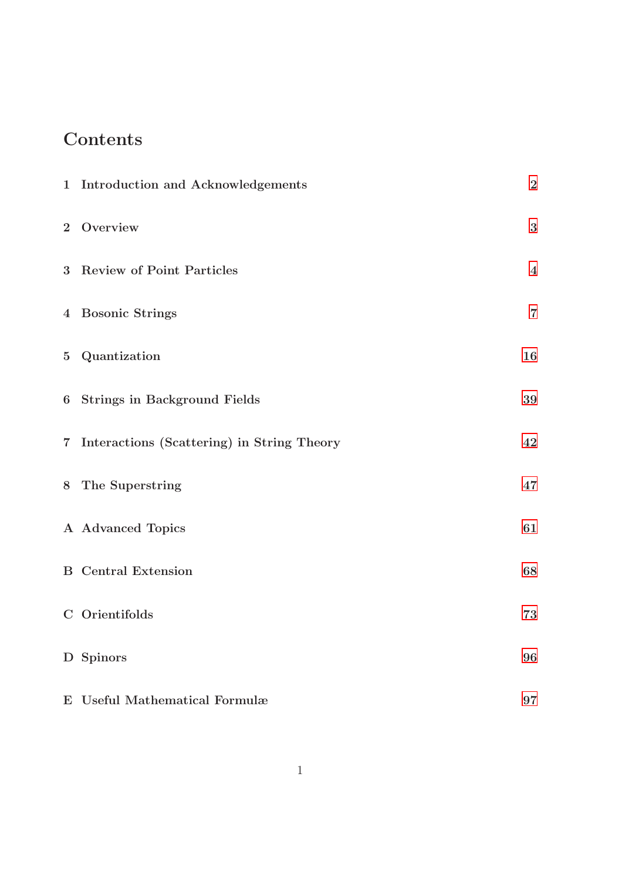# Contents

| | | |
|---|---|---|
| 1 | **Introduction and Acknowledgements** | **2** |
| 2 | **Overview** | **3** |
| 3 | **Review of Point Particles** | **4** |
| 4 | **Bosonic Strings** | **7** |
| 5 | **Quantization** | **16** |
| 6 | **Strings in Background Fields** | **39** |
| 7 | **Interactions (Scattering) in String Theory** | **42** |
| 8 | **The Superstring** | **47** |
| A | **Advanced Topics** | **61** |
| B | **Central Extension** | **68** |
| C | **Orientifolds** | **73** |
| D | **Spinors** | **96** |
| E | **Useful Mathematical Formulæ** | **97** |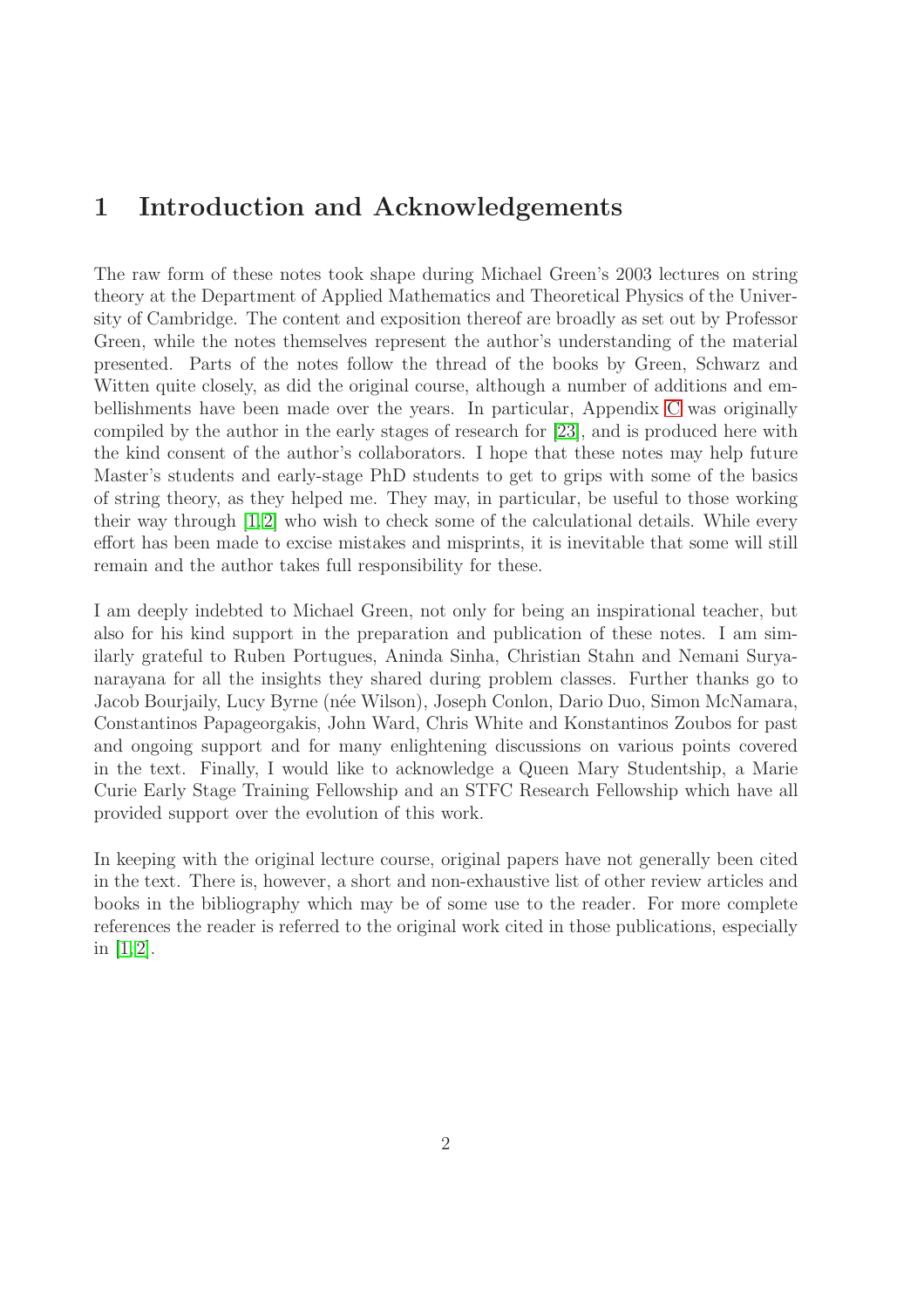# 1 Introduction and Acknowledgements

The raw form of these notes took shape during Michael Green's 2003 lectures on string theory at the Department of Applied Mathematics and Theoretical Physics of the University of Cambridge. The content and exposition thereof are broadly as set out by Professor Green, while the notes themselves represent the author's understanding of the material presented. Parts of the notes follow the thread of the books by Green, Schwarz and Witten quite closely, as did the original course, although a number of additions and embellishments have been made over the years. In particular, Appendix C was originally compiled by the author in the early stages of research for [23], and is produced here with the kind consent of the author's collaborators. I hope that these notes may help future Master's students and early-stage PhD students to get to grips with some of the basics of string theory, as they helped me. They may, in particular, be useful to those working their way through [1, 2] who wish to check some of the calculational details. While every effort has been made to excise mistakes and misprints, it is inevitable that some will still remain and the author takes full responsibility for these.

I am deeply indebted to Michael Green, not only for being an inspirational teacher, but also for his kind support in the preparation and publication of these notes. I am similarly grateful to Ruben Portugues, Aninda Sinha, Christian Stahn and Nemani Suryanarayana for all the insights they shared during problem classes. Further thanks go to Jacob Bourjaily, Lucy Byrne (née Wilson), Joseph Conlon, Dario Duo, Simon McNamara, Constantinos Papageorgakis, John Ward, Chris White and Konstantinos Zoubos for past and ongoing support and for many enlightening discussions on various points covered in the text. Finally, I would like to acknowledge a Queen Mary Studentship, a Marie Curie Early Stage Training Fellowship and an STFC Research Fellowship which have all provided support over the evolution of this work.

In keeping with the original lecture course, original papers have not generally been cited in the text. There is, however, a short and non-exhaustive list of other review articles and books in the bibliography which may be of some use to the reader. For more complete references the reader is referred to the original work cited in those publications, especially in [1, 2].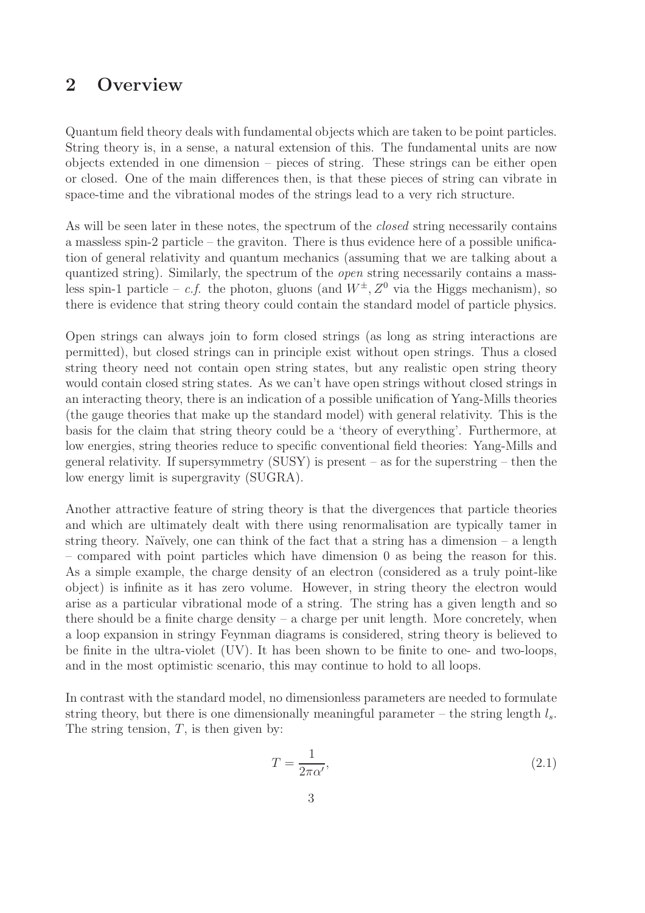## 2 Overview

Quantum field theory deals with fundamental objects which are taken to be point particles. String theory is, in a sense, a natural extension of this. The fundamental units are now objects extended in one dimension – pieces of string. These strings can be either open or closed. One of the main differences then, is that these pieces of string can vibrate in space-time and the vibrational modes of the strings lead to a very rich structure.

As will be seen later in these notes, the spectrum of the *closed* string necessarily contains a massless spin-2 particle – the graviton. There is thus evidence here of a possible unification of general relativity and quantum mechanics (assuming that we are talking about a quantized string). Similarly, the spectrum of the *open* string necessarily contains a massless spin-1 particle – *c.f.* the photon, gluons (and $W^{\pm}, Z^0$ via the Higgs mechanism), so there is evidence that string theory could contain the standard model of particle physics.

Open strings can always join to form closed strings (as long as string interactions are permitted), but closed strings can in principle exist without open strings. Thus a closed string theory need not contain open string states, but any realistic open string theory would contain closed string states. As we can't have open strings without closed strings in an interacting theory, there is an indication of a possible unification of Yang-Mills theories (the gauge theories that make up the standard model) with general relativity. This is the basis for the claim that string theory could be a 'theory of everything'. Furthermore, at low energies, string theories reduce to specific conventional field theories: Yang-Mills and general relativity. If supersymmetry (SUSY) is present – as for the superstring – then the low energy limit is supergravity (SUGRA).

Another attractive feature of string theory is that the divergences that particle theories and which are ultimately dealt with there using renormalisation are typically tamer in string theory. Naïvely, one can think of the fact that a string has a dimension – a length – compared with point particles which have dimension 0 as being the reason for this. As a simple example, the charge density of an electron (considered as a truly point-like object) is infinite as it has zero volume. However, in string theory the electron would arise as a particular vibrational mode of a string. The string has a given length and so there should be a finite charge density – a charge per unit length. More concretely, when a loop expansion in stringy Feynman diagrams is considered, string theory is believed to be finite in the ultra-violet (UV). It has been shown to be finite to one- and two-loops, and in the most optimistic scenario, this may continue to hold to all loops.

In contrast with the standard model, no dimensionless parameters are needed to formulate string theory, but there is one dimensionally meaningful parameter – the string length $l_s$. The string tension, $T$, is then given by:

$$T = \frac{1}{2\pi\alpha'}, \tag{2.1}$$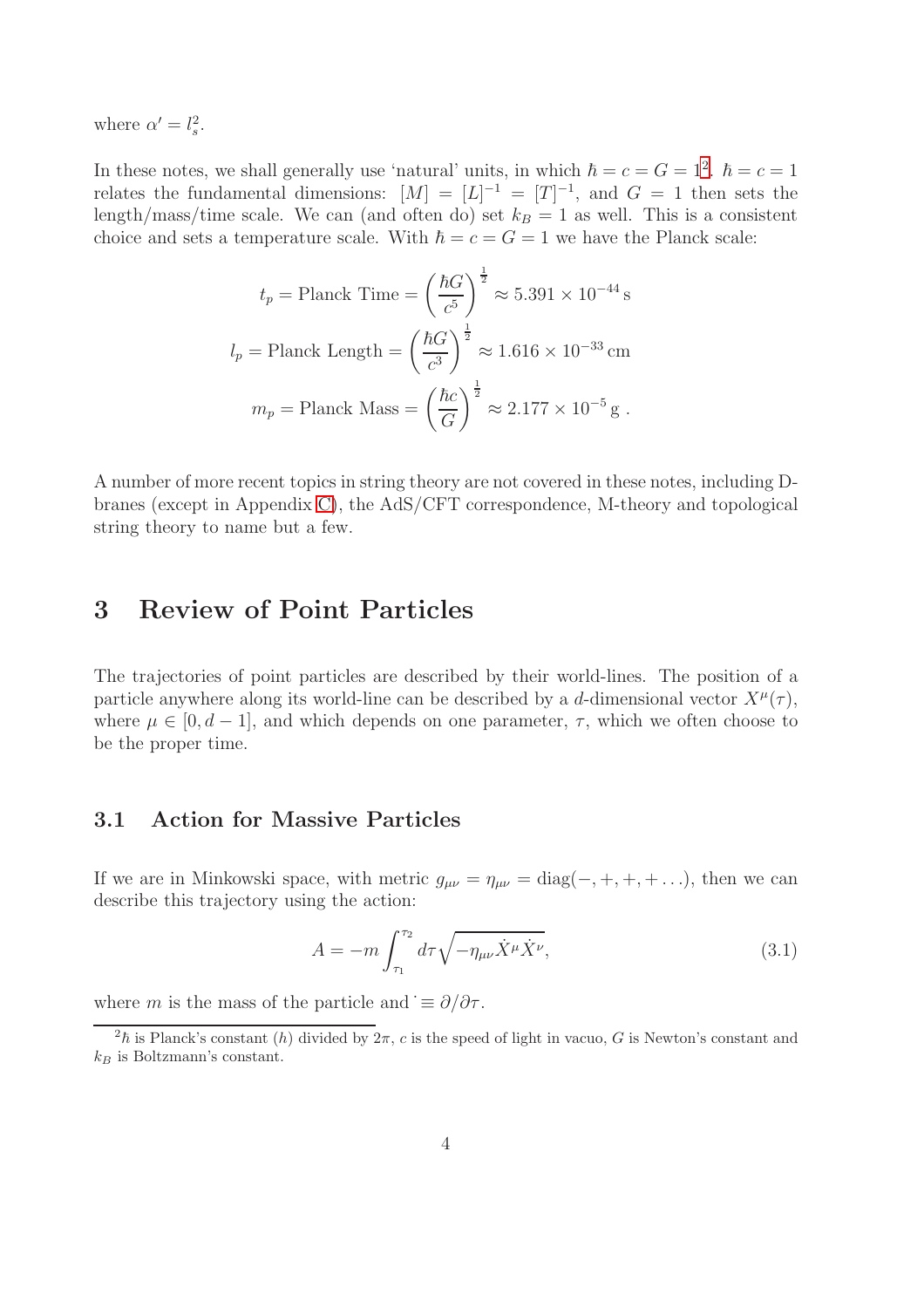where $\alpha' = l_s^2$.

In these notes, we shall generally use 'natural' units, in which $\hbar = c = G = 1$[2]. $\hbar = c = 1$ relates the fundamental dimensions: $[M] = [L]^{-1} = [T]^{-1}$, and $G = 1$ then sets the length/mass/time scale. We can (and often do) set $k_B = 1$ as well. This is a consistent choice and sets a temperature scale. With $\hbar = c = G = 1$ we have the Planck scale:

$$t_p = \text{Planck Time} = \left(\frac{\hbar G}{c^5}\right)^{\frac{1}{2}} \approx 5.391 \times 10^{-44}\,\text{s}$$

$$l_p = \text{Planck Length} = \left(\frac{\hbar G}{c^3}\right)^{\frac{1}{2}} \approx 1.616 \times 10^{-33}\,\text{cm}$$

$$m_p = \text{Planck Mass} = \left(\frac{\hbar c}{G}\right)^{\frac{1}{2}} \approx 2.177 \times 10^{-5}\,\text{g}\,.$$

A number of more recent topics in string theory are not covered in these notes, including D-branes (except in Appendix C), the AdS/CFT correspondence, M-theory and topological string theory to name but a few.

# 3 Review of Point Particles

The trajectories of point particles are described by their world-lines. The position of a particle anywhere along its world-line can be described by a $d$-dimensional vector $X^\mu(\tau)$, where $\mu \in [0, d-1]$, and which depends on one parameter, $\tau$, which we often choose to be the proper time.

## 3.1 Action for Massive Particles

If we are in Minkowski space, with metric $g_{\mu\nu} = \eta_{\mu\nu} = \text{diag}(-,+,+,+\ldots)$, then we can describe this trajectory using the action:

$$A = -m \int_{\tau_1}^{\tau_2} d\tau \sqrt{-\eta_{\mu\nu}\dot{X}^\mu \dot{X}^\nu}, \tag{3.1}$$

where $m$ is the mass of the particle and $\dot{} \equiv \partial/\partial\tau$.

---

[2] $\hbar$ is Planck's constant ($h$) divided by $2\pi$, $c$ is the speed of light in vacuo, $G$ is Newton's constant and $k_B$ is Boltzmann's constant.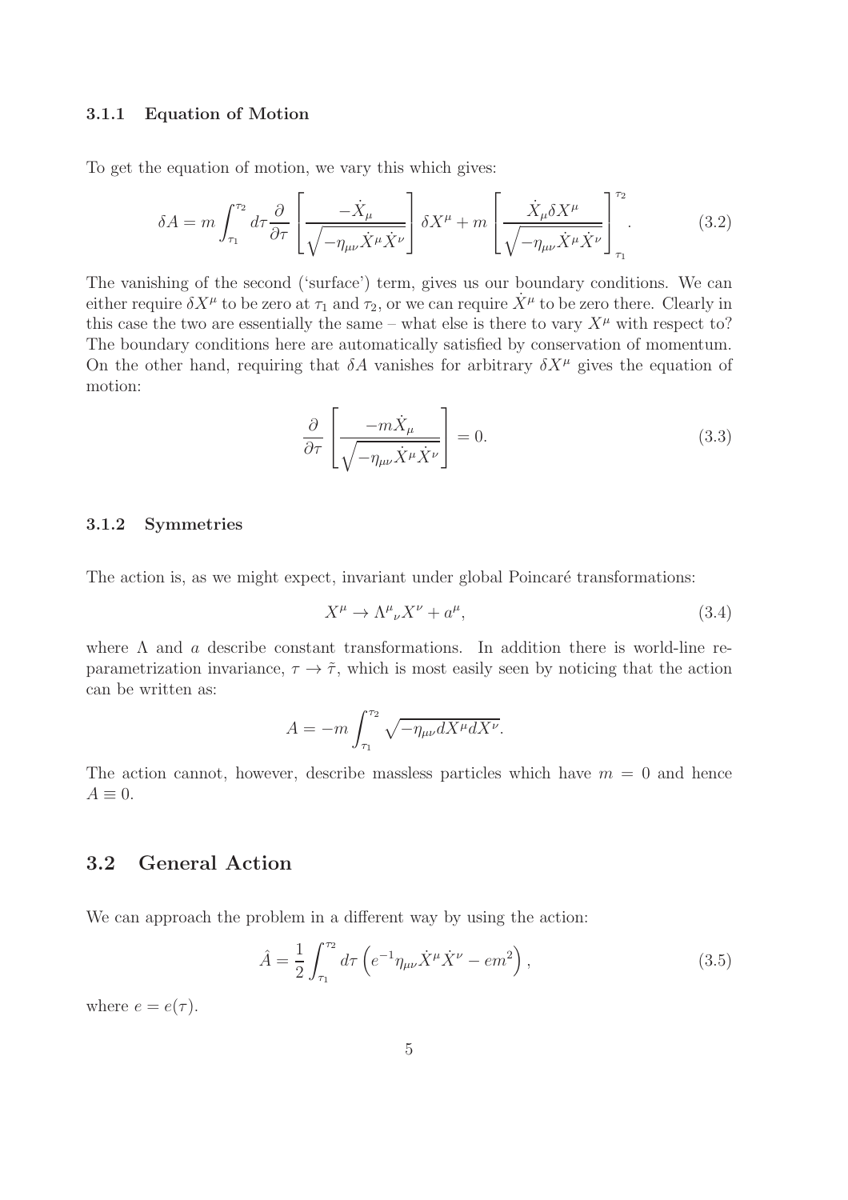### 3.1.1 Equation of Motion

To get the equation of motion, we vary this which gives:

$$\delta A = m \int_{\tau_1}^{\tau_2} d\tau \frac{\partial}{\partial \tau} \left[ \frac{-\dot{X}_\mu}{\sqrt{-\eta_{\mu\nu}\dot{X}^\mu \dot{X}^\nu}} \right] \delta X^\mu + m \left[ \frac{\dot{X}_\mu \delta X^\mu}{\sqrt{-\eta_{\mu\nu}\dot{X}^\mu \dot{X}^\nu}} \right]_{\tau_1}^{\tau_2}. \tag{3.2}$$

The vanishing of the second ('surface') term, gives us our boundary conditions. We can either require $\delta X^\mu$ to be zero at $\tau_1$ and $\tau_2$, or we can require $\dot{X}^\mu$ to be zero there. Clearly in this case the two are essentially the same – what else is there to vary $X^\mu$ with respect to? The boundary conditions here are automatically satisfied by conservation of momentum. On the other hand, requiring that $\delta A$ vanishes for arbitrary $\delta X^\mu$ gives the equation of motion:

$$\frac{\partial}{\partial \tau} \left[ \frac{-m\dot{X}_\mu}{\sqrt{-\eta_{\mu\nu}\dot{X}^\mu \dot{X}^\nu}} \right] = 0. \tag{3.3}$$

### 3.1.2 Symmetries

The action is, as we might expect, invariant under global Poincaré transformations:

$$X^\mu \to \Lambda^\mu{}_\nu X^\nu + a^\mu, \tag{3.4}$$

where $\Lambda$ and $a$ describe constant transformations. In addition there is world-line re-parametrization invariance, $\tau \to \tilde{\tau}$, which is most easily seen by noticing that the action can be written as:

$$A = -m \int_{\tau_1}^{\tau_2} \sqrt{-\eta_{\mu\nu} dX^\mu dX^\nu}.$$

The action cannot, however, describe massless particles which have $m = 0$ and hence $A \equiv 0$.

## 3.2 General Action

We can approach the problem in a different way by using the action:

$$\hat{A} = \frac{1}{2} \int_{\tau_1}^{\tau_2} d\tau \left( e^{-1} \eta_{\mu\nu} \dot{X}^\mu \dot{X}^\nu - e m^2 \right), \tag{3.5}$$

where $e = e(\tau)$.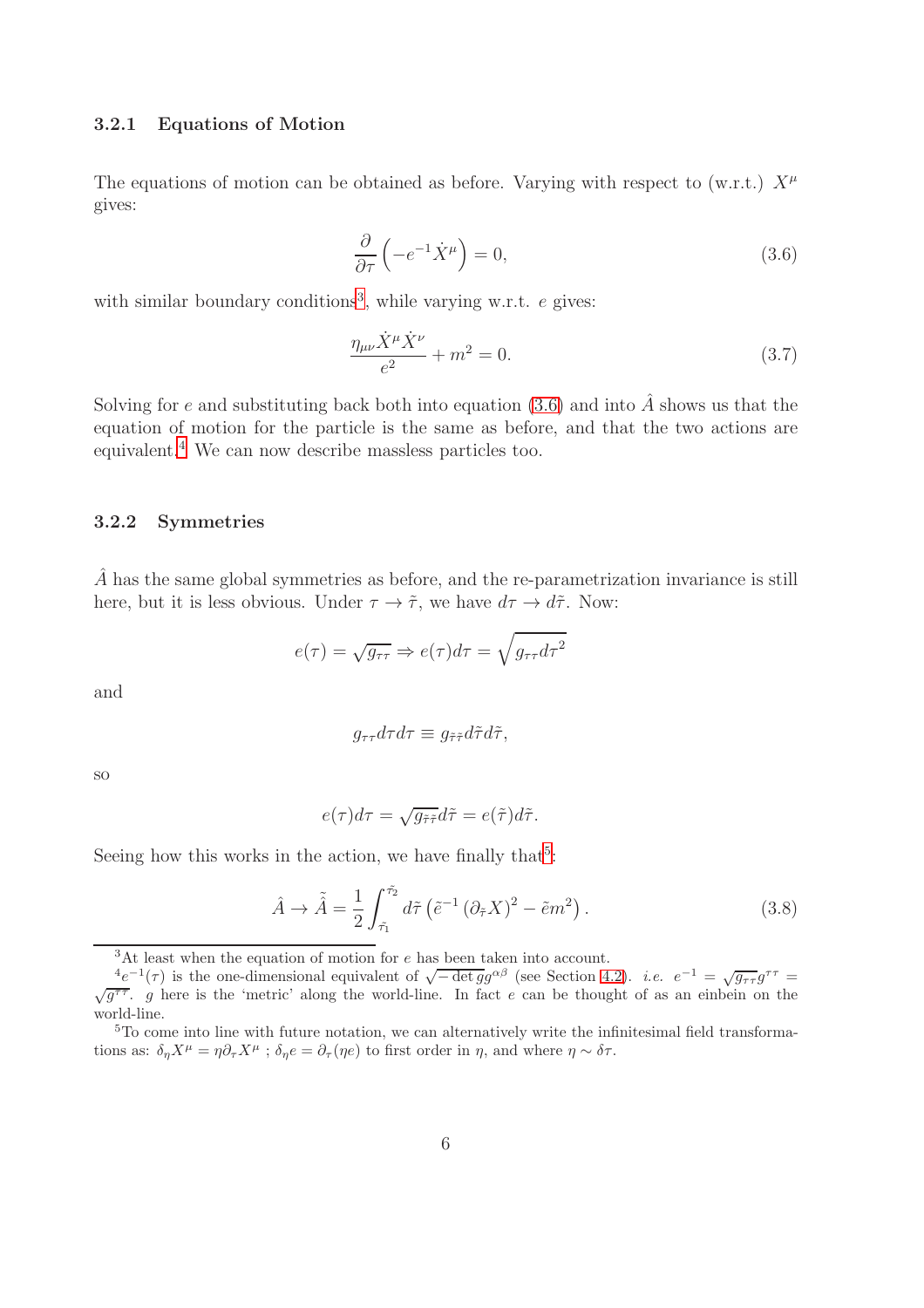### 3.2.1 Equations of Motion

The equations of motion can be obtained as before. Varying with respect to (w.r.t.) $X^\mu$ gives:

$$\frac{\partial}{\partial \tau}\left(-e^{-1}\dot{X}^\mu\right) = 0, \tag{3.6}$$

with similar boundary conditions[3], while varying w.r.t. $e$ gives:

$$\frac{\eta_{\mu\nu}\dot{X}^\mu \dot{X}^\nu}{e^2} + m^2 = 0. \tag{3.7}$$

Solving for $e$ and substituting back both into equation (3.6) and into $\hat{A}$ shows us that the equation of motion for the particle is the same as before, and that the two actions are equivalent.[4] We can now describe massless particles too.

### 3.2.2 Symmetries

$\hat{A}$ has the same global symmetries as before, and the re-parametrization invariance is still here, but it is less obvious. Under $\tau \to \tilde{\tau}$, we have $d\tau \to d\tilde{\tau}$. Now:

$$e(\tau) = \sqrt{g_{\tau\tau}} \Rightarrow e(\tau)d\tau = \sqrt{g_{\tau\tau}d\tau^2}$$

and

$$g_{\tau\tau}d\tau d\tau \equiv g_{\tilde{\tau}\tilde{\tau}}d\tilde{\tau}d\tilde{\tau},$$

so

$$e(\tau)d\tau = \sqrt{g_{\tilde{\tau}\tilde{\tau}}}d\tilde{\tau} = e(\tilde{\tau})d\tilde{\tau}.$$

Seeing how this works in the action, we have finally that[5]:

$$\hat{A} \to \tilde{\hat{A}} = \frac{1}{2}\int_{\tilde{\tau}_1}^{\tilde{\tau}_2} d\tilde{\tau}\left(\tilde{e}^{-1}\left(\partial_{\tilde{\tau}}X\right)^2 - \tilde{e}m^2\right). \tag{3.8}$$

---

[3] At least when the equation of motion for $e$ has been taken into account.

[4] $e^{-1}(\tau)$ is the one-dimensional equivalent of $\sqrt{-\det g}g^{\alpha\beta}$ (see Section 4.2). *i.e.* $e^{-1} = \sqrt{g_{\tau\tau}}g^{\tau\tau} = \sqrt{g^{\tau\tau}}$. $g$ here is the 'metric' along the world-line. In fact $e$ can be thought of as an einbein on the world-line.

[5] To come into line with future notation, we can alternatively write the infinitesimal field transformations as: $\delta_\eta X^\mu = \eta\partial_\tau X^\mu$ ; $\delta_\eta e = \partial_\tau(\eta e)$ to first order in $\eta$, and where $\eta \sim \delta\tau$.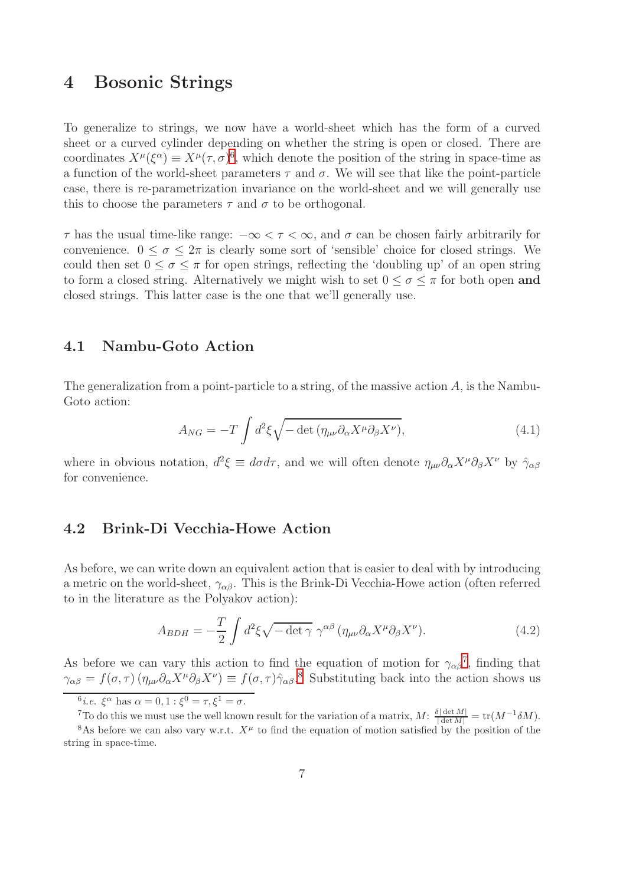# 4 Bosonic Strings

To generalize to strings, we now have a world-sheet which has the form of a curved sheet or a curved cylinder depending on whether the string is open or closed. There are coordinates $X^\mu(\xi^\alpha) \equiv X^\mu(\tau, \sigma)$[6], which denote the position of the string in space-time as a function of the world-sheet parameters $\tau$ and $\sigma$. We will see that like the point-particle case, there is re-parametrization invariance on the world-sheet and we will generally use this to choose the parameters $\tau$ and $\sigma$ to be orthogonal.

$\tau$ has the usual time-like range: $-\infty < \tau < \infty$, and $\sigma$ can be chosen fairly arbitrarily for convenience. $0 \leq \sigma \leq 2\pi$ is clearly some sort of 'sensible' choice for closed strings. We could then set $0 \leq \sigma \leq \pi$ for open strings, reflecting the 'doubling up' of an open string to form a closed string. Alternatively we might wish to set $0 \leq \sigma \leq \pi$ for both open **and** closed strings. This latter case is the one that we'll generally use.

## 4.1 Nambu-Goto Action

The generalization from a point-particle to a string, of the massive action $A$, is the Nambu-Goto action:

$$A_{NG} = -T \int d^2\xi \sqrt{-\det\left(\eta_{\mu\nu}\partial_\alpha X^\mu \partial_\beta X^\nu\right)}, \tag{4.1}$$

where in obvious notation, $d^2\xi \equiv d\sigma d\tau$, and we will often denote $\eta_{\mu\nu}\partial_\alpha X^\mu \partial_\beta X^\nu$ by $\hat{\gamma}_{\alpha\beta}$ for convenience.

## 4.2 Brink-Di Vecchia-Howe Action

As before, we can write down an equivalent action that is easier to deal with by introducing a metric on the world-sheet, $\gamma_{\alpha\beta}$. This is the Brink-Di Vecchia-Howe action (often referred to in the literature as the Polyakov action):

$$A_{BDH} = -\frac{T}{2} \int d^2\xi \sqrt{-\det\gamma}\ \gamma^{\alpha\beta}\left(\eta_{\mu\nu}\partial_\alpha X^\mu \partial_\beta X^\nu\right). \tag{4.2}$$

As before we can vary this action to find the equation of motion for $\gamma_{\alpha\beta}$[7], finding that $\gamma_{\alpha\beta} = f(\sigma, \tau)\left(\eta_{\mu\nu}\partial_\alpha X^\mu \partial_\beta X^\nu\right) \equiv f(\sigma, \tau)\hat{\gamma}_{\alpha\beta}$.[8] Substituting back into the action shows us

[6] *i.e.* $\xi^\alpha$ has $\alpha = 0, 1 : \xi^0 = \tau, \xi^1 = \sigma$.

[7] To do this we must use the well known result for the variation of a matrix, $M$: $\frac{\delta|\det M|}{|\det M|} = \mathrm{tr}(M^{-1}\delta M)$.

[8] As before we can also vary w.r.t. $X^\mu$ to find the equation of motion satisfied by the position of the string in space-time.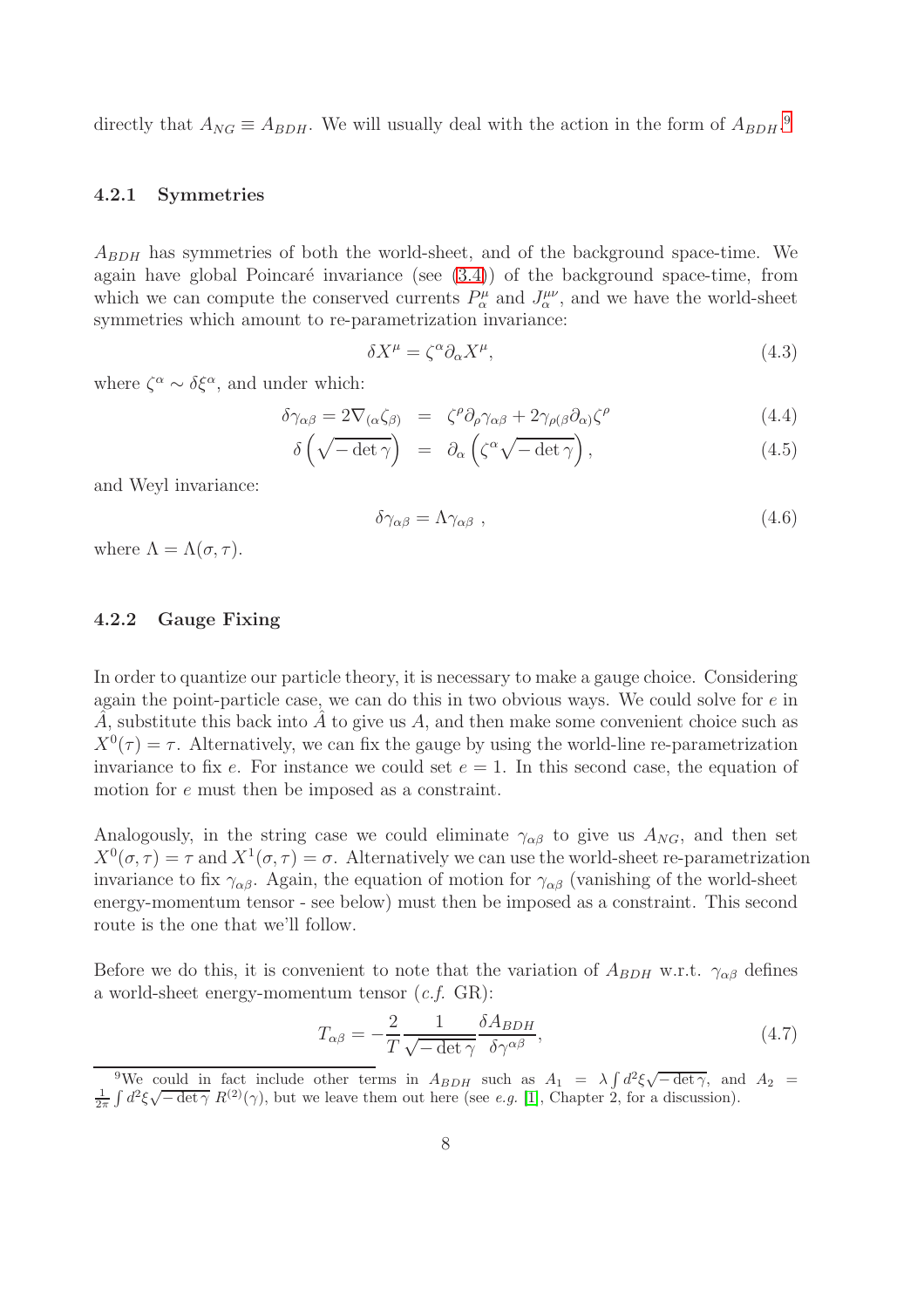directly that $A_{NG} \equiv A_{BDH}$. We will usually deal with the action in the form of $A_{BDH}$.[9]

### 4.2.1 Symmetries

$A_{BDH}$ has symmetries of both the world-sheet, and of the background space-time. We again have global Poincaré invariance (see (3.4)) of the background space-time, from which we can compute the conserved currents $P^\mu_\alpha$ and $J^{\mu\nu}_\alpha$, and we have the world-sheet symmetries which amount to re-parametrization invariance:

$$\delta X^\mu = \zeta^\alpha \partial_\alpha X^\mu, \tag{4.3}$$

where $\zeta^\alpha \sim \delta\xi^\alpha$, and under which:

$$\delta\gamma_{\alpha\beta} = 2\nabla_{(\alpha}\zeta_{\beta)} = \zeta^\rho \partial_\rho \gamma_{\alpha\beta} + 2\gamma_{\rho(\beta}\partial_{\alpha)}\zeta^\rho \tag{4.4}$$

$$\delta\left(\sqrt{-\det\gamma}\right) = \partial_\alpha\left(\zeta^\alpha\sqrt{-\det\gamma}\right), \tag{4.5}$$

and Weyl invariance:

$$\delta\gamma_{\alpha\beta} = \Lambda\gamma_{\alpha\beta}\ , \tag{4.6}$$

where $\Lambda = \Lambda(\sigma,\tau)$.

### 4.2.2 Gauge Fixing

In order to quantize our particle theory, it is necessary to make a gauge choice. Considering again the point-particle case, we can do this in two obvious ways. We could solve for $e$ in $\hat{A}$, substitute this back into $\hat{A}$ to give us $A$, and then make some convenient choice such as $X^0(\tau) = \tau$. Alternatively, we can fix the gauge by using the world-line re-parametrization invariance to fix $e$. For instance we could set $e = 1$. In this second case, the equation of motion for $e$ must then be imposed as a constraint.

Analogously, in the string case we could eliminate $\gamma_{\alpha\beta}$ to give us $A_{NG}$, and then set $X^0(\sigma,\tau) = \tau$ and $X^1(\sigma,\tau) = \sigma$. Alternatively we can use the world-sheet re-parametrization invariance to fix $\gamma_{\alpha\beta}$. Again, the equation of motion for $\gamma_{\alpha\beta}$ (vanishing of the world-sheet energy-momentum tensor - see below) must then be imposed as a constraint. This second route is the one that we'll follow.

Before we do this, it is convenient to note that the variation of $A_{BDH}$ w.r.t. $\gamma_{\alpha\beta}$ defines a world-sheet energy-momentum tensor (*c.f.* GR):

$$T_{\alpha\beta} = -\frac{2}{T}\frac{1}{\sqrt{-\det\gamma}}\frac{\delta A_{BDH}}{\delta\gamma^{\alpha\beta}}, \tag{4.7}$$

[9] We could in fact include other terms in $A_{BDH}$ such as $A_1 = \lambda\int d^2\xi\sqrt{-\det\gamma}$, and $A_2 = \frac{1}{2\pi}\int d^2\xi\sqrt{-\det\gamma}\ R^{(2)}(\gamma)$, but we leave them out here (see *e.g.* [1], Chapter 2, for a discussion).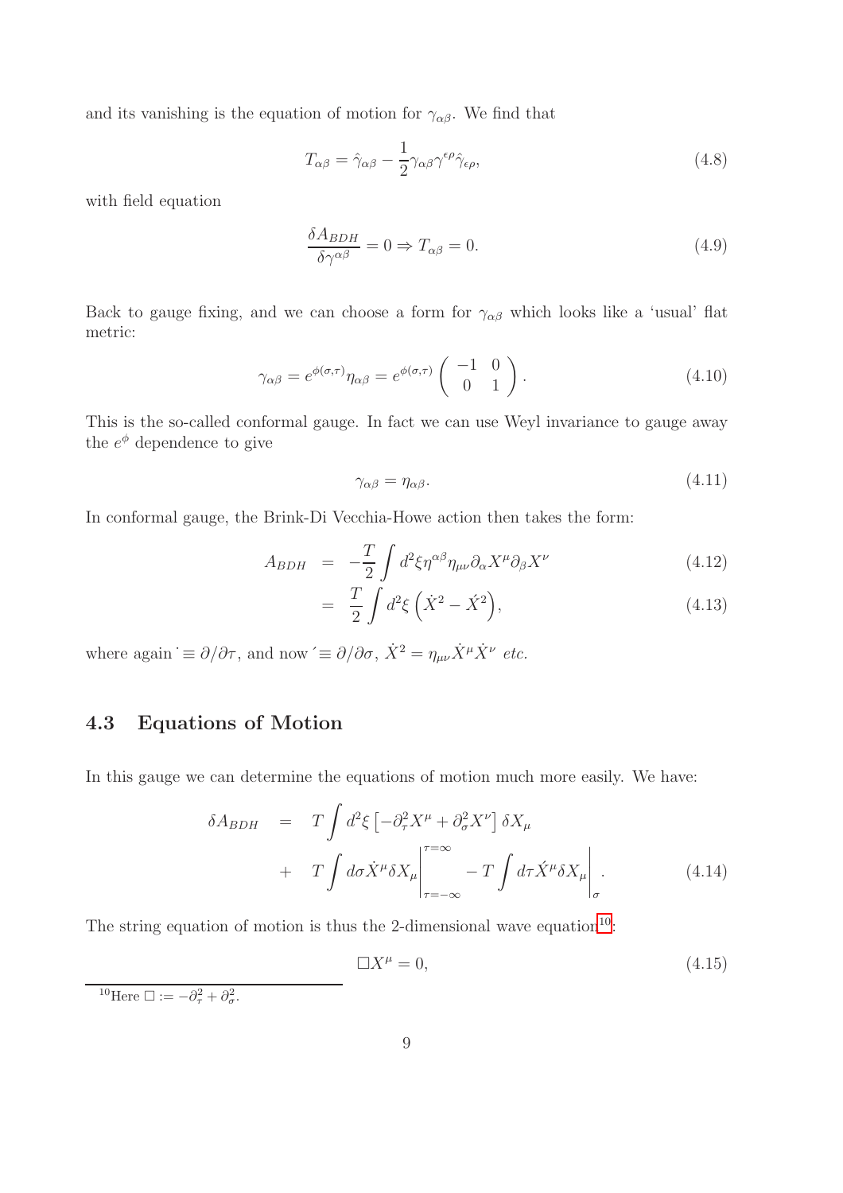and its vanishing is the equation of motion for $\gamma_{\alpha\beta}$. We find that

$$T_{\alpha\beta} = \hat{\gamma}_{\alpha\beta} - \frac{1}{2}\gamma_{\alpha\beta}\gamma^{\epsilon\rho}\hat{\gamma}_{\epsilon\rho}, \tag{4.8}$$

with field equation

$$\frac{\delta A_{BDH}}{\delta \gamma^{\alpha\beta}} = 0 \Rightarrow T_{\alpha\beta} = 0. \tag{4.9}$$

Back to gauge fixing, and we can choose a form for $\gamma_{\alpha\beta}$ which looks like a 'usual' flat metric:

$$\gamma_{\alpha\beta} = e^{\phi(\sigma,\tau)}\eta_{\alpha\beta} = e^{\phi(\sigma,\tau)} \begin{pmatrix} -1 & 0 \\ 0 & 1 \end{pmatrix}. \tag{4.10}$$

This is the so-called conformal gauge. In fact we can use Weyl invariance to gauge away the $e^{\phi}$ dependence to give

$$\gamma_{\alpha\beta} = \eta_{\alpha\beta}. \tag{4.11}$$

In conformal gauge, the Brink-Di Vecchia-Howe action then takes the form:

$$A_{BDH} = -\frac{T}{2}\int d^2\xi \eta^{\alpha\beta}\eta_{\mu\nu}\partial_\alpha X^\mu \partial_\beta X^\nu \tag{4.12}$$

$$= \frac{T}{2}\int d^2\xi \left(\dot{X}^2 - \acute{X}^2\right), \tag{4.13}$$

where again $\dot{} \equiv \partial/\partial\tau$, and now $\acute{} \equiv \partial/\partial\sigma$, $\dot{X}^2 = \eta_{\mu\nu}\dot{X}^\mu\dot{X}^\nu$ *etc.*

## 4.3 Equations of Motion

In this gauge we can determine the equations of motion much more easily. We have:

$$\begin{aligned}\delta A_{BDH} &= T\int d^2\xi \left[-\partial_\tau^2 X^\mu + \partial_\sigma^2 X^\nu\right]\delta X_\mu \\ &+ T\int d\sigma \dot{X}^\mu \delta X_\mu \Big|_{\tau=-\infty}^{\tau=\infty} - T\int d\tau \acute{X}^\mu \delta X_\mu \Big|_\sigma. \end{aligned} \tag{4.14}$$

The string equation of motion is thus the 2-dimensional wave equation[10]:

$$\Box X^\mu = 0, \tag{4.15}$$

[10] Here $\Box := -\partial_\tau^2 + \partial_\sigma^2$.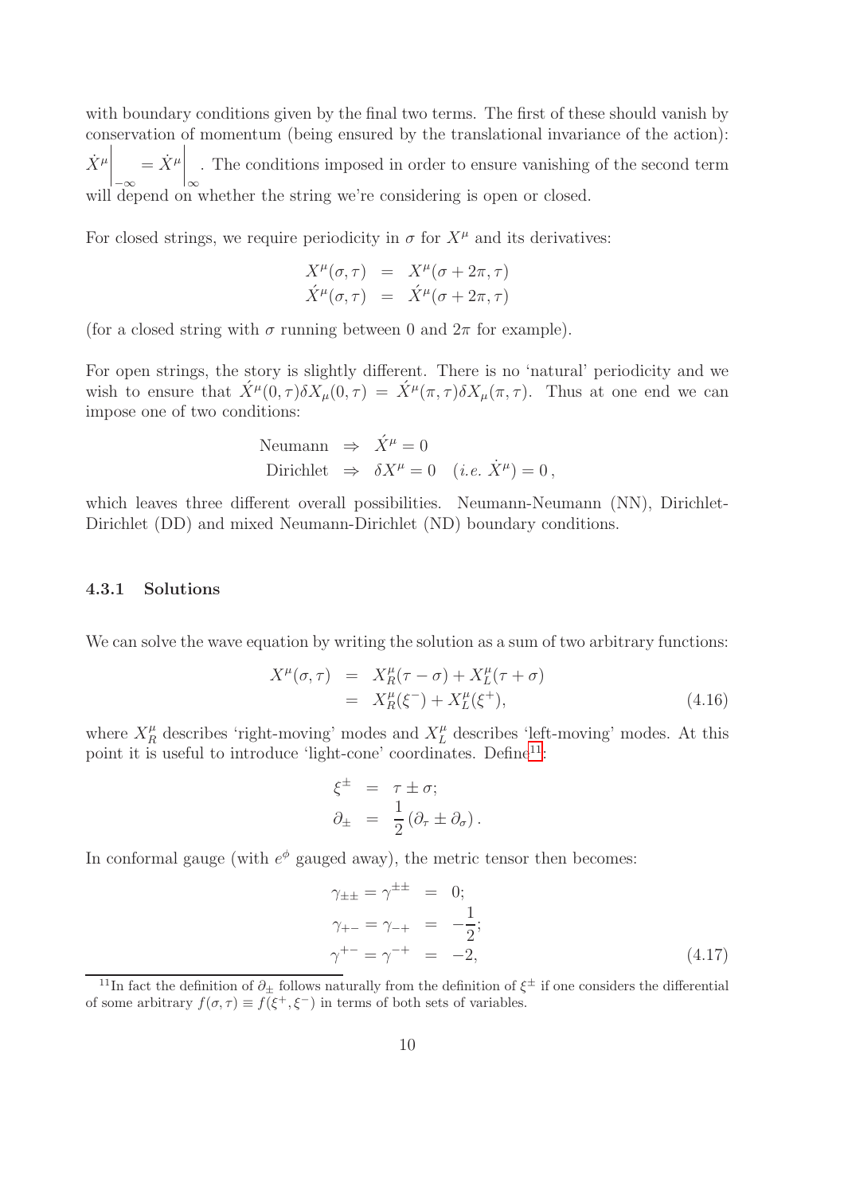with boundary conditions given by the final two terms. The first of these should vanish by conservation of momentum (being ensured by the translational invariance of the action): $\dot{X}^\mu\Big|_{-\infty} = \dot{X}^\mu\Big|_{\infty}$. The conditions imposed in order to ensure vanishing of the second term will depend on whether the string we're considering is open or closed.

For closed strings, we require periodicity in $\sigma$ for $X^\mu$ and its derivatives:

$$
\begin{aligned}
X^\mu(\sigma, \tau) &= X^\mu(\sigma + 2\pi, \tau) \\
\acute{X}^\mu(\sigma, \tau) &= \acute{X}^\mu(\sigma + 2\pi, \tau)
\end{aligned}
$$

(for a closed string with $\sigma$ running between 0 and $2\pi$ for example).

For open strings, the story is slightly different. There is no 'natural' periodicity and we wish to ensure that $\acute{X}^\mu(0,\tau)\delta X_\mu(0,\tau) = \acute{X}^\mu(\pi,\tau)\delta X_\mu(\pi,\tau)$. Thus at one end we can impose one of two conditions:

$$
\begin{aligned}
\text{Neumann} &\Rightarrow \acute{X}^\mu = 0 \\
\text{Dirichlet} &\Rightarrow \delta X^\mu = 0 \quad (i.e.\ \dot{X}^\mu) = 0\,,
\end{aligned}
$$

which leaves three different overall possibilities. Neumann-Neumann (NN), Dirichlet-Dirichlet (DD) and mixed Neumann-Dirichlet (ND) boundary conditions.

### 4.3.1 Solutions

We can solve the wave equation by writing the solution as a sum of two arbitrary functions:

$$
\begin{aligned}
X^\mu(\sigma, \tau) &= X^\mu_R(\tau - \sigma) + X^\mu_L(\tau + \sigma) \\
&= X^\mu_R(\xi^-) + X^\mu_L(\xi^+), \qquad (4.16)
\end{aligned}
$$

where $X^\mu_R$ describes 'right-moving' modes and $X^\mu_L$ describes 'left-moving' modes. At this point it is useful to introduce 'light-cone' coordinates. Define[11]:

$$
\begin{aligned}
\xi^\pm &= \tau \pm \sigma; \\
\partial_\pm &= \frac{1}{2}\left(\partial_\tau \pm \partial_\sigma\right).
\end{aligned}
$$

In conformal gauge (with $e^\phi$ gauged away), the metric tensor then becomes:

$$
\begin{aligned}
\gamma_{\pm\pm} = \gamma^{\pm\pm} &= 0; \\
\gamma_{+-} = \gamma_{-+} &= -\frac{1}{2}; \\
\gamma^{+-} = \gamma^{-+} &= -2, \qquad (4.17)
\end{aligned}
$$

[11] In fact the definition of $\partial_\pm$ follows naturally from the definition of $\xi^\pm$ if one considers the differential of some arbitrary $f(\sigma, \tau) \equiv f(\xi^+, \xi^-)$ in terms of both sets of variables.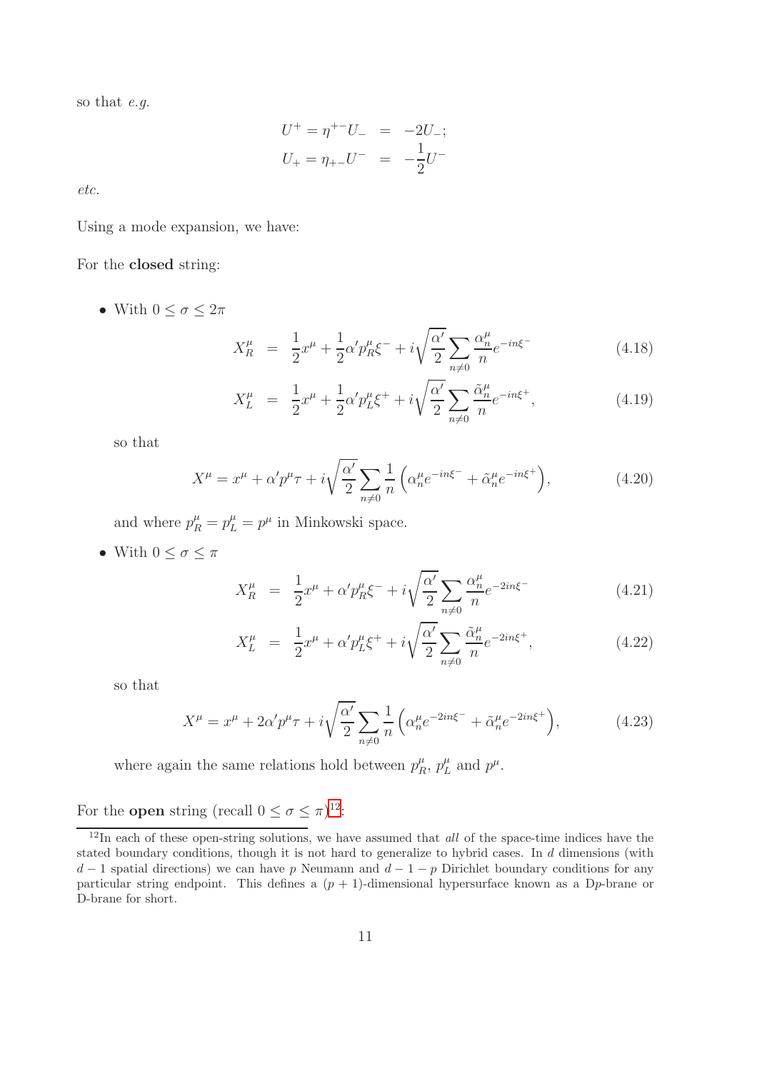so that *e.g.*

$$
\begin{aligned}
U^+ = \eta^{+-} U_- &= -2U_-; \\
U_+ = \eta_{+-} U^- &= -\frac{1}{2} U^-
\end{aligned}
$$

*etc.*

Using a mode expansion, we have:

For the **closed** string:

- With $0 \leq \sigma \leq 2\pi$

$$
\begin{aligned}
X_R^\mu &= \frac{1}{2} x^\mu + \frac{1}{2} \alpha' p_R^\mu \xi^- + i \sqrt{\frac{\alpha'}{2}} \sum_{n \neq 0} \frac{\alpha_n^\mu}{n} e^{-in\xi^-} \qquad (4.18) \\
X_L^\mu &= \frac{1}{2} x^\mu + \frac{1}{2} \alpha' p_L^\mu \xi^+ + i \sqrt{\frac{\alpha'}{2}} \sum_{n \neq 0} \frac{\tilde{\alpha}_n^\mu}{n} e^{-in\xi^+}, \qquad (4.19)
\end{aligned}
$$

  so that

$$
X^\mu = x^\mu + \alpha' p^\mu \tau + i \sqrt{\frac{\alpha'}{2}} \sum_{n \neq 0} \frac{1}{n} \left( \alpha_n^\mu e^{-in\xi^-} + \tilde{\alpha}_n^\mu e^{-in\xi^+} \right), \qquad (4.20)
$$

  and where $p_R^\mu = p_L^\mu = p^\mu$ in Minkowski space.

- With $0 \leq \sigma \leq \pi$

$$
\begin{aligned}
X_R^\mu &= \frac{1}{2} x^\mu + \alpha' p_R^\mu \xi^- + i \sqrt{\frac{\alpha'}{2}} \sum_{n \neq 0} \frac{\alpha_n^\mu}{n} e^{-2in\xi^-} \qquad (4.21) \\
X_L^\mu &= \frac{1}{2} x^\mu + \alpha' p_L^\mu \xi^+ + i \sqrt{\frac{\alpha'}{2}} \sum_{n \neq 0} \frac{\tilde{\alpha}_n^\mu}{n} e^{-2in\xi^+}, \qquad (4.22)
\end{aligned}
$$

  so that

$$
X^\mu = x^\mu + 2\alpha' p^\mu \tau + i \sqrt{\frac{\alpha'}{2}} \sum_{n \neq 0} \frac{1}{n} \left( \alpha_n^\mu e^{-2in\xi^-} + \tilde{\alpha}_n^\mu e^{-2in\xi^+} \right), \qquad (4.23)
$$

  where again the same relations hold between $p_R^\mu$, $p_L^\mu$ and $p^\mu$.

For the **open** string (recall $0 \leq \sigma \leq \pi$)[12]:

[12] In each of these open-string solutions, we have assumed that *all* of the space-time indices have the stated boundary conditions, though it is not hard to generalize to hybrid cases. In $d$ dimensions (with $d-1$ spatial directions) we can have $p$ Neumann and $d-1-p$ Dirichlet boundary conditions for any particular string endpoint. This defines a $(p+1)$-dimensional hypersurface known as a D$p$-brane or D-brane for short.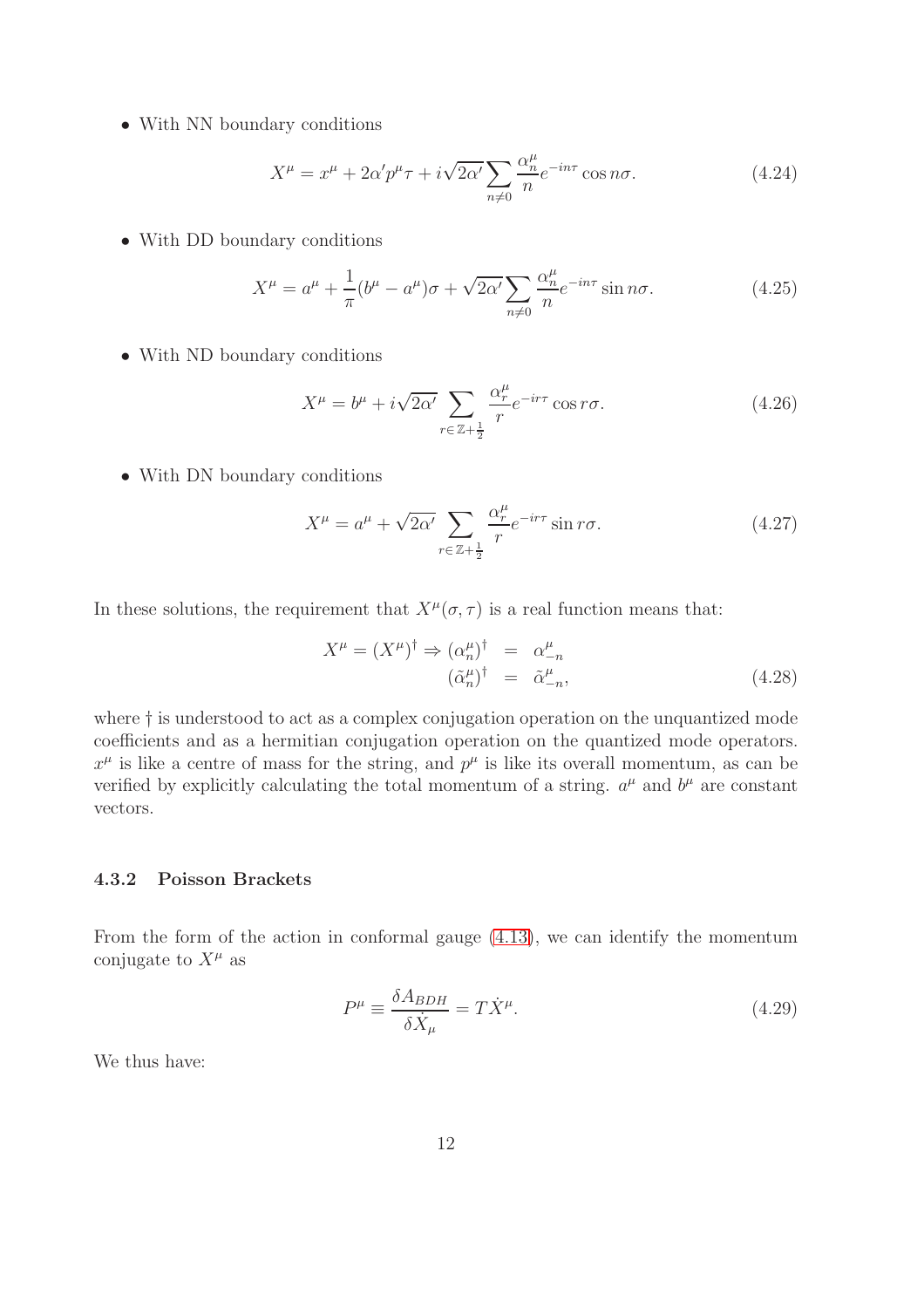- With NN boundary conditions

$$X^\mu = x^\mu + 2\alpha' p^\mu \tau + i\sqrt{2\alpha'} \sum_{n \neq 0} \frac{\alpha_n^\mu}{n} e^{-in\tau} \cos n\sigma. \tag{4.24}$$

- With DD boundary conditions

$$X^\mu = a^\mu + \frac{1}{\pi}(b^\mu - a^\mu)\sigma + \sqrt{2\alpha'} \sum_{n \neq 0} \frac{\alpha_n^\mu}{n} e^{-in\tau} \sin n\sigma. \tag{4.25}$$

- With ND boundary conditions

$$X^\mu = b^\mu + i\sqrt{2\alpha'} \sum_{r \in \mathbb{Z}+\frac{1}{2}} \frac{\alpha_r^\mu}{r} e^{-ir\tau} \cos r\sigma. \tag{4.26}$$

- With DN boundary conditions

$$X^\mu = a^\mu + \sqrt{2\alpha'} \sum_{r \in \mathbb{Z}+\frac{1}{2}} \frac{\alpha_r^\mu}{r} e^{-ir\tau} \sin r\sigma. \tag{4.27}$$

In these solutions, the requirement that $X^\mu(\sigma, \tau)$ is a real function means that:

$$\begin{aligned} X^\mu = (X^\mu)^\dagger \Rightarrow (\alpha_n^\mu)^\dagger &= \alpha_{-n}^\mu \\ (\tilde{\alpha}_n^\mu)^\dagger &= \tilde{\alpha}_{-n}^\mu, \end{aligned} \tag{4.28}$$

where $\dagger$ is understood to act as a complex conjugation operation on the unquantized mode coefficients and as a hermitian conjugation operation on the quantized mode operators. $x^\mu$ is like a centre of mass for the string, and $p^\mu$ is like its overall momentum, as can be verified by explicitly calculating the total momentum of a string. $a^\mu$ and $b^\mu$ are constant vectors.

### 4.3.2 Poisson Brackets

From the form of the action in conformal gauge (4.13), we can identify the momentum conjugate to $X^\mu$ as

$$P^\mu \equiv \frac{\delta A_{BDH}}{\delta \dot{X}_\mu} = T\dot{X}^\mu. \tag{4.29}$$

We thus have: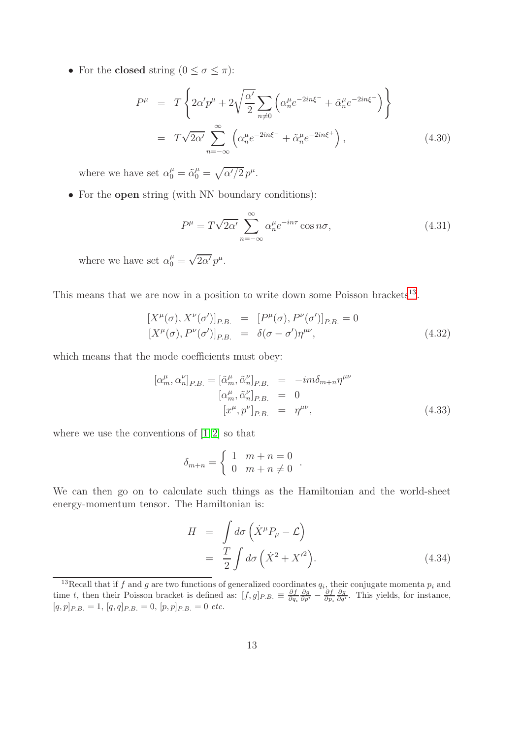- For the **closed** string ($0 \leq \sigma \leq \pi$):

$$
\begin{aligned}
P^\mu &= T\left\{2\alpha' p^\mu + 2\sqrt{\frac{\alpha'}{2}}\sum_{n\neq 0}\left(\alpha_n^\mu e^{-2in\xi^-} + \tilde{\alpha}_n^\mu e^{-2in\xi^+}\right)\right\} \\
&= T\sqrt{2\alpha'}\sum_{n=-\infty}^{\infty}\left(\alpha_n^\mu e^{-2in\xi^-} + \tilde{\alpha}_n^\mu e^{-2in\xi^+}\right),
\end{aligned}
\tag{4.30}
$$

  where we have set $\alpha_0^\mu = \tilde{\alpha}_0^\mu = \sqrt{\alpha'/2}\, p^\mu$.

- For the **open** string (with NN boundary conditions):

$$
P^\mu = T\sqrt{2\alpha'}\sum_{n=-\infty}^{\infty}\alpha_n^\mu e^{-in\tau}\cos n\sigma,
\tag{4.31}
$$

  where we have set $\alpha_0^\mu = \sqrt{2\alpha'}\, p^\mu$.

This means that we are now in a position to write down some Poisson brackets[13].

$$
\begin{aligned}
[X^\mu(\sigma), X^\nu(\sigma')]_{P.B.} &= [P^\mu(\sigma), P^\nu(\sigma')]_{P.B.} = 0 \\
[X^\mu(\sigma), P^\nu(\sigma')]_{P.B.} &= \delta(\sigma - \sigma')\eta^{\mu\nu},
\end{aligned}
\tag{4.32}
$$

which means that the mode coefficients must obey:

$$
\begin{aligned}
[\alpha_m^\mu, \alpha_n^\nu]_{P.B.} = [\tilde{\alpha}_m^\mu, \tilde{\alpha}_n^\nu]_{P.B.} &= -im\delta_{m+n}\eta^{\mu\nu} \\
[\alpha_m^\mu, \tilde{\alpha}_n^\nu]_{P.B.} &= 0 \\
[x^\mu, p^\nu]_{P.B.} &= \eta^{\mu\nu},
\end{aligned}
\tag{4.33}
$$

where we use the conventions of [1, 2] so that

$$
\delta_{m+n} = \begin{cases} 1 & m+n=0 \\ 0 & m+n\neq 0 \end{cases}.
$$

We can then go on to calculate such things as the Hamiltonian and the world-sheet energy-momentum tensor. The Hamiltonian is:

$$
\begin{aligned}
H &= \int d\sigma\left(\dot{X}^\mu P_\mu - \mathcal{L}\right) \\
&= \frac{T}{2}\int d\sigma\left(\dot{X}^2 + X'^2\right).
\end{aligned}
\tag{4.34}
$$

[13] Recall that if $f$ and $g$ are two functions of generalized coordinates $q_i$, their conjugate momenta $p_i$ and time $t$, then their Poisson bracket is defined as: $[f,g]_{P.B.} \equiv \frac{\partial f}{\partial q_i}\frac{\partial g}{\partial p^i} - \frac{\partial f}{\partial p_i}\frac{\partial g}{\partial q^i}$. This yields, for instance, $[q,p]_{P.B.} = 1$, $[q,q]_{P.B.} = 0$, $[p,p]_{P.B.} = 0$ *etc.*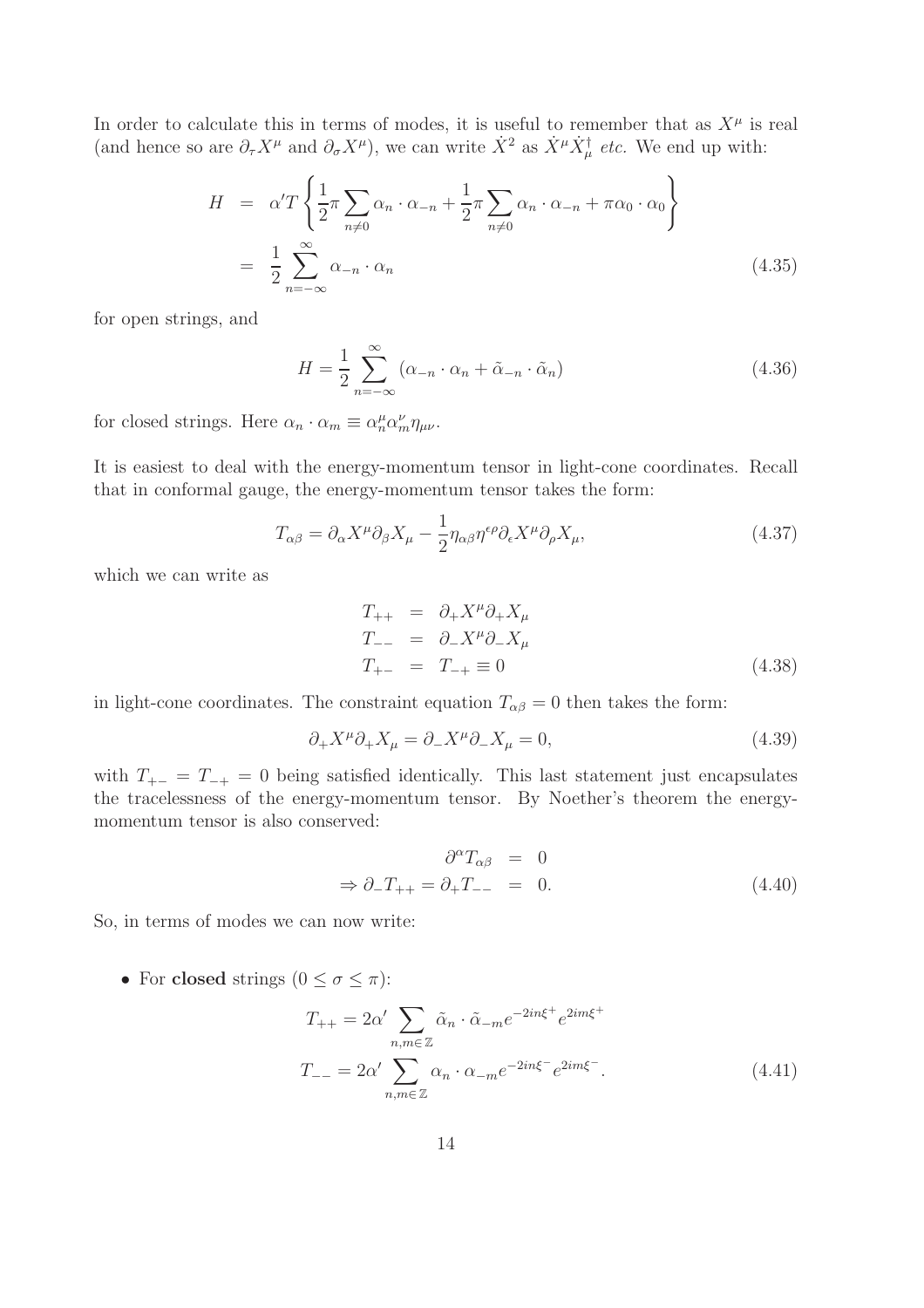In order to calculate this in terms of modes, it is useful to remember that as $X^\mu$ is real (and hence so are $\partial_\tau X^\mu$ and $\partial_\sigma X^\mu$), we can write $\dot{X}^2$ as $\dot{X}^\mu \dot{X}^\dagger_\mu$ *etc.* We end up with:

$$
\begin{aligned}
H &= \alpha' T \left\{ \frac{1}{2}\pi \sum_{n\neq 0} \alpha_n \cdot \alpha_{-n} + \frac{1}{2}\pi \sum_{n\neq 0} \alpha_n \cdot \alpha_{-n} + \pi \alpha_0 \cdot \alpha_0 \right\} \\
&= \frac{1}{2} \sum_{n=-\infty}^{\infty} \alpha_{-n} \cdot \alpha_n
\end{aligned}
\tag{4.35}
$$

for open strings, and

$$
H = \frac{1}{2} \sum_{n=-\infty}^{\infty} \left( \alpha_{-n} \cdot \alpha_n + \tilde{\alpha}_{-n} \cdot \tilde{\alpha}_n \right)
\tag{4.36}
$$

for closed strings. Here $\alpha_n \cdot \alpha_m \equiv \alpha_n^\mu \alpha_m^\nu \eta_{\mu\nu}$.

It is easiest to deal with the energy-momentum tensor in light-cone coordinates. Recall that in conformal gauge, the energy-momentum tensor takes the form:

$$
T_{\alpha\beta} = \partial_\alpha X^\mu \partial_\beta X_\mu - \frac{1}{2} \eta_{\alpha\beta} \eta^{\epsilon\rho} \partial_\epsilon X^\mu \partial_\rho X_\mu,
\tag{4.37}
$$

which we can write as

$$
\begin{aligned}
T_{++} &= \partial_+ X^\mu \partial_+ X_\mu \\
T_{--} &= \partial_- X^\mu \partial_- X_\mu \\
T_{+-} &= T_{-+} \equiv 0
\end{aligned}
\tag{4.38}
$$

in light-cone coordinates. The constraint equation $T_{\alpha\beta} = 0$ then takes the form:

$$
\partial_+ X^\mu \partial_+ X_\mu = \partial_- X^\mu \partial_- X_\mu = 0,
\tag{4.39}
$$

with $T_{+-} = T_{-+} = 0$ being satisfied identically. This last statement just encapsulates the tracelessness of the energy-momentum tensor. By Noether's theorem the energy-momentum tensor is also conserved:

$$
\begin{aligned}
\partial^\alpha T_{\alpha\beta} &= 0 \\
\Rightarrow \partial_- T_{++} = \partial_+ T_{--} &= 0.
\end{aligned}
\tag{4.40}
$$

So, in terms of modes we can now write:

- For **closed** strings $(0 \leq \sigma \leq \pi)$:

$$
\begin{aligned}
T_{++} &= 2\alpha' \sum_{n,m\in\mathbb{Z}} \tilde{\alpha}_n \cdot \tilde{\alpha}_{-m} e^{-2in\xi^+} e^{2im\xi^+} \\
T_{--} &= 2\alpha' \sum_{n,m\in\mathbb{Z}} \alpha_n \cdot \alpha_{-m} e^{-2in\xi^-} e^{2im\xi^-}.
\end{aligned}
\tag{4.41}
$$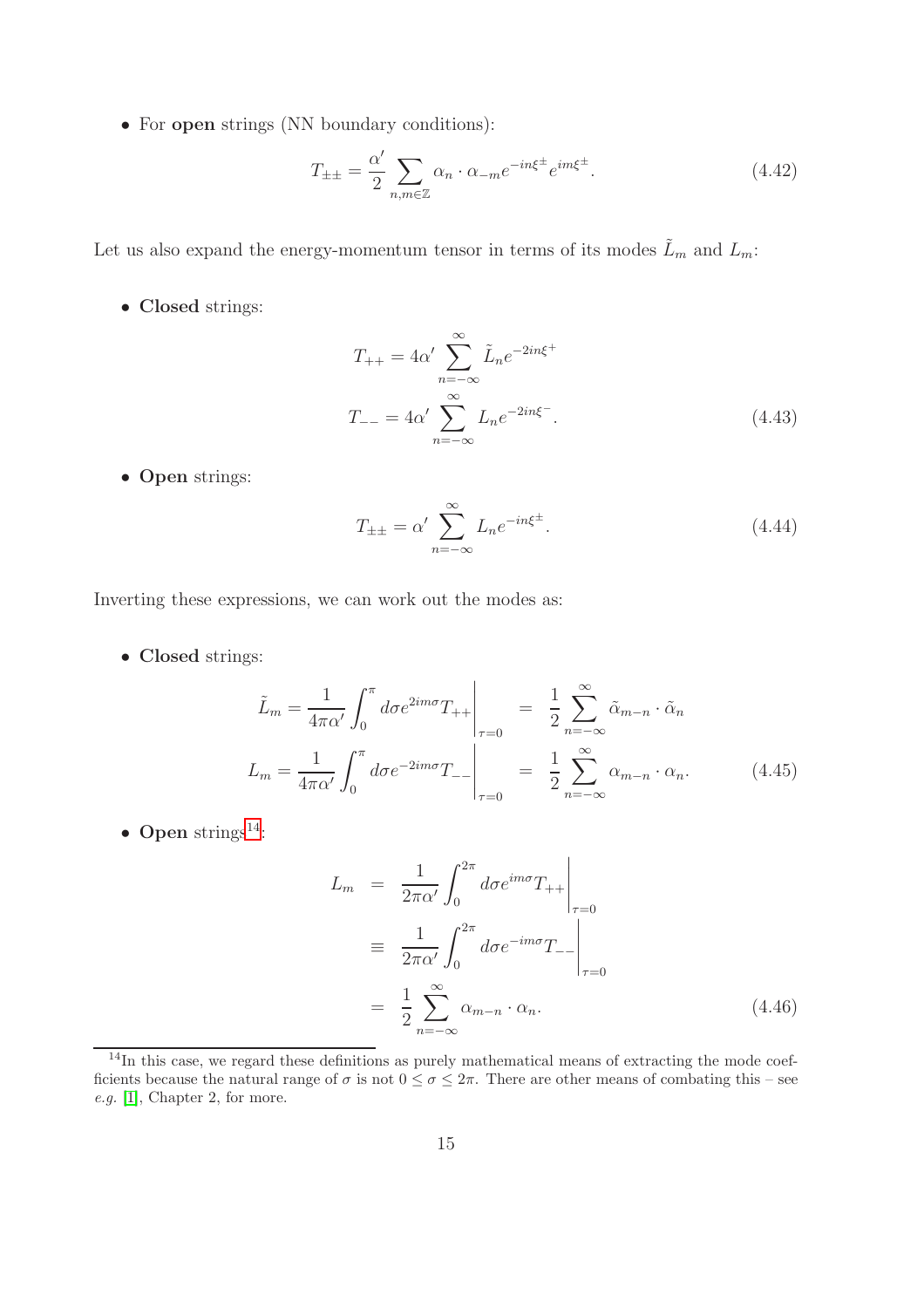- For **open** strings (NN boundary conditions):

$$T_{\pm\pm} = \frac{\alpha'}{2} \sum_{n,m \in \mathbb{Z}} \alpha_n \cdot \alpha_{-m} e^{-in\xi^\pm} e^{im\xi^\pm}. \tag{4.42}$$

Let us also expand the energy-momentum tensor in terms of its modes $\tilde{L}_m$ and $L_m$:

- **Closed** strings:

$$\begin{aligned} T_{++} &= 4\alpha' \sum_{n=-\infty}^{\infty} \tilde{L}_n e^{-2in\xi^+} \\ T_{--} &= 4\alpha' \sum_{n=-\infty}^{\infty} L_n e^{-2in\xi^-}. \end{aligned} \tag{4.43}$$

- **Open** strings:

$$T_{\pm\pm} = \alpha' \sum_{n=-\infty}^{\infty} L_n e^{-in\xi^\pm}. \tag{4.44}$$

Inverting these expressions, we can work out the modes as:

- **Closed** strings:

$$\begin{aligned} \tilde{L}_m = \frac{1}{4\pi\alpha'} \int_0^\pi d\sigma e^{2im\sigma} T_{++} \bigg|_{\tau=0} &= \frac{1}{2} \sum_{n=-\infty}^{\infty} \tilde{\alpha}_{m-n} \cdot \tilde{\alpha}_n \\ L_m = \frac{1}{4\pi\alpha'} \int_0^\pi d\sigma e^{-2im\sigma} T_{--} \bigg|_{\tau=0} &= \frac{1}{2} \sum_{n=-\infty}^{\infty} \alpha_{m-n} \cdot \alpha_n. \end{aligned} \tag{4.45}$$

- **Open** strings[14]:

$$\begin{aligned} L_m &= \frac{1}{2\pi\alpha'} \int_0^{2\pi} d\sigma e^{im\sigma} T_{++} \bigg|_{\tau=0} \\ &\equiv \frac{1}{2\pi\alpha'} \int_0^{2\pi} d\sigma e^{-im\sigma} T_{--} \bigg|_{\tau=0} \\ &= \frac{1}{2} \sum_{n=-\infty}^{\infty} \alpha_{m-n} \cdot \alpha_n. \end{aligned} \tag{4.46}$$

[14] In this case, we regard these definitions as purely mathematical means of extracting the mode coefficients because the natural range of $\sigma$ is not $0 \leq \sigma \leq 2\pi$. There are other means of combating this – see *e.g.* [1], Chapter 2, for more.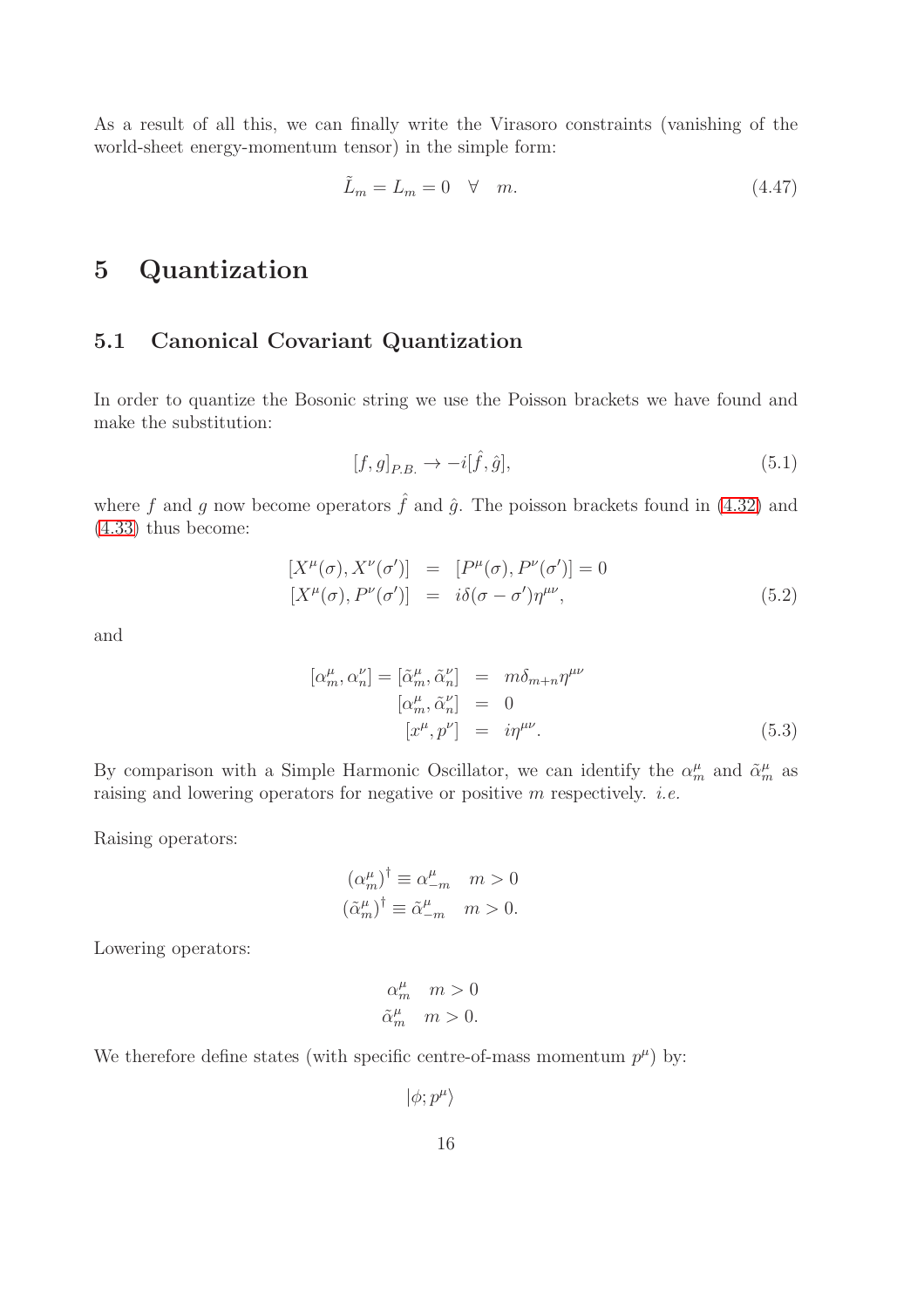As a result of all this, we can finally write the Virasoro constraints (vanishing of the world-sheet energy-momentum tensor) in the simple form:

$$\tilde{L}_m = L_m = 0 \quad \forall \quad m. \tag{4.47}$$

# 5 Quantization

## 5.1 Canonical Covariant Quantization

In order to quantize the Bosonic string we use the Poisson brackets we have found and make the substitution:

$$[f, g]_{P.B.} \rightarrow -i[\hat{f}, \hat{g}], \tag{5.1}$$

where $f$ and $g$ now become operators $\hat{f}$ and $\hat{g}$. The poisson brackets found in (4.32) and (4.33) thus become:

$$\begin{aligned} [X^\mu(\sigma), X^\nu(\sigma')] &= [P^\mu(\sigma), P^\nu(\sigma')] = 0 \\ [X^\mu(\sigma), P^\nu(\sigma')] &= i\delta(\sigma - \sigma')\eta^{\mu\nu}, \end{aligned} \tag{5.2}$$

and

$$\begin{aligned} [\alpha_m^\mu, \alpha_n^\nu] = [\tilde{\alpha}_m^\mu, \tilde{\alpha}_n^\nu] &= m\delta_{m+n}\eta^{\mu\nu} \\ [\alpha_m^\mu, \tilde{\alpha}_n^\nu] &= 0 \\ [x^\mu, p^\nu] &= i\eta^{\mu\nu}. \end{aligned} \tag{5.3}$$

By comparison with a Simple Harmonic Oscillator, we can identify the $\alpha_m^\mu$ and $\tilde{\alpha}_m^\mu$ as raising and lowering operators for negative or positive $m$ respectively. *i.e.*

Raising operators:

$$(\alpha_m^\mu)^\dagger \equiv \alpha_{-m}^\mu \quad m > 0$$
$$(\tilde{\alpha}_m^\mu)^\dagger \equiv \tilde{\alpha}_{-m}^\mu \quad m > 0.$$

Lowering operators:

$$\alpha_m^\mu \quad m > 0$$
$$\tilde{\alpha}_m^\mu \quad m > 0.$$

We therefore define states (with specific centre-of-mass momentum $p^\mu$) by:

$$|\phi; p^\mu\rangle$$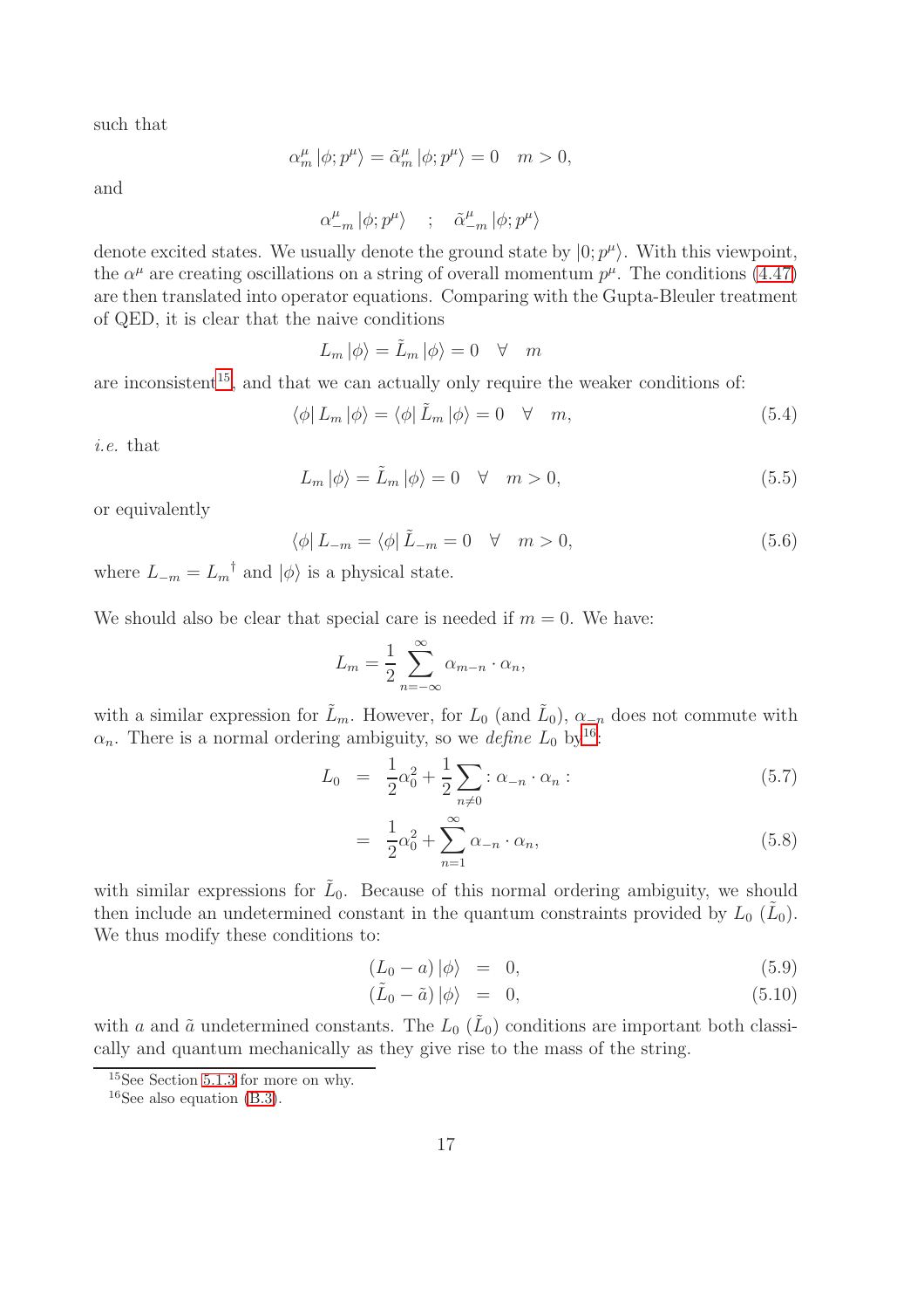such that

$$\alpha_m^\mu |\phi; p^\mu\rangle = \tilde{\alpha}_m^\mu |\phi; p^\mu\rangle = 0 \quad m > 0,$$

and

$$\alpha_{-m}^\mu |\phi; p^\mu\rangle \quad ; \quad \tilde{\alpha}_{-m}^\mu |\phi; p^\mu\rangle$$

denote excited states. We usually denote the ground state by $|0; p^\mu\rangle$. With this viewpoint, the $\alpha^\mu$ are creating oscillations on a string of overall momentum $p^\mu$. The conditions (4.47) are then translated into operator equations. Comparing with the Gupta-Bleuler treatment of QED, it is clear that the naive conditions

$$L_m |\phi\rangle = \tilde{L}_m |\phi\rangle = 0 \quad \forall \quad m$$

are inconsistent[15], and that we can actually only require the weaker conditions of:

$$\langle\phi| L_m |\phi\rangle = \langle\phi| \tilde{L}_m |\phi\rangle = 0 \quad \forall \quad m, \tag{5.4}$$

*i.e.* that

$$L_m |\phi\rangle = \tilde{L}_m |\phi\rangle = 0 \quad \forall \quad m > 0, \tag{5.5}$$

or equivalently

$$\langle\phi| L_{-m} = \langle\phi| \tilde{L}_{-m} = 0 \quad \forall \quad m > 0, \tag{5.6}$$

where $L_{-m} = {L_m}^\dagger$ and $|\phi\rangle$ is a physical state.

We should also be clear that special care is needed if $m = 0$. We have:

$$L_m = \frac{1}{2}\sum_{n=-\infty}^{\infty} \alpha_{m-n} \cdot \alpha_n,$$

with a similar expression for $\tilde{L}_m$. However, for $L_0$ (and $\tilde{L}_0$), $\alpha_{-n}$ does not commute with $\alpha_n$. There is a normal ordering ambiguity, so we *define* $L_0$ by[16]:

$$\begin{aligned} L_0 &= \frac{1}{2}\alpha_0^2 + \frac{1}{2}\sum_{n\neq 0} :\alpha_{-n} \cdot \alpha_n: & (5.7) \\ &= \frac{1}{2}\alpha_0^2 + \sum_{n=1}^{\infty} \alpha_{-n} \cdot \alpha_n, & (5.8) \end{aligned}$$

with similar expressions for $\tilde{L}_0$. Because of this normal ordering ambiguity, we should then include an undetermined constant in the quantum constraints provided by $L_0$ ($\tilde{L}_0$). We thus modify these conditions to:

$$\begin{aligned} (L_0 - a)|\phi\rangle &= 0, & (5.9) \\ (\tilde{L}_0 - \tilde{a})|\phi\rangle &= 0, & (5.10) \end{aligned}$$

with $a$ and $\tilde{a}$ undetermined constants. The $L_0$ ($\tilde{L}_0$) conditions are important both classically and quantum mechanically as they give rise to the mass of the string.

[15] See Section 5.1.3 for more on why.

[16] See also equation (B.3).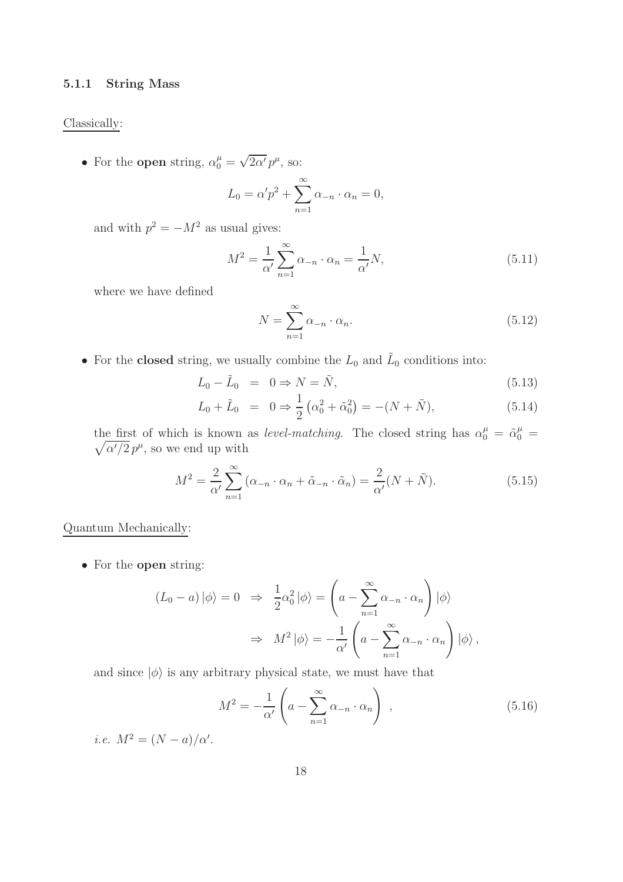### 5.1.1 String Mass

Classically:

- For the **open** string, $\alpha_0^\mu = \sqrt{2\alpha'}\, p^\mu$, so:

$$L_0 = \alpha' p^2 + \sum_{n=1}^{\infty} \alpha_{-n} \cdot \alpha_n = 0,$$

and with $p^2 = -M^2$ as usual gives:

$$M^2 = \frac{1}{\alpha'} \sum_{n=1}^{\infty} \alpha_{-n} \cdot \alpha_n = \frac{1}{\alpha'} N, \tag{5.11}$$

where we have defined

$$N = \sum_{n=1}^{\infty} \alpha_{-n} \cdot \alpha_n. \tag{5.12}$$

- For the **closed** string, we usually combine the $L_0$ and $\tilde{L}_0$ conditions into:

$$L_0 - \tilde{L}_0 \;=\; 0 \Rightarrow N = \tilde{N}, \tag{5.13}$$

$$L_0 + \tilde{L}_0 \;=\; 0 \Rightarrow \frac{1}{2}\left(\alpha_0^2 + \tilde{\alpha}_0^2\right) = -(N + \tilde{N}), \tag{5.14}$$

the first of which is known as *level-matching*. The closed string has $\alpha_0^\mu = \tilde{\alpha}_0^\mu = \sqrt{\alpha'/2}\, p^\mu$, so we end up with

$$M^2 = \frac{2}{\alpha'} \sum_{n=1}^{\infty} \left(\alpha_{-n} \cdot \alpha_n + \tilde{\alpha}_{-n} \cdot \tilde{\alpha}_n\right) = \frac{2}{\alpha'}(N + \tilde{N}). \tag{5.15}$$

Quantum Mechanically:

- For the **open** string:

$$\begin{aligned}
(L_0 - a)\,|\phi\rangle = 0 \;\;&\Rightarrow\;\; \frac{1}{2}\alpha_0^2\,|\phi\rangle = \left(a - \sum_{n=1}^{\infty} \alpha_{-n} \cdot \alpha_n\right)|\phi\rangle \\
&\Rightarrow\;\; M^2\,|\phi\rangle = -\frac{1}{\alpha'}\left(a - \sum_{n=1}^{\infty} \alpha_{-n} \cdot \alpha_n\right)|\phi\rangle,
\end{aligned}$$

and since $|\phi\rangle$ is any arbitrary physical state, we must have that

$$M^2 = -\frac{1}{\alpha'}\left(a - \sum_{n=1}^{\infty} \alpha_{-n} \cdot \alpha_n\right)\;, \tag{5.16}$$

*i.e.* $M^2 = (N - a)/\alpha'$.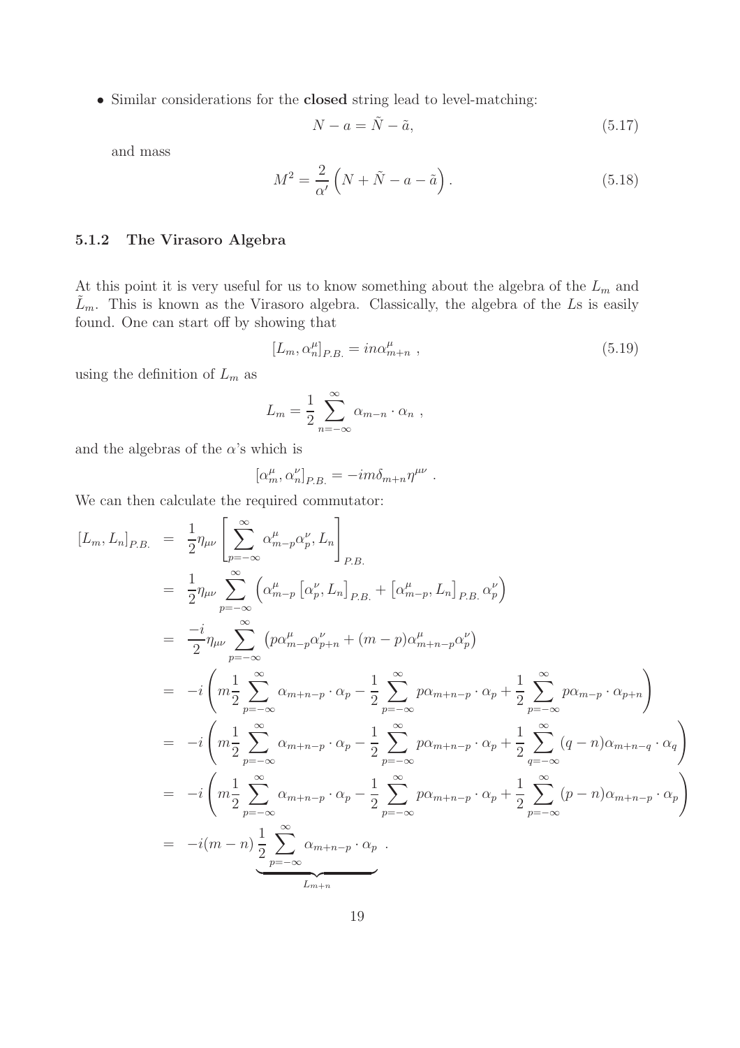- Similar considerations for the **closed** string lead to level-matching:

$$N - a = \tilde{N} - \tilde{a}, \tag{5.17}$$

and mass

$$M^2 = \frac{2}{\alpha'}\left(N + \tilde{N} - a - \tilde{a}\right). \tag{5.18}$$

### 5.1.2 The Virasoro Algebra

At this point it is very useful for us to know something about the algebra of the $L_m$ and $\tilde{L}_m$. This is known as the Virasoro algebra. Classically, the algebra of the $L$s is easily found. One can start off by showing that

$$[L_m, \alpha_n^\mu]_{P.B.} = in\alpha_{m+n}^\mu \ , \tag{5.19}$$

using the definition of $L_m$ as

$$L_m = \frac{1}{2}\sum_{n=-\infty}^{\infty} \alpha_{m-n}\cdot\alpha_n \ ,$$

and the algebras of the $\alpha$'s which is

$$[\alpha_m^\mu, \alpha_n^\nu]_{P.B.} = -im\delta_{m+n}\eta^{\mu\nu} \ .$$

We can then calculate the required commutator:

$$\begin{aligned}
[L_m, L_n]_{P.B.} &= \frac{1}{2}\eta_{\mu\nu}\left[\sum_{p=-\infty}^{\infty}\alpha_{m-p}^\mu\alpha_p^\nu, L_n\right]_{P.B.} \\
&= \frac{1}{2}\eta_{\mu\nu}\sum_{p=-\infty}^{\infty}\left(\alpha_{m-p}^\mu\left[\alpha_p^\nu, L_n\right]_{P.B.} + \left[\alpha_{m-p}^\mu, L_n\right]_{P.B.}\alpha_p^\nu\right) \\
&= \frac{-i}{2}\eta_{\mu\nu}\sum_{p=-\infty}^{\infty}\left(p\alpha_{m-p}^\mu\alpha_{p+n}^\nu + (m-p)\alpha_{m+n-p}^\mu\alpha_p^\nu\right) \\
&= -i\left(m\frac{1}{2}\sum_{p=-\infty}^{\infty}\alpha_{m+n-p}\cdot\alpha_p - \frac{1}{2}\sum_{p=-\infty}^{\infty}p\alpha_{m+n-p}\cdot\alpha_p + \frac{1}{2}\sum_{p=-\infty}^{\infty}p\alpha_{m-p}\cdot\alpha_{p+n}\right) \\
&= -i\left(m\frac{1}{2}\sum_{p=-\infty}^{\infty}\alpha_{m+n-p}\cdot\alpha_p - \frac{1}{2}\sum_{p=-\infty}^{\infty}p\alpha_{m+n-p}\cdot\alpha_p + \frac{1}{2}\sum_{q=-\infty}^{\infty}(q-n)\alpha_{m+n-q}\cdot\alpha_q\right) \\
&= -i\left(m\frac{1}{2}\sum_{p=-\infty}^{\infty}\alpha_{m+n-p}\cdot\alpha_p - \frac{1}{2}\sum_{p=-\infty}^{\infty}p\alpha_{m+n-p}\cdot\alpha_p + \frac{1}{2}\sum_{p=-\infty}^{\infty}(p-n)\alpha_{m+n-p}\cdot\alpha_p\right) \\
&= -i(m-n)\underbrace{\frac{1}{2}\sum_{p=-\infty}^{\infty}\alpha_{m+n-p}\cdot\alpha_p}_{L_{m+n}} \ .
\end{aligned}$$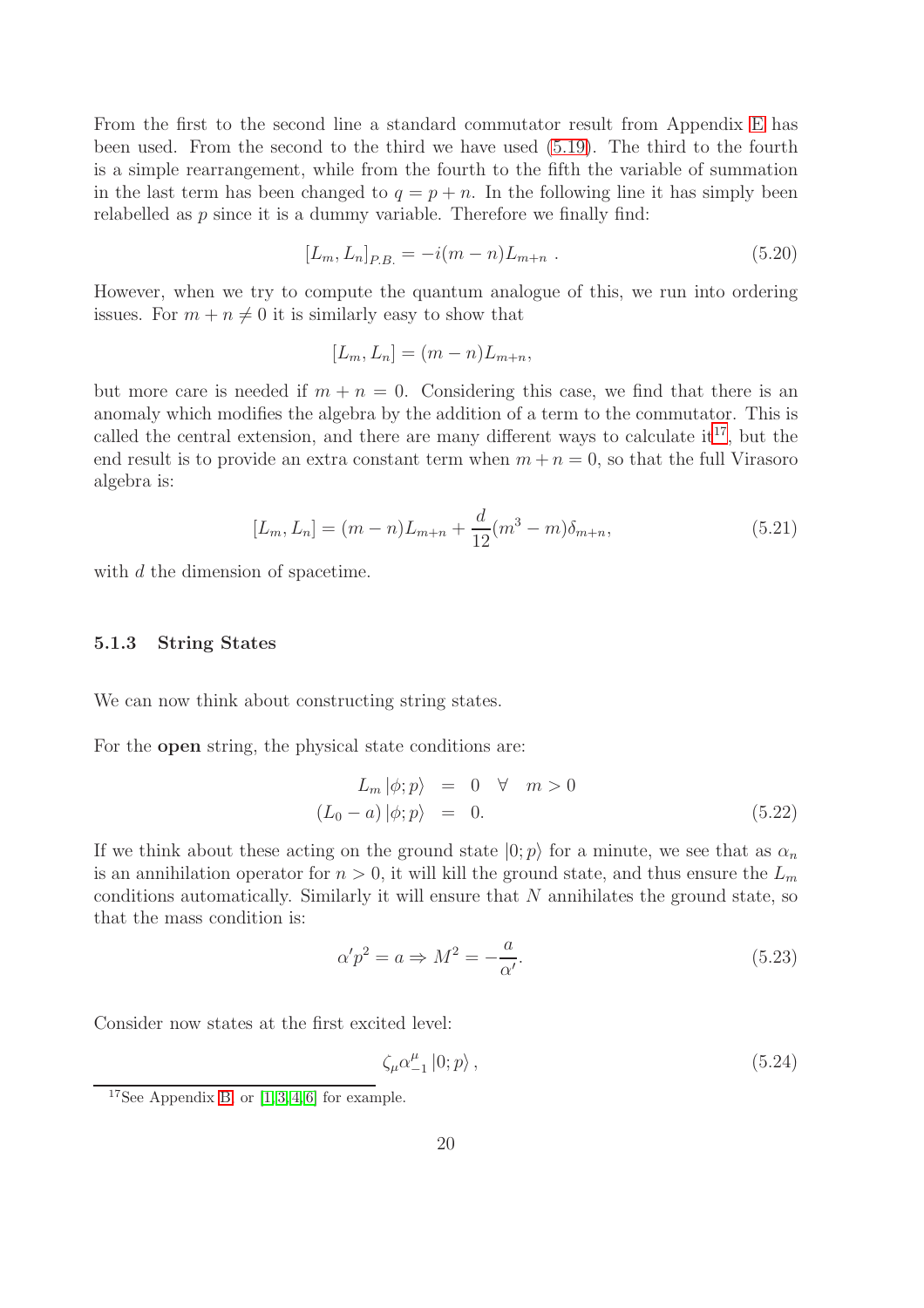From the first to the second line a standard commutator result from Appendix E has been used. From the second to the third we have used (5.19). The third to the fourth is a simple rearrangement, while from the fourth to the fifth the variable of summation in the last term has been changed to $q = p + n$. In the following line it has simply been relabelled as $p$ since it is a dummy variable. Therefore we finally find:

$$[L_m, L_n]_{P.B.} = -i(m-n)L_{m+n} \; . \tag{5.20}$$

However, when we try to compute the quantum analogue of this, we run into ordering issues. For $m + n \neq 0$ it is similarly easy to show that

$$[L_m, L_n] = (m-n)L_{m+n},$$

but more care is needed if $m + n = 0$. Considering this case, we find that there is an anomaly which modifies the algebra by the addition of a term to the commutator. This is called the central extension, and there are many different ways to calculate it[17], but the end result is to provide an extra constant term when $m + n = 0$, so that the full Virasoro algebra is:

$$[L_m, L_n] = (m-n)L_{m+n} + \frac{d}{12}(m^3 - m)\delta_{m+n}, \tag{5.21}$$

with $d$ the dimension of spacetime.

### 5.1.3 String States

We can now think about constructing string states.

For the **open** string, the physical state conditions are:

$$\begin{aligned} L_m \left|\phi; p\right\rangle &= 0 \quad \forall \quad m > 0 \\ (L_0 - a)\left|\phi; p\right\rangle &= 0. \end{aligned} \tag{5.22}$$

If we think about these acting on the ground state $|0; p\rangle$ for a minute, we see that as $\alpha_n$ is an annihilation operator for $n > 0$, it will kill the ground state, and thus ensure the $L_m$ conditions automatically. Similarly it will ensure that $N$ annihilates the ground state, so that the mass condition is:

$$\alpha' p^2 = a \Rightarrow M^2 = -\frac{a}{\alpha'}. \tag{5.23}$$

Consider now states at the first excited level:

$$\zeta_\mu \alpha_{-1}^{\mu} \left|0; p\right\rangle, \tag{5.24}$$

[17] See Appendix B, or [1,3,4,6] for example.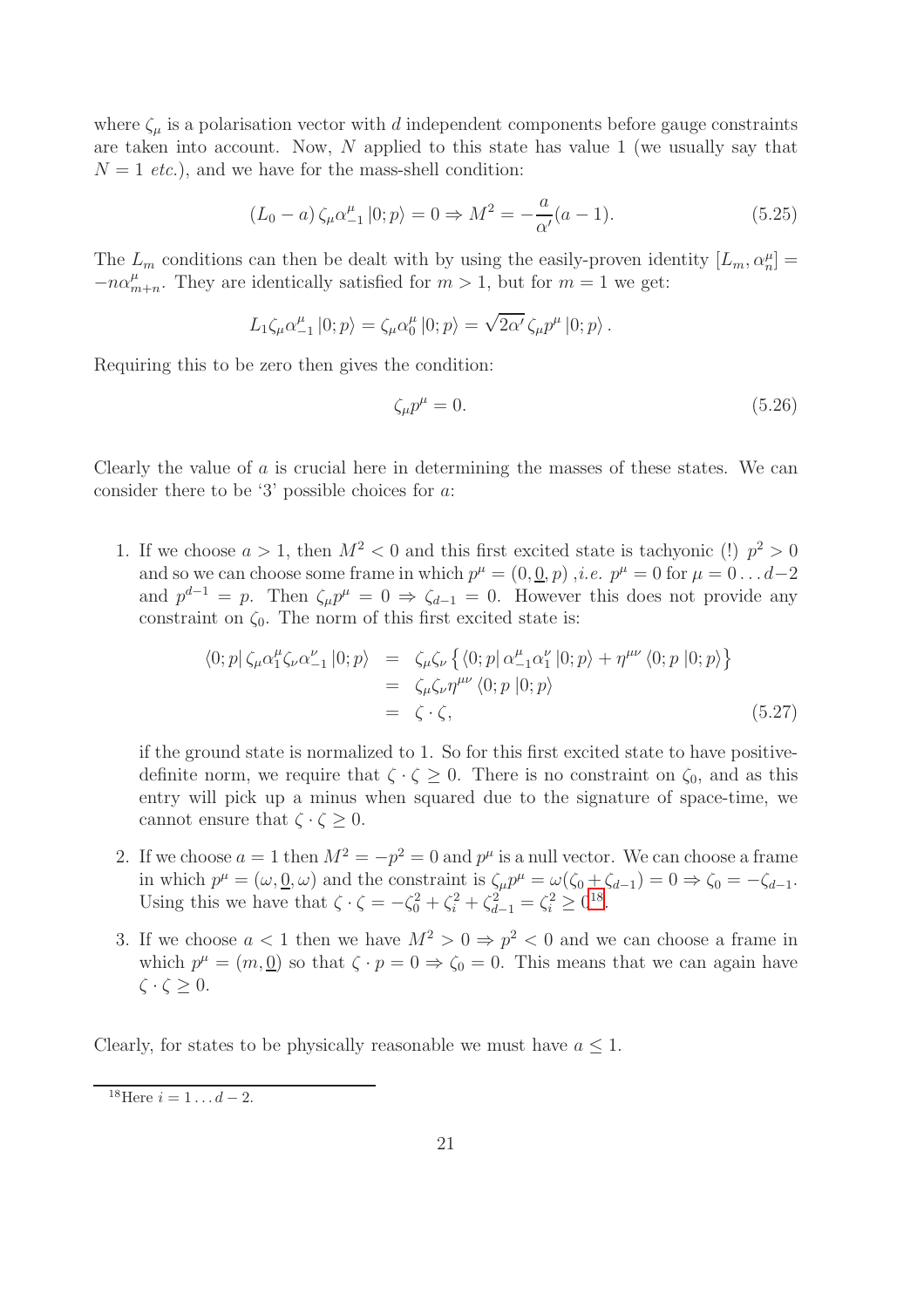where $\zeta_\mu$ is a polarisation vector with $d$ independent components before gauge constraints are taken into account. Now, $N$ applied to this state has value 1 (we usually say that $N = 1$ *etc.*), and we have for the mass-shell condition:

$$(L_0 - a)\,\zeta_\mu \alpha^\mu_{-1}\,|0;p\rangle = 0 \Rightarrow M^2 = -\frac{a}{\alpha'}(a-1). \tag{5.25}$$

The $L_m$ conditions can then be dealt with by using the easily-proven identity $[L_m, \alpha^\mu_n] = -n\alpha^\mu_{m+n}$. They are identically satisfied for $m > 1$, but for $m = 1$ we get:

$$L_1 \zeta_\mu \alpha^\mu_{-1}\,|0;p\rangle = \zeta_\mu \alpha^\mu_0\,|0;p\rangle = \sqrt{2\alpha'}\,\zeta_\mu p^\mu\,|0;p\rangle\,.$$

Requiring this to be zero then gives the condition:

$$\zeta_\mu p^\mu = 0. \tag{5.26}$$

Clearly the value of $a$ is crucial here in determining the masses of these states. We can consider there to be '3' possible choices for $a$:

1. If we choose $a > 1$, then $M^2 < 0$ and this first excited state is tachyonic (!) $p^2 > 0$ and so we can choose some frame in which $p^\mu = (0, \underline{0}, p)$ ,*i.e.* $p^\mu = 0$ for $\mu = 0 \ldots d-2$ and $p^{d-1} = p$. Then $\zeta_\mu p^\mu = 0 \Rightarrow \zeta_{d-1} = 0$. However this does not provide any constraint on $\zeta_0$. The norm of this first excited state is:

$$\begin{aligned}
\langle 0;p|\,\zeta_\mu \alpha^\mu_1 \zeta_\nu \alpha^\nu_{-1}\,|0;p\rangle &= \zeta_\mu \zeta_\nu \left\{ \langle 0;p|\,\alpha^\mu_{-1}\alpha^\nu_1\,|0;p\rangle + \eta^{\mu\nu}\,\langle 0;p\,|0;p\rangle \right\} \\
&= \zeta_\mu \zeta_\nu \eta^{\mu\nu}\,\langle 0;p\,|0;p\rangle \\
&= \zeta \cdot \zeta,
\end{aligned} \tag{5.27}$$

if the ground state is normalized to 1. So for this first excited state to have positive-definite norm, we require that $\zeta \cdot \zeta \geq 0$. There is no constraint on $\zeta_0$, and as this entry will pick up a minus when squared due to the signature of space-time, we cannot ensure that $\zeta \cdot \zeta \geq 0$.

2. If we choose $a = 1$ then $M^2 = -p^2 = 0$ and $p^\mu$ is a null vector. We can choose a frame in which $p^\mu = (\omega, \underline{0}, \omega)$ and the constraint is $\zeta_\mu p^\mu = \omega(\zeta_0 + \zeta_{d-1}) = 0 \Rightarrow \zeta_0 = -\zeta_{d-1}$. Using this we have that $\zeta \cdot \zeta = -\zeta_0^2 + \zeta_i^2 + \zeta_{d-1}^2 = \zeta_i^2 \geq 0$[18].

3. If we choose $a < 1$ then we have $M^2 > 0 \Rightarrow p^2 < 0$ and we can choose a frame in which $p^\mu = (m, \underline{0})$ so that $\zeta \cdot p = 0 \Rightarrow \zeta_0 = 0$. This means that we can again have $\zeta \cdot \zeta \geq 0$.

Clearly, for states to be physically reasonable we must have $a \leq 1$.

[18] Here $i = 1 \ldots d-2$.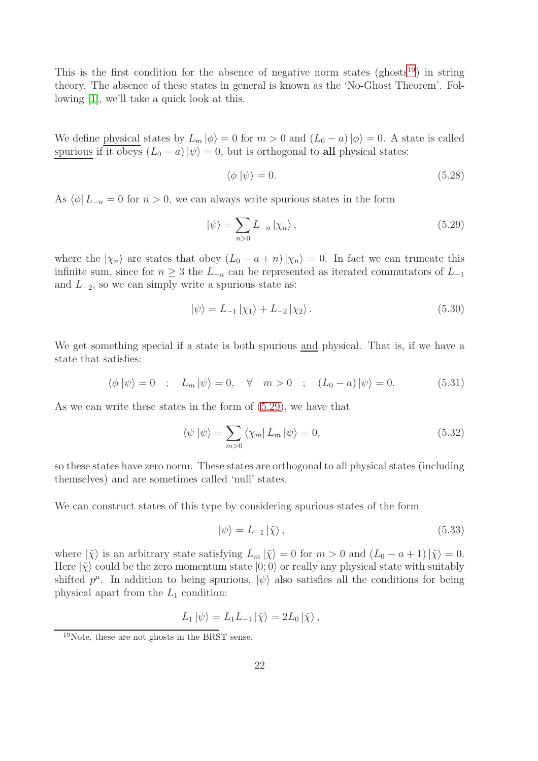This is the first condition for the absence of negative norm states (ghosts[19]) in string theory. The absence of these states in general is known as the 'No-Ghost Theorem'. Following [1], we'll take a quick look at this.

We define physical states by $L_m |\phi\rangle = 0$ for $m > 0$ and $(L_0 - a) |\phi\rangle = 0$. A state is called spurious if it obeys $(L_0 - a) |\psi\rangle = 0$, but is orthogonal to **all** physical states:

$$\langle \phi | \psi \rangle = 0. \tag{5.28}$$

As $\langle \phi | L_{-n} = 0$ for $n > 0$, we can always write spurious states in the form

$$|\psi\rangle = \sum_{n>0} L_{-n} |\chi_n\rangle , \tag{5.29}$$

where the $|\chi_n\rangle$ are states that obey $(L_0 - a + n) |\chi_n\rangle = 0$. In fact we can truncate this infinite sum, since for $n \geq 3$ the $L_{-n}$ can be represented as iterated commutators of $L_{-1}$ and $L_{-2}$, so we can simply write a spurious state as:

$$|\psi\rangle = L_{-1} |\chi_1\rangle + L_{-2} |\chi_2\rangle . \tag{5.30}$$

We get something special if a state is both spurious and physical. That is, if we have a state that satisfies:

$$\langle \phi | \psi \rangle = 0 \quad ; \quad L_m |\psi\rangle = 0, \quad \forall \quad m > 0 \quad ; \quad (L_0 - a) |\psi\rangle = 0. \tag{5.31}$$

As we can write these states in the form of (5.29), we have that

$$\langle \psi | \psi \rangle = \sum_{m>0} \langle \chi_m | L_m |\psi\rangle = 0, \tag{5.32}$$

so these states have zero norm. These states are orthogonal to all physical states (including themselves) and are sometimes called 'null' states.

We can construct states of this type by considering spurious states of the form

$$|\psi\rangle = L_{-1} |\tilde{\chi}\rangle , \tag{5.33}$$

where $|\tilde{\chi}\rangle$ is an arbitrary state satisfying $L_m |\tilde{\chi}\rangle = 0$ for $m > 0$ and $(L_0 - a + 1) |\tilde{\chi}\rangle = 0$. Here $|\tilde{\chi}\rangle$ could be the zero momentum state $|0; 0\rangle$ or really any physical state with suitably shifted $p^\mu$. In addition to being spurious, $|\psi\rangle$ also satisfies all the conditions for being physical apart from the $L_1$ condition:

$$L_1 |\psi\rangle = L_1 L_{-1} |\tilde{\chi}\rangle = 2L_0 |\tilde{\chi}\rangle ,$$

[19] Note, these are not ghosts in the BRST sense.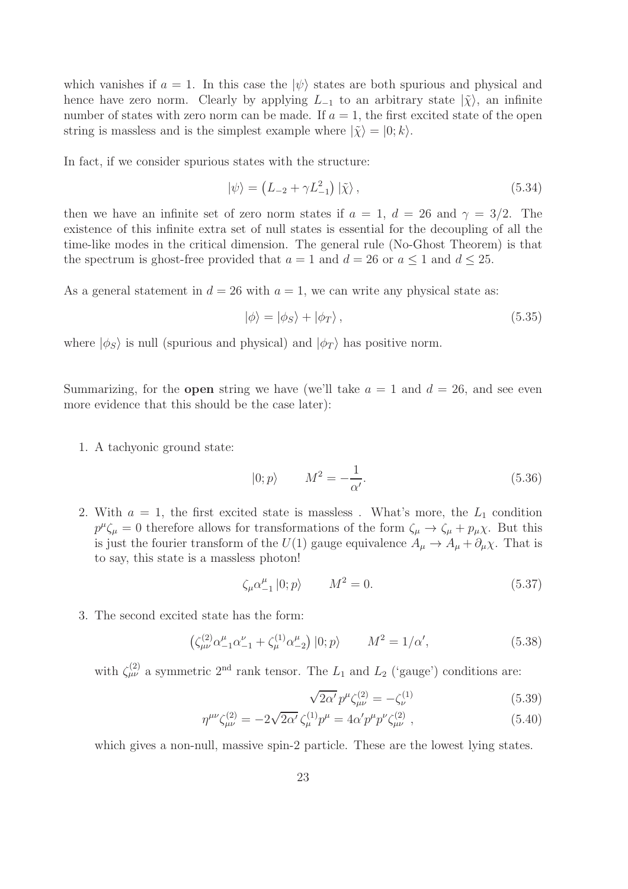which vanishes if $a = 1$. In this case the $|\psi\rangle$ states are both spurious and physical and hence have zero norm. Clearly by applying $L_{-1}$ to an arbitrary state $|\tilde{\chi}\rangle$, an infinite number of states with zero norm can be made. If $a = 1$, the first excited state of the open string is massless and is the simplest example where $|\tilde{\chi}\rangle = |0; k\rangle$.

In fact, if we consider spurious states with the structure:

$$|\psi\rangle = \left(L_{-2} + \gamma L_{-1}^2\right)|\tilde{\chi}\rangle \,, \tag{5.34}$$

then we have an infinite set of zero norm states if $a = 1$, $d = 26$ and $\gamma = 3/2$. The existence of this infinite extra set of null states is essential for the decoupling of all the time-like modes in the critical dimension. The general rule (No-Ghost Theorem) is that the spectrum is ghost-free provided that $a = 1$ and $d = 26$ or $a \leq 1$ and $d \leq 25$.

As a general statement in $d = 26$ with $a = 1$, we can write any physical state as:

$$|\phi\rangle = |\phi_S\rangle + |\phi_T\rangle \,, \tag{5.35}$$

where $|\phi_S\rangle$ is null (spurious and physical) and $|\phi_T\rangle$ has positive norm.

Summarizing, for the **open** string we have (we'll take $a = 1$ and $d = 26$, and see even more evidence that this should be the case later):

1. A tachyonic ground state:

$$|0; p\rangle \qquad M^2 = -\frac{1}{\alpha'}. \tag{5.36}$$

2. With $a = 1$, the first excited state is massless . What's more, the $L_1$ condition $p^\mu \zeta_\mu = 0$ therefore allows for transformations of the form $\zeta_\mu \to \zeta_\mu + p_\mu \chi$. But this is just the fourier transform of the $U(1)$ gauge equivalence $A_\mu \to A_\mu + \partial_\mu \chi$. That is to say, this state is a massless photon!

$$\zeta_\mu \alpha_{-1}^\mu |0; p\rangle \qquad M^2 = 0. \tag{5.37}$$

3. The second excited state has the form:

$$\left(\zeta_{\mu\nu}^{(2)} \alpha_{-1}^\mu \alpha_{-1}^\nu + \zeta_\mu^{(1)} \alpha_{-2}^\mu\right)|0; p\rangle \qquad M^2 = 1/\alpha', \tag{5.38}$$

with $\zeta_{\mu\nu}^{(2)}$ a symmetric $2^{\text{nd}}$ rank tensor. The $L_1$ and $L_2$ ('gauge') conditions are:

$$\sqrt{2\alpha'}\, p^\mu \zeta_{\mu\nu}^{(2)} = -\zeta_\nu^{(1)} \tag{5.39}$$

$$\eta^{\mu\nu} \zeta_{\mu\nu}^{(2)} = -2\sqrt{2\alpha'}\, \zeta_\mu^{(1)} p^\mu = 4\alpha' p^\mu p^\nu \zeta_{\mu\nu}^{(2)} \,, \tag{5.40}$$

which gives a non-null, massive spin-2 particle. These are the lowest lying states.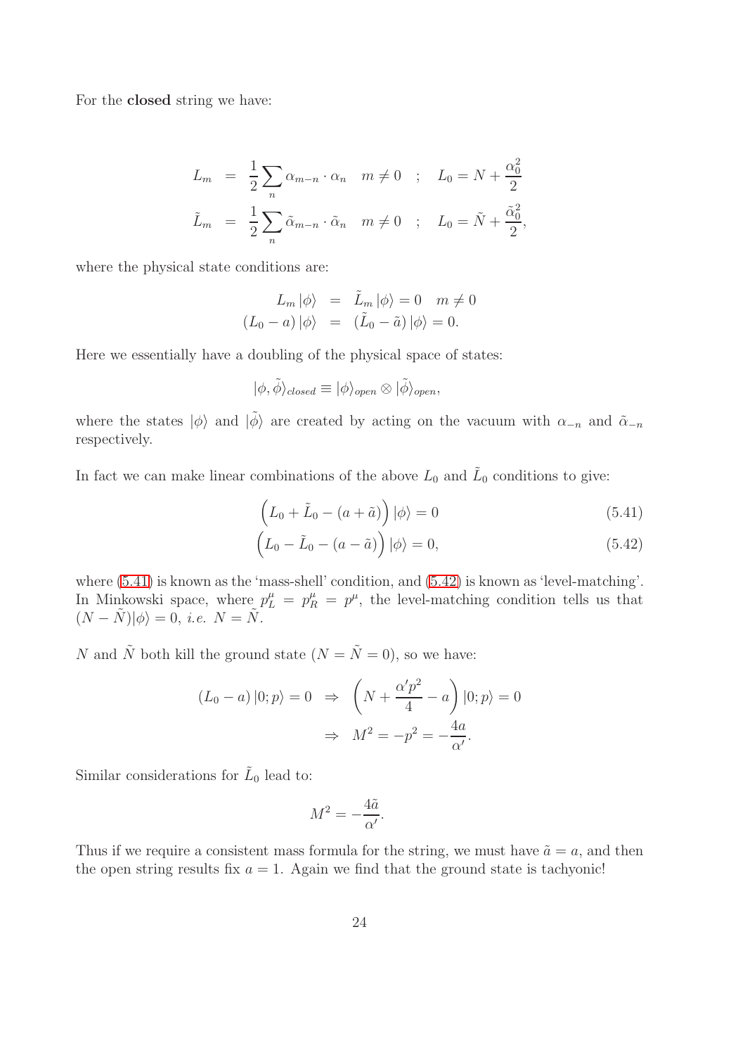For the **closed** string we have:

$$
\begin{aligned}
L_m &= \frac{1}{2}\sum_n \alpha_{m-n}\cdot\alpha_n \quad m\neq 0 \quad ; \quad L_0 = N + \frac{\alpha_0^2}{2} \\
\tilde{L}_m &= \frac{1}{2}\sum_n \tilde{\alpha}_{m-n}\cdot\tilde{\alpha}_n \quad m\neq 0 \quad ; \quad L_0 = \tilde{N} + \frac{\tilde{\alpha}_0^2}{2},
\end{aligned}
$$

where the physical state conditions are:

$$
\begin{aligned}
L_m\,|\phi\rangle &= \tilde{L}_m\,|\phi\rangle = 0 \quad m\neq 0 \\
(L_0 - a)\,|\phi\rangle &= (\tilde{L}_0 - \tilde{a})\,|\phi\rangle = 0.
\end{aligned}
$$

Here we essentially have a doubling of the physical space of states:

$$
|\phi,\tilde{\phi}\rangle_{closed} \equiv |\phi\rangle_{open}\otimes|\tilde{\phi}\rangle_{open},
$$

where the states $|\phi\rangle$ and $|\tilde{\phi}\rangle$ are created by acting on the vacuum with $\alpha_{-n}$ and $\tilde{\alpha}_{-n}$ respectively.

In fact we can make linear combinations of the above $L_0$ and $\tilde{L}_0$ conditions to give:

$$
\Big(L_0 + \tilde{L}_0 - (a+\tilde{a})\Big)\,|\phi\rangle = 0 \tag{5.41}
$$

$$
\Big(L_0 - \tilde{L}_0 - (a-\tilde{a})\Big)\,|\phi\rangle = 0, \tag{5.42}
$$

where (5.41) is known as the 'mass-shell' condition, and (5.42) is known as 'level-matching'. In Minkowski space, where $p_L^\mu = p_R^\mu = p^\mu$, the level-matching condition tells us that $(N-\tilde{N})|\phi\rangle = 0$, *i.e.* $N = \tilde{N}$.

$N$ and $\tilde{N}$ both kill the ground state ($N = \tilde{N} = 0$), so we have:

$$
\begin{aligned}
(L_0 - a)\,|0;p\rangle = 0 \;\;&\Rightarrow\;\; \left(N + \frac{\alpha' p^2}{4} - a\right)|0;p\rangle = 0 \\
&\Rightarrow\;\; M^2 = -p^2 = -\frac{4a}{\alpha'}.
\end{aligned}
$$

Similar considerations for $\tilde{L}_0$ lead to:

$$
M^2 = -\frac{4\tilde{a}}{\alpha'}.
$$

Thus if we require a consistent mass formula for the string, we must have $\tilde{a} = a$, and then the open string results fix $a = 1$. Again we find that the ground state is tachyonic!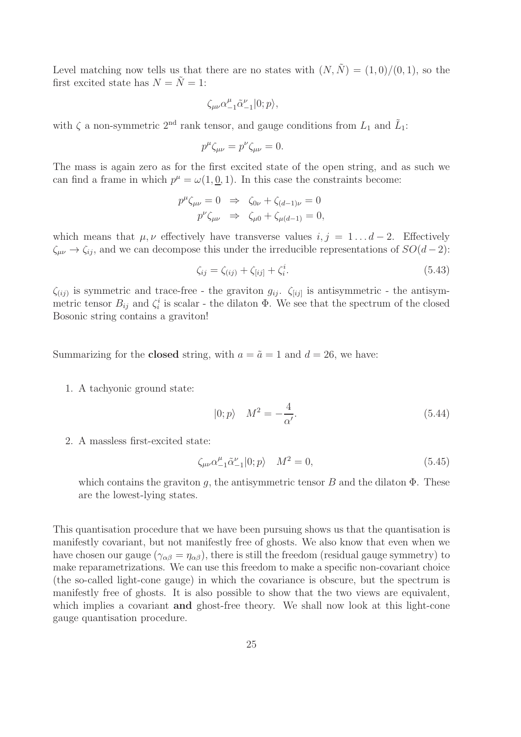Level matching now tells us that there are no states with $(N, \tilde{N}) = (1,0)/(0,1)$, so the first excited state has $N = \tilde{N} = 1$:

$$\zeta_{\mu\nu}\alpha^{\mu}_{-1}\tilde{\alpha}^{\nu}_{-1}|0;p\rangle,$$

with $\zeta$ a non-symmetric 2nd rank tensor, and gauge conditions from $L_1$ and $\tilde{L}_1$:

$$p^{\mu}\zeta_{\mu\nu} = p^{\nu}\zeta_{\mu\nu} = 0.$$

The mass is again zero as for the first excited state of the open string, and as such we can find a frame in which $p^{\mu} = \omega(1, \underline{0}, 1)$. In this case the constraints become:

$$\begin{aligned} p^{\mu}\zeta_{\mu\nu} = 0 \quad &\Rightarrow \quad \zeta_{0\nu} + \zeta_{(d-1)\nu} = 0 \\ p^{\nu}\zeta_{\mu\nu} \quad &\Rightarrow \quad \zeta_{\mu 0} + \zeta_{\mu(d-1)} = 0, \end{aligned}$$

which means that $\mu, \nu$ effectively have transverse values $i, j = 1 \ldots d-2$. Effectively $\zeta_{\mu\nu} \to \zeta_{ij}$, and we can decompose this under the irreducible representations of $SO(d-2)$:

$$\zeta_{ij} = \zeta_{(ij)} + \zeta_{[ij]} + \zeta^{i}_{i}. \tag{5.43}$$

$\zeta_{(ij)}$ is symmetric and trace-free - the graviton $g_{ij}$. $\zeta_{[ij]}$ is antisymmetric - the antisymmetric tensor $B_{ij}$ and $\zeta^{i}_{i}$ is scalar - the dilaton $\Phi$. We see that the spectrum of the closed Bosonic string contains a graviton!

Summarizing for the **closed** string, with $a = \tilde{a} = 1$ and $d = 26$, we have:

1. A tachyonic ground state:

$$|0;p\rangle \quad M^2 = -\frac{4}{\alpha'}. \tag{5.44}$$

2. A massless first-excited state:

$$\zeta_{\mu\nu}\alpha^{\mu}_{-1}\tilde{\alpha}^{\nu}_{-1}|0;p\rangle \quad M^2 = 0, \tag{5.45}$$

   which contains the graviton $g$, the antisymmetric tensor $B$ and the dilaton $\Phi$. These are the lowest-lying states.

This quantisation procedure that we have been pursuing shows us that the quantisation is manifestly covariant, but not manifestly free of ghosts. We also know that even when we have chosen our gauge ($\gamma_{\alpha\beta} = \eta_{\alpha\beta}$), there is still the freedom (residual gauge symmetry) to make reparametrizations. We can use this freedom to make a specific non-covariant choice (the so-called light-cone gauge) in which the covariance is obscure, but the spectrum is manifestly free of ghosts. It is also possible to show that the two views are equivalent, which implies a covariant **and** ghost-free theory. We shall now look at this light-cone gauge quantisation procedure.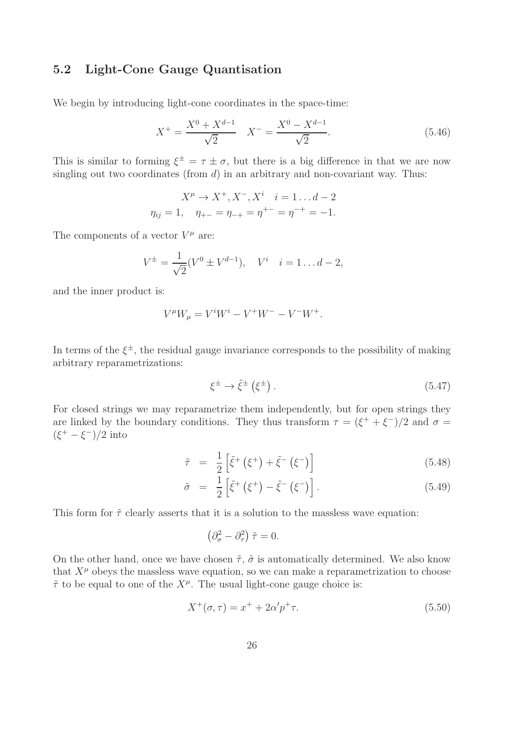## 5.2 Light-Cone Gauge Quantisation

We begin by introducing light-cone coordinates in the space-time:

$$X^+ = \frac{X^0 + X^{d-1}}{\sqrt{2}} \quad X^- = \frac{X^0 - X^{d-1}}{\sqrt{2}}. \tag{5.46}$$

This is similar to forming $\xi^\pm = \tau \pm \sigma$, but there is a big difference in that we are now singling out two coordinates (from $d$) in an arbitrary and non-covariant way. Thus:

$$X^\mu \to X^+, X^-, X^i \quad i = 1 \ldots d-2$$
$$\eta_{ij} = 1, \quad \eta_{+-} = \eta_{-+} = \eta^{+-} = \eta^{-+} = -1.$$

The components of a vector $V^\mu$ are:

$$V^\pm = \frac{1}{\sqrt{2}}(V^0 \pm V^{d-1}), \quad V^i \quad i = 1 \ldots d-2,$$

and the inner product is:

$$V^\mu W_\mu = V^i W^i - V^+ W^- - V^- W^+.$$

In terms of the $\xi^\pm$, the residual gauge invariance corresponds to the possibility of making arbitrary reparametrizations:

$$\xi^\pm \to \tilde{\xi}^\pm \left(\xi^\pm\right). \tag{5.47}$$

For closed strings we may reparametrize them independently, but for open strings they are linked by the boundary conditions. They thus transform $\tau = (\xi^+ + \xi^-)/2$ and $\sigma = (\xi^+ - \xi^-)/2$ into

$$\tilde{\tau} = \frac{1}{2}\left[\tilde{\xi}^+\left(\xi^+\right) + \tilde{\xi}^-\left(\xi^-\right)\right] \tag{5.48}$$

$$\tilde{\sigma} = \frac{1}{2}\left[\tilde{\xi}^+\left(\xi^+\right) - \tilde{\xi}^-\left(\xi^-\right)\right]. \tag{5.49}$$

This form for $\tilde{\tau}$ clearly asserts that it is a solution to the massless wave equation:

$$\left(\partial_\sigma^2 - \partial_\tau^2\right)\tilde{\tau} = 0.$$

On the other hand, once we have chosen $\tilde{\tau}$, $\tilde{\sigma}$ is automatically determined. We also know that $X^\mu$ obeys the massless wave equation, so we can make a reparametrization to choose $\tilde{\tau}$ to be equal to one of the $X^\mu$. The usual light-cone gauge choice is:

$$X^+(\sigma, \tau) = x^+ + 2\alpha' p^+ \tau. \tag{5.50}$$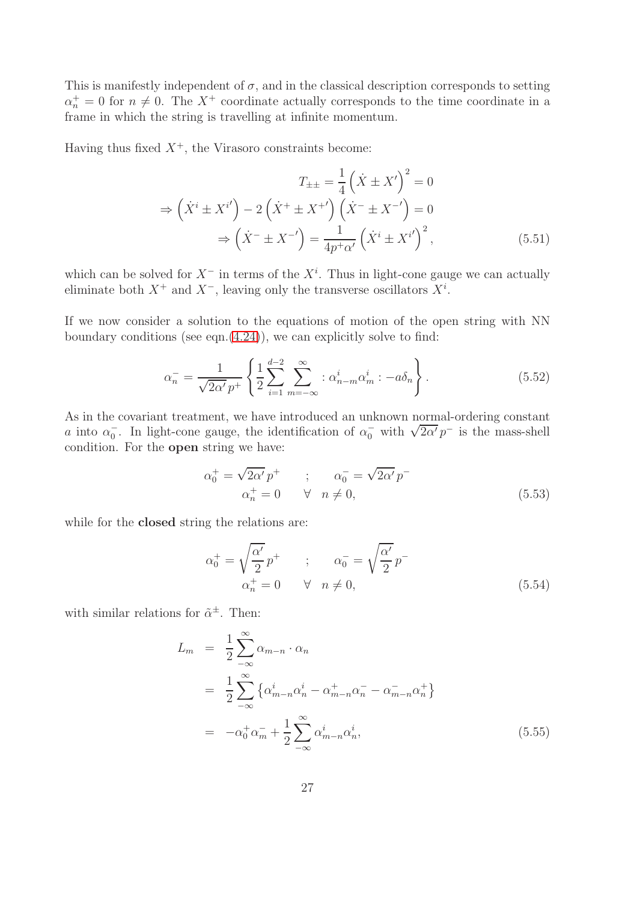This is manifestly independent of $\sigma$, and in the classical description corresponds to setting $\alpha_n^+ = 0$ for $n \neq 0$. The $X^+$ coordinate actually corresponds to the time coordinate in a frame in which the string is travelling at infinite momentum.

Having thus fixed $X^+$, the Virasoro constraints become:

$$
\begin{aligned}
T_{\pm\pm} = \frac{1}{4}\left(\dot{X} \pm X'\right)^2 = 0 \\
\Rightarrow \left(\dot{X}^i \pm X^{i'}\right) - 2\left(\dot{X}^+ \pm X^{+'}\right)\left(\dot{X}^- \pm X^{-'}\right) = 0 \\
\Rightarrow \left(\dot{X}^- \pm X^{-'}\right) = \frac{1}{4p^+\alpha'}\left(\dot{X}^i \pm X^{i'}\right)^2,
\end{aligned}
\tag{5.51}
$$

which can be solved for $X^-$ in terms of the $X^i$. Thus in light-cone gauge we can actually eliminate both $X^+$ and $X^-$, leaving only the transverse oscillators $X^i$.

If we now consider a solution to the equations of motion of the open string with NN boundary conditions (see eqn.(4.24)), we can explicitly solve to find:

$$
\alpha_n^- = \frac{1}{\sqrt{2\alpha'}\,p^+}\left\{\frac{1}{2}\sum_{i=1}^{d-2}\sum_{m=-\infty}^{\infty} : \alpha_{n-m}^i \alpha_m^i : -a\delta_n\right\}. \tag{5.52}
$$

As in the covariant treatment, we have introduced an unknown normal-ordering constant $a$ into $\alpha_0^-$. In light-cone gauge, the identification of $\alpha_0^-$ with $\sqrt{2\alpha'}\,p^-$ is the mass-shell condition. For the **open** string we have:

$$
\begin{aligned}
\alpha_0^+ = \sqrt{2\alpha'}\,p^+ \qquad ; \qquad \alpha_0^- = \sqrt{2\alpha'}\,p^- \\
\alpha_n^+ = 0 \qquad \forall \quad n \neq 0,
\end{aligned}
\tag{5.53}
$$

while for the **closed** string the relations are:

$$
\begin{aligned}
\alpha_0^+ = \sqrt{\frac{\alpha'}{2}}\,p^+ \qquad ; \qquad \alpha_0^- = \sqrt{\frac{\alpha'}{2}}\,p^- \\
\alpha_n^+ = 0 \qquad \forall \quad n \neq 0,
\end{aligned}
\tag{5.54}
$$

with similar relations for $\tilde{\alpha}^{\pm}$. Then:

$$
\begin{aligned}
L_m &= \frac{1}{2}\sum_{-\infty}^{\infty} \alpha_{m-n} \cdot \alpha_n \\
&= \frac{1}{2}\sum_{-\infty}^{\infty} \left\{\alpha_{m-n}^i \alpha_n^i - \alpha_{m-n}^+ \alpha_n^- - \alpha_{m-n}^- \alpha_n^+\right\} \\
&= -\alpha_0^+ \alpha_m^- + \frac{1}{2}\sum_{-\infty}^{\infty} \alpha_{m-n}^i \alpha_n^i,
\end{aligned}
\tag{5.55}
$$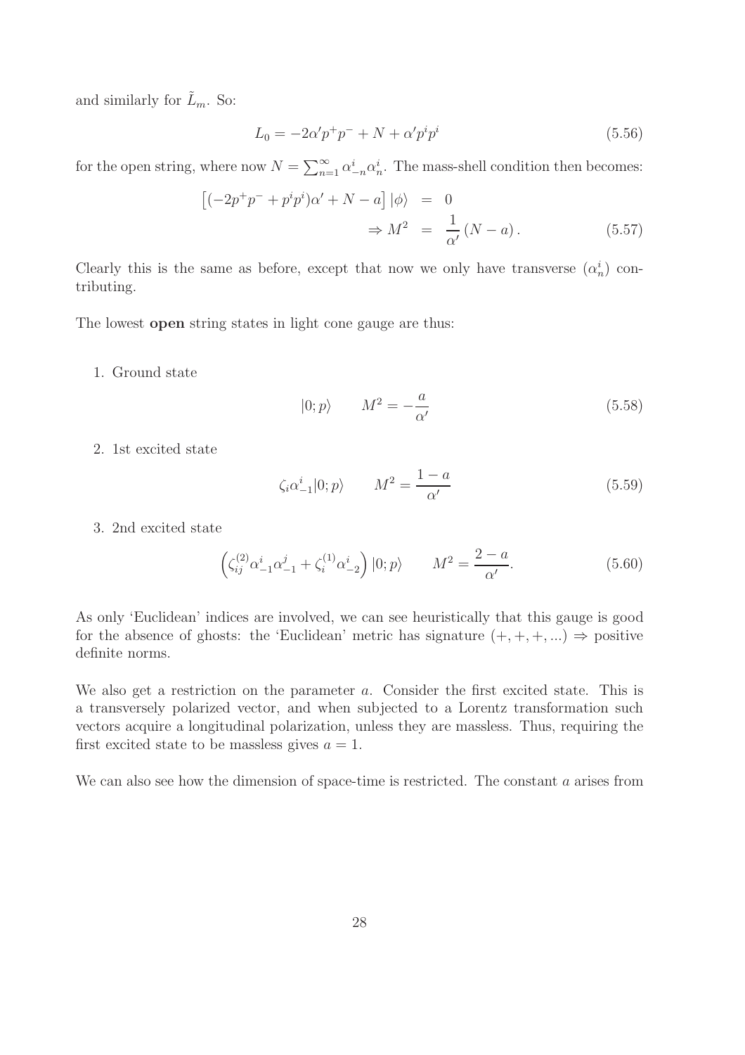and similarly for $\tilde{L}_m$. So:

$$L_0 = -2\alpha' p^+ p^- + N + \alpha' p^i p^i \tag{5.56}$$

for the open string, where now $N = \sum_{n=1}^{\infty} \alpha_{-n}^i \alpha_n^i$. The mass-shell condition then becomes:

$$\begin{aligned} \left[ (-2p^+ p^- + p^i p^i)\alpha' + N - a \right] |\phi\rangle &= 0 \\ \Rightarrow M^2 &= \frac{1}{\alpha'} (N - a) . \end{aligned} \tag{5.57}$$

Clearly this is the same as before, except that now we only have transverse ($\alpha_n^i$) contributing.

The lowest **open** string states in light cone gauge are thus:

1. Ground state

$$|0; p\rangle \qquad M^2 = -\frac{a}{\alpha'} \tag{5.58}$$

2. 1st excited state

$$\zeta_i \alpha_{-1}^i |0; p\rangle \qquad M^2 = \frac{1 - a}{\alpha'} \tag{5.59}$$

3. 2nd excited state

$$\left( \zeta_{ij}^{(2)} \alpha_{-1}^i \alpha_{-1}^j + \zeta_i^{(1)} \alpha_{-2}^i \right) |0; p\rangle \qquad M^2 = \frac{2 - a}{\alpha'} . \tag{5.60}$$

As only 'Euclidean' indices are involved, we can see heuristically that this gauge is good for the absence of ghosts: the 'Euclidean' metric has signature $(+, +, +, ...) \Rightarrow$ positive definite norms.

We also get a restriction on the parameter $a$. Consider the first excited state. This is a transversely polarized vector, and when subjected to a Lorentz transformation such vectors acquire a longitudinal polarization, unless they are massless. Thus, requiring the first excited state to be massless gives $a = 1$.

We can also see how the dimension of space-time is restricted. The constant $a$ arises from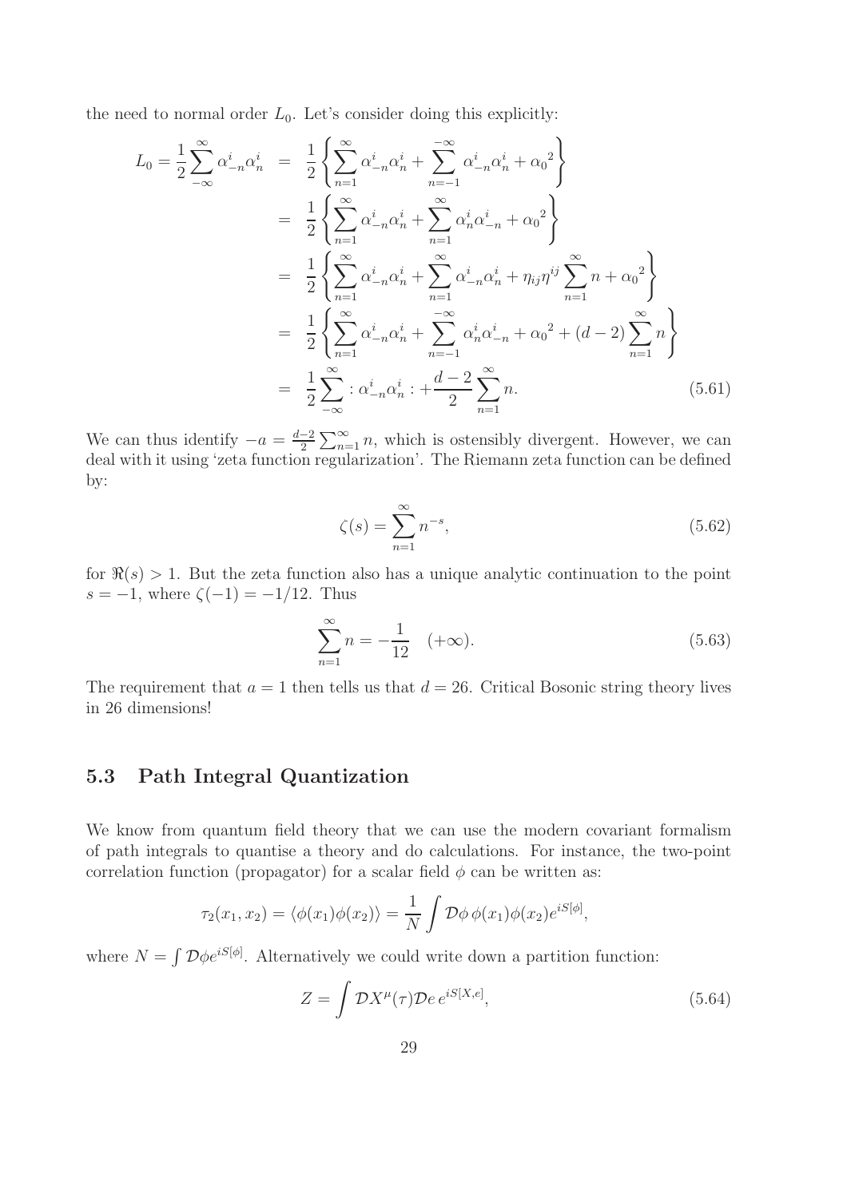the need to normal order $L_0$. Let's consider doing this explicitly:

$$
\begin{aligned}
L_0 = \frac{1}{2}\sum_{-\infty}^{\infty} \alpha^i_{-n}\alpha^i_n &= \frac{1}{2}\left\{\sum_{n=1}^{\infty} \alpha^i_{-n}\alpha^i_n + \sum_{n=-1}^{-\infty} \alpha^i_{-n}\alpha^i_n + {\alpha_0}^2\right\} \\
&= \frac{1}{2}\left\{\sum_{n=1}^{\infty} \alpha^i_{-n}\alpha^i_n + \sum_{n=1}^{\infty} \alpha^i_{n}\alpha^i_{-n} + {\alpha_0}^2\right\} \\
&= \frac{1}{2}\left\{\sum_{n=1}^{\infty} \alpha^i_{-n}\alpha^i_n + \sum_{n=1}^{\infty} \alpha^i_{-n}\alpha^i_{n} + \eta_{ij}\eta^{ij}\sum_{n=1}^{\infty} n + {\alpha_0}^2\right\} \\
&= \frac{1}{2}\left\{\sum_{n=1}^{\infty} \alpha^i_{-n}\alpha^i_n + \sum_{n=-1}^{-\infty} \alpha^i_{n}\alpha^i_{-n} + {\alpha_0}^2 + (d-2)\sum_{n=1}^{\infty} n\right\} \\
&= \frac{1}{2}\sum_{-\infty}^{\infty} : \alpha^i_{-n}\alpha^i_n : + \frac{d-2}{2}\sum_{n=1}^{\infty} n.
\end{aligned}
\tag{5.61}
$$

We can thus identify $-a = \frac{d-2}{2}\sum_{n=1}^{\infty} n$, which is ostensibly divergent. However, we can deal with it using 'zeta function regularization'. The Riemann zeta function can be defined by:

$$
\zeta(s) = \sum_{n=1}^{\infty} n^{-s}, \tag{5.62}
$$

for $\Re(s) > 1$. But the zeta function also has a unique analytic continuation to the point $s = -1$, where $\zeta(-1) = -1/12$. Thus

$$
\sum_{n=1}^{\infty} n = -\frac{1}{12} \quad (+\infty). \tag{5.63}
$$

The requirement that $a = 1$ then tells us that $d = 26$. Critical Bosonic string theory lives in 26 dimensions!

## 5.3 Path Integral Quantization

We know from quantum field theory that we can use the modern covariant formalism of path integrals to quantise a theory and do calculations. For instance, the two-point correlation function (propagator) for a scalar field $\phi$ can be written as:

$$
\tau_2(x_1, x_2) = \langle \phi(x_1)\phi(x_2)\rangle = \frac{1}{N}\int \mathcal{D}\phi\, \phi(x_1)\phi(x_2)e^{iS[\phi]},
$$

where $N = \int \mathcal{D}\phi e^{iS[\phi]}$. Alternatively we could write down a partition function:

$$
Z = \int \mathcal{D}X^\mu(\tau)\mathcal{D}e\, e^{iS[X,e]}, \tag{5.64}
$$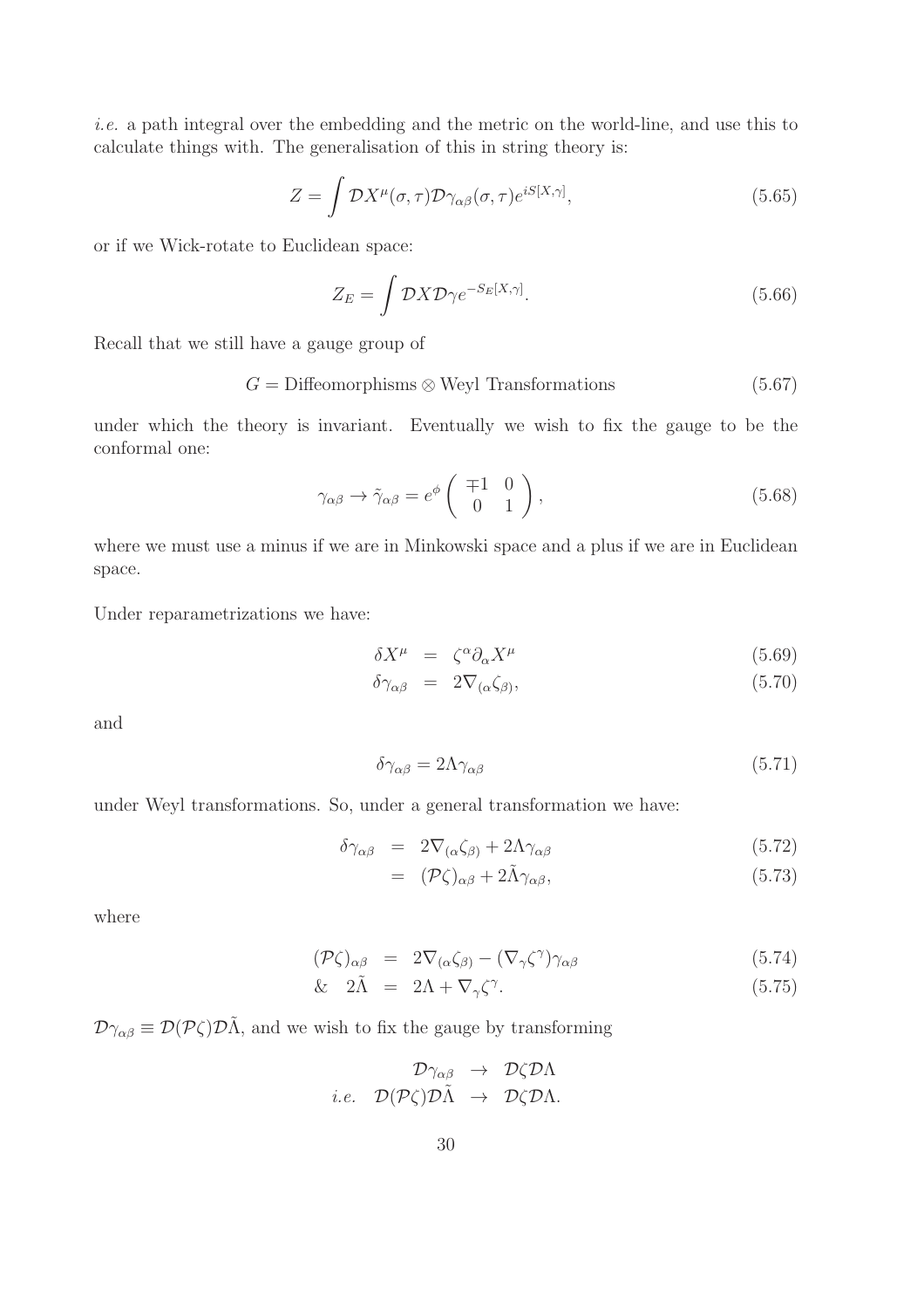*i.e.* a path integral over the embedding and the metric on the world-line, and use this to calculate things with. The generalisation of this in string theory is:

$$Z = \int \mathcal{D}X^\mu(\sigma,\tau)\mathcal{D}\gamma_{\alpha\beta}(\sigma,\tau)e^{iS[X,\gamma]}, \tag{5.65}$$

or if we Wick-rotate to Euclidean space:

$$Z_E = \int \mathcal{D}X\mathcal{D}\gamma e^{-S_E[X,\gamma]}. \tag{5.66}$$

Recall that we still have a gauge group of

$$G = \text{Diffeomorphisms} \otimes \text{Weyl Transformations} \tag{5.67}$$

under which the theory is invariant. Eventually we wish to fix the gauge to be the conformal one:

$$\gamma_{\alpha\beta} \to \tilde{\gamma}_{\alpha\beta} = e^\phi \begin{pmatrix} \mp 1 & 0 \\ 0 & 1 \end{pmatrix}, \tag{5.68}$$

where we must use a minus if we are in Minkowski space and a plus if we are in Euclidean space.

Under reparametrizations we have:

$$\begin{aligned} \delta X^\mu &= \zeta^\alpha \partial_\alpha X^\mu & (5.69)\\ \delta\gamma_{\alpha\beta} &= 2\nabla_{(\alpha}\zeta_{\beta)}, & (5.70) \end{aligned}$$

and

$$\delta\gamma_{\alpha\beta} = 2\Lambda\gamma_{\alpha\beta} \tag{5.71}$$

under Weyl transformations. So, under a general transformation we have:

$$\begin{aligned} \delta\gamma_{\alpha\beta} &= 2\nabla_{(\alpha}\zeta_{\beta)} + 2\Lambda\gamma_{\alpha\beta} & (5.72)\\ &= (\mathcal{P}\zeta)_{\alpha\beta} + 2\tilde{\Lambda}\gamma_{\alpha\beta}, & (5.73) \end{aligned}$$

where

$$\begin{aligned} (\mathcal{P}\zeta)_{\alpha\beta} &= 2\nabla_{(\alpha}\zeta_{\beta)} - (\nabla_\gamma\zeta^\gamma)\gamma_{\alpha\beta} & (5.74)\\ \& \quad 2\tilde{\Lambda} &= 2\Lambda + \nabla_\gamma\zeta^\gamma. & (5.75) \end{aligned}$$

$\mathcal{D}\gamma_{\alpha\beta} \equiv \mathcal{D}(\mathcal{P}\zeta)\mathcal{D}\tilde{\Lambda}$, and we wish to fix the gauge by transforming

$$\begin{aligned} \mathcal{D}\gamma_{\alpha\beta} &\to \mathcal{D}\zeta\mathcal{D}\Lambda \\ \textit{i.e.} \quad \mathcal{D}(\mathcal{P}\zeta)\mathcal{D}\tilde{\Lambda} &\to \mathcal{D}\zeta\mathcal{D}\Lambda. \end{aligned}$$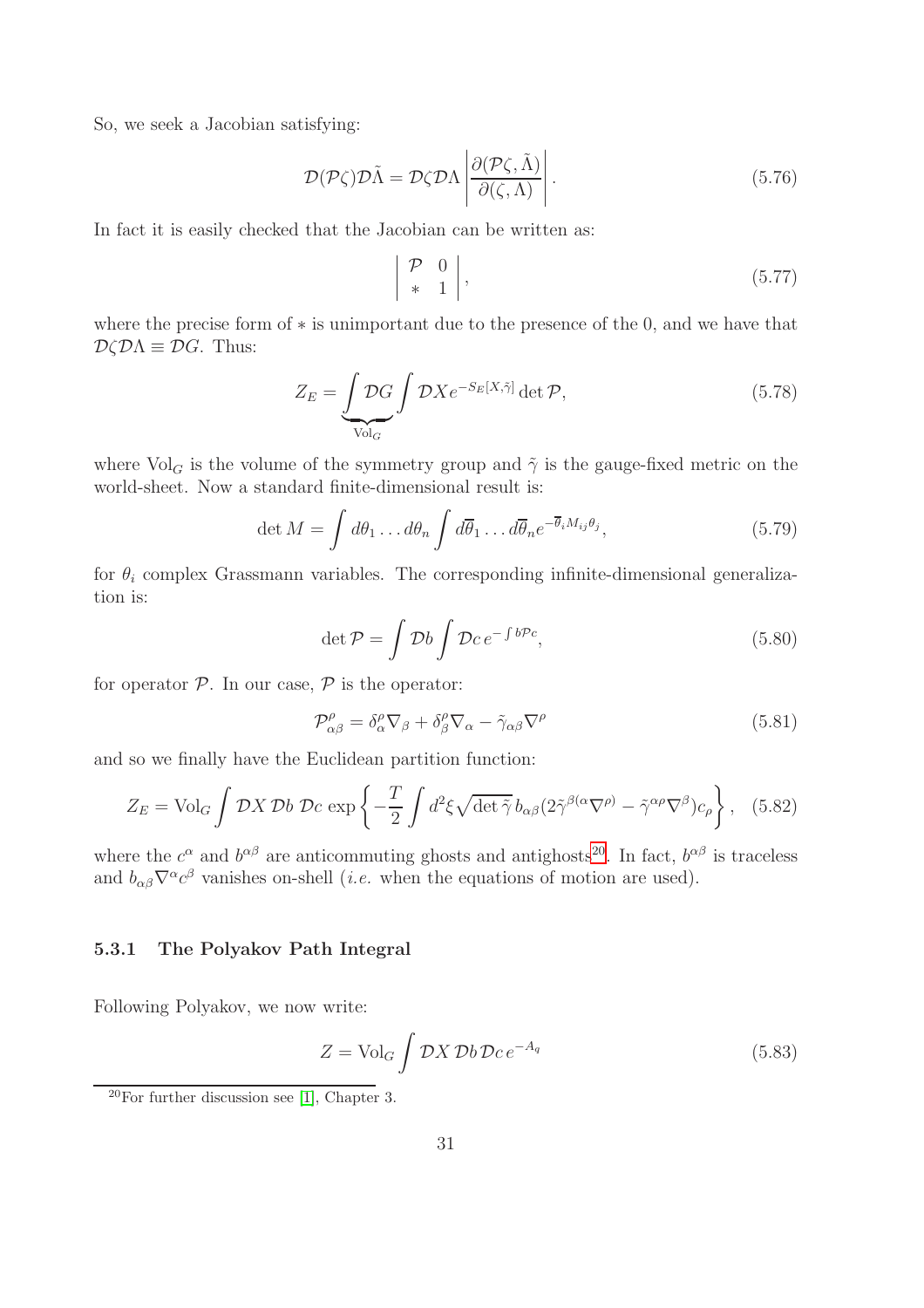So, we seek a Jacobian satisfying:

$$\mathcal{D}(\mathcal{P}\zeta)\mathcal{D}\tilde{\Lambda} = \mathcal{D}\zeta\mathcal{D}\Lambda \left| \frac{\partial(\mathcal{P}\zeta, \tilde{\Lambda})}{\partial(\zeta, \Lambda)} \right|. \tag{5.76}$$

In fact it is easily checked that the Jacobian can be written as:

$$\left| \begin{array}{cc} \mathcal{P} & 0 \\ * & 1 \end{array} \right|, \tag{5.77}$$

where the precise form of $*$ is unimportant due to the presence of the 0, and we have that $\mathcal{D}\zeta\mathcal{D}\Lambda \equiv \mathcal{D}G$. Thus:

$$Z_E = \underbrace{\int \mathcal{D}G}_{\mathrm{Vol}_G} \int \mathcal{D}X e^{-S_E[X,\tilde{\gamma}]} \det \mathcal{P}, \tag{5.78}$$

where $\mathrm{Vol}_G$ is the volume of the symmetry group and $\tilde{\gamma}$ is the gauge-fixed metric on the world-sheet. Now a standard finite-dimensional result is:

$$\det M = \int d\theta_1 \dots d\theta_n \int d\overline{\theta}_1 \dots d\overline{\theta}_n e^{-\overline{\theta}_i M_{ij} \theta_j}, \tag{5.79}$$

for $\theta_i$ complex Grassmann variables. The corresponding infinite-dimensional generalization is:

$$\det \mathcal{P} = \int \mathcal{D}b \int \mathcal{D}c \, e^{-\int b\mathcal{P}c}, \tag{5.80}$$

for operator $\mathcal{P}$. In our case, $\mathcal{P}$ is the operator:

$$\mathcal{P}^{\rho}_{\alpha\beta} = \delta^{\rho}_{\alpha}\nabla_{\beta} + \delta^{\rho}_{\beta}\nabla_{\alpha} - \tilde{\gamma}_{\alpha\beta}\nabla^{\rho} \tag{5.81}$$

and so we finally have the Euclidean partition function:

$$Z_E = \mathrm{Vol}_G \int \mathcal{D}X \, \mathcal{D}b \, \mathcal{D}c \, \exp\left\{ -\frac{T}{2} \int d^2\xi \sqrt{\det \tilde{\gamma}} \, b_{\alpha\beta}(2\tilde{\gamma}^{\beta(\alpha}\nabla^{\rho)} - \tilde{\gamma}^{\alpha\rho}\nabla^{\beta})c_{\rho} \right\}, \tag{5.82}$$

where the $c^{\alpha}$ and $b^{\alpha\beta}$ are anticommuting ghosts and antighosts[20]. In fact, $b^{\alpha\beta}$ is traceless and $b_{\alpha\beta}\nabla^{\alpha}c^{\beta}$ vanishes on-shell (*i.e.* when the equations of motion are used).

### 5.3.1 The Polyakov Path Integral

Following Polyakov, we now write:

$$Z = \mathrm{Vol}_G \int \mathcal{D}X \, \mathcal{D}b \, \mathcal{D}c \, e^{-A_q} \tag{5.83}$$

[20] For further discussion see [1], Chapter 3.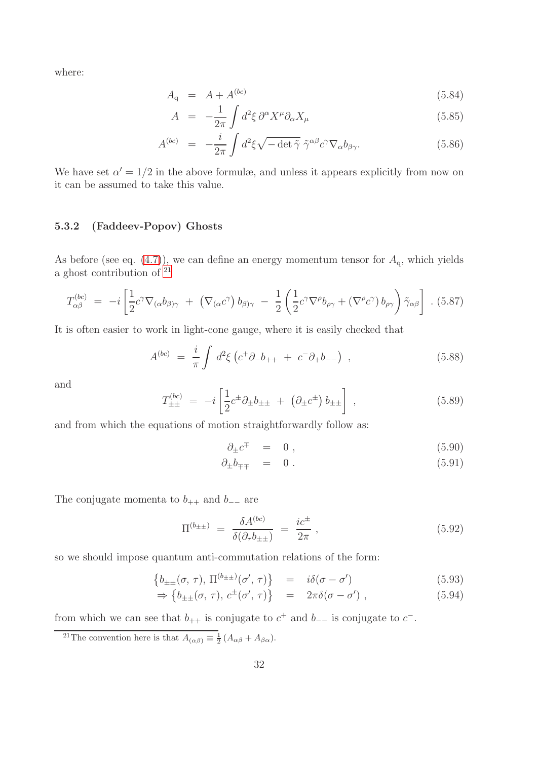where:

$$
\begin{aligned}
A_{\rm q} &= A + A^{(bc)} && (5.84)\\
A &= -\frac{1}{2\pi}\int d^2\xi\, \partial^\alpha X^\mu \partial_\alpha X_\mu && (5.85)\\
A^{(bc)} &= -\frac{i}{2\pi}\int d^2\xi \sqrt{-\det\tilde{\gamma}}\; \tilde{\gamma}^{\alpha\beta} c^\gamma \nabla_\alpha b_{\beta\gamma}. && (5.86)
\end{aligned}
$$

We have set $\alpha' = 1/2$ in the above formulæ, and unless it appears explicitly from now on it can be assumed to take this value.

### 5.3.2 (Faddeev-Popov) Ghosts

As before (see eq. (4.7)), we can define an energy momentum tensor for $A_{\rm q}$, which yields a ghost contribution of [21]

$$
T^{(bc)}_{\alpha\beta} \;=\; -i\left[\frac{1}{2}c^\gamma \nabla_{(\alpha} b_{\beta)\gamma} \;+\; \left(\nabla_{(\alpha} c^\gamma\right) b_{\beta)\gamma} \;-\; \frac{1}{2}\left(\frac{1}{2}c^\gamma \nabla^\rho b_{\rho\gamma} + \left(\nabla^\rho c^\gamma\right) b_{\rho\gamma}\right)\tilde{\gamma}_{\alpha\beta}\right]\;. \quad (5.87)
$$

It is often easier to work in light-cone gauge, where it is easily checked that

$$
A^{(bc)} \;=\; \frac{i}{\pi}\int d^2\xi\left(c^+\partial_- b_{++} \;+\; c^-\partial_+ b_{--}\right)\;, \quad (5.88)
$$

and

$$
T^{(bc)}_{\pm\pm} \;=\; -i\left[\frac{1}{2}c^\pm \partial_\pm b_{\pm\pm} \;+\; \left(\partial_\pm c^\pm\right) b_{\pm\pm}\right]\;, \quad (5.89)
$$

and from which the equations of motion straightforwardly follow as:

$$
\begin{aligned}
\partial_\pm c^\mp &= 0\;, && (5.90)\\
\partial_\pm b_{\mp\mp} &= 0\;. && (5.91)
\end{aligned}
$$

The conjugate momenta to $b_{++}$ and $b_{--}$ are

$$
\Pi^{(b_{\pm\pm})} \;=\; \frac{\delta A^{(bc)}}{\delta(\partial_\tau b_{\pm\pm})} \;=\; \frac{ic^\pm}{2\pi}\;, \quad (5.92)
$$

so we should impose quantum anti-commutation relations of the form:

$$
\begin{aligned}
\left\{b_{\pm\pm}(\sigma,\tau),\, \Pi^{(b_{\pm\pm})}(\sigma',\tau)\right\} &= i\delta(\sigma-\sigma') && (5.93)\\
\Rightarrow \left\{b_{\pm\pm}(\sigma,\tau),\, c^\pm(\sigma',\tau)\right\} &= 2\pi\delta(\sigma-\sigma')\;, && (5.94)
\end{aligned}
$$

from which we can see that $b_{++}$ is conjugate to $c^+$ and $b_{--}$ is conjugate to $c^-$.

[21] The convention here is that $A_{(\alpha\beta)} \equiv \frac{1}{2}\left(A_{\alpha\beta} + A_{\beta\alpha}\right)$.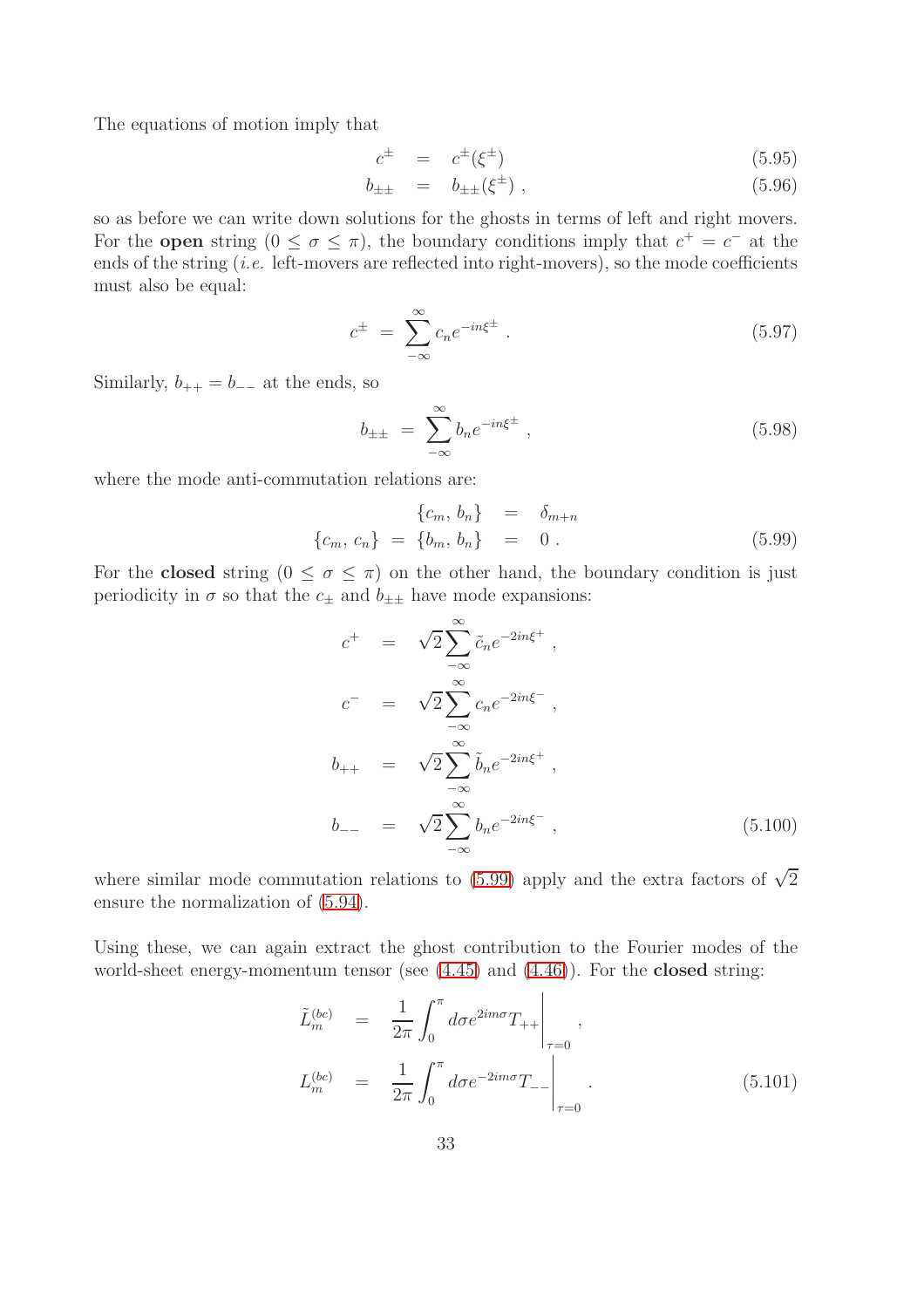The equations of motion imply that

$$
\begin{aligned}
c^{\pm} &= c^{\pm}(\xi^{\pm}) &(5.95)\\
b_{\pm\pm} &= b_{\pm\pm}(\xi^{\pm}) \,, &(5.96)
\end{aligned}
$$

so as before we can write down solutions for the ghosts in terms of left and right movers. For the **open** string ($0 \leq \sigma \leq \pi$), the boundary conditions imply that $c^+ = c^-$ at the ends of the string (*i.e.* left-movers are reflected into right-movers), so the mode coefficients must also be equal:

$$
c^{\pm} = \sum_{-\infty}^{\infty} c_n e^{-in\xi^{\pm}} \,. \tag{5.97}
$$

Similarly, $b_{++} = b_{--}$ at the ends, so

$$
b_{\pm\pm} = \sum_{-\infty}^{\infty} b_n e^{-in\xi^{\pm}} \,, \tag{5.98}
$$

where the mode anti-commutation relations are:

$$
\begin{aligned}
\{c_m, b_n\} &= \delta_{m+n}\\
\{c_m, c_n\} = \{b_m, b_n\} &= 0 \,.
\end{aligned} \tag{5.99}
$$

For the **closed** string ($0 \leq \sigma \leq \pi$) on the other hand, the boundary condition is just periodicity in $\sigma$ so that the $c_{\pm}$ and $b_{\pm\pm}$ have mode expansions:

$$
\begin{aligned}
c^{+} &= \sqrt{2}\sum_{-\infty}^{\infty} \tilde{c}_n e^{-2in\xi^{+}} \,,\\
c^{-} &= \sqrt{2}\sum_{-\infty}^{\infty} c_n e^{-2in\xi^{-}} \,,\\
b_{++} &= \sqrt{2}\sum_{-\infty}^{\infty} \tilde{b}_n e^{-2in\xi^{+}} \,,\\
b_{--} &= \sqrt{2}\sum_{-\infty}^{\infty} b_n e^{-2in\xi^{-}} \,,
\end{aligned} \tag{5.100}
$$

where similar mode commutation relations to (5.99) apply and the extra factors of $\sqrt{2}$ ensure the normalization of (5.94).

Using these, we can again extract the ghost contribution to the Fourier modes of the world-sheet energy-momentum tensor (see (4.45) and (4.46)). For the **closed** string:

$$
\begin{aligned}
\tilde{L}_m^{(bc)} &= \frac{1}{2\pi}\int_0^{\pi} d\sigma e^{2im\sigma} T_{++}\bigg|_{\tau=0} \,,\\
L_m^{(bc)} &= \frac{1}{2\pi}\int_0^{\pi} d\sigma e^{-2im\sigma} T_{--}\bigg|_{\tau=0} \,.
\end{aligned} \tag{5.101}
$$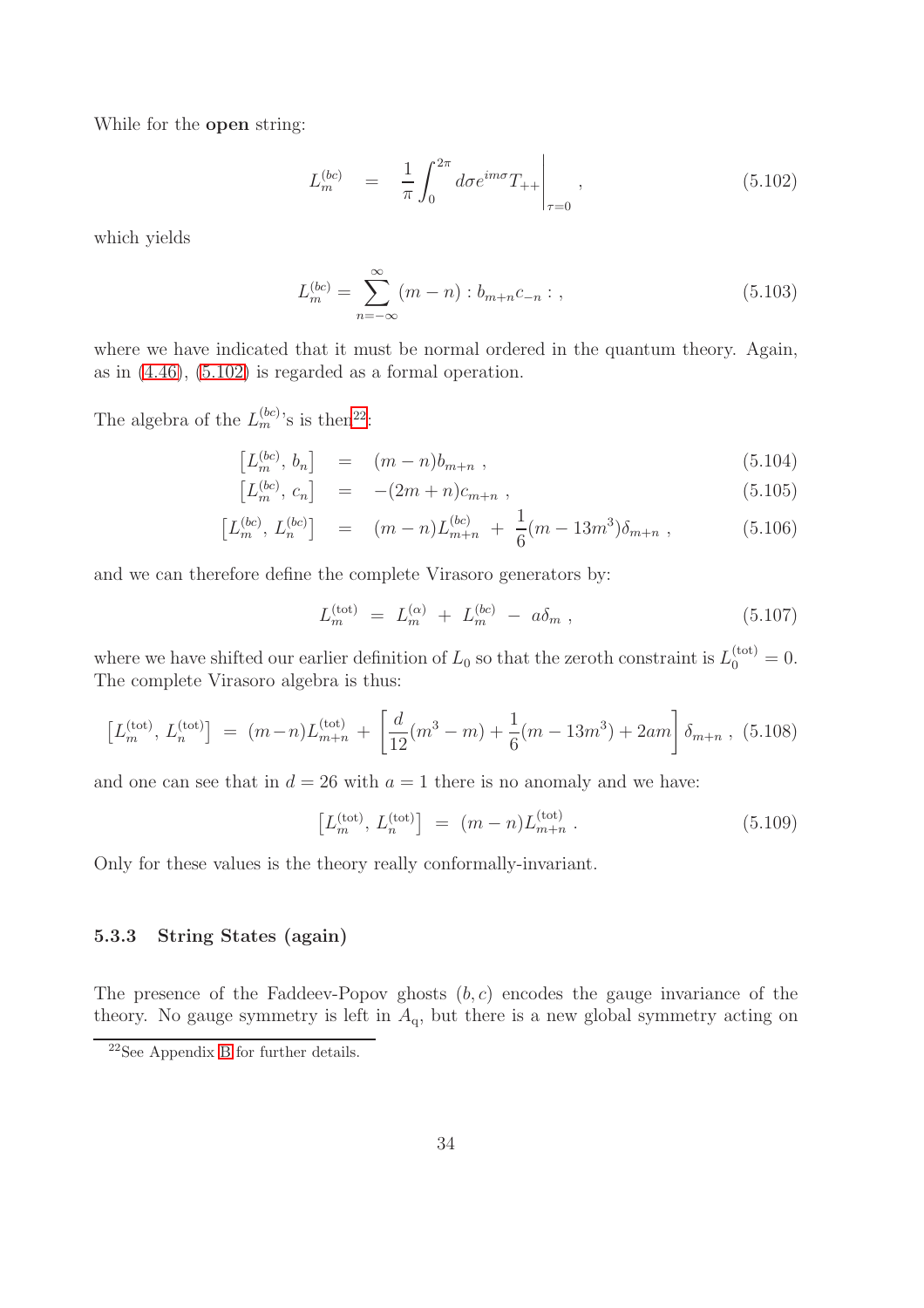While for the **open** string:

$$L_m^{(bc)} \quad = \quad \frac{1}{\pi}\int_0^{2\pi} d\sigma e^{im\sigma} T_{++}\Bigg|_{\tau=0} \; , \tag{5.102}$$

which yields

$$L_m^{(bc)} = \sum_{n=-\infty}^{\infty} (m-n) : b_{m+n} c_{-n} : \; , \tag{5.103}$$

where we have indicated that it must be normal ordered in the quantum theory. Again, as in (4.46), (5.102) is regarded as a formal operation.

The algebra of the $L_m^{(bc)}$'s is then[22]:

$$\left[L_m^{(bc)}, \, b_n\right] \quad = \quad (m-n) b_{m+n} \; , \tag{5.104}$$

$$\left[L_m^{(bc)}, \, c_n\right] \quad = \quad -(2m+n) c_{m+n} \; , \tag{5.105}$$

$$\left[L_m^{(bc)}, \, L_n^{(bc)}\right] \quad = \quad (m-n) L_{m+n}^{(bc)} \; + \; \frac{1}{6}(m - 13m^3)\delta_{m+n} \; , \tag{5.106}$$

and we can therefore define the complete Virasoro generators by:

$$L_m^{(\text{tot})} \; = \; L_m^{(\alpha)} \; + \; L_m^{(bc)} \; - \; a\delta_m \; , \tag{5.107}$$

where we have shifted our earlier definition of $L_0$ so that the zeroth constraint is $L_0^{(\text{tot})} = 0$. The complete Virasoro algebra is thus:

$$\left[L_m^{(\text{tot})}, \, L_n^{(\text{tot})}\right] \; = \; (m-n) L_{m+n}^{(\text{tot})} \; + \; \left[\frac{d}{12}(m^3 - m) + \frac{1}{6}(m - 13m^3) + 2am\right]\delta_{m+n} \; , \tag{5.108}$$

and one can see that in $d = 26$ with $a = 1$ there is no anomaly and we have:

$$\left[L_m^{(\text{tot})}, \, L_n^{(\text{tot})}\right] \; = \; (m-n) L_{m+n}^{(\text{tot})} \; . \tag{5.109}$$

Only for these values is the theory really conformally-invariant.

### 5.3.3 String States (again)

The presence of the Faddeev-Popov ghosts $(b, c)$ encodes the gauge invariance of the theory. No gauge symmetry is left in $A_{\text{q}}$, but there is a new global symmetry acting on

[22] See Appendix B for further details.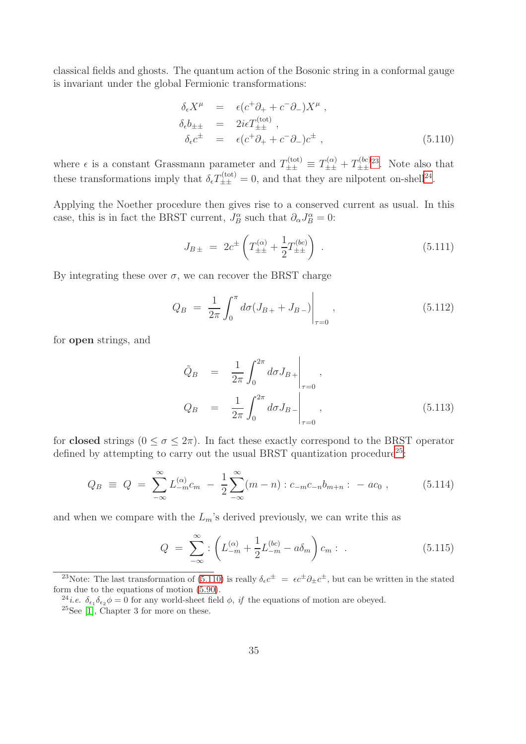classical fields and ghosts. The quantum action of the Bosonic string in a conformal gauge is invariant under the global Fermionic transformations:

$$
\begin{aligned}
\delta_\epsilon X^\mu &= \epsilon(c^+\partial_+ + c^-\partial_-)X^\mu \ , \\
\delta_\epsilon b_{\pm\pm} &= 2i\epsilon T^{(\mathrm{tot})}_{\pm\pm} \ , \\
\delta_\epsilon c^\pm &= \epsilon(c^+\partial_+ + c^-\partial_-)c^\pm \ ,
\end{aligned}
\tag{5.110}
$$

where $\epsilon$ is a constant Grassmann parameter and $T^{(\mathrm{tot})}_{\pm\pm} \equiv T^{(\alpha)}_{\pm\pm} + T^{(bc)}_{\pm\pm}$[23]. Note also that these transformations imply that $\delta_\epsilon T^{(\mathrm{tot})}_{\pm\pm} = 0$, and that they are nilpotent on-shell[24].

Applying the Noether procedure then gives rise to a conserved current as usual. In this case, this is in fact the BRST current, $J^\alpha_B$ such that $\partial_\alpha J^\alpha_B = 0$:

$$
J_{B\pm} \ = \ 2c^\pm \left( T^{(\alpha)}_{\pm\pm} + \frac{1}{2} T^{(bc)}_{\pm\pm} \right) \ . \tag{5.111}
$$

By integrating these over $\sigma$, we can recover the BRST charge

$$
Q_B \ = \ \frac{1}{2\pi} \int_0^\pi d\sigma (J_{B+} + J_{B-}) \bigg|_{\tau=0} \ , \tag{5.112}
$$

for **open** strings, and

$$
\begin{aligned}
\tilde{Q}_B &= \frac{1}{2\pi} \int_0^{2\pi} d\sigma J_{B+} \bigg|_{\tau=0} \ , \\
Q_B &= \frac{1}{2\pi} \int_0^{2\pi} d\sigma J_{B-} \bigg|_{\tau=0} \ ,
\end{aligned}
\tag{5.113}
$$

for **closed** strings ($0 \leq \sigma \leq 2\pi$). In fact these exactly correspond to the BRST operator defined by attempting to carry out the usual BRST quantization procedure[25]:

$$
Q_B \ \equiv \ Q \ = \ \sum_{-\infty}^{\infty} L^{(\alpha)}_{-m} c_m \ - \ \frac{1}{2} \sum_{-\infty}^{\infty} (m-n) : c_{-m} c_{-n} b_{m+n} : \ - \ a c_0 \ , \tag{5.114}
$$

and when we compare with the $L_m$'s derived previously, we can write this as

$$
Q \ = \ \sum_{-\infty}^{\infty} : \left( L^{(\alpha)}_{-m} + \frac{1}{2} L^{(bc)}_{-m} - a\delta_m \right) c_m : \ . \tag{5.115}
$$

---

[23] Note: The last transformation of (5.110) is really $\delta_\epsilon c^\pm \ = \ \epsilon c^\pm \partial_\pm c^\pm$, but can be written in the stated form due to the equations of motion (5.90).

[24] *i.e.* $\delta_{\epsilon_1} \delta_{\epsilon_2} \phi = 0$ for any world-sheet field $\phi$, *if* the equations of motion are obeyed.

[25] See [1], Chapter 3 for more on these.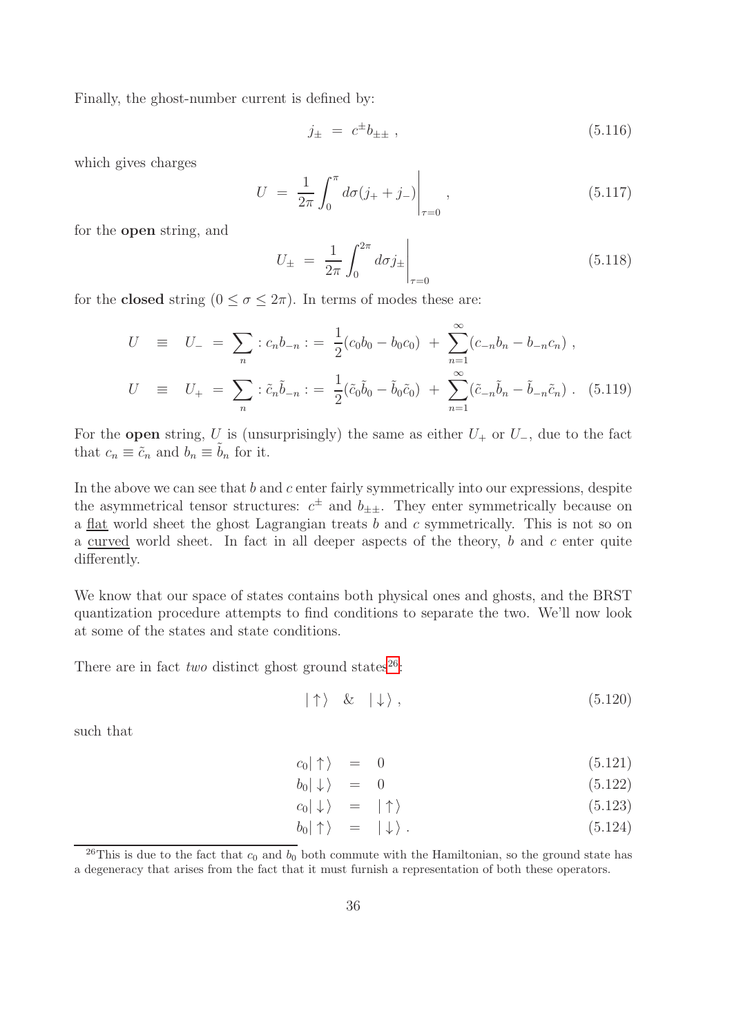Finally, the ghost-number current is defined by:

$$j_\pm \ = \ c^\pm b_{\pm\pm} \ , \tag{5.116}$$

which gives charges

$$U \ = \ \frac{1}{2\pi}\int_0^\pi d\sigma(j_+ + j_-)\bigg|_{\tau=0} \ , \tag{5.117}$$

for the **open** string, and

$$U_\pm \ = \ \frac{1}{2\pi}\int_0^{2\pi} d\sigma j_\pm\bigg|_{\tau=0} \tag{5.118}$$

for the **closed** string ($0 \le \sigma \le 2\pi$). In terms of modes these are:

$$\begin{aligned}
U \ &\equiv \ U_- \ = \ \sum_n : c_n b_{-n} : \ = \ \frac{1}{2}(c_0 b_0 - b_0 c_0) \ + \ \sum_{n=1}^{\infty}(c_{-n} b_n - b_{-n} c_n) \ , \\
U \ &\equiv \ U_+ \ = \ \sum_n : \tilde{c}_n \tilde{b}_{-n} : \ = \ \frac{1}{2}(\tilde{c}_0 \tilde{b}_0 - \tilde{b}_0 \tilde{c}_0) \ + \ \sum_{n=1}^{\infty}(\tilde{c}_{-n} \tilde{b}_n - \tilde{b}_{-n} \tilde{c}_n) \ .
\end{aligned} \tag{5.119}$$

For the **open** string, $U$ is (unsurprisingly) the same as either $U_+$ or $U_-$, due to the fact that $c_n \equiv \tilde{c}_n$ and $b_n \equiv \tilde{b}_n$ for it.

In the above we can see that $b$ and $c$ enter fairly symmetrically into our expressions, despite the asymmetrical tensor structures: $c^\pm$ and $b_{\pm\pm}$. They enter symmetrically because on a flat world sheet the ghost Lagrangian treats $b$ and $c$ symmetrically. This is not so on a curved world sheet. In fact in all deeper aspects of the theory, $b$ and $c$ enter quite differently.

We know that our space of states contains both physical ones and ghosts, and the BRST quantization procedure attempts to find conditions to separate the two. We'll now look at some of the states and state conditions.

There are in fact *two* distinct ghost ground states[26]:

$$|\uparrow\rangle \quad \& \quad |\downarrow\rangle \ , \tag{5.120}$$

such that

$$c_0|\uparrow\rangle \ = \ 0 \tag{5.121}$$

$$b_0|\downarrow\rangle \ = \ 0 \tag{5.122}$$

$$c_0|\downarrow\rangle \ = \ |\uparrow\rangle \tag{5.123}$$

$$b_0|\uparrow\rangle \ = \ |\downarrow\rangle \ . \tag{5.124}$$

[26] This is due to the fact that $c_0$ and $b_0$ both commute with the Hamiltonian, so the ground state has a degeneracy that arises from the fact that it must furnish a representation of both these operators.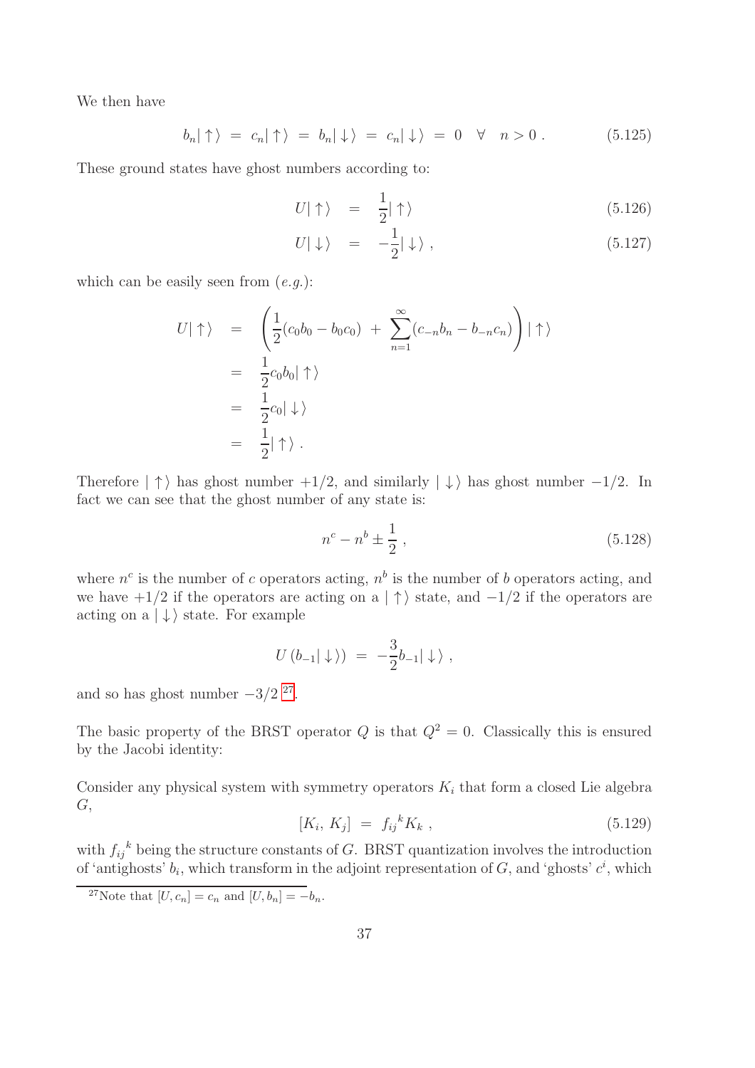We then have

$$b_n|\uparrow\rangle \;=\; c_n|\uparrow\rangle \;=\; b_n|\downarrow\rangle \;=\; c_n|\downarrow\rangle \;=\; 0 \quad \forall \quad n>0\ . \tag{5.125}$$

These ground states have ghost numbers according to:

$$U|\uparrow\rangle \;=\; \frac{1}{2}|\uparrow\rangle \tag{5.126}$$

$$U|\downarrow\rangle \;=\; -\frac{1}{2}|\downarrow\rangle\ , \tag{5.127}$$

which can be easily seen from (*e.g.*):

$$\begin{aligned}
U|\uparrow\rangle &= \left(\frac{1}{2}(c_0b_0 - b_0c_0) \;+\; \sum_{n=1}^{\infty}(c_{-n}b_n - b_{-n}c_n)\right)|\uparrow\rangle \\
&= \frac{1}{2}c_0b_0|\uparrow\rangle \\
&= \frac{1}{2}c_0|\downarrow\rangle \\
&= \frac{1}{2}|\uparrow\rangle\ .
\end{aligned}$$

Therefore $|\uparrow\rangle$ has ghost number $+1/2$, and similarly $|\downarrow\rangle$ has ghost number $-1/2$. In fact we can see that the ghost number of any state is:

$$n^c - n^b \pm \frac{1}{2}\ , \tag{5.128}$$

where $n^c$ is the number of $c$ operators acting, $n^b$ is the number of $b$ operators acting, and we have $+1/2$ if the operators are acting on a $|\uparrow\rangle$ state, and $-1/2$ if the operators are acting on a $|\downarrow\rangle$ state. For example

$$U\left(b_{-1}|\downarrow\rangle\right) \;=\; -\frac{3}{2}b_{-1}|\downarrow\rangle\ ,$$

and so has ghost number $-3/2$ [27].

The basic property of the BRST operator $Q$ is that $Q^2 = 0$. Classically this is ensured by the Jacobi identity:

Consider any physical system with symmetry operators $K_i$ that form a closed Lie algebra $G$,

$$[K_i,\, K_j] \;=\; f_{ij}{}^{k}K_k\ , \tag{5.129}$$

with $f_{ij}{}^{k}$ being the structure constants of $G$. BRST quantization involves the introduction of 'antighosts' $b_i$, which transform in the adjoint representation of $G$, and 'ghosts' $c^i$, which

[27] Note that $[U, c_n] = c_n$ and $[U, b_n] = -b_n$.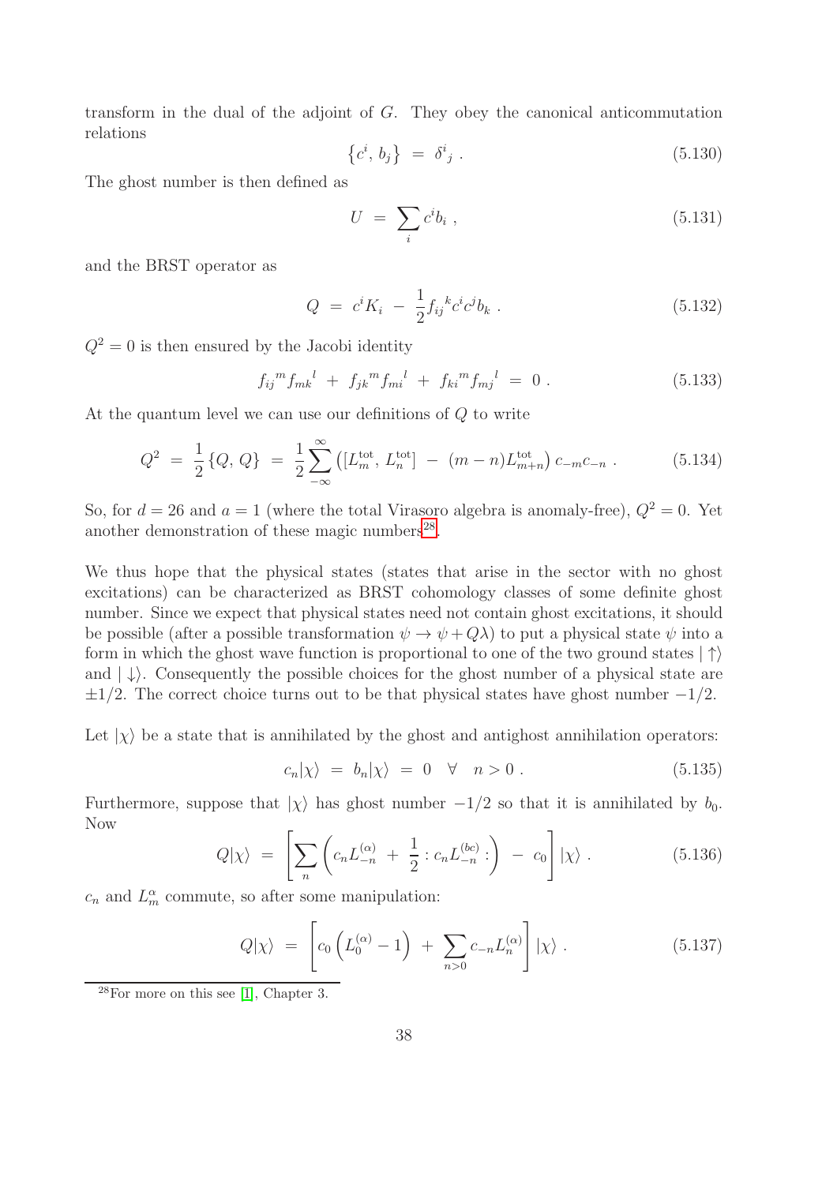transform in the dual of the adjoint of $G$. They obey the canonical anticommutation relations

$$\left\{c^i, b_j\right\} \;=\; \delta^i{}_j \;. \tag{5.130}$$

The ghost number is then defined as

$$U \;=\; \sum_i c^i b_i \;, \tag{5.131}$$

and the BRST operator as

$$Q \;=\; c^i K_i \;-\; \frac{1}{2} f_{ij}{}^k c^i c^j b_k \;. \tag{5.132}$$

$Q^2 = 0$ is then ensured by the Jacobi identity

$$f_{ij}{}^m f_{mk}{}^l \;+\; f_{jk}{}^m f_{mi}{}^l \;+\; f_{ki}{}^m f_{mj}{}^l \;=\; 0 \;. \tag{5.133}$$

At the quantum level we can use our definitions of $Q$ to write

$$Q^2 \;=\; \frac{1}{2}\left\{Q, Q\right\} \;=\; \frac{1}{2}\sum_{-\infty}^{\infty}\left([L_m^{\text{tot}}, L_n^{\text{tot}}] \;-\; (m-n)L_{m+n}^{\text{tot}}\right) c_{-m} c_{-n} \;. \tag{5.134}$$

So, for $d = 26$ and $a = 1$ (where the total Virasoro algebra is anomaly-free), $Q^2 = 0$. Yet another demonstration of these magic numbers[28].

We thus hope that the physical states (states that arise in the sector with no ghost excitations) can be characterized as BRST cohomology classes of some definite ghost number. Since we expect that physical states need not contain ghost excitations, it should be possible (after a possible transformation $\psi \to \psi + Q\lambda$) to put a physical state $\psi$ into a form in which the ghost wave function is proportional to one of the two ground states $|\uparrow\rangle$ and $|\downarrow\rangle$. Consequently the possible choices for the ghost number of a physical state are $\pm 1/2$. The correct choice turns out to be that physical states have ghost number $-1/2$.

Let $|\chi\rangle$ be a state that is annihilated by the ghost and antighost annihilation operators:

$$c_n|\chi\rangle \;=\; b_n|\chi\rangle \;=\; 0 \quad \forall \quad n > 0 \;. \tag{5.135}$$

Furthermore, suppose that $|\chi\rangle$ has ghost number $-1/2$ so that it is annihilated by $b_0$. Now

$$Q|\chi\rangle \;=\; \left[\sum_n \left(c_n L_{-n}^{(\alpha)} \;+\; \frac{1}{2} : c_n L_{-n}^{(bc)} :\right) \;-\; c_0\right]|\chi\rangle \;. \tag{5.136}$$

$c_n$ and $L_m^{\alpha}$ commute, so after some manipulation:

$$Q|\chi\rangle \;=\; \left[c_0\left(L_0^{(\alpha)} - 1\right) \;+\; \sum_{n>0} c_{-n} L_n^{(\alpha)}\right]|\chi\rangle \;. \tag{5.137}$$

[28]For more on this see [1], Chapter 3.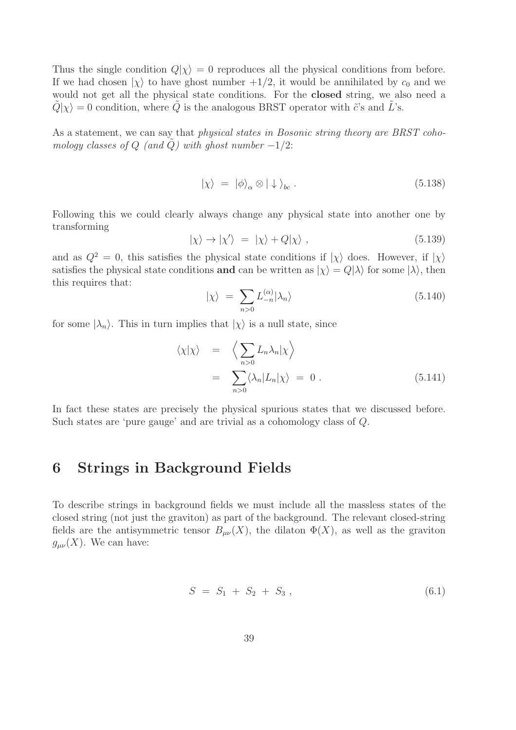Thus the single condition $Q|\chi\rangle = 0$ reproduces all the physical conditions from before. If we had chosen $|\chi\rangle$ to have ghost number $+1/2$, it would be annihilated by $c_0$ and we would not get all the physical state conditions. For the **closed** string, we also need a $\tilde{Q}|\chi\rangle = 0$ condition, where $\tilde{Q}$ is the analogous BRST operator with $\tilde{c}$'s and $\tilde{L}$'s.

As a statement, we can say that *physical states in Bosonic string theory are BRST cohomology classes of $Q$ (and $\tilde{Q}$) with ghost number $-1/2$*:

$$|\chi\rangle \;=\; |\phi\rangle_{\alpha} \otimes |\downarrow\rangle_{bc}\;. \tag{5.138}$$

Following this we could clearly always change any physical state into another one by transforming

$$|\chi\rangle \to |\chi'\rangle \;=\; |\chi\rangle + Q|\chi\rangle\;, \tag{5.139}$$

and as $Q^2 = 0$, this satisfies the physical state conditions if $|\chi\rangle$ does. However, if $|\chi\rangle$ satisfies the physical state conditions **and** can be written as $|\chi\rangle = Q|\lambda\rangle$ for some $|\lambda\rangle$, then this requires that:

$$|\chi\rangle \;=\; \sum_{n>0} L_{-n}^{(\alpha)}|\lambda_n\rangle \tag{5.140}$$

for some $|\lambda_n\rangle$. This in turn implies that $|\chi\rangle$ is a null state, since

$$\begin{aligned}
\langle\chi|\chi\rangle \;&=\; \Big\langle \sum_{n>0} L_n \lambda_n |\chi\Big\rangle \\
&=\; \sum_{n>0} \langle\lambda_n|L_n|\chi\rangle \;=\; 0\;.
\end{aligned} \tag{5.141}$$

In fact these states are precisely the physical spurious states that we discussed before. Such states are 'pure gauge' and are trivial as a cohomology class of $Q$.

# 6 Strings in Background Fields

To describe strings in background fields we must include all the massless states of the closed string (not just the graviton) as part of the background. The relevant closed-string fields are the antisymmetric tensor $B_{\mu\nu}(X)$, the dilaton $\Phi(X)$, as well as the graviton $g_{\mu\nu}(X)$. We can have:

$$S \;=\; S_1 \;+\; S_2 \;+\; S_3\;, \tag{6.1}$$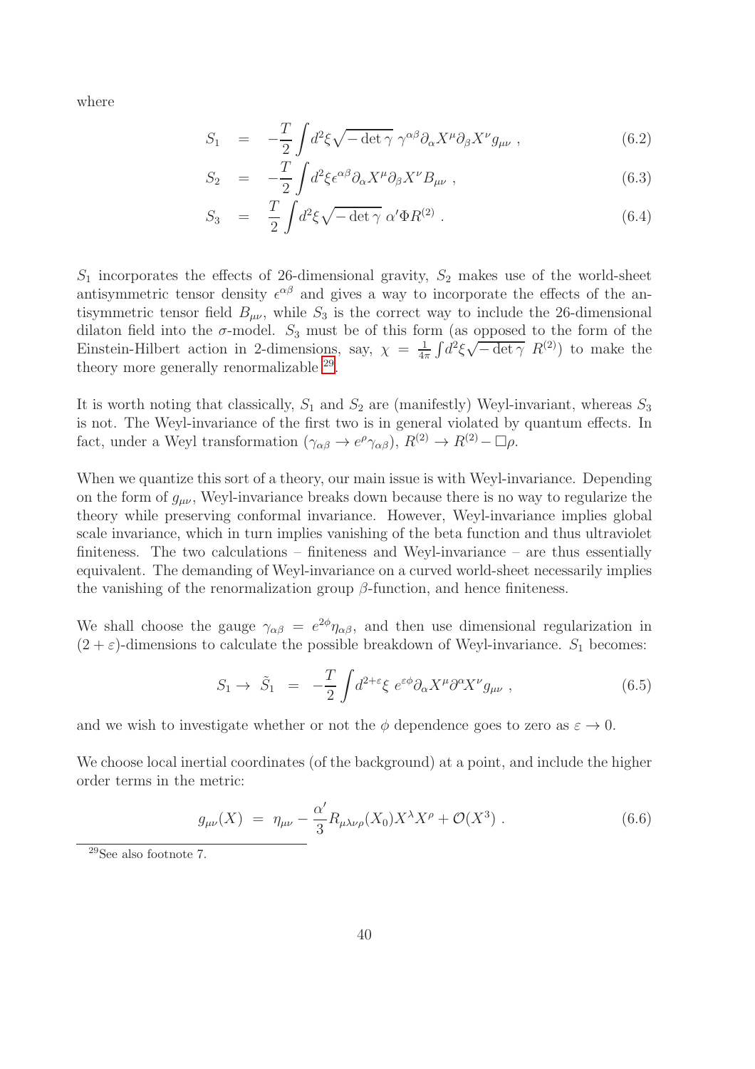where

$$S_1 = -\frac{T}{2}\int d^2\xi \sqrt{-\det\gamma}\;\gamma^{\alpha\beta}\partial_\alpha X^\mu \partial_\beta X^\nu g_{\mu\nu}\;, \tag{6.2}$$

$$S_2 = -\frac{T}{2}\int d^2\xi \epsilon^{\alpha\beta}\partial_\alpha X^\mu \partial_\beta X^\nu B_{\mu\nu}\;, \tag{6.3}$$

$$S_3 = \frac{T}{2}\int d^2\xi \sqrt{-\det\gamma}\;\alpha'\Phi R^{(2)}\;. \tag{6.4}$$

$S_1$ incorporates the effects of 26-dimensional gravity, $S_2$ makes use of the world-sheet antisymmetric tensor density $\epsilon^{\alpha\beta}$ and gives a way to incorporate the effects of the antisymmetric tensor field $B_{\mu\nu}$, while $S_3$ is the correct way to include the 26-dimensional dilaton field into the $\sigma$-model. $S_3$ must be of this form (as opposed to the form of the Einstein-Hilbert action in 2-dimensions, say, $\chi = \frac{1}{4\pi}\int d^2\xi \sqrt{-\det\gamma}\; R^{(2)}$) to make the theory more generally renormalizable [29].

It is worth noting that classically, $S_1$ and $S_2$ are (manifestly) Weyl-invariant, whereas $S_3$ is not. The Weyl-invariance of the first two is in general violated by quantum effects. In fact, under a Weyl transformation ($\gamma_{\alpha\beta} \to e^\rho \gamma_{\alpha\beta}$), $R^{(2)} \to R^{(2)} - \Box\rho$.

When we quantize this sort of a theory, our main issue is with Weyl-invariance. Depending on the form of $g_{\mu\nu}$, Weyl-invariance breaks down because there is no way to regularize the theory while preserving conformal invariance. However, Weyl-invariance implies global scale invariance, which in turn implies vanishing of the beta function and thus ultraviolet finiteness. The two calculations – finiteness and Weyl-invariance – are thus essentially equivalent. The demanding of Weyl-invariance on a curved world-sheet necessarily implies the vanishing of the renormalization group $\beta$-function, and hence finiteness.

We shall choose the gauge $\gamma_{\alpha\beta} = e^{2\phi}\eta_{\alpha\beta}$, and then use dimensional regularization in $(2+\varepsilon)$-dimensions to calculate the possible breakdown of Weyl-invariance. $S_1$ becomes:

$$S_1 \to \tilde{S}_1 = -\frac{T}{2}\int d^{2+\varepsilon}\xi\; e^{\varepsilon\phi}\partial_\alpha X^\mu \partial^\alpha X^\nu g_{\mu\nu}\;, \tag{6.5}$$

and we wish to investigate whether or not the $\phi$ dependence goes to zero as $\varepsilon \to 0$.

We choose local inertial coordinates (of the background) at a point, and include the higher order terms in the metric:

$$g_{\mu\nu}(X) = \eta_{\mu\nu} - \frac{\alpha'}{3}R_{\mu\lambda\nu\rho}(X_0)X^\lambda X^\rho + \mathcal{O}(X^3)\;. \tag{6.6}$$

[29] See also footnote 7.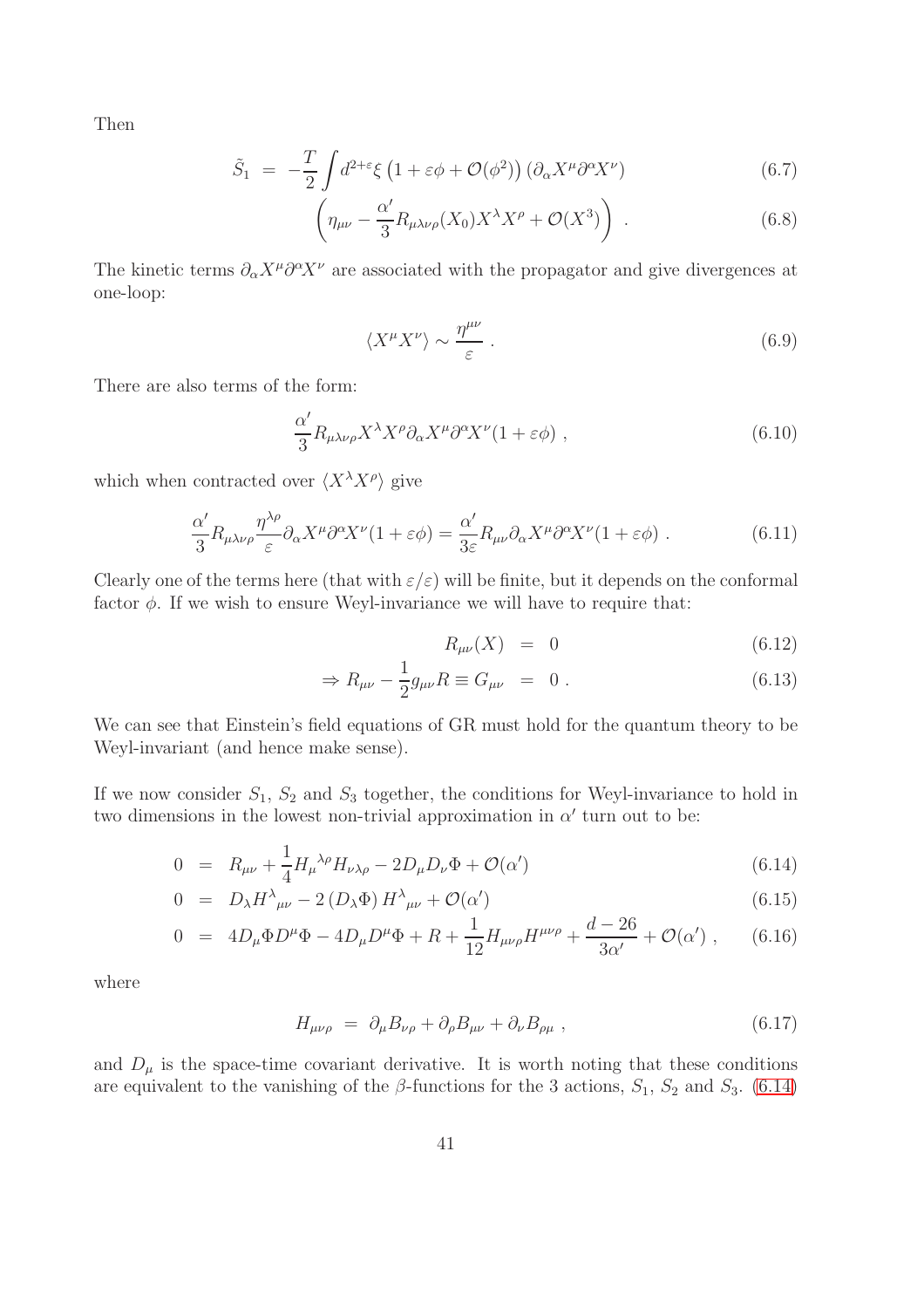Then

$$\tilde{S}_1 = -\frac{T}{2}\int d^{2+\varepsilon}\xi \left(1+\varepsilon\phi+\mathcal{O}(\phi^2)\right)\left(\partial_\alpha X^\mu \partial^\alpha X^\nu\right) \tag{6.7}$$

$$\left(\eta_{\mu\nu} - \frac{\alpha'}{3}R_{\mu\lambda\nu\rho}(X_0)X^\lambda X^\rho + \mathcal{O}(X^3)\right) . \tag{6.8}$$

The kinetic terms $\partial_\alpha X^\mu \partial^\alpha X^\nu$ are associated with the propagator and give divergences at one-loop:

$$\langle X^\mu X^\nu \rangle \sim \frac{\eta^{\mu\nu}}{\varepsilon} . \tag{6.9}$$

There are also terms of the form:

$$\frac{\alpha'}{3}R_{\mu\lambda\nu\rho}X^\lambda X^\rho \partial_\alpha X^\mu \partial^\alpha X^\nu (1+\varepsilon\phi) , \tag{6.10}$$

which when contracted over $\langle X^\lambda X^\rho \rangle$ give

$$\frac{\alpha'}{3}R_{\mu\lambda\nu\rho}\frac{\eta^{\lambda\rho}}{\varepsilon}\partial_\alpha X^\mu \partial^\alpha X^\nu (1+\varepsilon\phi) = \frac{\alpha'}{3\varepsilon}R_{\mu\nu}\partial_\alpha X^\mu \partial^\alpha X^\nu (1+\varepsilon\phi) . \tag{6.11}$$

Clearly one of the terms here (that with $\varepsilon/\varepsilon$) will be finite, but it depends on the conformal factor $\phi$. If we wish to ensure Weyl-invariance we will have to require that:

$$R_{\mu\nu}(X) = 0 \tag{6.12}$$

$$\Rightarrow R_{\mu\nu} - \frac{1}{2}g_{\mu\nu}R \equiv G_{\mu\nu} = 0 . \tag{6.13}$$

We can see that Einstein's field equations of GR must hold for the quantum theory to be Weyl-invariant (and hence make sense).

If we now consider $S_1$, $S_2$ and $S_3$ together, the conditions for Weyl-invariance to hold in two dimensions in the lowest non-trivial approximation in $\alpha'$ turn out to be:

$$0 = R_{\mu\nu} + \frac{1}{4}H_\mu{}^{\lambda\rho}H_{\nu\lambda\rho} - 2D_\mu D_\nu \Phi + \mathcal{O}(\alpha') \tag{6.14}$$

$$0 = D_\lambda H^\lambda{}_{\mu\nu} - 2\left(D_\lambda \Phi\right)H^\lambda{}_{\mu\nu} + \mathcal{O}(\alpha') \tag{6.15}$$

$$0 = 4D_\mu \Phi D^\mu \Phi - 4D_\mu D^\mu \Phi + R + \frac{1}{12}H_{\mu\nu\rho}H^{\mu\nu\rho} + \frac{d-26}{3\alpha'} + \mathcal{O}(\alpha') , \tag{6.16}$$

where

$$H_{\mu\nu\rho} = \partial_\mu B_{\nu\rho} + \partial_\rho B_{\mu\nu} + \partial_\nu B_{\rho\mu} , \tag{6.17}$$

and $D_\mu$ is the space-time covariant derivative. It is worth noting that these conditions are equivalent to the vanishing of the $\beta$-functions for the 3 actions, $S_1$, $S_2$ and $S_3$. (6.14)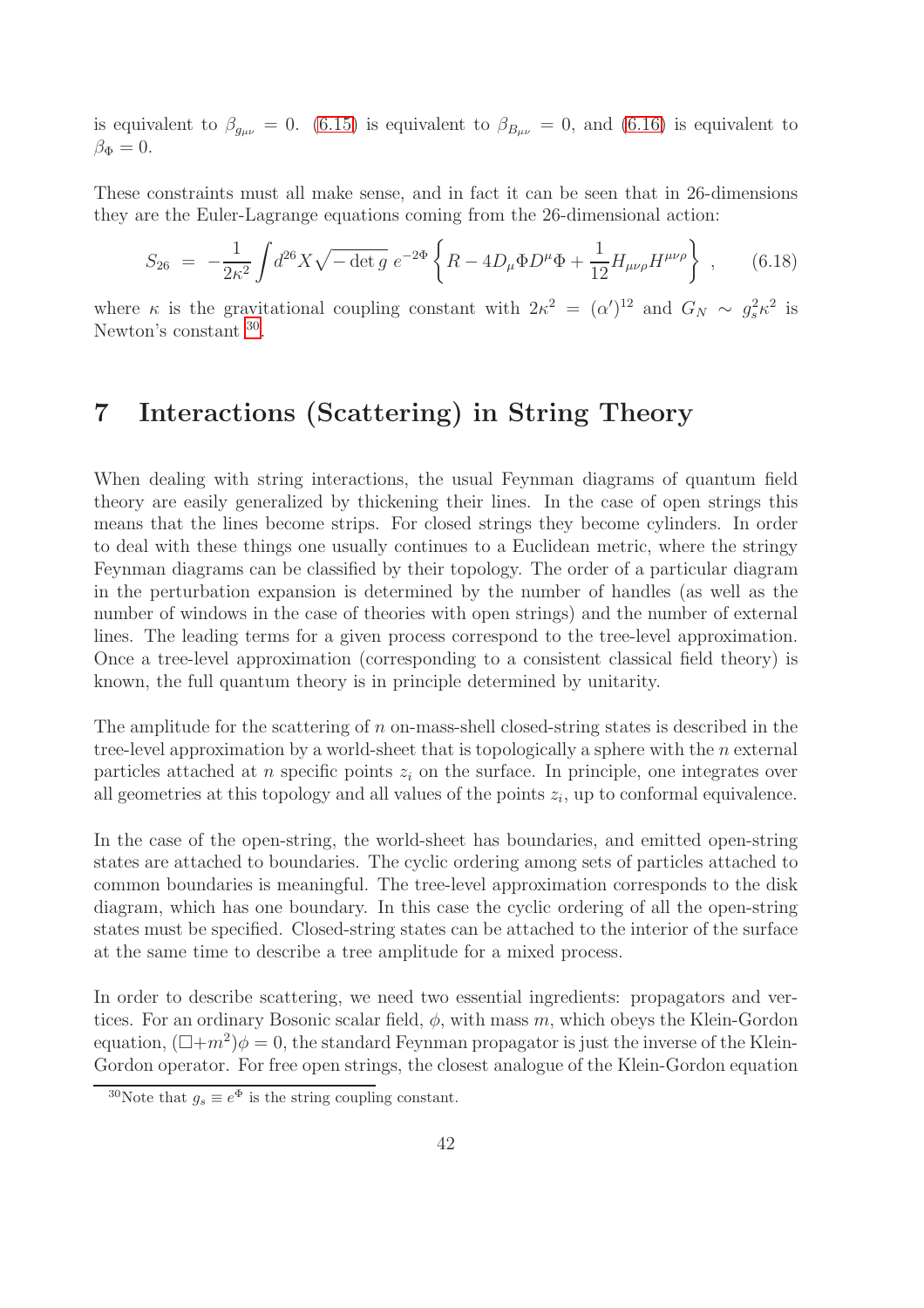is equivalent to $\beta_{g_{\mu\nu}} = 0$. (6.15) is equivalent to $\beta_{B_{\mu\nu}} = 0$, and (6.16) is equivalent to $\beta_\Phi = 0$.

These constraints must all make sense, and in fact it can be seen that in 26-dimensions they are the Euler-Lagrange equations coming from the 26-dimensional action:

$$S_{26} \;=\; -\frac{1}{2\kappa^2}\int d^{26}X\sqrt{-\det g}\; e^{-2\Phi}\left\{R - 4D_\mu\Phi D^\mu\Phi + \frac{1}{12}H_{\mu\nu\rho}H^{\mu\nu\rho}\right\}\;, \qquad (6.18)$$

where $\kappa$ is the gravitational coupling constant with $2\kappa^2 = (\alpha')^{12}$ and $G_N \sim g_s^2\kappa^2$ is Newton's constant [30].

# 7 Interactions (Scattering) in String Theory

When dealing with string interactions, the usual Feynman diagrams of quantum field theory are easily generalized by thickening their lines. In the case of open strings this means that the lines become strips. For closed strings they become cylinders. In order to deal with these things one usually continues to a Euclidean metric, where the stringy Feynman diagrams can be classified by their topology. The order of a particular diagram in the perturbation expansion is determined by the number of handles (as well as the number of windows in the case of theories with open strings) and the number of external lines. The leading terms for a given process correspond to the tree-level approximation. Once a tree-level approximation (corresponding to a consistent classical field theory) is known, the full quantum theory is in principle determined by unitarity.

The amplitude for the scattering of $n$ on-mass-shell closed-string states is described in the tree-level approximation by a world-sheet that is topologically a sphere with the $n$ external particles attached at $n$ specific points $z_i$ on the surface. In principle, one integrates over all geometries at this topology and all values of the points $z_i$, up to conformal equivalence.

In the case of the open-string, the world-sheet has boundaries, and emitted open-string states are attached to boundaries. The cyclic ordering among sets of particles attached to common boundaries is meaningful. The tree-level approximation corresponds to the disk diagram, which has one boundary. In this case the cyclic ordering of all the open-string states must be specified. Closed-string states can be attached to the interior of the surface at the same time to describe a tree amplitude for a mixed process.

In order to describe scattering, we need two essential ingredients: propagators and vertices. For an ordinary Bosonic scalar field, $\phi$, with mass $m$, which obeys the Klein-Gordon equation, $(\Box + m^2)\phi = 0$, the standard Feynman propagator is just the inverse of the Klein-Gordon operator. For free open strings, the closest analogue of the Klein-Gordon equation

[30] Note that $g_s \equiv e^\Phi$ is the string coupling constant.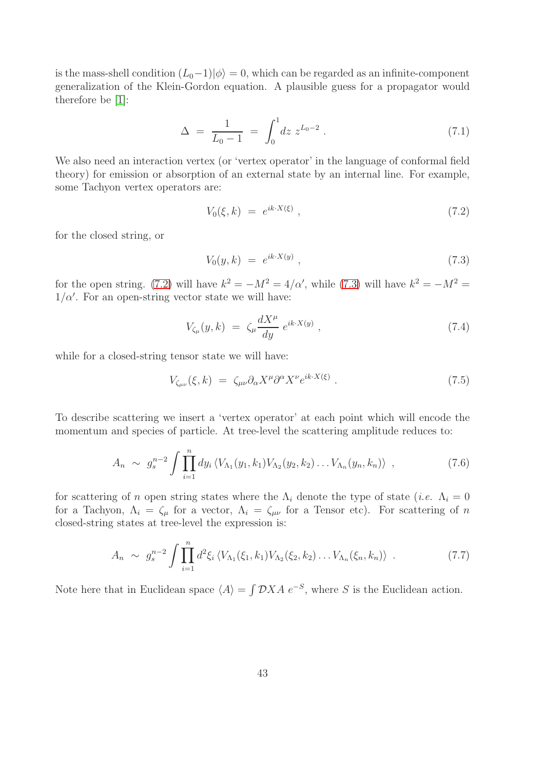is the mass-shell condition $(L_0-1)|\phi\rangle = 0$, which can be regarded as an infinite-component generalization of the Klein-Gordon equation. A plausible guess for a propagator would therefore be [1]:

$$\Delta \;=\; \frac{1}{L_0 - 1} \;=\; \int_0^1 dz\; z^{L_0 - 2}\;. \tag{7.1}$$

We also need an interaction vertex (or 'vertex operator' in the language of conformal field theory) for emission or absorption of an external state by an internal line. For example, some Tachyon vertex operators are:

$$V_0(\xi, k) \;=\; e^{ik\cdot X(\xi)}\;, \tag{7.2}$$

for the closed string, or

$$V_0(y, k) \;=\; e^{ik\cdot X(y)}\;, \tag{7.3}$$

for the open string. (7.2) will have $k^2 = -M^2 = 4/\alpha'$, while (7.3) will have $k^2 = -M^2 = 1/\alpha'$. For an open-string vector state we will have:

$$V_{\zeta_\mu}(y, k) \;=\; \zeta_\mu \frac{dX^\mu}{dy}\; e^{ik\cdot X(y)}\;, \tag{7.4}$$

while for a closed-string tensor state we will have:

$$V_{\zeta_{\mu\nu}}(\xi, k) \;=\; \zeta_{\mu\nu}\partial_\alpha X^\mu \partial^\alpha X^\nu e^{ik\cdot X(\xi)}\;. \tag{7.5}$$

To describe scattering we insert a 'vertex operator' at each point which will encode the momentum and species of particle. At tree-level the scattering amplitude reduces to:

$$A_n \;\sim\; g_s^{n-2} \int \prod_{i=1}^{n} dy_i \,\langle V_{\Lambda_1}(y_1, k_1) V_{\Lambda_2}(y_2, k_2) \ldots V_{\Lambda_n}(y_n, k_n)\rangle\;\;, \tag{7.6}$$

for scattering of $n$ open string states where the $\Lambda_i$ denote the type of state (*i.e.* $\Lambda_i = 0$ for a Tachyon, $\Lambda_i = \zeta_\mu$ for a vector, $\Lambda_i = \zeta_{\mu\nu}$ for a Tensor etc). For scattering of $n$ closed-string states at tree-level the expression is:

$$A_n \;\sim\; g_s^{n-2} \int \prod_{i=1}^{n} d^2\xi_i \,\langle V_{\Lambda_1}(\xi_1, k_1) V_{\Lambda_2}(\xi_2, k_2) \ldots V_{\Lambda_n}(\xi_n, k_n)\rangle\;\;. \tag{7.7}$$

Note here that in Euclidean space $\langle A\rangle = \int \mathcal{D}X A\; e^{-S}$, where $S$ is the Euclidean action.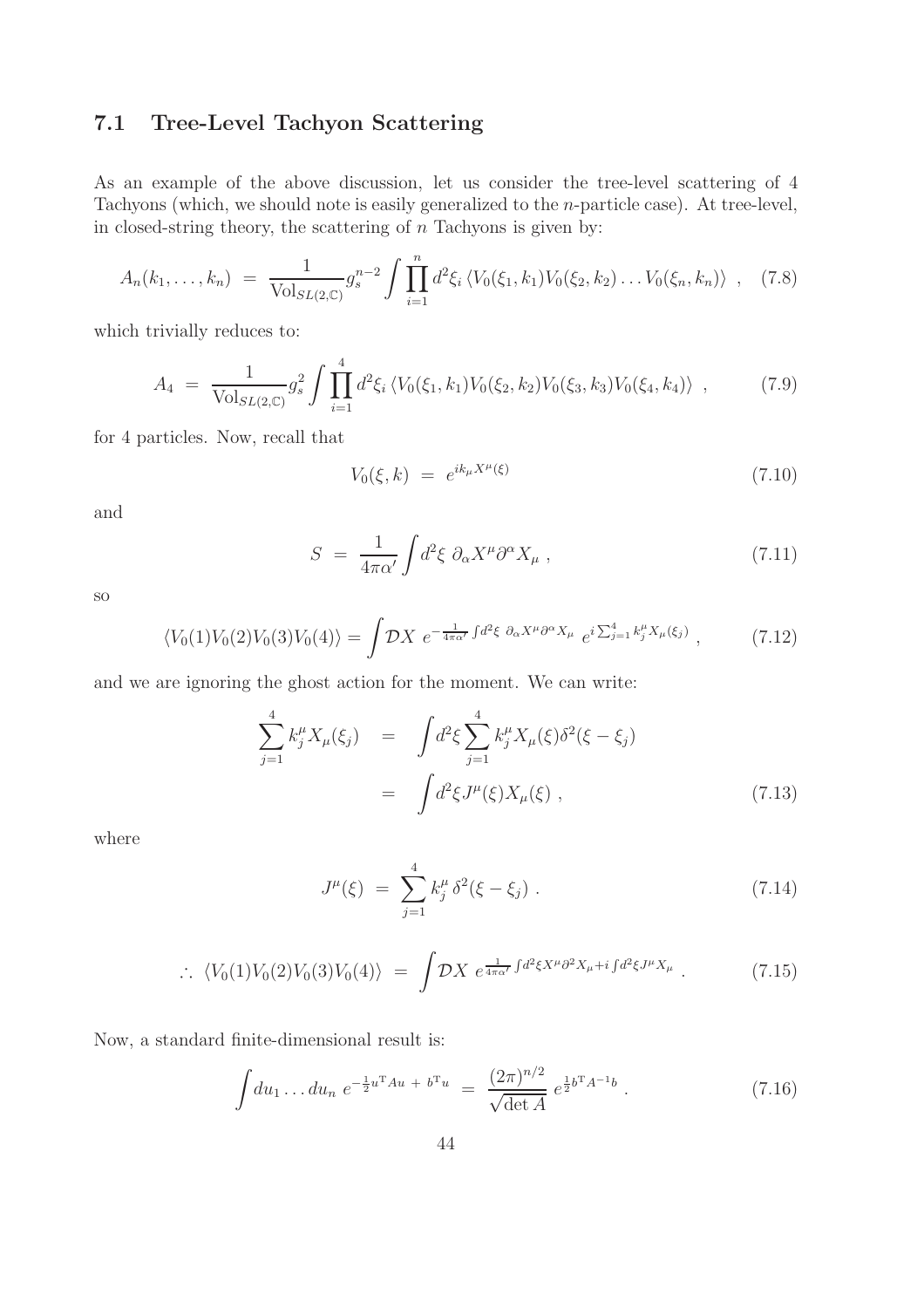### 7.1 Tree-Level Tachyon Scattering

As an example of the above discussion, let us consider the tree-level scattering of 4 Tachyons (which, we should note is easily generalized to the $n$-particle case). At tree-level, in closed-string theory, the scattering of $n$ Tachyons is given by:

$$A_n(k_1, \ldots, k_n) \;=\; \frac{1}{\mathrm{Vol}_{SL(2,\mathbb{C})}} g_s^{n-2} \int \prod_{i=1}^{n} d^2\xi_i \, \langle V_0(\xi_1, k_1) V_0(\xi_2, k_2) \ldots V_0(\xi_n, k_n) \rangle \;\;, \quad (7.8)$$

which trivially reduces to:

$$A_4 \;=\; \frac{1}{\mathrm{Vol}_{SL(2,\mathbb{C})}} g_s^{2} \int \prod_{i=1}^{4} d^2\xi_i \, \langle V_0(\xi_1, k_1) V_0(\xi_2, k_2) V_0(\xi_3, k_3) V_0(\xi_4, k_4) \rangle \;\;, \quad (7.9)$$

for 4 particles. Now, recall that

$$V_0(\xi, k) \;=\; e^{ik_\mu X^\mu(\xi)} \quad (7.10)$$

and

$$S \;=\; \frac{1}{4\pi\alpha'} \int d^2\xi \; \partial_\alpha X^\mu \partial^\alpha X_\mu \;, \quad (7.11)$$

so

$$\langle V_0(1) V_0(2) V_0(3) V_0(4) \rangle = \int \mathcal{D}X \; e^{-\frac{1}{4\pi\alpha'} \int d^2\xi \; \partial_\alpha X^\mu \partial^\alpha X_\mu} \; e^{i \sum_{j=1}^{4} k_j^\mu X_\mu(\xi_j)} \;, \quad (7.12)$$

and we are ignoring the ghost action for the moment. We can write:

$$\begin{aligned} \sum_{j=1}^{4} k_j^\mu X_\mu(\xi_j) \;\; &= \;\; \int d^2\xi \sum_{j=1}^{4} k_j^\mu X_\mu(\xi) \delta^2(\xi - \xi_j) \\ &= \;\; \int d^2\xi J^\mu(\xi) X_\mu(\xi) \;, \end{aligned} \quad (7.13)$$

where

$$J^\mu(\xi) \;=\; \sum_{j=1}^{4} k_j^\mu \, \delta^2(\xi - \xi_j) \;. \quad (7.14)$$

$$\therefore \; \langle V_0(1) V_0(2) V_0(3) V_0(4) \rangle \;=\; \int \mathcal{D}X \; e^{\frac{1}{4\pi\alpha'} \int d^2\xi X^\mu \partial^2 X_\mu + i \int d^2\xi J^\mu X_\mu} \;. \quad (7.15)$$

Now, a standard finite-dimensional result is:

$$\int du_1 \ldots du_n \; e^{-\frac{1}{2} u^{\mathrm{T}} A u \; + \; b^{\mathrm{T}} u} \;=\; \frac{(2\pi)^{n/2}}{\sqrt{\det A}} \; e^{\frac{1}{2} b^{\mathrm{T}} A^{-1} b} \;. \quad (7.16)$$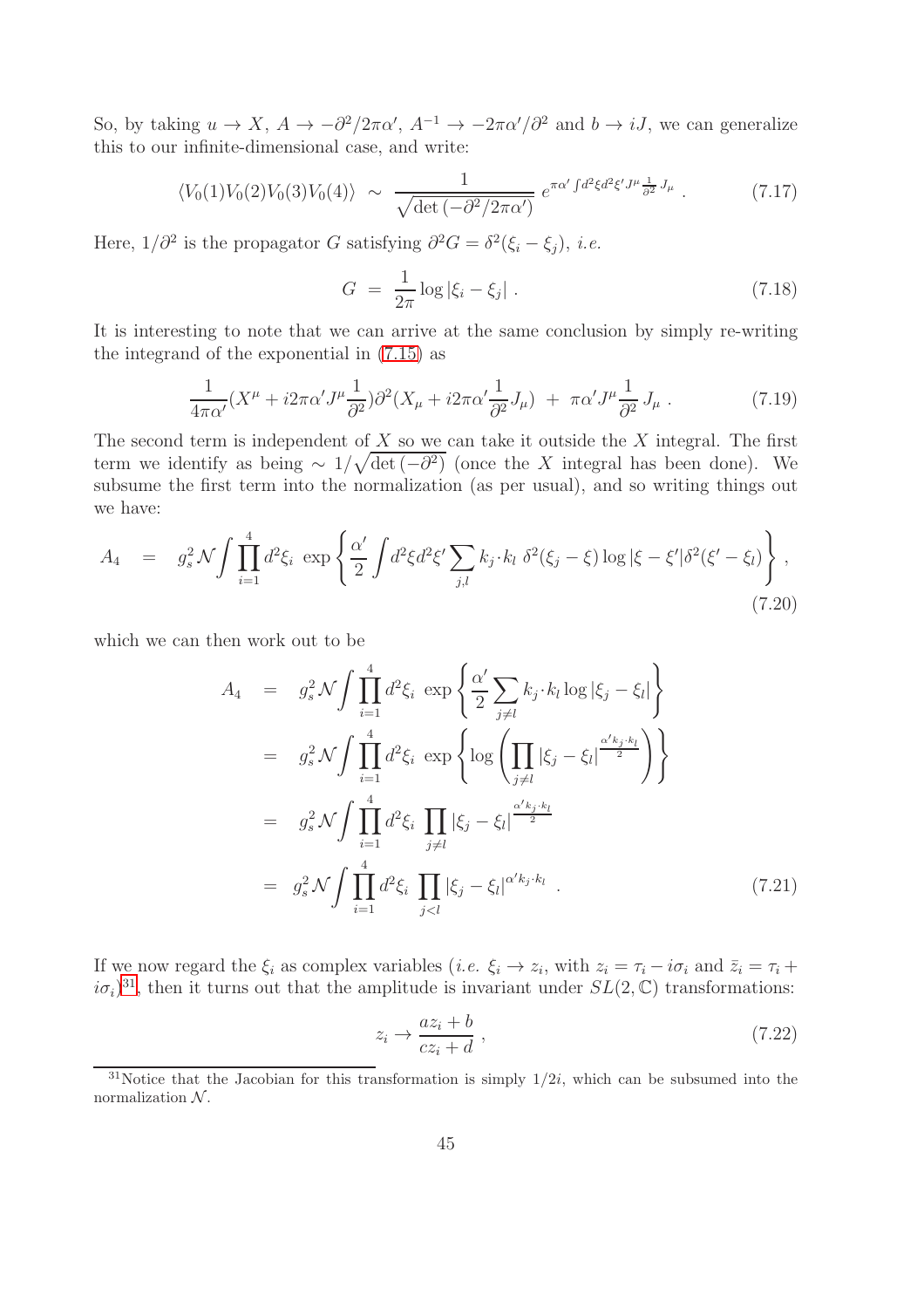So, by taking $u \to X$, $A \to -\partial^2/2\pi\alpha'$, $A^{-1} \to -2\pi\alpha'/\partial^2$ and $b \to iJ$, we can generalize this to our infinite-dimensional case, and write:

$$\langle V_0(1)V_0(2)V_0(3)V_0(4)\rangle \;\sim\; \frac{1}{\sqrt{\det\left(-\partial^2/2\pi\alpha'\right)}}\; e^{\pi\alpha'\int d^2\xi d^2\xi' J^\mu \frac{1}{\partial^2} J_\mu} \; . \tag{7.17}$$

Here, $1/\partial^2$ is the propagator $G$ satisfying $\partial^2 G = \delta^2(\xi_i - \xi_j)$, *i.e.*

$$G \;=\; \frac{1}{2\pi}\log|\xi_i - \xi_j| \; . \tag{7.18}$$

It is interesting to note that we can arrive at the same conclusion by simply re-writing the integrand of the exponential in (7.15) as

$$\frac{1}{4\pi\alpha'}(X^\mu + i2\pi\alpha' J^\mu \frac{1}{\partial^2})\partial^2(X_\mu + i2\pi\alpha'\frac{1}{\partial^2}J_\mu) \;+\; \pi\alpha' J^\mu \frac{1}{\partial^2}\, J_\mu \; . \tag{7.19}$$

The second term is independent of $X$ so we can take it outside the $X$ integral. The first term we identify as being $\sim 1/\sqrt{\det\left(-\partial^2\right)}$ (once the $X$ integral has been done). We subsume the first term into the normalization (as per usual), and so writing things out we have:

$$A_4 \;\;=\;\; g_s^2\,\mathcal{N}\!\int\prod_{i=1}^{4} d^2\xi_i\;\exp\left\{\frac{\alpha'}{2}\int d^2\xi d^2\xi' \sum_{j,l} k_j\!\cdot\! k_l\;\delta^2(\xi_j - \xi)\log|\xi - \xi'|\delta^2(\xi' - \xi_l)\right\}\,, \tag{7.20}$$

which we can then work out to be

$$\begin{aligned}
A_4 \;\;&=\;\; g_s^2\,\mathcal{N}\!\int\prod_{i=1}^{4} d^2\xi_i\;\exp\left\{\frac{\alpha'}{2}\sum_{j\neq l} k_j\!\cdot\! k_l\log|\xi_j - \xi_l|\right\} \\
&=\;\; g_s^2\,\mathcal{N}\!\int\prod_{i=1}^{4} d^2\xi_i\;\exp\left\{\log\left(\prod_{j\neq l}|\xi_j - \xi_l|^{\frac{\alpha' k_j\cdot k_l}{2}}\right)\right\} \\
&=\;\; g_s^2\,\mathcal{N}\!\int\prod_{i=1}^{4} d^2\xi_i\;\prod_{j\neq l}|\xi_j - \xi_l|^{\frac{\alpha' k_j\cdot k_l}{2}} \\
&=\;\; g_s^2\,\mathcal{N}\!\int\prod_{i=1}^{4} d^2\xi_i\;\prod_{j< l}|\xi_j - \xi_l|^{\alpha' k_j\cdot k_l} \; .
\end{aligned} \tag{7.21}$$

If we now regard the $\xi_i$ as complex variables (*i.e.* $\xi_i \to z_i$, with $z_i = \tau_i - i\sigma_i$ and $\bar{z}_i = \tau_i + i\sigma_i$)[31], then it turns out that the amplitude is invariant under $SL(2,\mathbb{C})$ transformations:

$$z_i \to \frac{az_i + b}{cz_i + d}\,, \tag{7.22}$$

[31] Notice that the Jacobian for this transformation is simply $1/2i$, which can be subsumed into the normalization $\mathcal{N}$.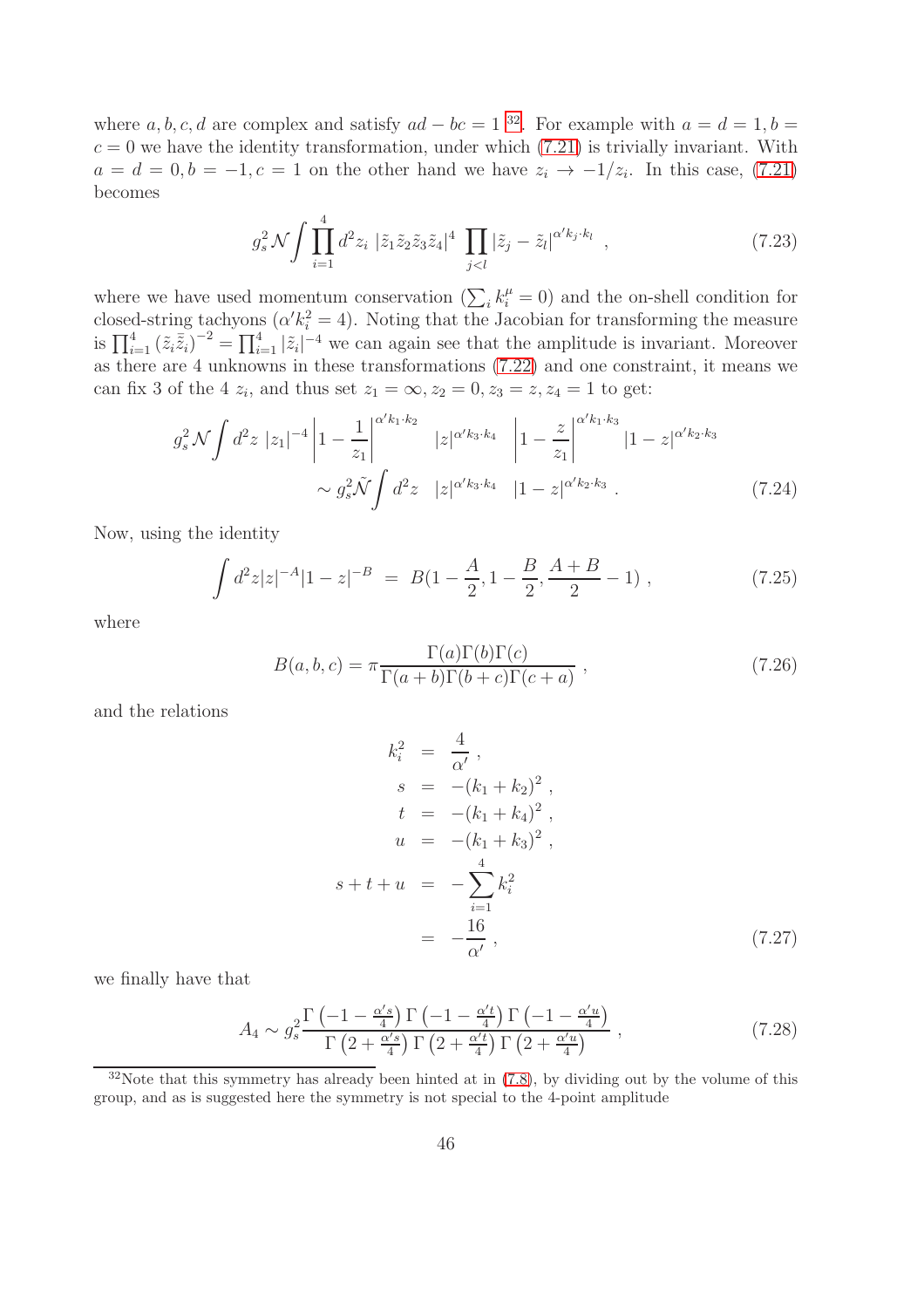where $a, b, c, d$ are complex and satisfy $ad - bc = 1$ [32]. For example with $a = d = 1, b = c = 0$ we have the identity transformation, under which (7.21) is trivially invariant. With $a = d = 0, b = -1, c = 1$ on the other hand we have $z_i \to -1/z_i$. In this case, (7.21) becomes

$$g_s^2 \mathcal{N} \int \prod_{i=1}^{4} d^2 z_i \; |\tilde{z}_1 \tilde{z}_2 \tilde{z}_3 \tilde{z}_4|^4 \; \prod_{j<l} |\tilde{z}_j - \tilde{z}_l|^{\alpha' k_j \cdot k_l} \;\; , \tag{7.23}$$

where we have used momentum conservation ($\sum_i k_i^\mu = 0$) and the on-shell condition for closed-string tachyons ($\alpha' k_i^2 = 4$). Noting that the Jacobian for transforming the measure is $\prod_{i=1}^{4} (\tilde{z}_i \bar{\tilde{z}}_i)^{-2} = \prod_{i=1}^{4} |\tilde{z}_i|^{-4}$ we can again see that the amplitude is invariant. Moreover as there are 4 unknowns in these transformations (7.22) and one constraint, it means we can fix 3 of the 4 $z_i$, and thus set $z_1 = \infty, z_2 = 0, z_3 = z, z_4 = 1$ to get:

$$\begin{aligned} g_s^2 \mathcal{N} \int d^2 z \; |z_1|^{-4} \left| 1 - \frac{1}{z_1} \right|^{\alpha' k_1 \cdot k_2} \quad |z|^{\alpha' k_3 \cdot k_4} \quad \left| 1 - \frac{z}{z_1} \right|^{\alpha' k_1 \cdot k_3} |1 - z|^{\alpha' k_2 \cdot k_3} \\ \sim g_s^2 \tilde{\mathcal{N}} \int d^2 z \quad |z|^{\alpha' k_3 \cdot k_4} \quad |1 - z|^{\alpha' k_2 \cdot k_3} \; . \end{aligned} \tag{7.24}$$

Now, using the identity

$$\int d^2 z |z|^{-A} |1 - z|^{-B} \; = \; B(1 - \frac{A}{2}, 1 - \frac{B}{2}, \frac{A + B}{2} - 1) \; , \tag{7.25}$$

where

$$B(a, b, c) = \pi \frac{\Gamma(a) \Gamma(b) \Gamma(c)}{\Gamma(a + b) \Gamma(b + c) \Gamma(c + a)} \; , \tag{7.26}$$

and the relations

$$\begin{aligned} k_i^2 &= \frac{4}{\alpha'} \; , \\ s &= -(k_1 + k_2)^2 \; , \\ t &= -(k_1 + k_4)^2 \; , \\ u &= -(k_1 + k_3)^2 \; , \\ s + t + u &= -\sum_{i=1}^{4} k_i^2 \\ &= -\frac{16}{\alpha'} \; , \end{aligned} \tag{7.27}$$

we finally have that

$$A_4 \sim g_s^2 \frac{\Gamma\left(-1 - \frac{\alpha' s}{4}\right) \Gamma\left(-1 - \frac{\alpha' t}{4}\right) \Gamma\left(-1 - \frac{\alpha' u}{4}\right)}{\Gamma\left(2 + \frac{\alpha' s}{4}\right) \Gamma\left(2 + \frac{\alpha' t}{4}\right) \Gamma\left(2 + \frac{\alpha' u}{4}\right)} \; , \tag{7.28}$$

---

[32] Note that this symmetry has already been hinted at in (7.8), by dividing out by the volume of this group, and as is suggested here the symmetry is not special to the 4-point amplitude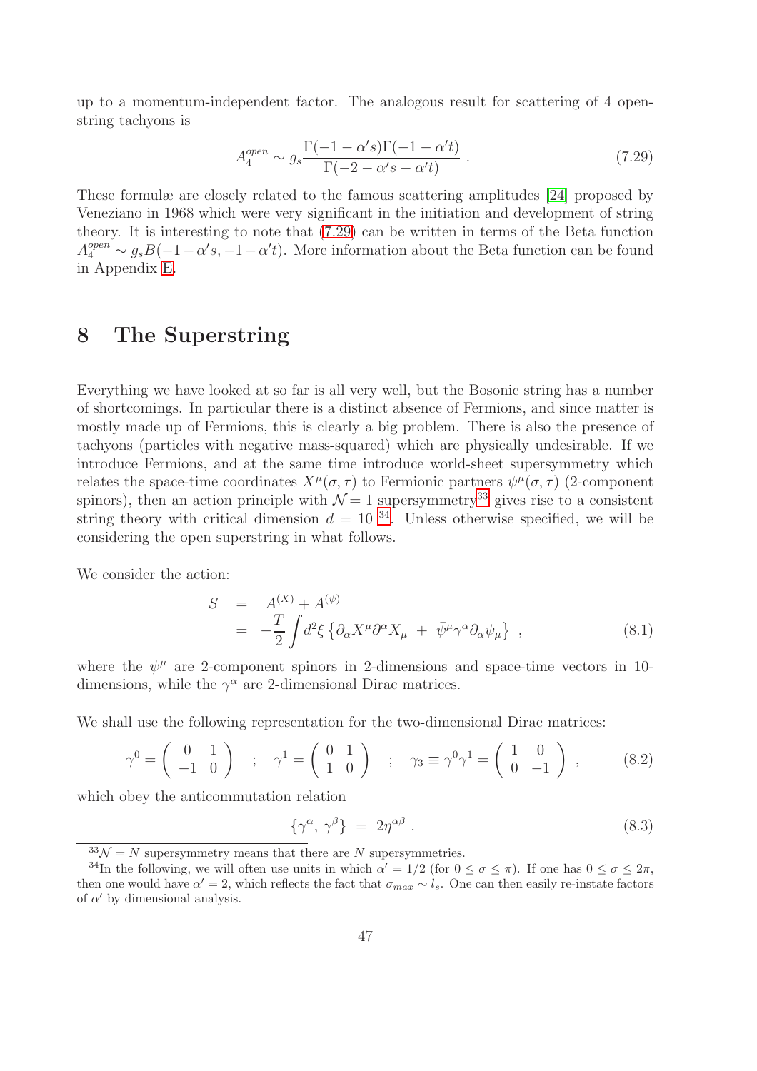up to a momentum-independent factor. The analogous result for scattering of 4 open-string tachyons is

$$A_4^{open} \sim g_s \frac{\Gamma(-1-\alpha' s)\Gamma(-1-\alpha' t)}{\Gamma(-2-\alpha' s-\alpha' t)} \ . \tag{7.29}$$

These formulæ are closely related to the famous scattering amplitudes [24] proposed by Veneziano in 1968 which were very significant in the initiation and development of string theory. It is interesting to note that (7.29) can be written in terms of the Beta function $A_4^{open} \sim g_s B(-1-\alpha' s, -1-\alpha' t)$. More information about the Beta function can be found in Appendix E.

# 8 The Superstring

Everything we have looked at so far is all very well, but the Bosonic string has a number of shortcomings. In particular there is a distinct absence of Fermions, and since matter is mostly made up of Fermions, this is clearly a big problem. There is also the presence of tachyons (particles with negative mass-squared) which are physically undesirable. If we introduce Fermions, and at the same time introduce world-sheet supersymmetry which relates the space-time coordinates $X^\mu(\sigma,\tau)$ to Fermionic partners $\psi^\mu(\sigma,\tau)$ (2-component spinors), then an action principle with $\mathcal{N}=1$ supersymmetry[33] gives rise to a consistent string theory with critical dimension $d=10$ [34]. Unless otherwise specified, we will be considering the open superstring in what follows.

We consider the action:

$$\begin{aligned} S &= A^{(X)} + A^{(\psi)} \\ &= -\frac{T}{2}\int d^2\xi \left\{ \partial_\alpha X^\mu \partial^\alpha X_\mu \ + \ \bar{\psi}^\mu \gamma^\alpha \partial_\alpha \psi_\mu \right\} \ , \end{aligned} \tag{8.1}$$

where the $\psi^\mu$ are 2-component spinors in 2-dimensions and space-time vectors in 10-dimensions, while the $\gamma^\alpha$ are 2-dimensional Dirac matrices.

We shall use the following representation for the two-dimensional Dirac matrices:

$$\gamma^0 = \begin{pmatrix} 0 & 1 \\ -1 & 0 \end{pmatrix} \quad ; \quad \gamma^1 = \begin{pmatrix} 0 & 1 \\ 1 & 0 \end{pmatrix} \quad ; \quad \gamma_3 \equiv \gamma^0\gamma^1 = \begin{pmatrix} 1 & 0 \\ 0 & -1 \end{pmatrix} \ , \tag{8.2}$$

which obey the anticommutation relation

$$\{\gamma^\alpha, \gamma^\beta\} \ = \ 2\eta^{\alpha\beta} \ . \tag{8.3}$$

[33] $\mathcal{N}=N$ supersymmetry means that there are $N$ supersymmetries.

[34] In the following, we will often use units in which $\alpha' = 1/2$ (for $0 \le \sigma \le \pi$). If one has $0 \le \sigma \le 2\pi$, then one would have $\alpha' = 2$, which reflects the fact that $\sigma_{max} \sim l_s$. One can then easily re-instate factors of $\alpha'$ by dimensional analysis.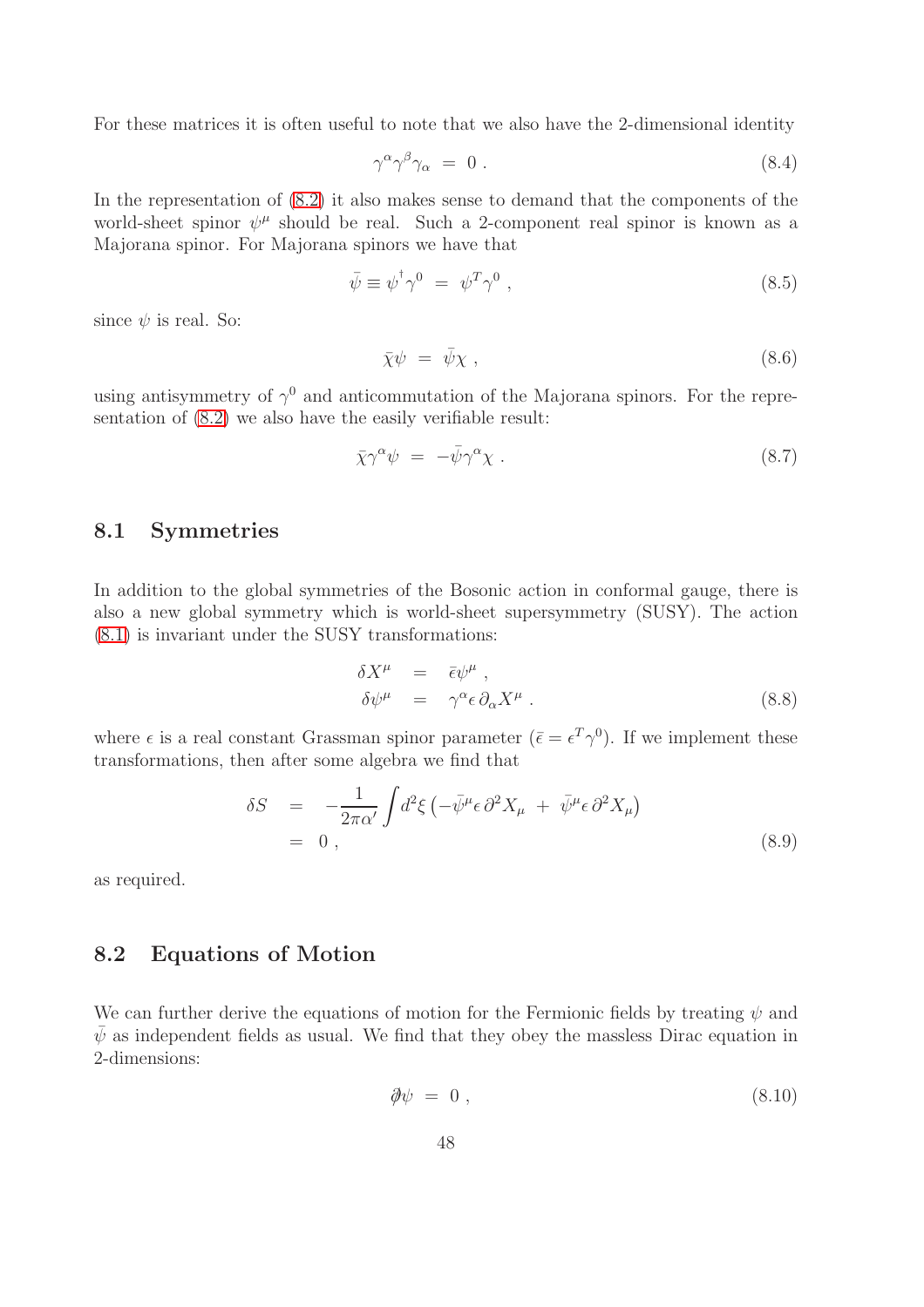For these matrices it is often useful to note that we also have the 2-dimensional identity

$$\gamma^\alpha \gamma^\beta \gamma_\alpha \;=\; 0 \;. \tag{8.4}$$

In the representation of (8.2) it also makes sense to demand that the components of the world-sheet spinor $\psi^\mu$ should be real. Such a 2-component real spinor is known as a Majorana spinor. For Majorana spinors we have that

$$\bar{\psi} \equiv \psi^\dagger \gamma^0 \;=\; \psi^T \gamma^0 \;, \tag{8.5}$$

since $\psi$ is real. So:

$$\bar{\chi}\psi \;=\; \bar{\psi}\chi \;, \tag{8.6}$$

using antisymmetry of $\gamma^0$ and anticommutation of the Majorana spinors. For the representation of (8.2) we also have the easily verifiable result:

$$\bar{\chi}\gamma^\alpha \psi \;=\; -\bar{\psi}\gamma^\alpha \chi \;. \tag{8.7}$$

## 8.1 Symmetries

In addition to the global symmetries of the Bosonic action in conformal gauge, there is also a new global symmetry which is world-sheet supersymmetry (SUSY). The action (8.1) is invariant under the SUSY transformations:

$$\begin{aligned} \delta X^\mu &= \bar{\epsilon}\psi^\mu \;, \\ \delta \psi^\mu &= \gamma^\alpha \epsilon \, \partial_\alpha X^\mu \;. \end{aligned} \tag{8.8}$$

where $\epsilon$ is a real constant Grassman spinor parameter ($\bar{\epsilon} = \epsilon^T \gamma^0$). If we implement these transformations, then after some algebra we find that

$$\begin{aligned} \delta S &= -\frac{1}{2\pi\alpha'} \int d^2\xi \left( -\bar{\psi}^\mu \epsilon \, \partial^2 X_\mu \;+\; \bar{\psi}^\mu \epsilon \, \partial^2 X_\mu \right) \\ &= 0 \;, \end{aligned} \tag{8.9}$$

as required.

## 8.2 Equations of Motion

We can further derive the equations of motion for the Fermionic fields by treating $\psi$ and $\bar{\psi}$ as independent fields as usual. We find that they obey the massless Dirac equation in 2-dimensions:

$$\partial\!\!\!/ \psi \;=\; 0 \;, \tag{8.10}$$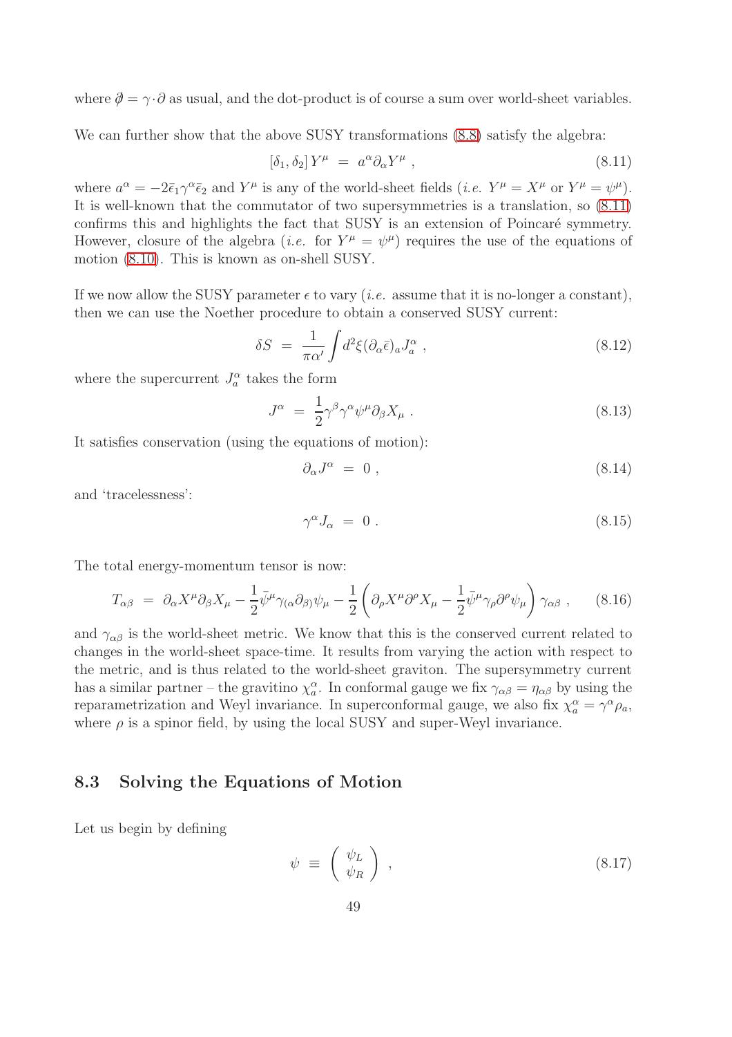where $\partial\!\!\!/ = \gamma \cdot \partial$ as usual, and the dot-product is of course a sum over world-sheet variables.

We can further show that the above SUSY transformations (8.8) satisfy the algebra:

$$[\delta_1, \delta_2] \, Y^\mu \; = \; a^\alpha \partial_\alpha Y^\mu \; , \tag{8.11}$$

where $a^\alpha = -2\bar{\epsilon}_1 \gamma^\alpha \bar{\epsilon}_2$ and $Y^\mu$ is any of the world-sheet fields (*i.e.* $Y^\mu = X^\mu$ or $Y^\mu = \psi^\mu$). It is well-known that the commutator of two supersymmetries is a translation, so (8.11) confirms this and highlights the fact that SUSY is an extension of Poincaré symmetry. However, closure of the algebra (*i.e.* for $Y^\mu = \psi^\mu$) requires the use of the equations of motion (8.10). This is known as on-shell SUSY.

If we now allow the SUSY parameter $\epsilon$ to vary (*i.e.* assume that it is no-longer a constant), then we can use the Noether procedure to obtain a conserved SUSY current:

$$\delta S \; = \; \frac{1}{\pi \alpha'} \int d^2\xi (\partial_\alpha \bar{\epsilon})_a J^\alpha_a \; , \tag{8.12}$$

where the supercurrent $J^\alpha_a$ takes the form

$$J^\alpha \; = \; \frac{1}{2} \gamma^\beta \gamma^\alpha \psi^\mu \partial_\beta X_\mu \; . \tag{8.13}$$

It satisfies conservation (using the equations of motion):

$$\partial_\alpha J^\alpha \; = \; 0 \; , \tag{8.14}$$

and 'tracelessness':

$$\gamma^\alpha J_\alpha \; = \; 0 \; . \tag{8.15}$$

The total energy-momentum tensor is now:

$$T_{\alpha\beta} \; = \; \partial_\alpha X^\mu \partial_\beta X_\mu - \frac{1}{2} \bar{\psi}^\mu \gamma_{(\alpha} \partial_{\beta)} \psi_\mu - \frac{1}{2} \left( \partial_\rho X^\mu \partial^\rho X_\mu - \frac{1}{2} \bar{\psi}^\mu \gamma_\rho \partial^\rho \psi_\mu \right) \gamma_{\alpha\beta} \; , \tag{8.16}$$

and $\gamma_{\alpha\beta}$ is the world-sheet metric. We know that this is the conserved current related to changes in the world-sheet space-time. It results from varying the action with respect to the metric, and is thus related to the world-sheet graviton. The supersymmetry current has a similar partner – the gravitino $\chi^\alpha_a$. In conformal gauge we fix $\gamma_{\alpha\beta} = \eta_{\alpha\beta}$ by using the reparametrization and Weyl invariance. In superconformal gauge, we also fix $\chi^\alpha_a = \gamma^\alpha \rho_a$, where $\rho$ is a spinor field, by using the local SUSY and super-Weyl invariance.

## 8.3 Solving the Equations of Motion

Let us begin by defining

$$\psi \; \equiv \; \begin{pmatrix} \psi_L \\ \psi_R \end{pmatrix} \; , \tag{8.17}$$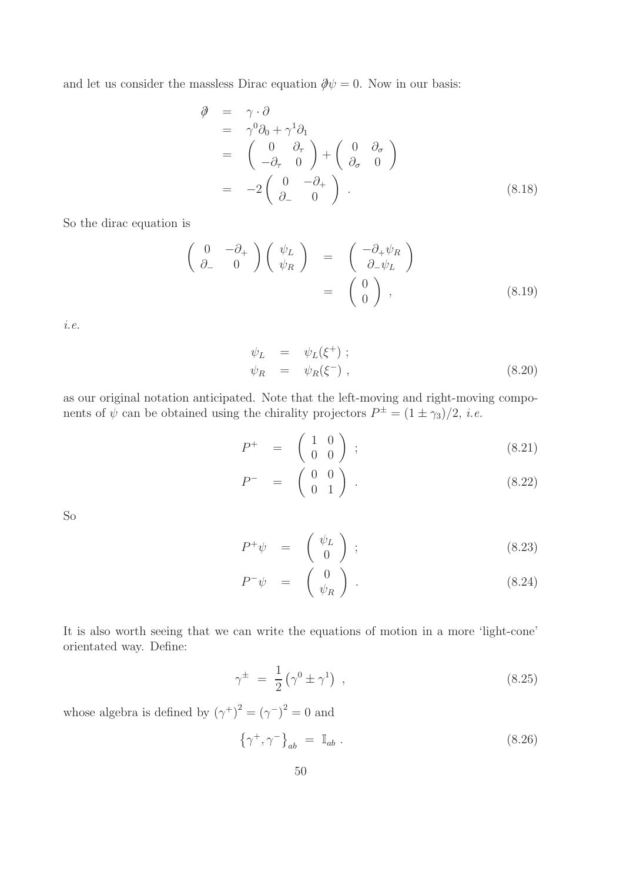and let us consider the massless Dirac equation $\partial\!\!\!/ \psi = 0$. Now in our basis:

$$
\begin{aligned}
\partial\!\!\!/ &= \gamma \cdot \partial \\
&= \gamma^0 \partial_0 + \gamma^1 \partial_1 \\
&= \begin{pmatrix} 0 & \partial_\tau \\ -\partial_\tau & 0 \end{pmatrix} + \begin{pmatrix} 0 & \partial_\sigma \\ \partial_\sigma & 0 \end{pmatrix} \\
&= -2 \begin{pmatrix} 0 & -\partial_+ \\ \partial_- & 0 \end{pmatrix} .
\end{aligned}
\tag{8.18}
$$

So the dirac equation is

$$
\begin{aligned}
\begin{pmatrix} 0 & -\partial_+ \\ \partial_- & 0 \end{pmatrix} \begin{pmatrix} \psi_L \\ \psi_R \end{pmatrix} &= \begin{pmatrix} -\partial_+ \psi_R \\ \partial_- \psi_L \end{pmatrix} \\
&= \begin{pmatrix} 0 \\ 0 \end{pmatrix} ,
\end{aligned}
\tag{8.19}
$$

*i.e.*

$$
\begin{aligned}
\psi_L &= \psi_L(\xi^+) ; \\
\psi_R &= \psi_R(\xi^-) ,
\end{aligned}
\tag{8.20}
$$

as our original notation anticipated. Note that the left-moving and right-moving components of $\psi$ can be obtained using the chirality projectors $P^\pm = (1 \pm \gamma_3)/2$, *i.e.*

$$
P^+ = \begin{pmatrix} 1 & 0 \\ 0 & 0 \end{pmatrix} ; \tag{8.21}
$$

$$
P^- = \begin{pmatrix} 0 & 0 \\ 0 & 1 \end{pmatrix} . \tag{8.22}
$$

So

$$
P^+ \psi = \begin{pmatrix} \psi_L \\ 0 \end{pmatrix} ; \tag{8.23}
$$

$$
P^- \psi = \begin{pmatrix} 0 \\ \psi_R \end{pmatrix} . \tag{8.24}
$$

It is also worth seeing that we can write the equations of motion in a more 'light-cone' orientated way. Define:

$$
\gamma^\pm = \frac{1}{2} \left( \gamma^0 \pm \gamma^1 \right) , \tag{8.25}
$$

whose algebra is defined by $\left(\gamma^+\right)^2 = \left(\gamma^-\right)^2 = 0$ and

$$
\left\{ \gamma^+, \gamma^- \right\}_{ab} = \mathbb{I}_{ab} . \tag{8.26}
$$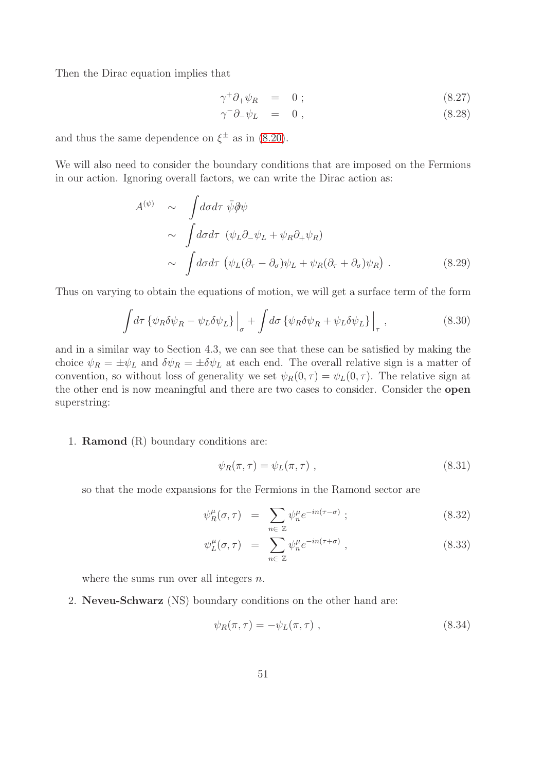Then the Dirac equation implies that

$$
\begin{aligned}
\gamma^+ \partial_+ \psi_R &= 0 \; ; && (8.27)\\
\gamma^- \partial_- \psi_L &= 0 \; , && (8.28)
\end{aligned}
$$

and thus the same dependence on $\xi^\pm$ as in (8.20).

We will also need to consider the boundary conditions that are imposed on the Fermions in our action. Ignoring overall factors, we can write the Dirac action as:

$$
\begin{aligned}
A^{(\psi)} &\sim \int d\sigma d\tau \; \bar{\psi} \partial\!\!\!/ \psi \\
&\sim \int d\sigma d\tau \; \left( \psi_L \partial_- \psi_L + \psi_R \partial_+ \psi_R \right) \\
&\sim \int d\sigma d\tau \; \left( \psi_L (\partial_\tau - \partial_\sigma) \psi_L + \psi_R (\partial_\tau + \partial_\sigma) \psi_R \right) . && (8.29)
\end{aligned}
$$

Thus on varying to obtain the equations of motion, we will get a surface term of the form

$$
\int d\tau \left\{ \psi_R \delta \psi_R - \psi_L \delta \psi_L \right\} \Big|_\sigma + \int d\sigma \left\{ \psi_R \delta \psi_R + \psi_L \delta \psi_L \right\} \Big|_\tau , \tag{8.30}
$$

and in a similar way to Section 4.3, we can see that these can be satisfied by making the choice $\psi_R = \pm \psi_L$ and $\delta \psi_R = \pm \delta \psi_L$ at each end. The overall relative sign is a matter of convention, so without loss of generality we set $\psi_R(0, \tau) = \psi_L(0, \tau)$. The relative sign at the other end is now meaningful and there are two cases to consider. Consider the **open** superstring:

1. **Ramond** (R) boundary conditions are:

$$
\psi_R(\pi, \tau) = \psi_L(\pi, \tau) \; , \tag{8.31}
$$

so that the mode expansions for the Fermions in the Ramond sector are

$$
\begin{aligned}
\psi_R^\mu(\sigma, \tau) &= \sum_{n \in \mathbb{Z}} \psi_n^\mu e^{-in(\tau - \sigma)} \; ; && (8.32)\\
\psi_L^\mu(\sigma, \tau) &= \sum_{n \in \mathbb{Z}} \psi_n^\mu e^{-in(\tau + \sigma)} \; , && (8.33)
\end{aligned}
$$

where the sums run over all integers $n$.

2. **Neveu-Schwarz** (NS) boundary conditions on the other hand are:

$$
\psi_R(\pi, \tau) = -\psi_L(\pi, \tau) \; , \tag{8.34}
$$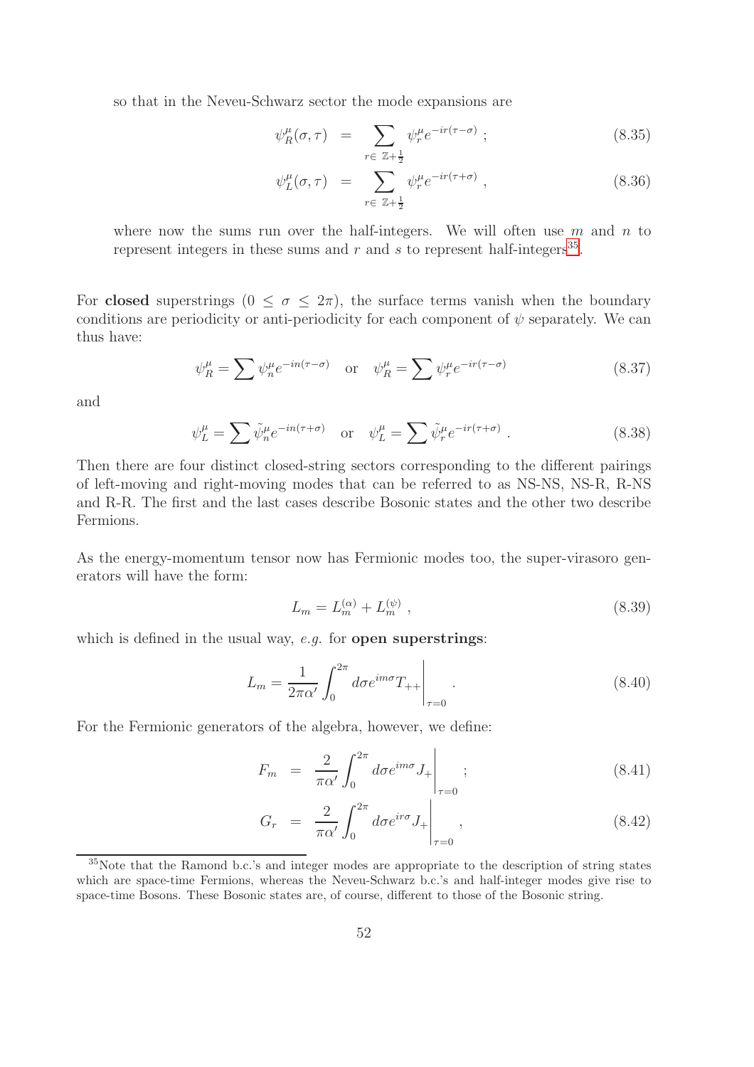so that in the Neveu-Schwarz sector the mode expansions are

$$\psi^\mu_R(\sigma,\tau) = \sum_{r\in\ \mathbb{Z}+\frac{1}{2}} \psi^\mu_r e^{-ir(\tau-\sigma)} \; ; \tag{8.35}$$

$$\psi^\mu_L(\sigma,\tau) = \sum_{r\in\ \mathbb{Z}+\frac{1}{2}} \psi^\mu_r e^{-ir(\tau+\sigma)} \; , \tag{8.36}$$

where now the sums run over the half-integers. We will often use $m$ and $n$ to represent integers in these sums and $r$ and $s$ to represent half-integers[35].

For **closed** superstrings ($0 \le \sigma \le 2\pi$), the surface terms vanish when the boundary conditions are periodicity or anti-periodicity for each component of $\psi$ separately. We can thus have:

$$\psi^\mu_R = \sum \psi^\mu_n e^{-in(\tau-\sigma)} \quad \text{or} \quad \psi^\mu_R = \sum \psi^\mu_r e^{-ir(\tau-\sigma)} \tag{8.37}$$

and

$$\psi^\mu_L = \sum \tilde{\psi}^\mu_n e^{-in(\tau+\sigma)} \quad \text{or} \quad \psi^\mu_L = \sum \tilde{\psi}^\mu_r e^{-ir(\tau+\sigma)} \; . \tag{8.38}$$

Then there are four distinct closed-string sectors corresponding to the different pairings of left-moving and right-moving modes that can be referred to as NS-NS, NS-R, R-NS and R-R. The first and the last cases describe Bosonic states and the other two describe Fermions.

As the energy-momentum tensor now has Fermionic modes too, the super-virasoro generators will have the form:

$$L_m = L^{(\alpha)}_m + L^{(\psi)}_m \; , \tag{8.39}$$

which is defined in the usual way, *e.g.* for **open superstrings**:

$$L_m = \frac{1}{2\pi\alpha'} \int_0^{2\pi} d\sigma e^{im\sigma} T_{++}\bigg|_{\tau=0} \; . \tag{8.40}$$

For the Fermionic generators of the algebra, however, we define:

$$F_m = \frac{2}{\pi\alpha'} \int_0^{2\pi} d\sigma e^{im\sigma} J_+\bigg|_{\tau=0} \; ; \tag{8.41}$$

$$G_r = \frac{2}{\pi\alpha'} \int_0^{2\pi} d\sigma e^{ir\sigma} J_+\bigg|_{\tau=0} \; , \tag{8.42}$$

[35] Note that the Ramond b.c.'s and integer modes are appropriate to the description of string states which are space-time Fermions, whereas the Neveu-Schwarz b.c.'s and half-integer modes give rise to space-time Bosons. These Bosonic states are, of course, different to those of the Bosonic string.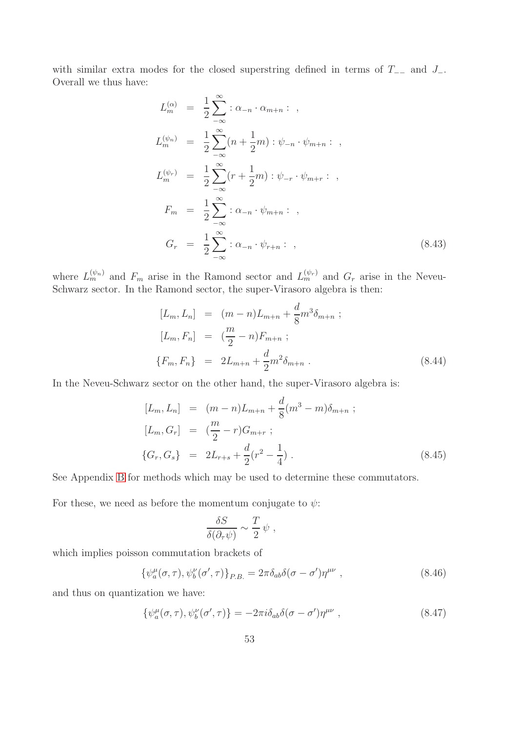with similar extra modes for the closed superstring defined in terms of $T_{--}$ and $J_-$. Overall we thus have:

$$
\begin{aligned}
L_m^{(\alpha)} &= \frac{1}{2}\sum_{-\infty}^{\infty} :\alpha_{-n}\cdot\alpha_{m+n}: \ , \\
L_m^{(\psi_n)} &= \frac{1}{2}\sum_{-\infty}^{\infty}(n+\frac{1}{2}m) :\psi_{-n}\cdot\psi_{m+n}: \ , \\
L_m^{(\psi_r)} &= \frac{1}{2}\sum_{-\infty}^{\infty}(r+\frac{1}{2}m) :\psi_{-r}\cdot\psi_{m+r}: \ , \\
F_m &= \frac{1}{2}\sum_{-\infty}^{\infty} :\alpha_{-n}\cdot\psi_{m+n}: \ , \\
G_r &= \frac{1}{2}\sum_{-\infty}^{\infty} :\alpha_{-n}\cdot\psi_{r+n}: \ ,
\end{aligned}
\tag{8.43}
$$

where $L_m^{(\psi_n)}$ and $F_m$ arise in the Ramond sector and $L_m^{(\psi_r)}$ and $G_r$ arise in the Neveu-Schwarz sector. In the Ramond sector, the super-Virasoro algebra is then:

$$
\begin{aligned}
[L_m, L_n] &= (m-n)L_{m+n} + \frac{d}{8}m^3\delta_{m+n} \ ; \\
[L_m, F_n] &= (\frac{m}{2}-n)F_{m+n} \ ; \\
\{F_m, F_n\} &= 2L_{m+n} + \frac{d}{2}m^2\delta_{m+n} \ .
\end{aligned}
\tag{8.44}
$$

In the Neveu-Schwarz sector on the other hand, the super-Virasoro algebra is:

$$
\begin{aligned}
[L_m, L_n] &= (m-n)L_{m+n} + \frac{d}{8}(m^3-m)\delta_{m+n} \ ; \\
[L_m, G_r] &= (\frac{m}{2}-r)G_{m+r} \ ; \\
\{G_r, G_s\} &= 2L_{r+s} + \frac{d}{2}(r^2-\frac{1}{4}) \ .
\end{aligned}
\tag{8.45}
$$

See Appendix B for methods which may be used to determine these commutators.

For these, we need as before the momentum conjugate to $\psi$:

$$
\frac{\delta S}{\delta(\partial_\tau\psi)} \sim \frac{T}{2}\,\psi \ ,
$$

which implies poisson commutation brackets of

$$
\{\psi_a^\mu(\sigma,\tau), \psi_b^\nu(\sigma',\tau)\}_{P.B.} = 2\pi\delta_{ab}\delta(\sigma-\sigma')\eta^{\mu\nu} \ , \tag{8.46}
$$

and thus on quantization we have:

$$
\{\psi_a^\mu(\sigma,\tau), \psi_b^\nu(\sigma',\tau)\} = -2\pi i\delta_{ab}\delta(\sigma-\sigma')\eta^{\mu\nu} \ , \tag{8.47}
$$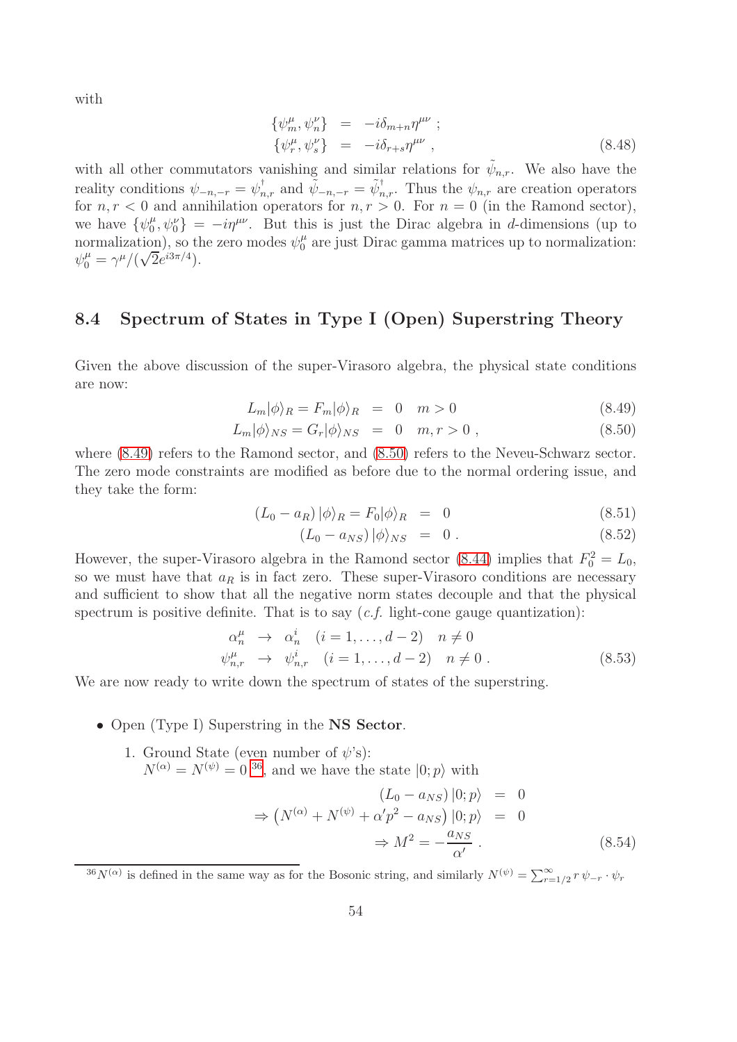with

$$
\begin{aligned}
\{\psi^\mu_m, \psi^\nu_n\} &= -i\delta_{m+n}\eta^{\mu\nu} ; \\
\{\psi^\mu_r, \psi^\nu_s\} &= -i\delta_{r+s}\eta^{\mu\nu} ,
\end{aligned} \tag{8.48}
$$

with all other commutators vanishing and similar relations for $\tilde{\psi}_{n,r}$. We also have the reality conditions $\psi_{-n,-r} = \psi^\dagger_{n,r}$ and $\tilde{\psi}_{-n,-r} = \tilde{\psi}^\dagger_{n,r}$. Thus the $\psi_{n,r}$ are creation operators for $n, r < 0$ and annihilation operators for $n, r > 0$. For $n = 0$ (in the Ramond sector), we have $\{\psi^\mu_0, \psi^\nu_0\} = -i\eta^{\mu\nu}$. But this is just the Dirac algebra in $d$-dimensions (up to normalization), so the zero modes $\psi^\mu_0$ are just Dirac gamma matrices up to normalization: $\psi^\mu_0 = \gamma^\mu/(\sqrt{2}e^{i3\pi/4})$.

## 8.4 Spectrum of States in Type I (Open) Superstring Theory

Given the above discussion of the super-Virasoro algebra, the physical state conditions are now:

$$
L_m|\phi\rangle_R = F_m|\phi\rangle_R = 0 \quad m > 0 \tag{8.49}
$$

$$
L_m|\phi\rangle_{NS} = G_r|\phi\rangle_{NS} = 0 \quad m, r > 0 , \tag{8.50}
$$

where (8.49) refers to the Ramond sector, and (8.50) refers to the Neveu-Schwarz sector. The zero mode constraints are modified as before due to the normal ordering issue, and they take the form:

$$
(L_0 - a_R)|\phi\rangle_R = F_0|\phi\rangle_R = 0 \tag{8.51}
$$

$$
(L_0 - a_{NS})|\phi\rangle_{NS} = 0 . \tag{8.52}
$$

However, the super-Virasoro algebra in the Ramond sector (8.44) implies that $F_0^2 = L_0$, so we must have that $a_R$ is in fact zero. These super-Virasoro conditions are necessary and sufficient to show that all the negative norm states decouple and that the physical spectrum is positive definite. That is to say (*c.f.* light-cone gauge quantization):

$$
\begin{aligned}
\alpha^\mu_n &\to \alpha^i_n \quad (i = 1, \ldots, d-2) \quad n \neq 0 \\
\psi^\mu_{n,r} &\to \psi^i_{n,r} \quad (i = 1, \ldots, d-2) \quad n \neq 0 .
\end{aligned} \tag{8.53}
$$

We are now ready to write down the spectrum of states of the superstring.

- Open (Type I) Superstring in the **NS Sector**.

  1. Ground State (even number of $\psi$'s):
     $N^{(\alpha)} = N^{(\psi)} = 0$ [36], and we have the state $|0; p\rangle$ with

$$
\begin{aligned}
(L_0 - a_{NS})|0; p\rangle &= 0 \\
\Rightarrow \left(N^{(\alpha)} + N^{(\psi)} + \alpha' p^2 - a_{NS}\right)|0; p\rangle &= 0 \\
\Rightarrow M^2 = -\frac{a_{NS}}{\alpha'} .
\end{aligned} \tag{8.54}
$$

[36] $N^{(\alpha)}$ is defined in the same way as for the Bosonic string, and similarly $N^{(\psi)} = \sum_{r=1/2}^{\infty} r\, \psi_{-r} \cdot \psi_r$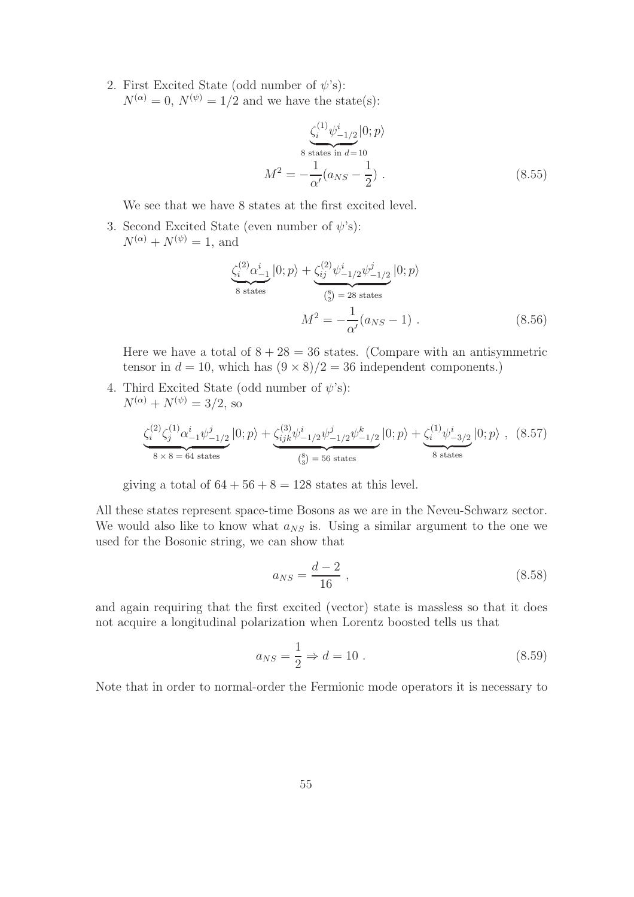2. First Excited State (odd number of $\psi$'s):
   $N^{(\alpha)} = 0$, $N^{(\psi)} = 1/2$ and we have the state(s):

$$\underbrace{\zeta_i^{(1)} \psi^i_{-1/2}}_{8 \text{ states in } d=10} |0;p\rangle$$

$$M^2 = -\frac{1}{\alpha'}(a_{NS} - \frac{1}{2}) \ . \tag{8.55}$$

   We see that we have 8 states at the first excited level.

3. Second Excited State (even number of $\psi$'s):
   $N^{(\alpha)} + N^{(\psi)} = 1$, and

$$\underbrace{\zeta_i^{(2)} \alpha^i_{-1}}_{8 \text{ states}} |0;p\rangle + \underbrace{\zeta_{ij}^{(2)} \psi^i_{-1/2} \psi^j_{-1/2}}_{\binom{8}{2} = 28 \text{ states}} |0;p\rangle$$

$$M^2 = -\frac{1}{\alpha'}(a_{NS} - 1) \ . \tag{8.56}$$

   Here we have a total of $8 + 28 = 36$ states. (Compare with an antisymmetric tensor in $d = 10$, which has $(9 \times 8)/2 = 36$ independent components.)

4. Third Excited State (odd number of $\psi$'s):
   $N^{(\alpha)} + N^{(\psi)} = 3/2$, so

$$\underbrace{\zeta_i^{(2)} \zeta_j^{(1)} \alpha^i_{-1} \psi^j_{-1/2}}_{8 \times 8 = 64 \text{ states}} |0;p\rangle + \underbrace{\zeta_{ijk}^{(3)} \psi^i_{-1/2} \psi^j_{-1/2} \psi^k_{-1/2}}_{\binom{8}{3} = 56 \text{ states}} |0;p\rangle + \underbrace{\zeta_i^{(1)} \psi^i_{-3/2}}_{8 \text{ states}} |0;p\rangle \ , \tag{8.57}$$

   giving a total of $64 + 56 + 8 = 128$ states at this level.

All these states represent space-time Bosons as we are in the Neveu-Schwarz sector. We would also like to know what $a_{NS}$ is. Using a similar argument to the one we used for the Bosonic string, we can show that

$$a_{NS} = \frac{d-2}{16} \ , \tag{8.58}$$

and again requiring that the first excited (vector) state is massless so that it does not acquire a longitudinal polarization when Lorentz boosted tells us that

$$a_{NS} = \frac{1}{2} \Rightarrow d = 10 \ . \tag{8.59}$$

Note that in order to normal-order the Fermionic mode operators it is necessary to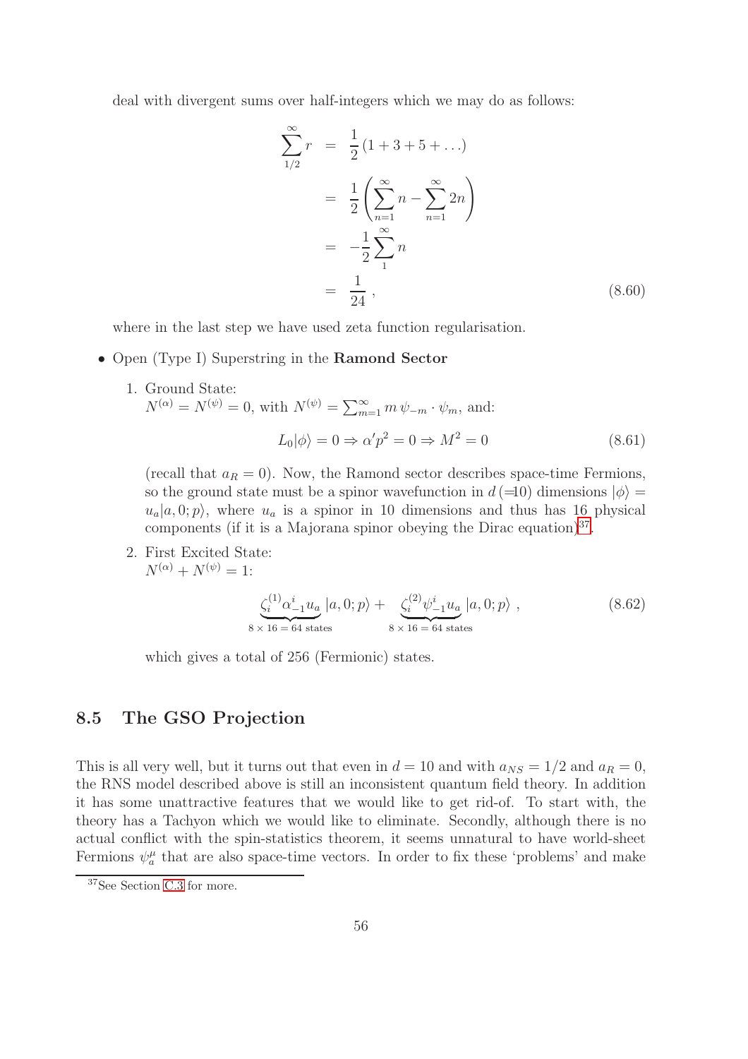deal with divergent sums over half-integers which we may do as follows:

$$
\begin{aligned}
\sum_{1/2}^{\infty} r &= \frac{1}{2}(1+3+5+\ldots) \\
&= \frac{1}{2}\left(\sum_{n=1}^{\infty} n - \sum_{n=1}^{\infty} 2n\right) \\
&= -\frac{1}{2}\sum_{1}^{\infty} n \\
&= \frac{1}{24}\,,
\end{aligned}
\tag{8.60}
$$

where in the last step we have used zeta function regularisation.

- Open (Type I) Superstring in the **Ramond Sector**

  1. Ground State:
     $N^{(\alpha)} = N^{(\psi)} = 0$, with $N^{(\psi)} = \sum_{m=1}^{\infty} m\, \psi_{-m} \cdot \psi_m$, and:

     $$L_0|\phi\rangle = 0 \Rightarrow \alpha' p^2 = 0 \Rightarrow M^2 = 0 \tag{8.61}$$

     (recall that $a_R = 0$). Now, the Ramond sector describes space-time Fermions, so the ground state must be a spinor wavefunction in $d\,(=10)$ dimensions $|\phi\rangle = u_a|a, 0; p\rangle$, where $u_a$ is a spinor in 10 dimensions and thus has 16 physical components (if it is a Majorana spinor obeying the Dirac equation)[37].

  2. First Excited State:
     $N^{(\alpha)} + N^{(\psi)} = 1$:

     $$\underbrace{\zeta_i^{(1)} \alpha_{-1}^i u_a}_{8\times 16 = 64 \text{ states}} |a, 0; p\rangle + \underbrace{\zeta_i^{(2)} \psi_{-1}^i u_a}_{8\times 16 = 64 \text{ states}} |a, 0; p\rangle\,, \tag{8.62}$$

     which gives a total of 256 (Fermionic) states.

## 8.5 The GSO Projection

This is all very well, but it turns out that even in $d = 10$ and with $a_{NS} = 1/2$ and $a_R = 0$, the RNS model described above is still an inconsistent quantum field theory. In addition it has some unattractive features that we would like to get rid-of. To start with, the theory has a Tachyon which we would like to eliminate. Secondly, although there is no actual conflict with the spin-statistics theorem, it seems unnatural to have world-sheet Fermions $\psi_a^\mu$ that are also space-time vectors. In order to fix these 'problems' and make

[37] See Section C.3 for more.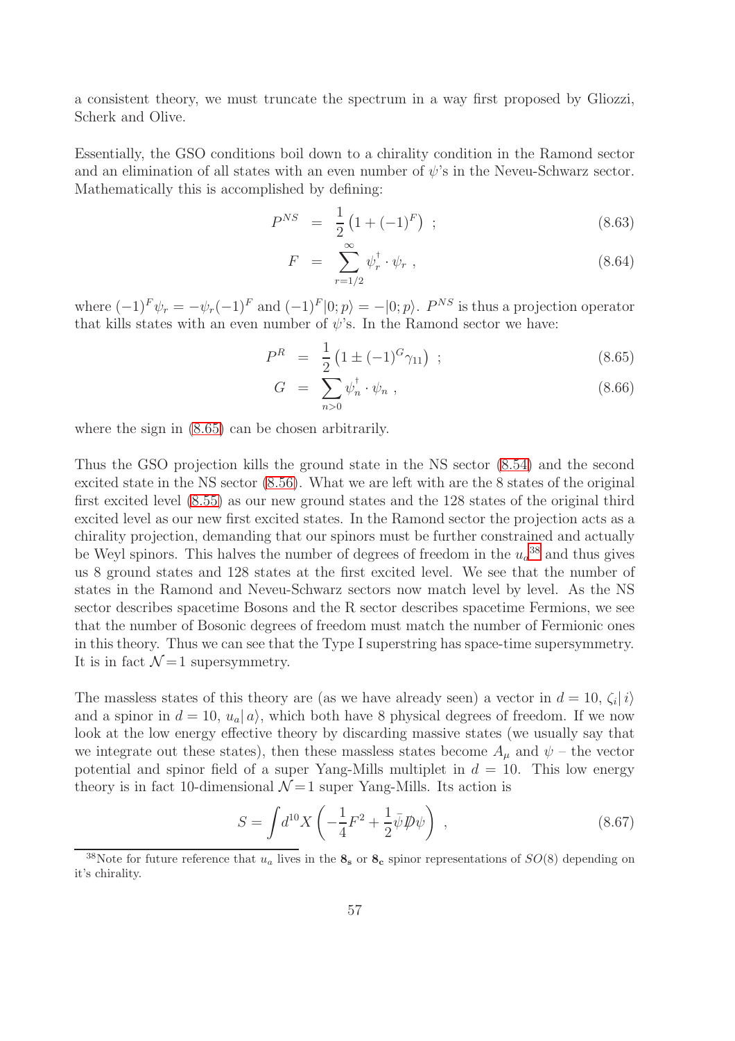a consistent theory, we must truncate the spectrum in a way first proposed by Gliozzi, Scherk and Olive.

Essentially, the GSO conditions boil down to a chirality condition in the Ramond sector and an elimination of all states with an even number of $\psi$'s in the Neveu-Schwarz sector. Mathematically this is accomplished by defining:

$$P^{NS} = \frac{1}{2}\left(1 + (-1)^F\right) \ ; \tag{8.63}$$

$$F = \sum_{r=1/2}^{\infty} \psi_r^\dagger \cdot \psi_r \ , \tag{8.64}$$

where $(-1)^F \psi_r = -\psi_r (-1)^F$ and $(-1)^F |0; p\rangle = -|0; p\rangle$. $P^{NS}$ is thus a projection operator that kills states with an even number of $\psi$'s. In the Ramond sector we have:

$$P^R = \frac{1}{2}\left(1 \pm (-1)^G \gamma_{11}\right) \ ; \tag{8.65}$$

$$G = \sum_{n>0} \psi_n^\dagger \cdot \psi_n \ , \tag{8.66}$$

where the sign in (8.65) can be chosen arbitrarily.

Thus the GSO projection kills the ground state in the NS sector (8.54) and the second excited state in the NS sector (8.56). What we are left with are the 8 states of the original first excited level (8.55) as our new ground states and the 128 states of the original third excited level as our new first excited states. In the Ramond sector the projection acts as a chirality projection, demanding that our spinors must be further constrained and actually be Weyl spinors. This halves the number of degrees of freedom in the $u_a$[38] and thus gives us 8 ground states and 128 states at the first excited level. We see that the number of states in the Ramond and Neveu-Schwarz sectors now match level by level. As the NS sector describes spacetime Bosons and the R sector describes spacetime Fermions, we see that the number of Bosonic degrees of freedom must match the number of Fermionic ones in this theory. Thus we can see that the Type I superstring has space-time supersymmetry. It is in fact $\mathcal{N}=1$ supersymmetry.

The massless states of this theory are (as we have already seen) a vector in $d = 10$, $\zeta_i | i\rangle$ and a spinor in $d = 10$, $u_a | a\rangle$, which both have 8 physical degrees of freedom. If we now look at the low energy effective theory by discarding massive states (we usually say that we integrate out these states), then these massless states become $A_\mu$ and $\psi$ – the vector potential and spinor field of a super Yang-Mills multiplet in $d = 10$. This low energy theory is in fact 10-dimensional $\mathcal{N}=1$ super Yang-Mills. Its action is

$$S = \int d^{10}X \left( -\frac{1}{4}F^2 + \frac{1}{2}\bar{\psi}\not{D}\psi \right) \ , \tag{8.67}$$

[38] Note for future reference that $u_a$ lives in the $\mathbf{8_s}$ or $\mathbf{8_c}$ spinor representations of $SO(8)$ depending on it's chirality.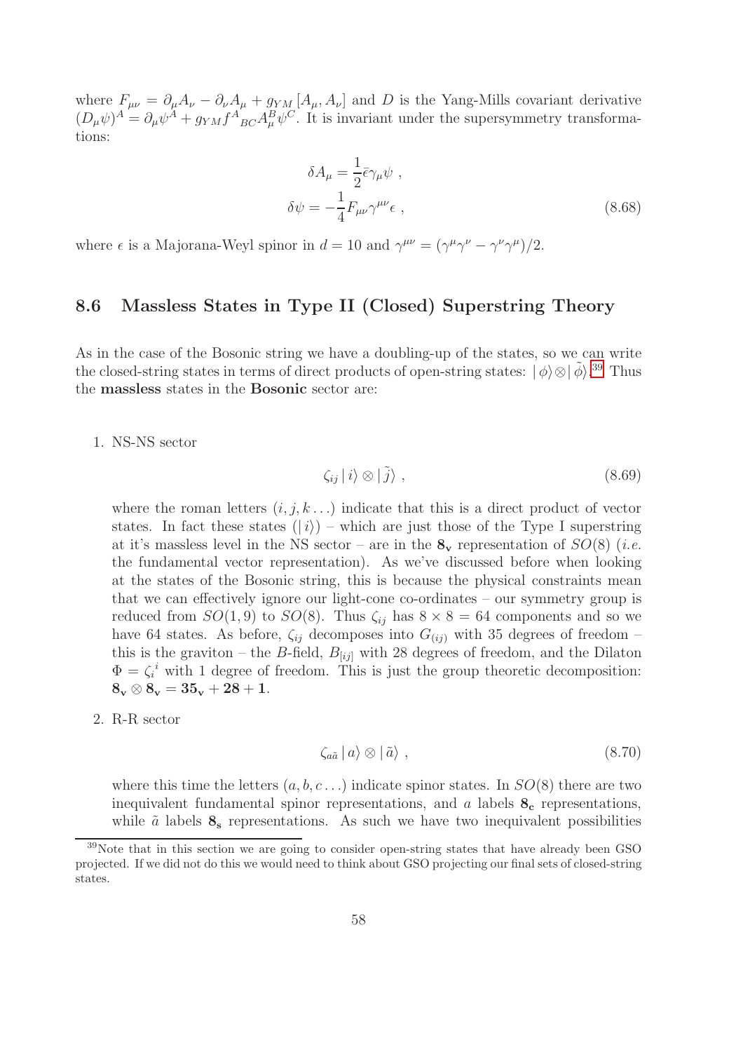where $F_{\mu\nu} = \partial_\mu A_\nu - \partial_\nu A_\mu + g_{YM} [A_\mu, A_\nu]$ and $D$ is the Yang-Mills covariant derivative $(D_\mu \psi)^A = \partial_\mu \psi^A + g_{YM} f^A{}_{BC} A_\mu^B \psi^C$. It is invariant under the supersymmetry transformations:

$$
\begin{aligned}
\delta A_\mu &= \frac{1}{2} \bar{\epsilon} \gamma_\mu \psi \ , \\
\delta \psi &= -\frac{1}{4} F_{\mu\nu} \gamma^{\mu\nu} \epsilon \ ,
\end{aligned}
\tag{8.68}
$$

where $\epsilon$ is a Majorana-Weyl spinor in $d = 10$ and $\gamma^{\mu\nu} = (\gamma^\mu \gamma^\nu - \gamma^\nu \gamma^\mu)/2$.

## 8.6 Massless States in Type II (Closed) Superstring Theory

As in the case of the Bosonic string we have a doubling-up of the states, so we can write the closed-string states in terms of direct products of open-string states: $|\,\phi\rangle \otimes |\,\tilde{\phi}\rangle$.[39] Thus the **massless** states in the **Bosonic** sector are:

1. NS-NS sector

$$
\zeta_{ij} \,|\, i \rangle \otimes |\, \tilde{j} \rangle \ , \tag{8.69}
$$

where the roman letters $(i, j, k \ldots)$ indicate that this is a direct product of vector states. In fact these states $(|\,i\rangle)$ – which are just those of the Type I superstring at it's massless level in the NS sector – are in the $\mathbf{8_v}$ representation of $SO(8)$ (*i.e.* the fundamental vector representation). As we've discussed before when looking at the states of the Bosonic string, this is because the physical constraints mean that we can effectively ignore our light-cone co-ordinates – our symmetry group is reduced from $SO(1, 9)$ to $SO(8)$. Thus $\zeta_{ij}$ has $8 \times 8 = 64$ components and so we have 64 states. As before, $\zeta_{ij}$ decomposes into $G_{(ij)}$ with 35 degrees of freedom – this is the graviton – the $B$-field, $B_{[ij]}$ with 28 degrees of freedom, and the Dilaton $\Phi = \zeta_i{}^i$ with 1 degree of freedom. This is just the group theoretic decomposition: $\mathbf{8_v} \otimes \mathbf{8_v} = \mathbf{35_v} + \mathbf{28} + \mathbf{1}$.

2. R-R sector

$$
\zeta_{a\tilde{a}} \,|\, a \rangle \otimes |\, \tilde{a} \rangle \ , \tag{8.70}
$$

where this time the letters $(a, b, c \ldots)$ indicate spinor states. In $SO(8)$ there are two inequivalent fundamental spinor representations, and $a$ labels $\mathbf{8_c}$ representations, while $\tilde{a}$ labels $\mathbf{8_s}$ representations. As such we have two inequivalent possibilities

[39] Note that in this section we are going to consider open-string states that have already been GSO projected. If we did not do this we would need to think about GSO projecting our final sets of closed-string states.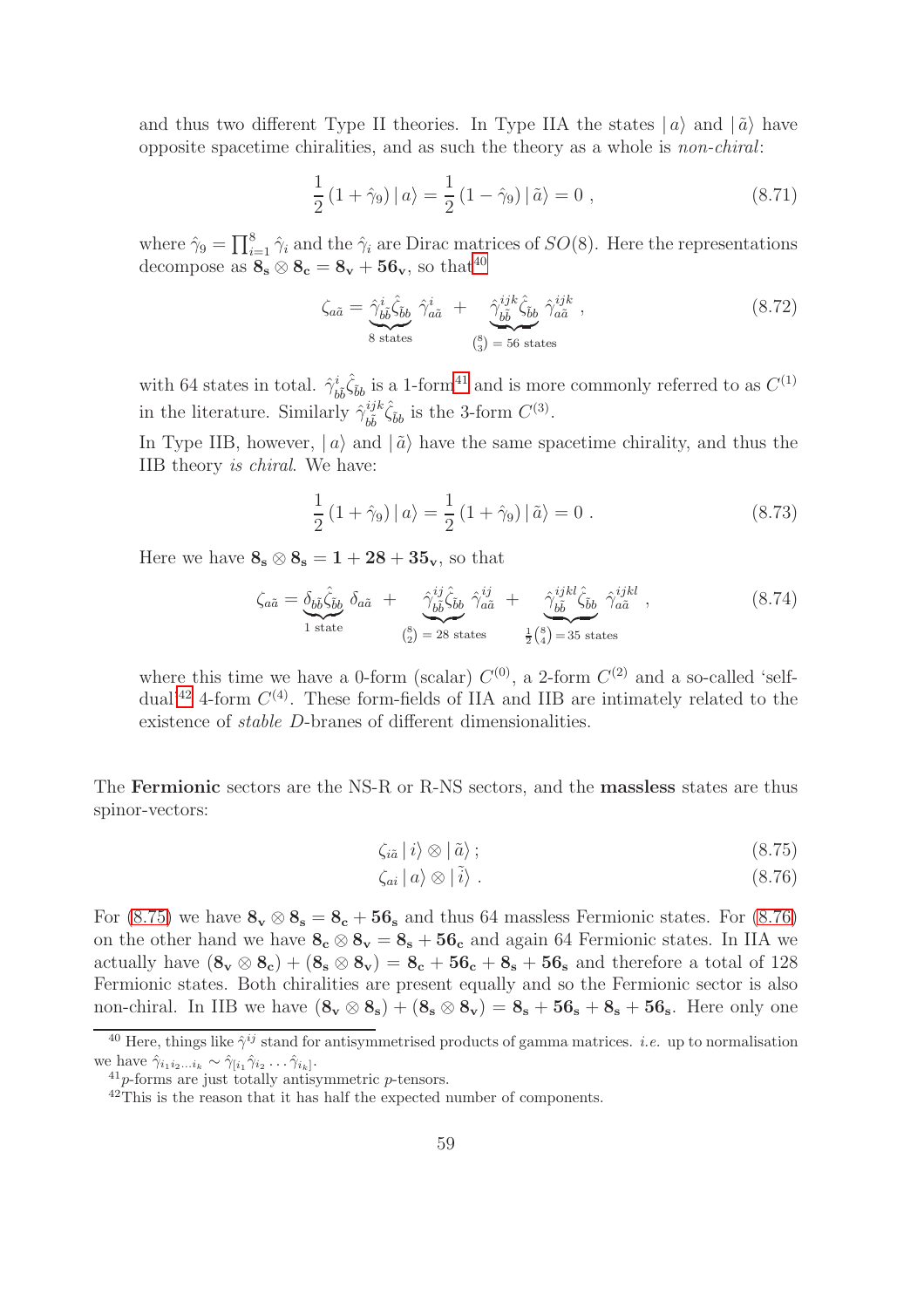and thus two different Type II theories. In Type IIA the states $|\,a\rangle$ and $|\,\tilde{a}\rangle$ have opposite spacetime chiralities, and as such the theory as a whole is *non-chiral*:

$$\frac{1}{2}\left(1+\hat{\gamma}_9\right)|\,a\rangle = \frac{1}{2}\left(1-\hat{\gamma}_9\right)|\,\tilde{a}\rangle = 0\ , \tag{8.71}$$

where $\hat{\gamma}_9 = \prod_{i=1}^{8}\hat{\gamma}_i$ and the $\hat{\gamma}_i$ are Dirac matrices of $SO(8)$. Here the representations decompose as $\mathbf{8_s}\otimes\mathbf{8_c} = \mathbf{8_v} + \mathbf{56_v}$, so that[40]

$$\zeta_{a\tilde{a}} = \underbrace{\hat{\gamma}^{i}_{b\tilde{b}}\hat{\zeta}_{\tilde{b}b}}_{8\text{ states}}\ \hat{\gamma}^{i}_{a\tilde{a}} \ + \ \underbrace{\hat{\gamma}^{ijk}_{b\tilde{b}}\hat{\zeta}_{\tilde{b}b}}_{\binom{8}{3}\,=\,56\text{ states}}\ \hat{\gamma}^{ijk}_{a\tilde{a}}\ , \tag{8.72}$$

with 64 states in total. $\hat{\gamma}^{i}_{b\tilde{b}}\hat{\zeta}_{\tilde{b}b}$ is a 1-form[41] and is more commonly referred to as $C^{(1)}$ in the literature. Similarly $\hat{\gamma}^{ijk}_{b\tilde{b}}\hat{\zeta}_{\tilde{b}b}$ is the 3-form $C^{(3)}$.

In Type IIB, however, $|\,a\rangle$ and $|\,\tilde{a}\rangle$ have the same spacetime chirality, and thus the IIB theory *is chiral*. We have:

$$\frac{1}{2}\left(1+\hat{\gamma}_9\right)|\,a\rangle = \frac{1}{2}\left(1+\hat{\gamma}_9\right)|\,\tilde{a}\rangle = 0\ . \tag{8.73}$$

Here we have $\mathbf{8_s}\otimes\mathbf{8_s} = \mathbf{1} + \mathbf{28} + \mathbf{35_v}$, so that

$$\zeta_{a\tilde{a}} = \underbrace{\delta_{b\tilde{b}}\hat{\zeta}_{\tilde{b}b}}_{1\text{ state}}\ \delta_{a\tilde{a}} \ + \ \underbrace{\hat{\gamma}^{ij}_{b\tilde{b}}\hat{\zeta}_{\tilde{b}b}}_{\binom{8}{2}\,=\,28\text{ states}}\ \hat{\gamma}^{ij}_{a\tilde{a}} \ + \ \underbrace{\hat{\gamma}^{ijkl}_{b\tilde{b}}\hat{\zeta}_{\tilde{b}b}}_{\frac{1}{2}\binom{8}{4}\,=\,35\text{ states}}\ \hat{\gamma}^{ijkl}_{a\tilde{a}}\ , \tag{8.74}$$

where this time we have a 0-form (scalar) $C^{(0)}$, a 2-form $C^{(2)}$ and a so-called 'self-dual'[42] 4-form $C^{(4)}$. These form-fields of IIA and IIB are intimately related to the existence of *stable* $D$-branes of different dimensionalities.

The **Fermionic** sectors are the NS-R or R-NS sectors, and the **massless** states are thus spinor-vectors:

$$\zeta_{i\tilde{a}}\,|\,i\rangle\otimes|\,\tilde{a}\rangle\,; \tag{8.75}$$

$$\zeta_{ai}\,|\,a\rangle\otimes|\,\tilde{i}\rangle\ . \tag{8.76}$$

For (8.75) we have $\mathbf{8_v}\otimes\mathbf{8_s} = \mathbf{8_c} + \mathbf{56_s}$ and thus 64 massless Fermionic states. For (8.76) on the other hand we have $\mathbf{8_c}\otimes\mathbf{8_v} = \mathbf{8_s} + \mathbf{56_c}$ and again 64 Fermionic states. In IIA we actually have $(\mathbf{8_v}\otimes\mathbf{8_c}) + (\mathbf{8_s}\otimes\mathbf{8_v}) = \mathbf{8_c} + \mathbf{56_c} + \mathbf{8_s} + \mathbf{56_s}$ and therefore a total of 128 Fermionic states. Both chiralities are present equally and so the Fermionic sector is also non-chiral. In IIB we have $(\mathbf{8_v}\otimes\mathbf{8_s}) + (\mathbf{8_s}\otimes\mathbf{8_v}) = \mathbf{8_s} + \mathbf{56_s} + \mathbf{8_s} + \mathbf{56_s}$. Here only one

---

[40] Here, things like $\hat{\gamma}^{ij}$ stand for antisymmetrised products of gamma matrices. *i.e.* up to normalisation we have $\hat{\gamma}_{i_1 i_2\ldots i_k} \sim \hat{\gamma}_{[i_1}\hat{\gamma}_{i_2}\ldots\hat{\gamma}_{i_k]}$.

[41] $p$-forms are just totally antisymmetric $p$-tensors.

[42] This is the reason that it has half the expected number of components.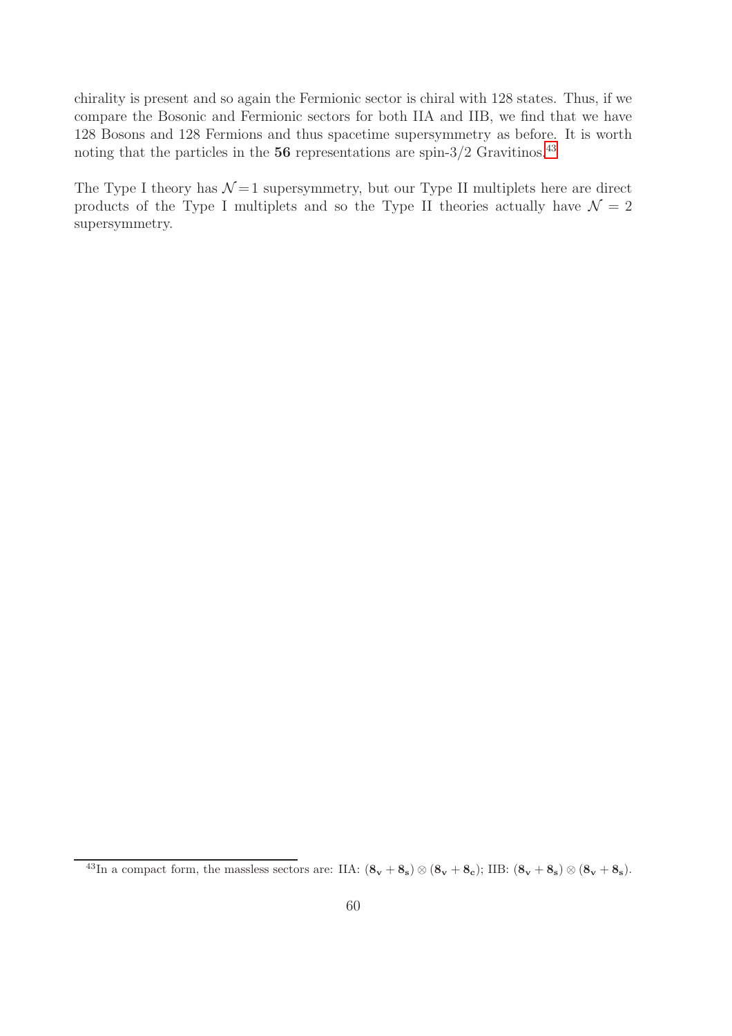chirality is present and so again the Fermionic sector is chiral with 128 states. Thus, if we compare the Bosonic and Fermionic sectors for both IIA and IIB, we find that we have 128 Bosons and 128 Fermions and thus spacetime supersymmetry as before. It is worth noting that the particles in the **56** representations are spin-3/2 Gravitinos.[43]

The Type I theory has $\mathcal{N}=1$ supersymmetry, but our Type II multiplets here are direct products of the Type I multiplets and so the Type II theories actually have $\mathcal{N}=2$ supersymmetry.

[43] In a compact form, the massless sectors are: IIA: $(\mathbf{8_v}+\mathbf{8_s})\otimes(\mathbf{8_v}+\mathbf{8_c})$; IIB: $(\mathbf{8_v}+\mathbf{8_s})\otimes(\mathbf{8_v}+\mathbf{8_s})$.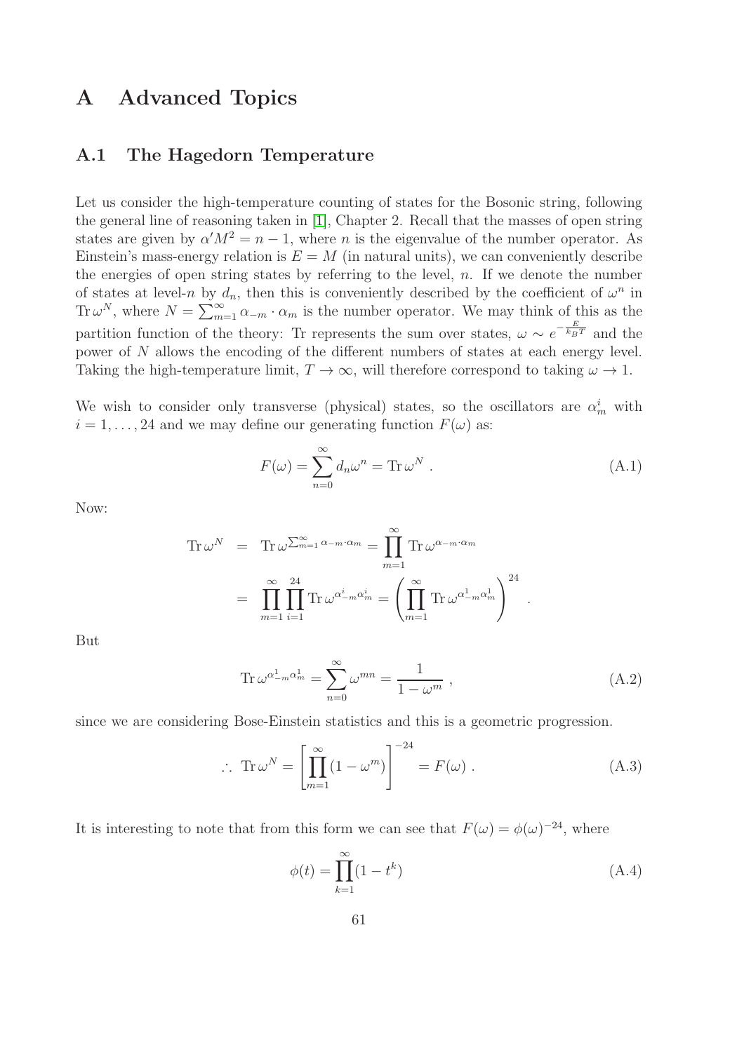# A Advanced Topics

## A.1 The Hagedorn Temperature

Let us consider the high-temperature counting of states for the Bosonic string, following the general line of reasoning taken in [1], Chapter 2. Recall that the masses of open string states are given by $\alpha' M^2 = n - 1$, where $n$ is the eigenvalue of the number operator. As Einstein's mass-energy relation is $E = M$ (in natural units), we can conveniently describe the energies of open string states by referring to the level, $n$. If we denote the number of states at level-$n$ by $d_n$, then this is conveniently described by the coefficient of $\omega^n$ in $\mathrm{Tr}\,\omega^N$, where $N = \sum_{m=1}^{\infty} \alpha_{-m} \cdot \alpha_m$ is the number operator. We may think of this as the partition function of the theory: Tr represents the sum over states, $\omega \sim e^{-\frac{E}{k_B T}}$ and the power of $N$ allows the encoding of the different numbers of states at each energy level. Taking the high-temperature limit, $T \to \infty$, will therefore correspond to taking $\omega \to 1$.

We wish to consider only transverse (physical) states, so the oscillators are $\alpha_m^i$ with $i = 1, \ldots, 24$ and we may define our generating function $F(\omega)$ as:

$$F(\omega) = \sum_{n=0}^{\infty} d_n \omega^n = \mathrm{Tr}\,\omega^N \ . \tag{A.1}$$

Now:

$$\begin{aligned}
\mathrm{Tr}\,\omega^N &= \mathrm{Tr}\,\omega^{\sum_{m=1}^{\infty} \alpha_{-m} \cdot \alpha_m} = \prod_{m=1}^{\infty} \mathrm{Tr}\,\omega^{\alpha_{-m} \cdot \alpha_m} \\
&= \prod_{m=1}^{\infty} \prod_{i=1}^{24} \mathrm{Tr}\,\omega^{\alpha^i_{-m} \alpha^i_m} = \left( \prod_{m=1}^{\infty} \mathrm{Tr}\,\omega^{\alpha^1_{-m} \alpha^1_m} \right)^{24} \ .
\end{aligned}$$

But

$$\mathrm{Tr}\,\omega^{\alpha^1_{-m} \alpha^1_m} = \sum_{n=0}^{\infty} \omega^{mn} = \frac{1}{1 - \omega^m} \ , \tag{A.2}$$

since we are considering Bose-Einstein statistics and this is a geometric progression.

$$\therefore \ \mathrm{Tr}\,\omega^N = \left[ \prod_{m=1}^{\infty} (1 - \omega^m) \right]^{-24} = F(\omega) \ . \tag{A.3}$$

It is interesting to note that from this form we can see that $F(\omega) = \phi(\omega)^{-24}$, where

$$\phi(t) = \prod_{k=1}^{\infty} (1 - t^k) \tag{A.4}$$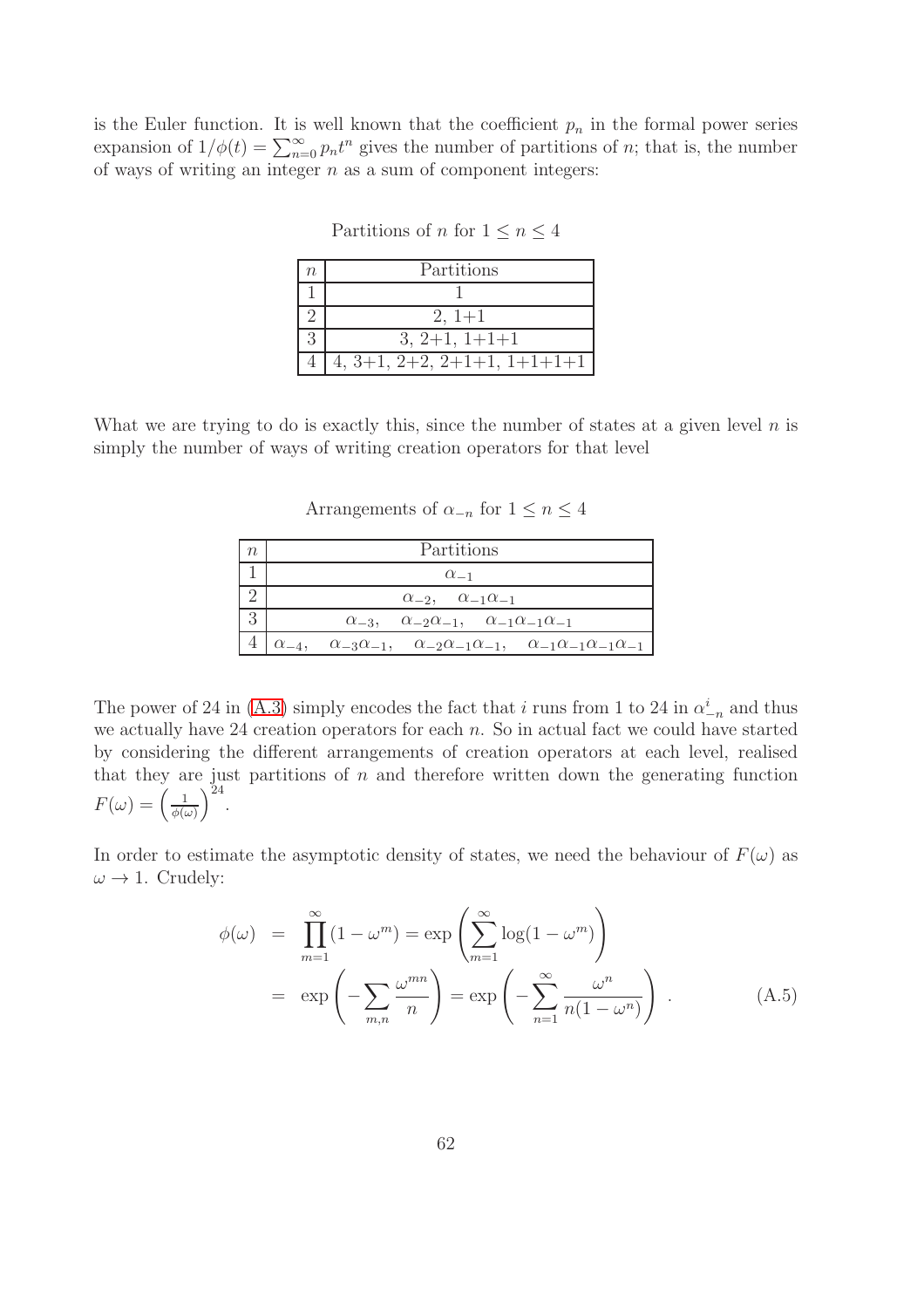is the Euler function. It is well known that the coefficient $p_n$ in the formal power series expansion of $1/\phi(t) = \sum_{n=0}^{\infty} p_n t^n$ gives the number of partitions of $n$; that is, the number of ways of writing an integer $n$ as a sum of component integers:

Partitions of $n$ for $1 \leq n \leq 4$

| $n$ | Partitions |
|---|---|
| 1 | 1 |
| 2 | 2, 1+1 |
| 3 | 3, 2+1, 1+1+1 |
| 4 | 4, 3+1, 2+2, 2+1+1, 1+1+1+1 |

What we are trying to do is exactly this, since the number of states at a given level $n$ is simply the number of ways of writing creation operators for that level

Arrangements of $\alpha_{-n}$ for $1 \leq n \leq 4$

| $n$ | Partitions |
|---|---|
| 1 | $\alpha_{-1}$ |
| 2 | $\alpha_{-2}, \quad \alpha_{-1}\alpha_{-1}$ |
| 3 | $\alpha_{-3}, \quad \alpha_{-2}\alpha_{-1}, \quad \alpha_{-1}\alpha_{-1}\alpha_{-1}$ |
| 4 | $\alpha_{-4}, \quad \alpha_{-3}\alpha_{-1}, \quad \alpha_{-2}\alpha_{-1}\alpha_{-1}, \quad \alpha_{-1}\alpha_{-1}\alpha_{-1}\alpha_{-1}$ |

The power of 24 in (A.3) simply encodes the fact that $i$ runs from 1 to 24 in $\alpha^i_{-n}$ and thus we actually have 24 creation operators for each $n$. So in actual fact we could have started by considering the different arrangements of creation operators at each level, realised that they are just partitions of $n$ and therefore written down the generating function $F(\omega) = \left(\frac{1}{\phi(\omega)}\right)^{24}$.

In order to estimate the asymptotic density of states, we need the behaviour of $F(\omega)$ as $\omega \to 1$. Crudely:

$$
\begin{aligned}
\phi(\omega) &= \prod_{m=1}^{\infty}(1-\omega^m) = \exp\left(\sum_{m=1}^{\infty}\log(1-\omega^m)\right) \\
&= \exp\left(-\sum_{m,n}\frac{\omega^{mn}}{n}\right) = \exp\left(-\sum_{n=1}^{\infty}\frac{\omega^n}{n(1-\omega^n)}\right) \ . \qquad \text{(A.5)}
\end{aligned}
$$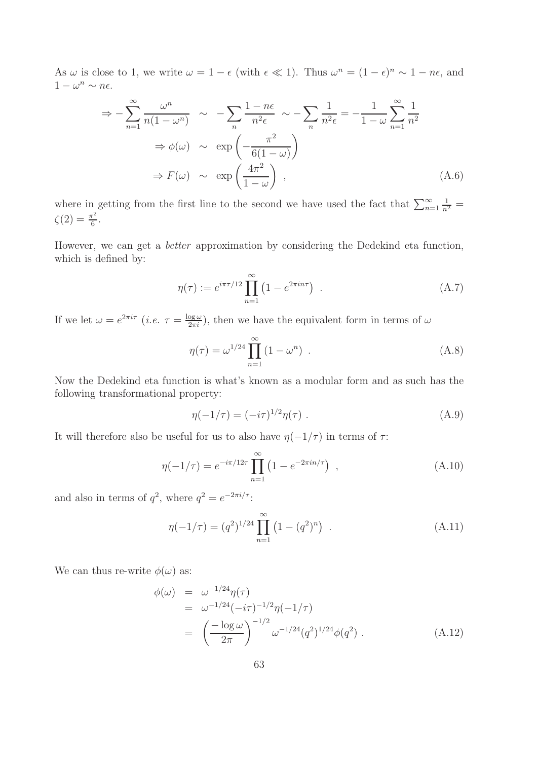As $\omega$ is close to 1, we write $\omega = 1 - \epsilon$ (with $\epsilon \ll 1$). Thus $\omega^n = (1-\epsilon)^n \sim 1 - n\epsilon$, and $1 - \omega^n \sim n\epsilon$.

$$
\begin{aligned}
\Rightarrow -\sum_{n=1}^{\infty} \frac{\omega^n}{n(1-\omega^n)} &\sim -\sum_n \frac{1-n\epsilon}{n^2\epsilon} \sim -\sum_n \frac{1}{n^2\epsilon} = -\frac{1}{1-\omega}\sum_{n=1}^{\infty}\frac{1}{n^2} \\
\Rightarrow \phi(\omega) &\sim \exp\left(-\frac{\pi^2}{6(1-\omega)}\right) \\
\Rightarrow F(\omega) &\sim \exp\left(\frac{4\pi^2}{1-\omega}\right) \ ,
\end{aligned}
\tag{A.6}
$$

where in getting from the first line to the second we have used the fact that $\sum_{n=1}^{\infty} \frac{1}{n^2} = \zeta(2) = \frac{\pi^2}{6}$.

However, we can get a *better* approximation by considering the Dedekind eta function, which is defined by:

$$
\eta(\tau) := e^{i\pi\tau/12} \prod_{n=1}^{\infty} \left(1 - e^{2\pi i n\tau}\right) \ . \tag{A.7}
$$

If we let $\omega = e^{2\pi i\tau}$ (*i.e.* $\tau = \frac{\log\omega}{2\pi i}$), then we have the equivalent form in terms of $\omega$

$$
\eta(\tau) = \omega^{1/24} \prod_{n=1}^{\infty} \left(1 - \omega^n\right) \ . \tag{A.8}
$$

Now the Dedekind eta function is what's known as a modular form and as such has the following transformational property:

$$
\eta(-1/\tau) = (-i\tau)^{1/2}\eta(\tau) \ . \tag{A.9}
$$

It will therefore also be useful for us to also have $\eta(-1/\tau)$ in terms of $\tau$:

$$
\eta(-1/\tau) = e^{-i\pi/12\tau} \prod_{n=1}^{\infty} \left(1 - e^{-2\pi i n/\tau}\right) \ , \tag{A.10}
$$

and also in terms of $q^2$, where $q^2 = e^{-2\pi i/\tau}$:

$$
\eta(-1/\tau) = (q^2)^{1/24} \prod_{n=1}^{\infty} \left(1 - (q^2)^n\right) \ . \tag{A.11}
$$

We can thus re-write $\phi(\omega)$ as:

$$
\begin{aligned}
\phi(\omega) &= \omega^{-1/24}\eta(\tau) \\
&= \omega^{-1/24}(-i\tau)^{-1/2}\eta(-1/\tau) \\
&= \left(\frac{-\log\omega}{2\pi}\right)^{-1/2} \omega^{-1/24}(q^2)^{1/24}\phi(q^2) \ .
\end{aligned}
\tag{A.12}
$$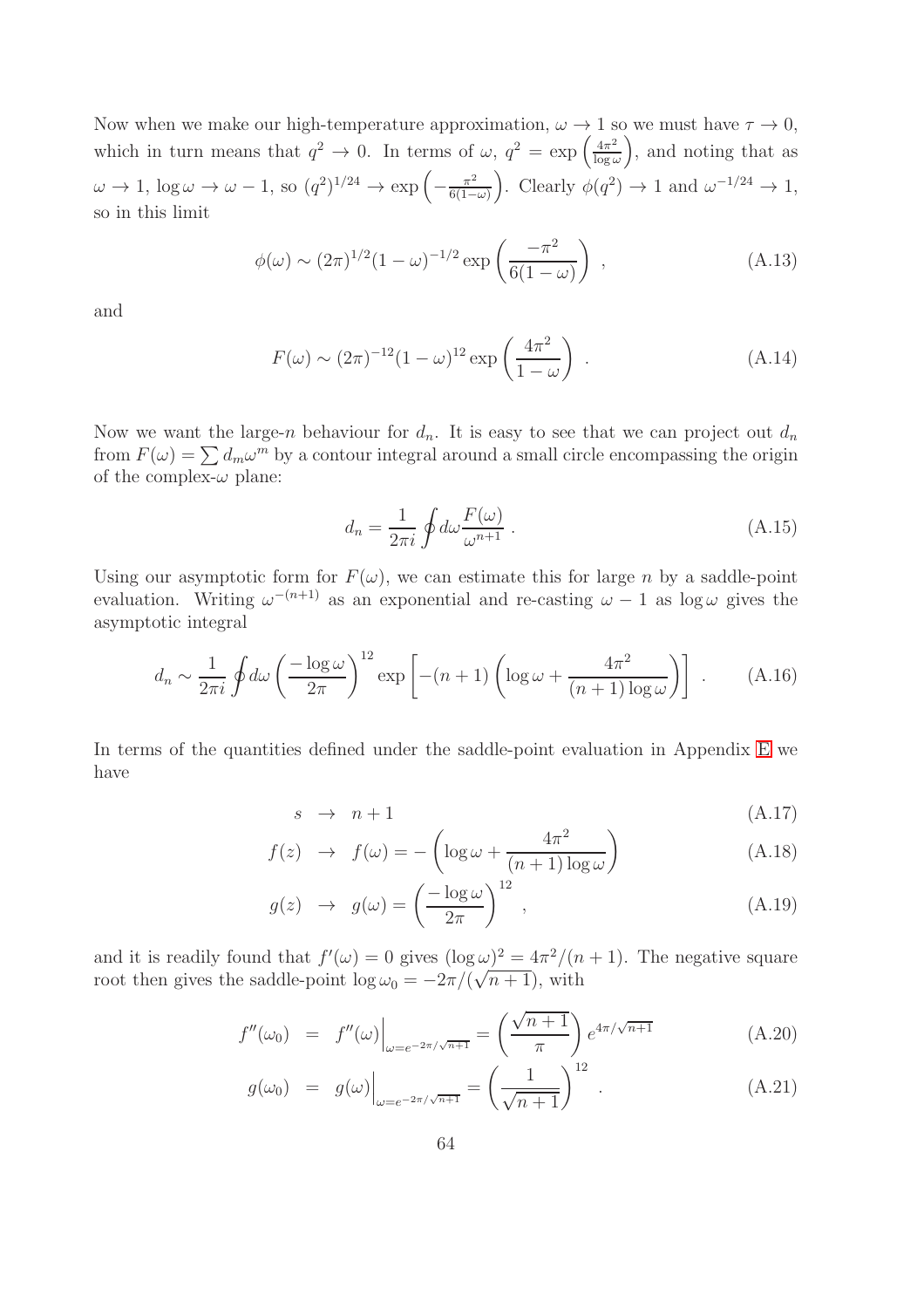Now when we make our high-temperature approximation, $\omega \to 1$ so we must have $\tau \to 0$, which in turn means that $q^2 \to 0$. In terms of $\omega$, $q^2 = \exp\left(\frac{4\pi^2}{\log \omega}\right)$, and noting that as $\omega \to 1$, $\log \omega \to \omega - 1$, so $(q^2)^{1/24} \to \exp\left(-\frac{\pi^2}{6(1-\omega)}\right)$. Clearly $\phi(q^2) \to 1$ and $\omega^{-1/24} \to 1$, so in this limit

$$\phi(\omega) \sim (2\pi)^{1/2}(1-\omega)^{-1/2} \exp\left(\frac{-\pi^2}{6(1-\omega)}\right) , \tag{A.13}$$

and

$$F(\omega) \sim (2\pi)^{-12}(1-\omega)^{12} \exp\left(\frac{4\pi^2}{1-\omega}\right) . \tag{A.14}$$

Now we want the large-$n$ behaviour for $d_n$. It is easy to see that we can project out $d_n$ from $F(\omega) = \sum d_m \omega^m$ by a contour integral around a small circle encompassing the origin of the complex-$\omega$ plane:

$$d_n = \frac{1}{2\pi i} \oint d\omega \frac{F(\omega)}{\omega^{n+1}} . \tag{A.15}$$

Using our asymptotic form for $F(\omega)$, we can estimate this for large $n$ by a saddle-point evaluation. Writing $\omega^{-(n+1)}$ as an exponential and re-casting $\omega - 1$ as $\log \omega$ gives the asymptotic integral

$$d_n \sim \frac{1}{2\pi i} \oint d\omega \left(\frac{-\log \omega}{2\pi}\right)^{12} \exp\left[-(n+1)\left(\log \omega + \frac{4\pi^2}{(n+1)\log \omega}\right)\right] . \tag{A.16}$$

In terms of the quantities defined under the saddle-point evaluation in Appendix E we have

$$s \to n+1 \tag{A.17}$$

$$f(z) \to f(\omega) = -\left(\log \omega + \frac{4\pi^2}{(n+1)\log \omega}\right) \tag{A.18}$$

$$g(z) \to g(\omega) = \left(\frac{-\log \omega}{2\pi}\right)^{12} , \tag{A.19}$$

and it is readily found that $f'(\omega) = 0$ gives $(\log \omega)^2 = 4\pi^2/(n+1)$. The negative square root then gives the saddle-point $\log \omega_0 = -2\pi/(\sqrt{n+1})$, with

$$f''(\omega_0) = f''(\omega)\Big|_{\omega = e^{-2\pi/\sqrt{n+1}}} = \left(\frac{\sqrt{n+1}}{\pi}\right) e^{4\pi/\sqrt{n+1}} \tag{A.20}$$

$$g(\omega_0) = g(\omega)\Big|_{\omega = e^{-2\pi/\sqrt{n+1}}} = \left(\frac{1}{\sqrt{n+1}}\right)^{12} . \tag{A.21}$$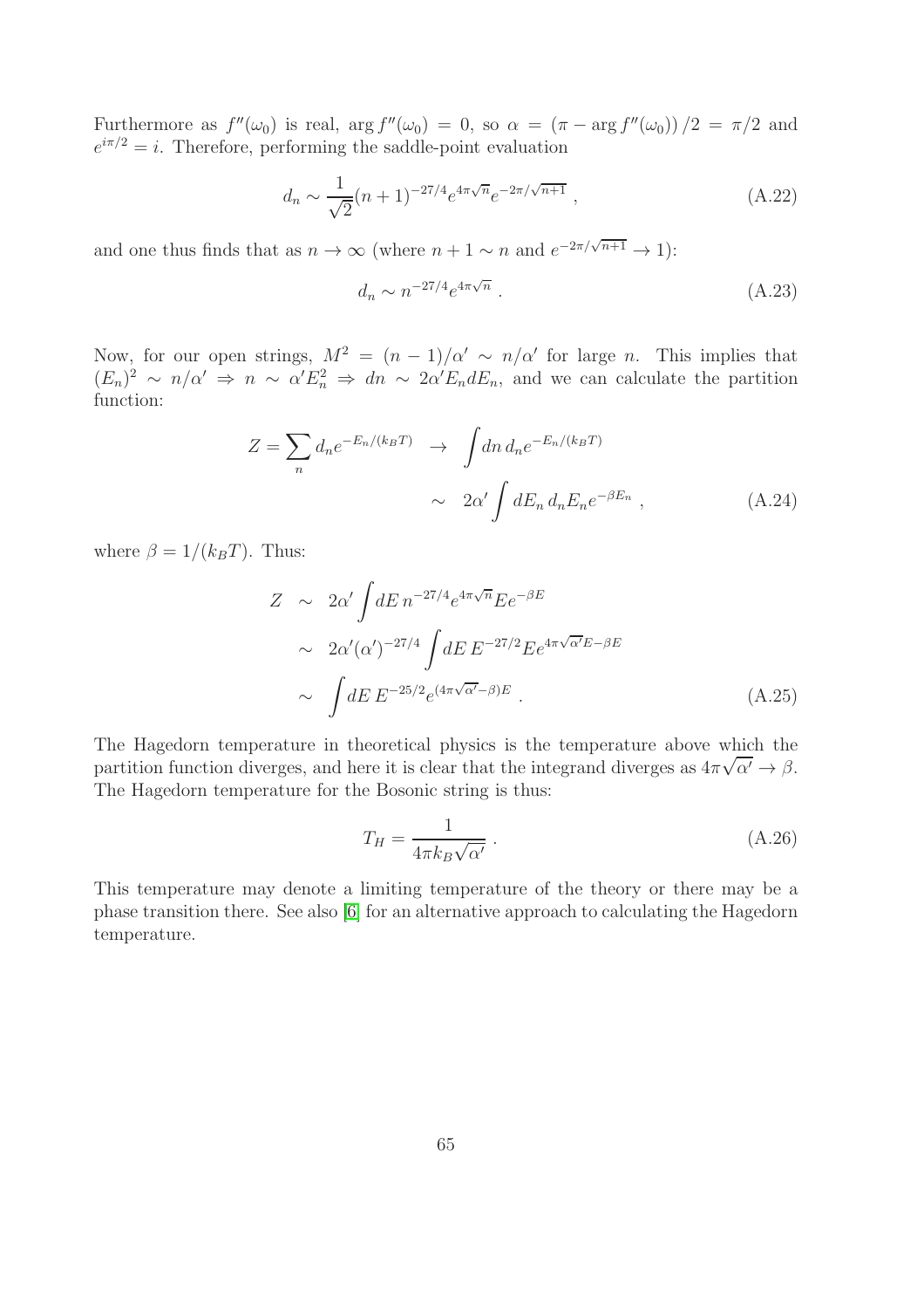Furthermore as $f''(\omega_0)$ is real, $\arg f''(\omega_0) = 0$, so $\alpha = (\pi - \arg f''(\omega_0))/2 = \pi/2$ and $e^{i\pi/2} = i$. Therefore, performing the saddle-point evaluation

$$d_n \sim \frac{1}{\sqrt{2}}(n+1)^{-27/4} e^{4\pi\sqrt{n}} e^{-2\pi/\sqrt{n+1}} , \tag{A.22}$$

and one thus finds that as $n \to \infty$ (where $n+1 \sim n$ and $e^{-2\pi/\sqrt{n+1}} \to 1$):

$$d_n \sim n^{-27/4} e^{4\pi\sqrt{n}} . \tag{A.23}$$

Now, for our open strings, $M^2 = (n-1)/\alpha' \sim n/\alpha'$ for large $n$. This implies that $(E_n)^2 \sim n/\alpha' \Rightarrow n \sim \alpha' E_n^2 \Rightarrow dn \sim 2\alpha' E_n dE_n$, and we can calculate the partition function:

$$\begin{aligned} Z = \sum_n d_n e^{-E_n/(k_B T)} &\rightarrow \int dn\, d_n e^{-E_n/(k_B T)} \\ &\sim 2\alpha' \int dE_n\, d_n E_n e^{-\beta E_n} , \end{aligned} \tag{A.24}$$

where $\beta = 1/(k_B T)$. Thus:

$$\begin{aligned} Z &\sim 2\alpha' \int dE\, n^{-27/4} e^{4\pi\sqrt{n}} E e^{-\beta E} \\ &\sim 2\alpha'(\alpha')^{-27/4} \int dE\, E^{-27/2} E e^{4\pi\sqrt{\alpha'}E - \beta E} \\ &\sim \int dE\, E^{-25/2} e^{(4\pi\sqrt{\alpha'} - \beta)E} . \end{aligned} \tag{A.25}$$

The Hagedorn temperature in theoretical physics is the temperature above which the partition function diverges, and here it is clear that the integrand diverges as $4\pi\sqrt{\alpha'} \to \beta$. The Hagedorn temperature for the Bosonic string is thus:

$$T_H = \frac{1}{4\pi k_B \sqrt{\alpha'}} . \tag{A.26}$$

This temperature may denote a limiting temperature of the theory or there may be a phase transition there. See also [6] for an alternative approach to calculating the Hagedorn temperature.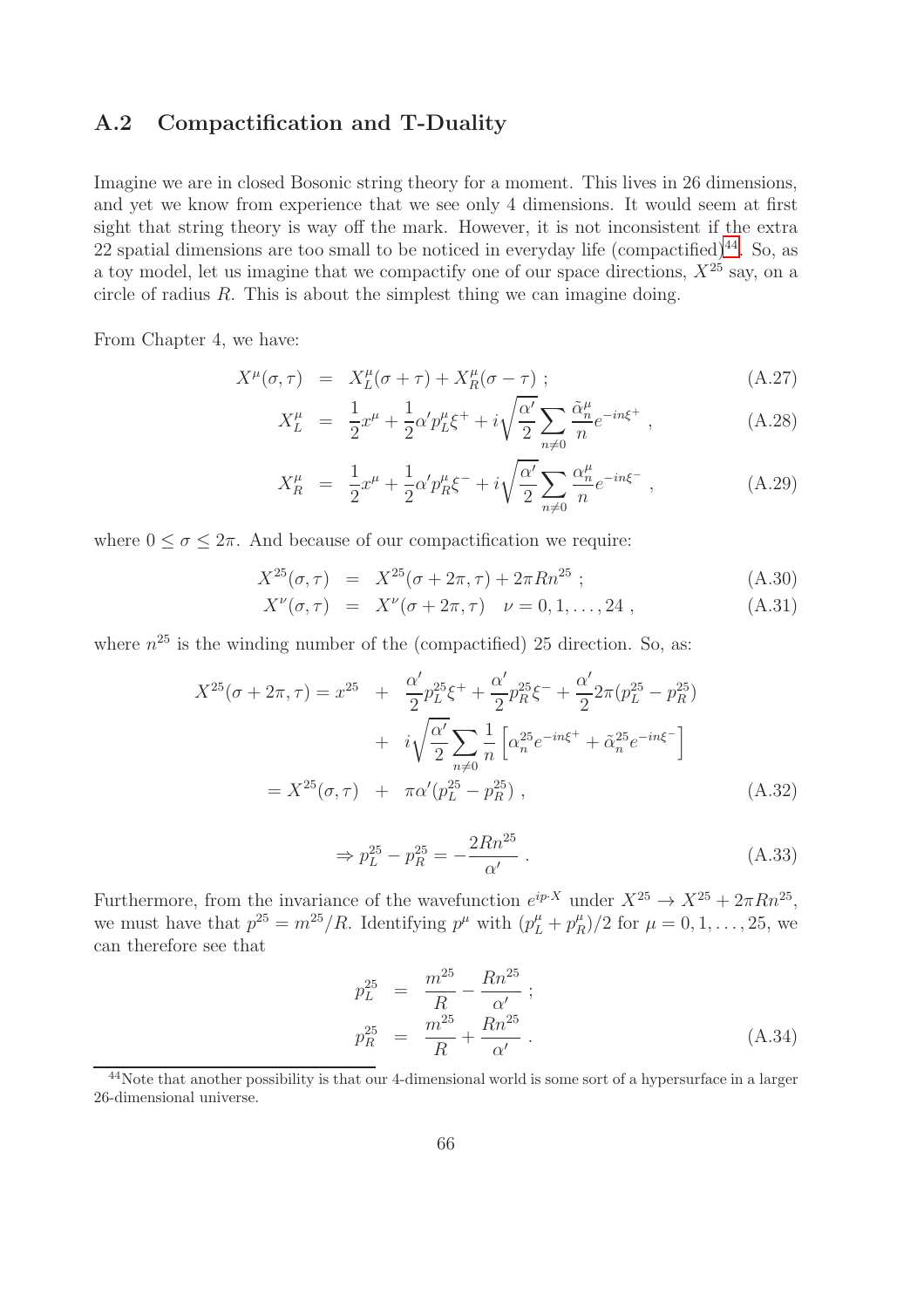## A.2 Compactification and T-Duality

Imagine we are in closed Bosonic string theory for a moment. This lives in 26 dimensions, and yet we know from experience that we see only 4 dimensions. It would seem at first sight that string theory is way off the mark. However, it is not inconsistent if the extra 22 spatial dimensions are too small to be noticed in everyday life (compactified)[44]. So, as a toy model, let us imagine that we compactify one of our space directions, $X^{25}$ say, on a circle of radius $R$. This is about the simplest thing we can imagine doing.

From Chapter 4, we have:

$$
\begin{aligned}
X^\mu(\sigma,\tau) &= X^\mu_L(\sigma+\tau) + X^\mu_R(\sigma-\tau) \ ; && \text{(A.27)}\\
X^\mu_L &= \frac{1}{2}x^\mu + \frac{1}{2}\alpha' p^\mu_L \xi^+ + i\sqrt{\frac{\alpha'}{2}}\sum_{n\neq 0}\frac{\tilde{\alpha}^\mu_n}{n}e^{-in\xi^+} \ , && \text{(A.28)}\\
X^\mu_R &= \frac{1}{2}x^\mu + \frac{1}{2}\alpha' p^\mu_R \xi^- + i\sqrt{\frac{\alpha'}{2}}\sum_{n\neq 0}\frac{\alpha^\mu_n}{n}e^{-in\xi^-} \ , && \text{(A.29)}
\end{aligned}
$$

where $0 \leq \sigma \leq 2\pi$. And because of our compactification we require:

$$
\begin{aligned}
X^{25}(\sigma,\tau) &= X^{25}(\sigma+2\pi,\tau) + 2\pi R n^{25} \ ; && \text{(A.30)}\\
X^{\nu}(\sigma,\tau) &= X^{\nu}(\sigma+2\pi,\tau) \quad \nu = 0,1,\ldots,24 \ , && \text{(A.31)}
\end{aligned}
$$

where $n^{25}$ is the winding number of the (compactified) 25 direction. So, as:

$$
\begin{aligned}
X^{25}(\sigma+2\pi,\tau) = x^{25} &+ \frac{\alpha'}{2}p^{25}_L\xi^+ + \frac{\alpha'}{2}p^{25}_R\xi^- + \frac{\alpha'}{2}2\pi(p^{25}_L - p^{25}_R)\\
&+ i\sqrt{\frac{\alpha'}{2}}\sum_{n\neq 0}\frac{1}{n}\left[\alpha^{25}_n e^{-in\xi^+} + \tilde{\alpha}^{25}_n e^{-in\xi^-}\right]\\
= X^{25}(\sigma,\tau) &+ \pi\alpha'(p^{25}_L - p^{25}_R) \ , \qquad \text{(A.32)}
\end{aligned}
$$

$$
\Rightarrow p^{25}_L - p^{25}_R = -\frac{2Rn^{25}}{\alpha'} \ . \qquad \text{(A.33)}
$$

Furthermore, from the invariance of the wavefunction $e^{ip\cdot X}$ under $X^{25} \to X^{25} + 2\pi R n^{25}$, we must have that $p^{25} = m^{25}/R$. Identifying $p^\mu$ with $(p^\mu_L + p^\mu_R)/2$ for $\mu = 0,1,\ldots,25$, we can therefore see that

$$
\begin{aligned}
p^{25}_L &= \frac{m^{25}}{R} - \frac{Rn^{25}}{\alpha'} \ ;\\
p^{25}_R &= \frac{m^{25}}{R} + \frac{Rn^{25}}{\alpha'} \ . \qquad \text{(A.34)}
\end{aligned}
$$

[44] Note that another possibility is that our 4-dimensional world is some sort of a hypersurface in a larger 26-dimensional universe.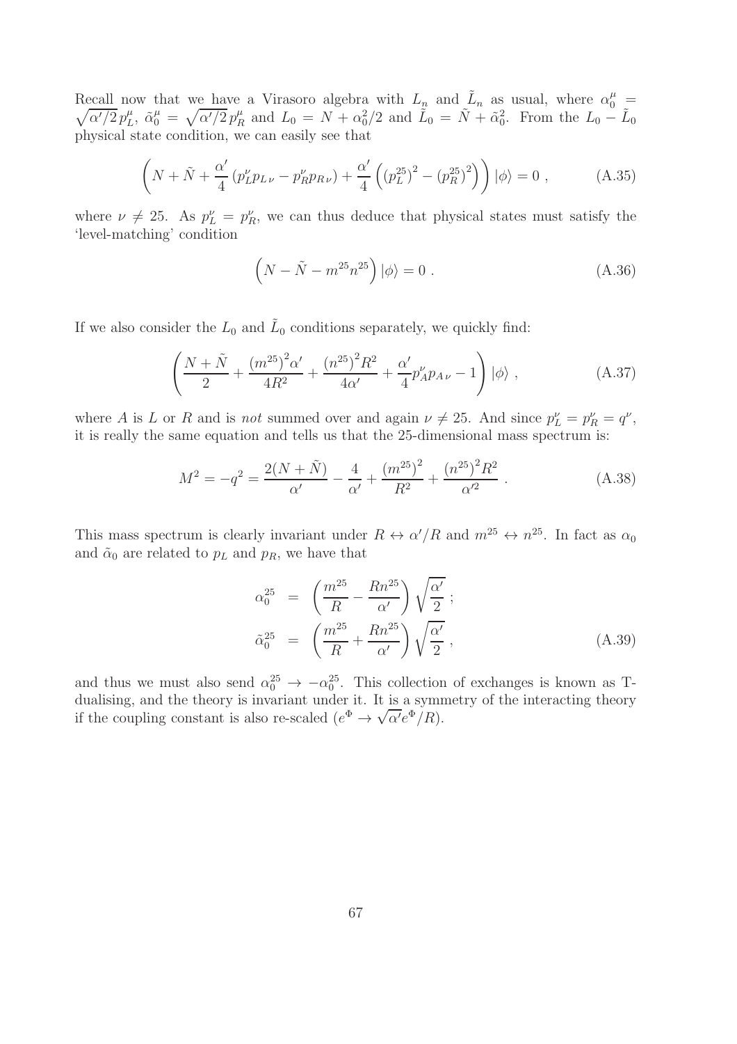Recall now that we have a Virasoro algebra with $L_n$ and $\tilde{L}_n$ as usual, where $\alpha_0^\mu = \sqrt{\alpha'/2}\,p_L^\mu$, $\tilde{\alpha}_0^\mu = \sqrt{\alpha'/2}\,p_R^\mu$ and $L_0 = N + \alpha_0^2/2$ and $\tilde{L}_0 = \tilde{N} + \tilde{\alpha}_0^2$. From the $L_0 - \tilde{L}_0$ physical state condition, we can easily see that

$$\left( N + \tilde{N} + \frac{\alpha'}{4}\left(p_L^\nu p_{L\,\nu} - p_R^\nu p_{R\,\nu}\right) + \frac{\alpha'}{4}\left(\left(p_L^{25}\right)^2 - \left(p_R^{25}\right)^2\right)\right)|\phi\rangle = 0 \;, \tag{A.35}$$

where $\nu \neq 25$. As $p_L^\nu = p_R^\nu$, we can thus deduce that physical states must satisfy the 'level-matching' condition

$$\left(N - \tilde{N} - m^{25}n^{25}\right)|\phi\rangle = 0 \;. \tag{A.36}$$

If we also consider the $L_0$ and $\tilde{L}_0$ conditions separately, we quickly find:

$$\left(\frac{N+\tilde{N}}{2} + \frac{\left(m^{25}\right)^2\alpha'}{4R^2} + \frac{\left(n^{25}\right)^2 R^2}{4\alpha'} + \frac{\alpha'}{4}p_A^\nu p_{A\,\nu} - 1\right)|\phi\rangle \;, \tag{A.37}$$

where $A$ is $L$ or $R$ and is *not* summed over and again $\nu \neq 25$. And since $p_L^\nu = p_R^\nu = q^\nu$, it is really the same equation and tells us that the 25-dimensional mass spectrum is:

$$M^2 = -q^2 = \frac{2(N+\tilde{N})}{\alpha'} - \frac{4}{\alpha'} + \frac{\left(m^{25}\right)^2}{R^2} + \frac{\left(n^{25}\right)^2 R^2}{\alpha'^2} \;. \tag{A.38}$$

This mass spectrum is clearly invariant under $R \leftrightarrow \alpha'/R$ and $m^{25} \leftrightarrow n^{25}$. In fact as $\alpha_0$ and $\tilde{\alpha}_0$ are related to $p_L$ and $p_R$, we have that

$$\begin{aligned} \alpha_0^{25} &= \left(\frac{m^{25}}{R} - \frac{Rn^{25}}{\alpha'}\right)\sqrt{\frac{\alpha'}{2}} \;; \\ \tilde{\alpha}_0^{25} &= \left(\frac{m^{25}}{R} + \frac{Rn^{25}}{\alpha'}\right)\sqrt{\frac{\alpha'}{2}} \;, \end{aligned} \tag{A.39}$$

and thus we must also send $\alpha_0^{25} \to -\alpha_0^{25}$. This collection of exchanges is known as T-dualising, and the theory is invariant under it. It is a symmetry of the interacting theory if the coupling constant is also re-scaled ($e^\Phi \to \sqrt{\alpha'}e^\Phi/R$).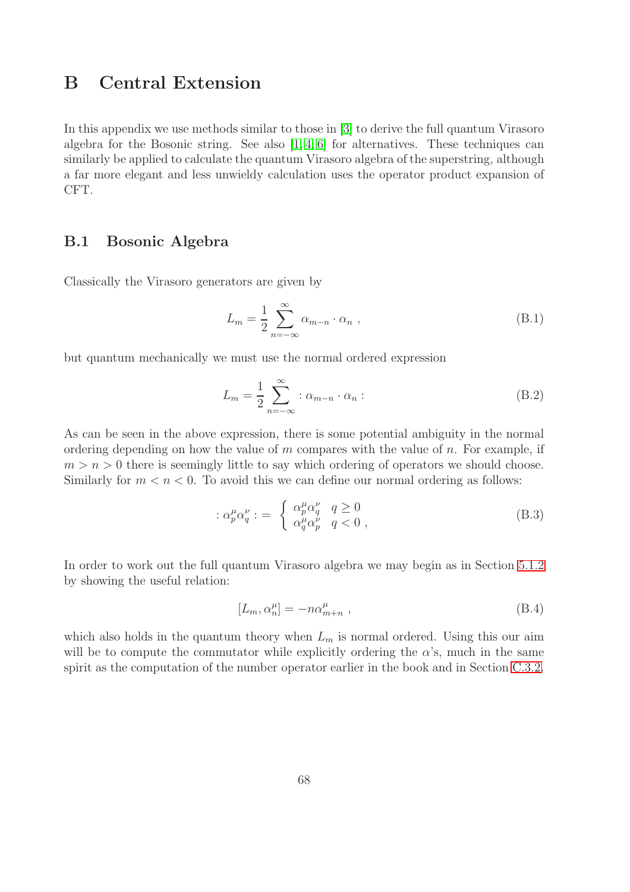# B Central Extension

In this appendix we use methods similar to those in [3] to derive the full quantum Virasoro algebra for the Bosonic string. See also [1, 4, 6] for alternatives. These techniques can similarly be applied to calculate the quantum Virasoro algebra of the superstring, although a far more elegant and less unwieldy calculation uses the operator product expansion of CFT.

## B.1 Bosonic Algebra

Classically the Virasoro generators are given by

$$L_m = \frac{1}{2} \sum_{n=-\infty}^{\infty} \alpha_{m-n} \cdot \alpha_n \ , \tag{B.1}$$

but quantum mechanically we must use the normal ordered expression

$$L_m = \frac{1}{2} \sum_{n=-\infty}^{\infty} : \alpha_{m-n} \cdot \alpha_n : \tag{B.2}$$

As can be seen in the above expression, there is some potential ambiguity in the normal ordering depending on how the value of $m$ compares with the value of $n$. For example, if $m > n > 0$ there is seemingly little to say which ordering of operators we should choose. Similarly for $m < n < 0$. To avoid this we can define our normal ordering as follows:

$$: \alpha_p^\mu \alpha_q^\nu : = \begin{cases} \alpha_p^\mu \alpha_q^\nu & q \geq 0 \\ \alpha_q^\mu \alpha_p^\nu & q < 0 \ , \end{cases} \tag{B.3}$$

In order to work out the full quantum Virasoro algebra we may begin as in Section 5.1.2 by showing the useful relation:

$$[L_m, \alpha_n^\mu] = -n\alpha_{m+n}^\mu \ , \tag{B.4}$$

which also holds in the quantum theory when $L_m$ is normal ordered. Using this our aim will be to compute the commutator while explicitly ordering the $\alpha$'s, much in the same spirit as the computation of the number operator earlier in the book and in Section C.3.2.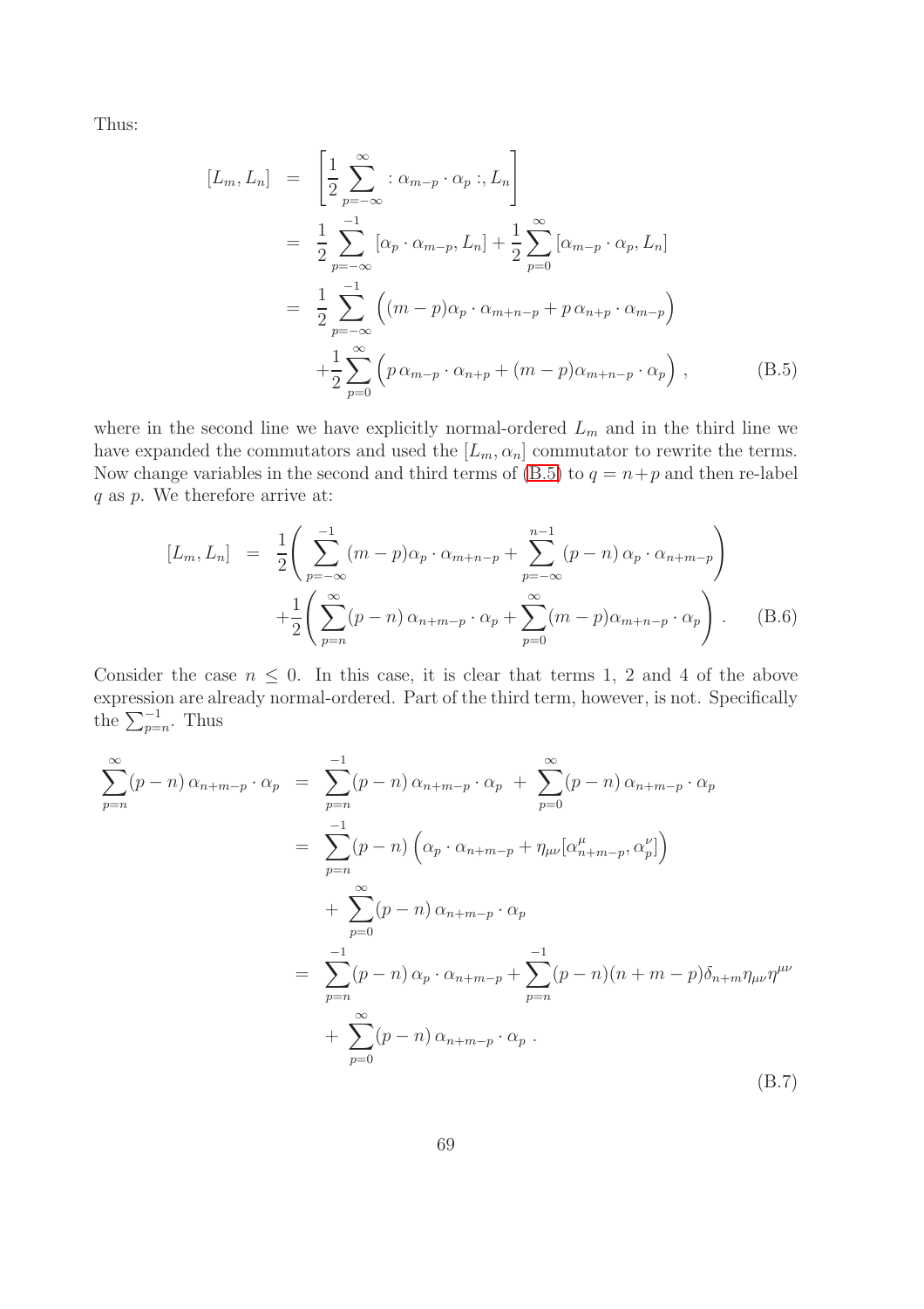Thus:

$$
\begin{aligned}
[L_m, L_n] &= \left[\frac{1}{2}\sum_{p=-\infty}^{\infty} :\alpha_{m-p}\cdot\alpha_p:, L_n\right] \\
&= \frac{1}{2}\sum_{p=-\infty}^{-1}[\alpha_p\cdot\alpha_{m-p}, L_n] + \frac{1}{2}\sum_{p=0}^{\infty}[\alpha_{m-p}\cdot\alpha_p, L_n] \\
&= \frac{1}{2}\sum_{p=-\infty}^{-1}\Big((m-p)\alpha_p\cdot\alpha_{m+n-p} + p\,\alpha_{n+p}\cdot\alpha_{m-p}\Big) \\
&\quad + \frac{1}{2}\sum_{p=0}^{\infty}\Big(p\,\alpha_{m-p}\cdot\alpha_{n+p} + (m-p)\alpha_{m+n-p}\cdot\alpha_p\Big)\,, \qquad \text{(B.5)}
\end{aligned}
$$

where in the second line we have explicitly normal-ordered $L_m$ and in the third line we have expanded the commutators and used the $[L_m, \alpha_n]$ commutator to rewrite the terms. Now change variables in the second and third terms of (B.5) to $q = n+p$ and then re-label $q$ as $p$. We therefore arrive at:

$$
\begin{aligned}
[L_m, L_n] &= \frac{1}{2}\left(\sum_{p=-\infty}^{-1}(m-p)\alpha_p\cdot\alpha_{m+n-p} + \sum_{p=-\infty}^{n-1}(p-n)\,\alpha_p\cdot\alpha_{n+m-p}\right) \\
&\quad + \frac{1}{2}\left(\sum_{p=n}^{\infty}(p-n)\,\alpha_{n+m-p}\cdot\alpha_p + \sum_{p=0}^{\infty}(m-p)\alpha_{m+n-p}\cdot\alpha_p\right). \qquad \text{(B.6)}
\end{aligned}
$$

Consider the case $n \leq 0$. In this case, it is clear that terms 1, 2 and 4 of the above expression are already normal-ordered. Part of the third term, however, is not. Specifically the $\sum_{p=n}^{-1}$. Thus

$$
\begin{aligned}
\sum_{p=n}^{\infty}(p-n)\,\alpha_{n+m-p}\cdot\alpha_p &= \sum_{p=n}^{-1}(p-n)\,\alpha_{n+m-p}\cdot\alpha_p \;+\; \sum_{p=0}^{\infty}(p-n)\,\alpha_{n+m-p}\cdot\alpha_p \\
&= \sum_{p=n}^{-1}(p-n)\left(\alpha_p\cdot\alpha_{n+m-p} + \eta_{\mu\nu}[\alpha^{\mu}_{n+m-p}, \alpha^{\nu}_p]\right) \\
&\quad + \sum_{p=0}^{\infty}(p-n)\,\alpha_{n+m-p}\cdot\alpha_p \\
&= \sum_{p=n}^{-1}(p-n)\,\alpha_p\cdot\alpha_{n+m-p} + \sum_{p=n}^{-1}(p-n)(n+m-p)\delta_{n+m}\eta_{\mu\nu}\eta^{\mu\nu} \\
&\quad + \sum_{p=0}^{\infty}(p-n)\,\alpha_{n+m-p}\cdot\alpha_p\,. \qquad \text{(B.7)}
\end{aligned}
$$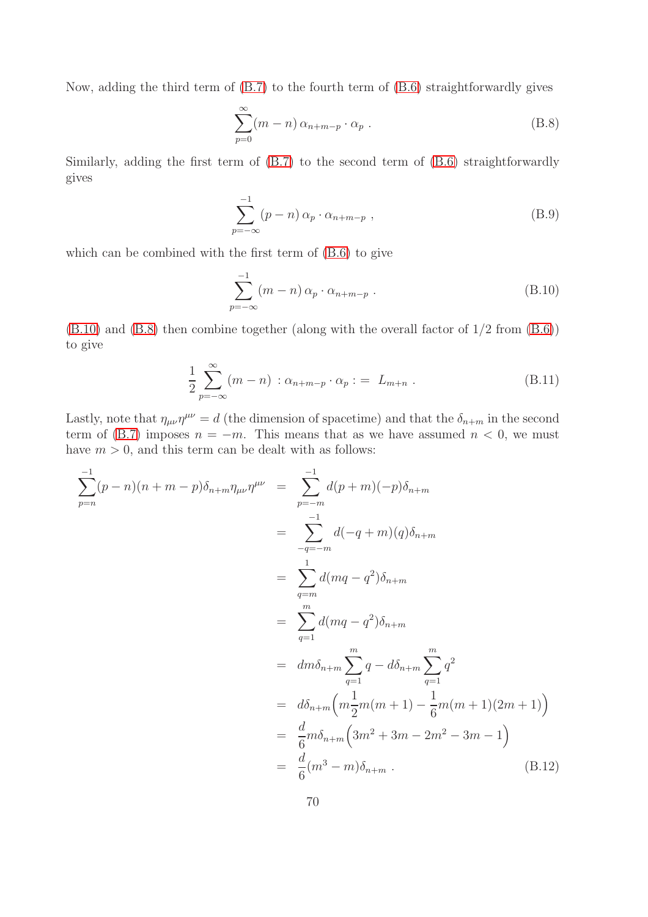Now, adding the third term of (B.7) to the fourth term of (B.6) straightforwardly gives

$$\sum_{p=0}^{\infty}(m-n)\,\alpha_{n+m-p}\cdot\alpha_p\ . \tag{B.8}$$

Similarly, adding the first term of (B.7) to the second term of (B.6) straightforwardly gives

$$\sum_{p=-\infty}^{-1}(p-n)\,\alpha_p\cdot\alpha_{n+m-p}\ , \tag{B.9}$$

which can be combined with the first term of (B.6) to give

$$\sum_{p=-\infty}^{-1}(m-n)\,\alpha_p\cdot\alpha_{n+m-p}\ . \tag{B.10}$$

(B.10) and (B.8) then combine together (along with the overall factor of 1/2 from (B.6)) to give

$$\frac{1}{2}\sum_{p=-\infty}^{\infty}(m-n)\ :\alpha_{n+m-p}\cdot\alpha_p:=\ L_{m+n}\ . \tag{B.11}$$

Lastly, note that $\eta_{\mu\nu}\eta^{\mu\nu}=d$ (the dimension of spacetime) and that the $\delta_{n+m}$ in the second term of (B.7) imposes $n=-m$. This means that as we have assumed $n<0$, we must have $m>0$, and this term can be dealt with as follows:

$$\begin{aligned}
\sum_{p=n}^{-1}(p-n)(n+m-p)\delta_{n+m}\eta_{\mu\nu}\eta^{\mu\nu} &= \sum_{p=-m}^{-1}d(p+m)(-p)\delta_{n+m}\\
&= \sum_{-q=-m}^{-1}d(-q+m)(q)\delta_{n+m}\\
&= \sum_{q=m}^{1}d(mq-q^2)\delta_{n+m}\\
&= \sum_{q=1}^{m}d(mq-q^2)\delta_{n+m}\\
&= dm\delta_{n+m}\sum_{q=1}^{m}q-d\delta_{n+m}\sum_{q=1}^{m}q^2\\
&= d\delta_{n+m}\Big(m\frac{1}{2}m(m+1)-\frac{1}{6}m(m+1)(2m+1)\Big)\\
&= \frac{d}{6}m\delta_{n+m}\Big(3m^2+3m-2m^2-3m-1\Big)\\
&= \frac{d}{6}(m^3-m)\delta_{n+m}\ .
\end{aligned} \tag{B.12}$$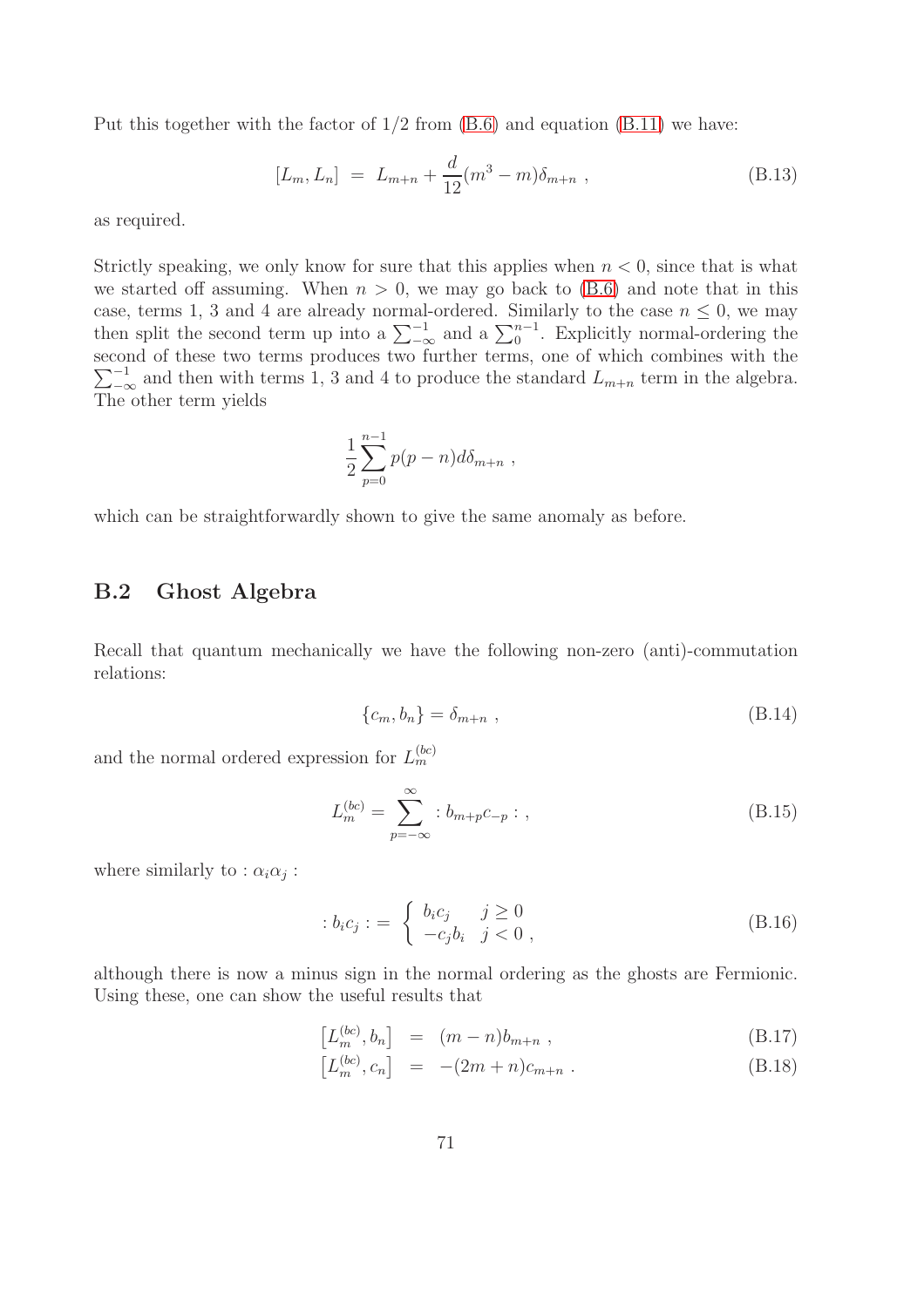Put this together with the factor of 1/2 from (B.6) and equation (B.11) we have:

$$[L_m, L_n] = L_{m+n} + \frac{d}{12}(m^3 - m)\delta_{m+n} , \tag{B.13}$$

as required.

Strictly speaking, we only know for sure that this applies when $n < 0$, since that is what we started off assuming. When $n > 0$, we may go back to (B.6) and note that in this case, terms 1, 3 and 4 are already normal-ordered. Similarly to the case $n \leq 0$, we may then split the second term up into a $\sum_{-\infty}^{-1}$ and a $\sum_{0}^{n-1}$. Explicitly normal-ordering the second of these two terms produces two further terms, one of which combines with the $\sum_{-\infty}^{-1}$ and then with terms 1, 3 and 4 to produce the standard $L_{m+n}$ term in the algebra. The other term yields

$$\frac{1}{2}\sum_{p=0}^{n-1} p(p-n)d\delta_{m+n} ,$$

which can be straightforwardly shown to give the same anomaly as before.

## B.2 Ghost Algebra

Recall that quantum mechanically we have the following non-zero (anti)-commutation relations:

$$\{c_m, b_n\} = \delta_{m+n} , \tag{B.14}$$

and the normal ordered expression for $L_m^{(bc)}$

$$L_m^{(bc)} = \sum_{p=-\infty}^{\infty} : b_{m+p}c_{-p} : , \tag{B.15}$$

where similarly to $:\alpha_i\alpha_j:$

$$:b_i c_j: = \begin{cases} b_i c_j & j \geq 0 \\ -c_j b_i & j < 0 , \end{cases} \tag{B.16}$$

although there is now a minus sign in the normal ordering as the ghosts are Fermionic. Using these, one can show the useful results that

$$\left[L_m^{(bc)}, b_n\right] = (m-n)b_{m+n} , \tag{B.17}$$

$$\left[L_m^{(bc)}, c_n\right] = -(2m+n)c_{m+n} . \tag{B.18}$$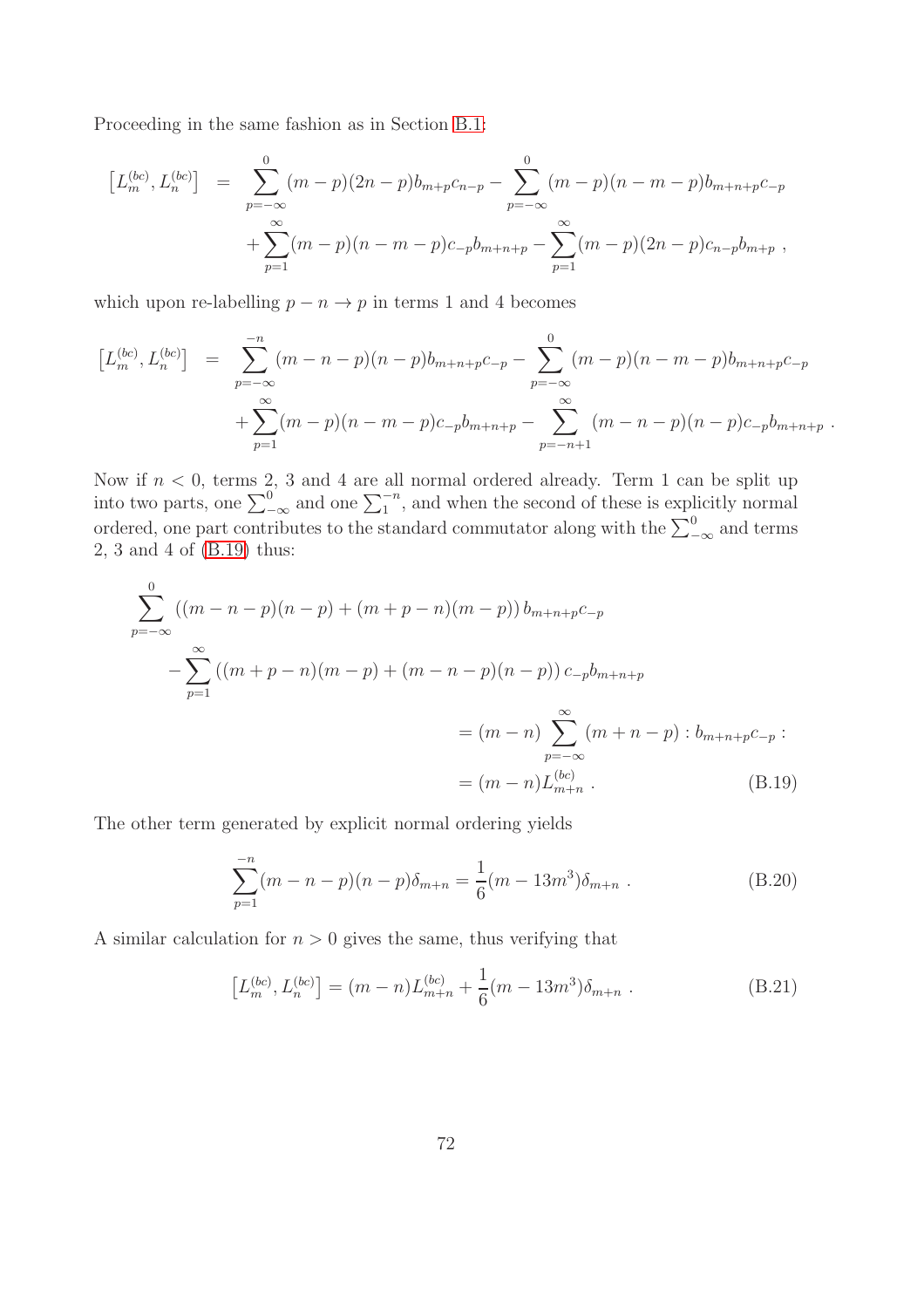Proceeding in the same fashion as in Section B.1:

$$
\begin{aligned}
\left[L_m^{(bc)}, L_n^{(bc)}\right] &= \sum_{p=-\infty}^{0}(m-p)(2n-p)b_{m+p}c_{n-p} - \sum_{p=-\infty}^{0}(m-p)(n-m-p)b_{m+n+p}c_{-p} \\
&\quad + \sum_{p=1}^{\infty}(m-p)(n-m-p)c_{-p}b_{m+n+p} - \sum_{p=1}^{\infty}(m-p)(2n-p)c_{n-p}b_{m+p} \ ,
\end{aligned}
$$

which upon re-labelling $p-n \to p$ in terms 1 and 4 becomes

$$
\begin{aligned}
\left[L_m^{(bc)}, L_n^{(bc)}\right] &= \sum_{p=-\infty}^{-n}(m-n-p)(n-p)b_{m+n+p}c_{-p} - \sum_{p=-\infty}^{0}(m-p)(n-m-p)b_{m+n+p}c_{-p} \\
&\quad + \sum_{p=1}^{\infty}(m-p)(n-m-p)c_{-p}b_{m+n+p} - \sum_{p=-n+1}^{\infty}(m-n-p)(n-p)c_{-p}b_{m+n+p} \ .
\end{aligned}
$$

Now if $n < 0$, terms 2, 3 and 4 are all normal ordered already. Term 1 can be split up into two parts, one $\sum_{-\infty}^{0}$ and one $\sum_{1}^{-n}$, and when the second of these is explicitly normal ordered, one part contributes to the standard commutator along with the $\sum_{-\infty}^{0}$ and terms 2, 3 and 4 of (B.19) thus:

$$
\begin{aligned}
&\sum_{p=-\infty}^{0}\left((m-n-p)(n-p)+(m+p-n)(m-p)\right)b_{m+n+p}c_{-p} \\
&\qquad - \sum_{p=1}^{\infty}\left((m+p-n)(m-p)+(m-n-p)(n-p)\right)c_{-p}b_{m+n+p} \\
&\qquad\qquad = (m-n)\sum_{p=-\infty}^{\infty}(m+n-p) :b_{m+n+p}c_{-p}: \\
&\qquad\qquad = (m-n)L_{m+n}^{(bc)} \ . \qquad \text{(B.19)}
\end{aligned}
$$

The other term generated by explicit normal ordering yields

$$
\sum_{p=1}^{-n}(m-n-p)(n-p)\delta_{m+n} = \frac{1}{6}(m-13m^3)\delta_{m+n} \ . \qquad \text{(B.20)}
$$

A similar calculation for $n > 0$ gives the same, thus verifying that

$$
\left[L_m^{(bc)}, L_n^{(bc)}\right] = (m-n)L_{m+n}^{(bc)} + \frac{1}{6}(m-13m^3)\delta_{m+n} \ . \qquad \text{(B.21)}
$$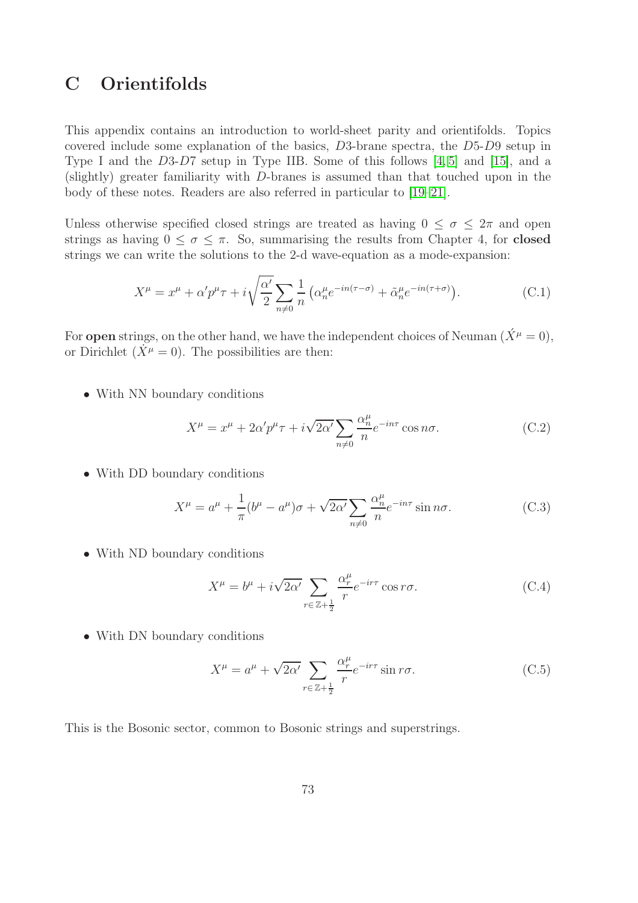# C Orientifolds

This appendix contains an introduction to world-sheet parity and orientifolds. Topics covered include some explanation of the basics, $D3$-brane spectra, the $D5$-$D9$ setup in Type I and the $D3$-$D7$ setup in Type IIB. Some of this follows [4,5] and [15], and a (slightly) greater familiarity with $D$-branes is assumed than that touched upon in the body of these notes. Readers are also referred in particular to [19–21].

Unless otherwise specified closed strings are treated as having $0 \leq \sigma \leq 2\pi$ and open strings as having $0 \leq \sigma \leq \pi$. So, summarising the results from Chapter 4, for **closed** strings we can write the solutions to the 2-d wave-equation as a mode-expansion:

$$X^\mu = x^\mu + \alpha' p^\mu \tau + i\sqrt{\frac{\alpha'}{2}} \sum_{n \neq 0} \frac{1}{n} \left( \alpha_n^\mu e^{-in(\tau - \sigma)} + \tilde{\alpha}_n^\mu e^{-in(\tau + \sigma)} \right). \tag{C.1}$$

For **open** strings, on the other hand, we have the independent choices of Neuman ($\acute{X}^\mu = 0$), or Dirichlet ($\dot{X}^\mu = 0$). The possibilities are then:

- With NN boundary conditions

$$X^\mu = x^\mu + 2\alpha' p^\mu \tau + i\sqrt{2\alpha'} \sum_{n \neq 0} \frac{\alpha_n^\mu}{n} e^{-in\tau} \cos n\sigma. \tag{C.2}$$

- With DD boundary conditions

$$X^\mu = a^\mu + \frac{1}{\pi}(b^\mu - a^\mu)\sigma + \sqrt{2\alpha'} \sum_{n \neq 0} \frac{\alpha_n^\mu}{n} e^{-in\tau} \sin n\sigma. \tag{C.3}$$

- With ND boundary conditions

$$X^\mu = b^\mu + i\sqrt{2\alpha'} \sum_{r \in \mathbb{Z} + \frac{1}{2}} \frac{\alpha_r^\mu}{r} e^{-ir\tau} \cos r\sigma. \tag{C.4}$$

- With DN boundary conditions

$$X^\mu = a^\mu + \sqrt{2\alpha'} \sum_{r \in \mathbb{Z} + \frac{1}{2}} \frac{\alpha_r^\mu}{r} e^{-ir\tau} \sin r\sigma. \tag{C.5}$$

This is the Bosonic sector, common to Bosonic strings and superstrings.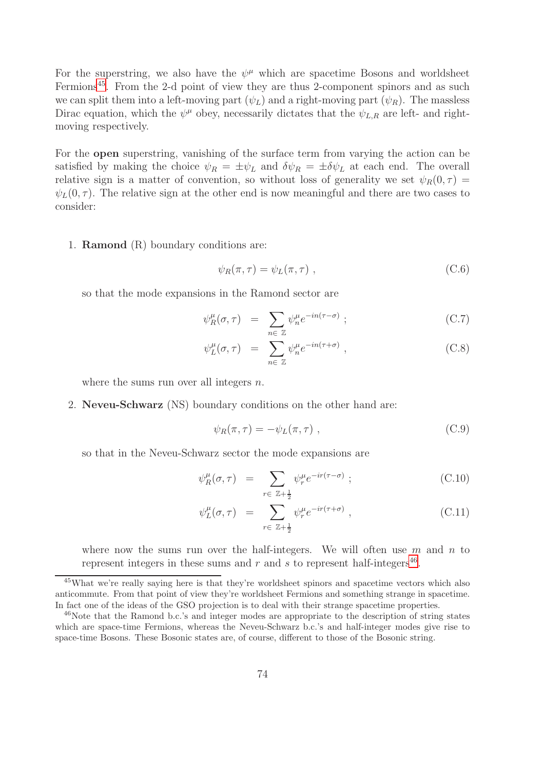For the superstring, we also have the $\psi^\mu$ which are spacetime Bosons and worldsheet Fermions[45]. From the 2-d point of view they are thus 2-component spinors and as such we can split them into a left-moving part ($\psi_L$) and a right-moving part ($\psi_R$). The massless Dirac equation, which the $\psi^\mu$ obey, necessarily dictates that the $\psi_{L,R}$ are left- and right-moving respectively.

For the **open** superstring, vanishing of the surface term from varying the action can be satisfied by making the choice $\psi_R = \pm\psi_L$ and $\delta\psi_R = \pm\delta\psi_L$ at each end. The overall relative sign is a matter of convention, so without loss of generality we set $\psi_R(0,\tau) = \psi_L(0,\tau)$. The relative sign at the other end is now meaningful and there are two cases to consider:

1. **Ramond** (R) boundary conditions are:

$$\psi_R(\pi,\tau) = \psi_L(\pi,\tau) \ , \tag{C.6}$$

so that the mode expansions in the Ramond sector are

$$\psi_R^\mu(\sigma,\tau) = \sum_{n\in\,\mathbb{Z}} \psi_n^\mu e^{-in(\tau-\sigma)} \ ; \tag{C.7}$$

$$\psi_L^\mu(\sigma,\tau) = \sum_{n\in\,\mathbb{Z}} \psi_n^\mu e^{-in(\tau+\sigma)} \ , \tag{C.8}$$

where the sums run over all integers $n$.

2. **Neveu-Schwarz** (NS) boundary conditions on the other hand are:

$$\psi_R(\pi,\tau) = -\psi_L(\pi,\tau) \ , \tag{C.9}$$

so that in the Neveu-Schwarz sector the mode expansions are

$$\psi_R^\mu(\sigma,\tau) = \sum_{r\in\,\mathbb{Z}+\frac{1}{2}} \psi_r^\mu e^{-ir(\tau-\sigma)} \ ; \tag{C.10}$$

$$\psi_L^\mu(\sigma,\tau) = \sum_{r\in\,\mathbb{Z}+\frac{1}{2}} \psi_r^\mu e^{-ir(\tau+\sigma)} \ , \tag{C.11}$$

where now the sums run over the half-integers. We will often use $m$ and $n$ to represent integers in these sums and $r$ and $s$ to represent half-integers[46].

[45] What we're really saying here is that they're worldsheet spinors and spacetime vectors which also anticommute. From that point of view they're worldsheet Fermions and something strange in spacetime. In fact one of the ideas of the GSO projection is to deal with their strange spacetime properties.

[46] Note that the Ramond b.c.'s and integer modes are appropriate to the description of string states which are space-time Fermions, whereas the Neveu-Schwarz b.c.'s and half-integer modes give rise to space-time Bosons. These Bosonic states are, of course, different to those of the Bosonic string.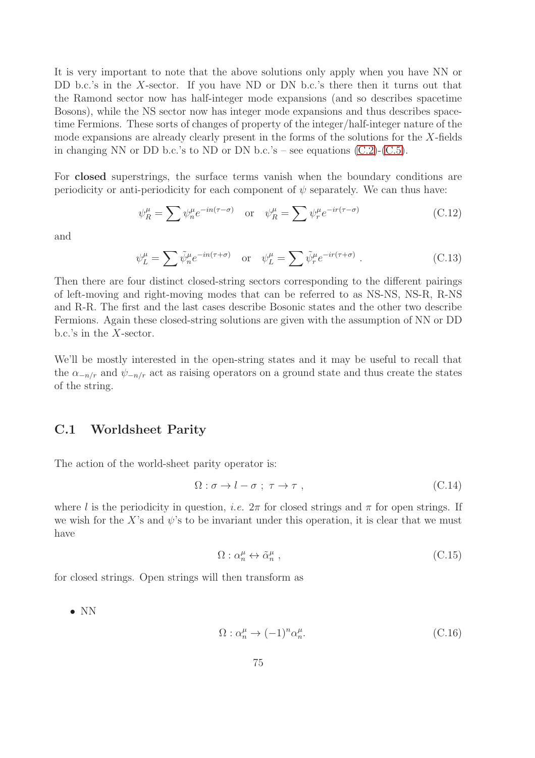It is very important to note that the above solutions only apply when you have NN or DD b.c.'s in the $X$-sector. If you have ND or DN b.c.'s there then it turns out that the Ramond sector now has half-integer mode expansions (and so describes spacetime Bosons), while the NS sector now has integer mode expansions and thus describes spacetime Fermions. These sorts of changes of property of the integer/half-integer nature of the mode expansions are already clearly present in the forms of the solutions for the $X$-fields in changing NN or DD b.c.'s to ND or DN b.c.'s – see equations (C.2)-(C.5).

For **closed** superstrings, the surface terms vanish when the boundary conditions are periodicity or anti-periodicity for each component of $\psi$ separately. We can thus have:

$$\psi_R^\mu = \sum \psi_n^\mu e^{-in(\tau-\sigma)} \quad \text{or} \quad \psi_R^\mu = \sum \psi_r^\mu e^{-ir(\tau-\sigma)} \tag{C.12}$$

and

$$\psi_L^\mu = \sum \tilde{\psi}_n^\mu e^{-in(\tau+\sigma)} \quad \text{or} \quad \psi_L^\mu = \sum \tilde{\psi}_r^\mu e^{-ir(\tau+\sigma)} \ . \tag{C.13}$$

Then there are four distinct closed-string sectors corresponding to the different pairings of left-moving and right-moving modes that can be referred to as NS-NS, NS-R, R-NS and R-R. The first and the last cases describe Bosonic states and the other two describe Fermions. Again these closed-string solutions are given with the assumption of NN or DD b.c.'s in the $X$-sector.

We'll be mostly interested in the open-string states and it may be useful to recall that the $\alpha_{-n/r}$ and $\psi_{-n/r}$ act as raising operators on a ground state and thus create the states of the string.

## C.1 Worldsheet Parity

The action of the world-sheet parity operator is:

$$\Omega : \sigma \to l - \sigma \ ; \ \tau \to \tau \ , \tag{C.14}$$

where $l$ is the periodicity in question, *i.e.* $2\pi$ for closed strings and $\pi$ for open strings. If we wish for the $X$'s and $\psi$'s to be invariant under this operation, it is clear that we must have

$$\Omega : \alpha_n^\mu \leftrightarrow \tilde{\alpha}_n^\mu \ , \tag{C.15}$$

for closed strings. Open strings will then transform as

- NN

$$\Omega : \alpha_n^\mu \to (-1)^n \alpha_n^\mu. \tag{C.16}$$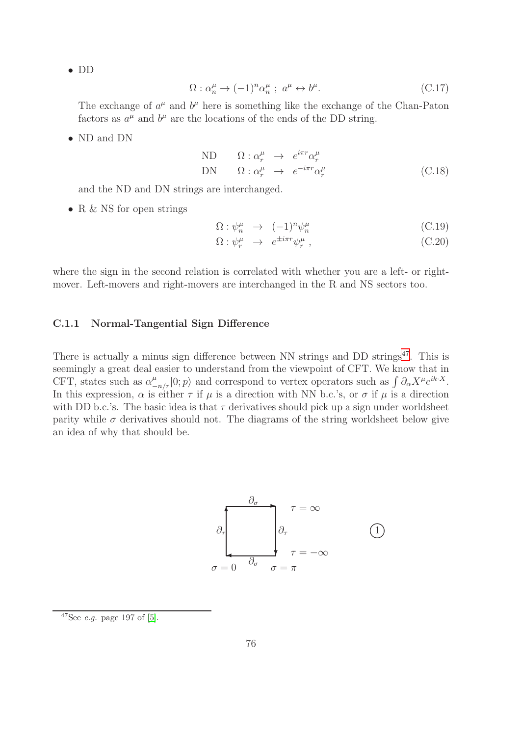- DD

$$\Omega : \alpha_n^\mu \to (-1)^n \alpha_n^\mu \; ; \; a^\mu \leftrightarrow b^\mu. \tag{C.17}$$

The exchange of $a^\mu$ and $b^\mu$ here is something like the exchange of the Chan-Paton factors as $a^\mu$ and $b^\mu$ are the locations of the ends of the DD string.

- ND and DN

$$\begin{array}{lrcl} \text{ND} & \Omega : \alpha_r^\mu & \to & e^{i\pi r} \alpha_r^\mu \\ \text{DN} & \Omega : \alpha_r^\mu & \to & e^{-i\pi r} \alpha_r^\mu \end{array} \tag{C.18}$$

and the ND and DN strings are interchanged.

- R & NS for open strings

$$\Omega : \psi_n^\mu \;\; \to \;\; (-1)^n \psi_n^\mu \tag{C.19}$$

$$\Omega : \psi_r^\mu \;\; \to \;\; e^{\pm i\pi r} \psi_r^\mu \, , \tag{C.20}$$

where the sign in the second relation is correlated with whether you are a left- or right-mover. Left-movers and right-movers are interchanged in the R and NS sectors too.

### C.1.1 Normal-Tangential Sign Difference

There is actually a minus sign difference between NN strings and DD strings[47]. This is seemingly a great deal easier to understand from the viewpoint of CFT. We know that in CFT, states such as $\alpha^\mu_{-n/r}|0;p\rangle$ and correspond to vertex operators such as $\int \partial_\alpha X^\mu e^{ik\cdot X}$. In this expression, $\alpha$ is either $\tau$ if $\mu$ is a direction with NN b.c.'s, or $\sigma$ if $\mu$ is a direction with DD b.c.'s. The basic idea is that $\tau$ derivatives should pick up a sign under worldsheet parity while $\sigma$ derivatives should not. The diagrams of the string worldsheet below give an idea of why that should be.

$\partial_\sigma$ $\tau = \infty$

$\partial_\tau$ $\partial_\tau$ (1)

$\tau = -\infty$

$\sigma = 0$ $\partial_\sigma$ $\sigma = \pi$

[47] See *e.g.* page 197 of [5].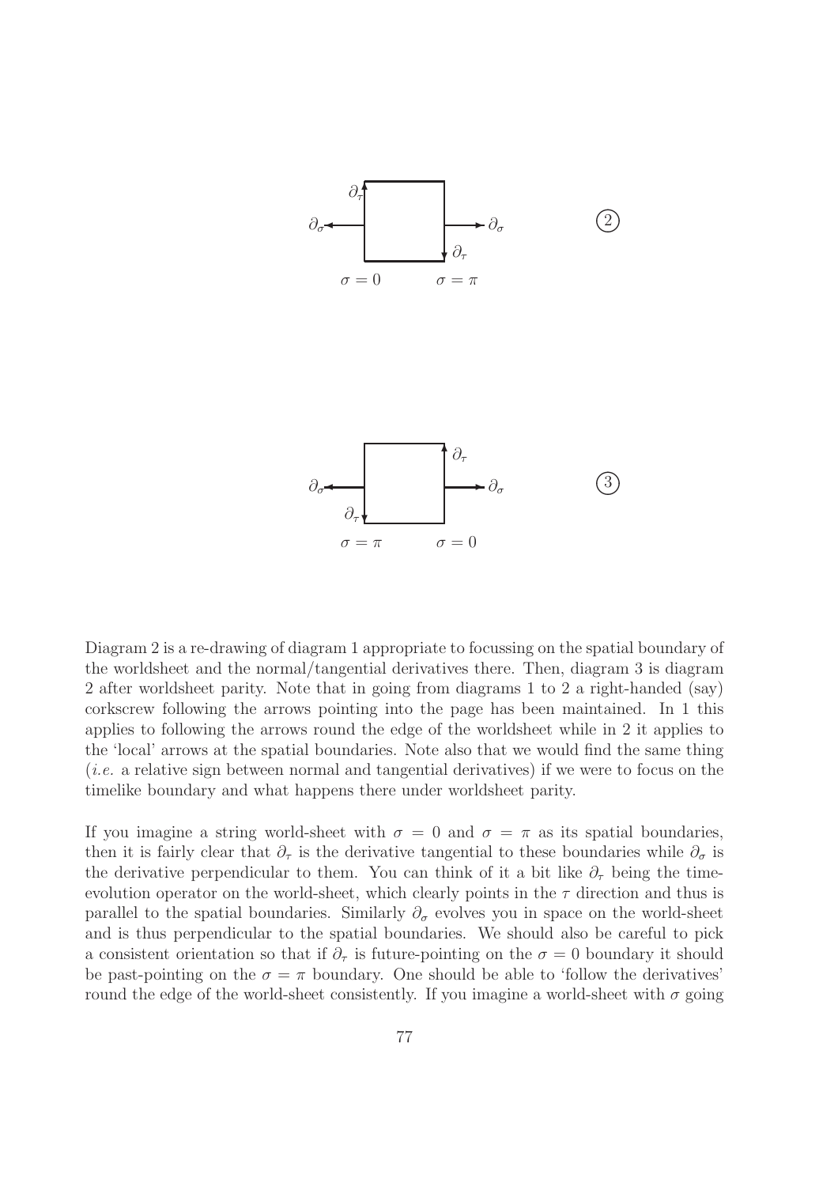Diagram 2 is a re-drawing of diagram 1 appropriate to focussing on the spatial boundary of the worldsheet and the normal/tangential derivatives there. Then, diagram 3 is diagram 2 after worldsheet parity. Note that in going from diagrams 1 to 2 a right-handed (say) corkscrew following the arrows pointing into the page has been maintained. In 1 this applies to following the arrows round the edge of the worldsheet while in 2 it applies to the 'local' arrows at the spatial boundaries. Note also that we would find the same thing (*i.e.* a relative sign between normal and tangential derivatives) if we were to focus on the timelike boundary and what happens there under worldsheet parity.

If you imagine a string world-sheet with $\sigma = 0$ and $\sigma = \pi$ as its spatial boundaries, then it is fairly clear that $\partial_\tau$ is the derivative tangential to these boundaries while $\partial_\sigma$ is the derivative perpendicular to them. You can think of it a bit like $\partial_\tau$ being the time-evolution operator on the world-sheet, which clearly points in the $\tau$ direction and thus is parallel to the spatial boundaries. Similarly $\partial_\sigma$ evolves you in space on the world-sheet and is thus perpendicular to the spatial boundaries. We should also be careful to pick a consistent orientation so that if $\partial_\tau$ is future-pointing on the $\sigma = 0$ boundary it should be past-pointing on the $\sigma = \pi$ boundary. One should be able to 'follow the derivatives' round the edge of the world-sheet consistently. If you imagine a world-sheet with $\sigma$ going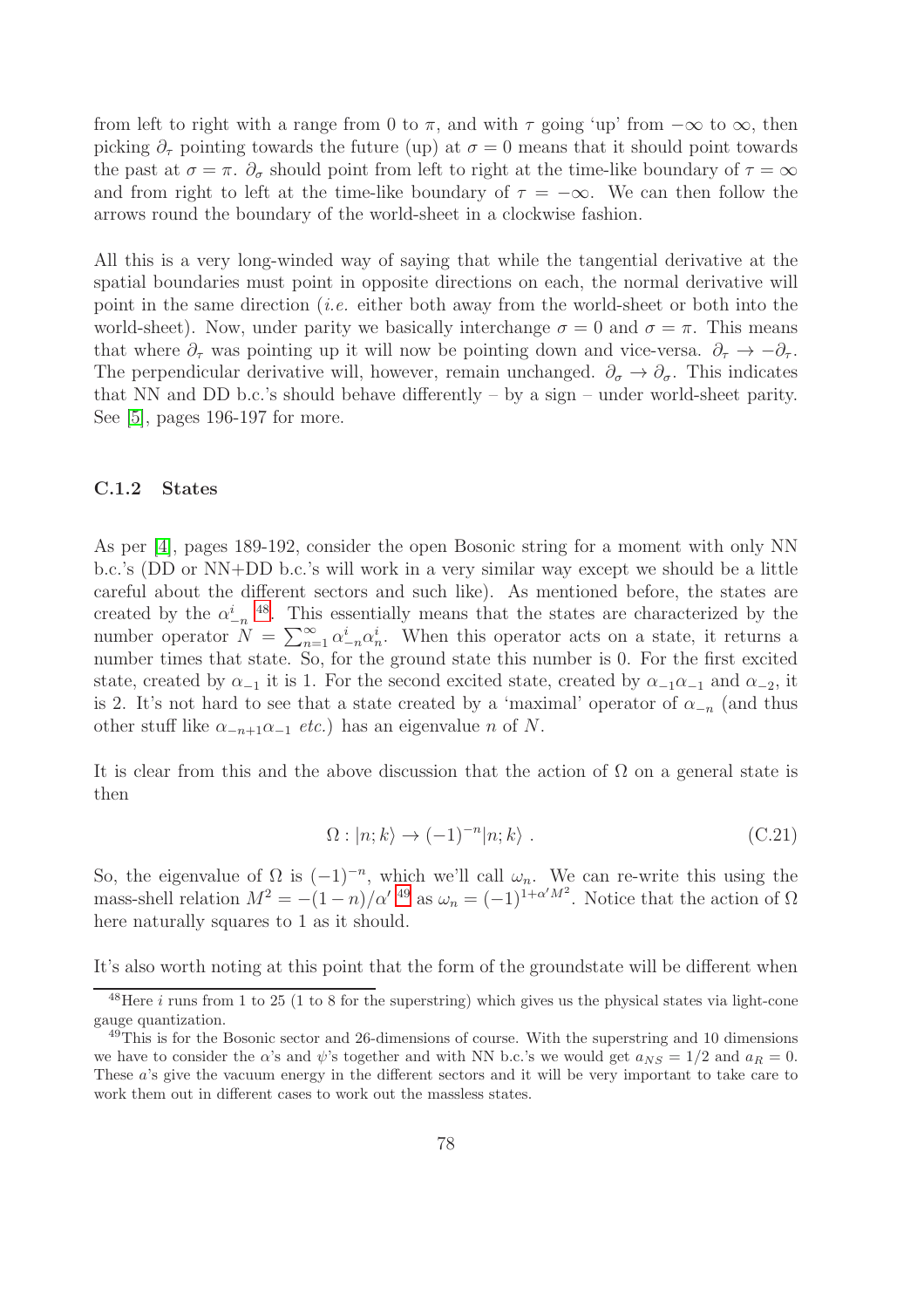from left to right with a range from 0 to $\pi$, and with $\tau$ going 'up' from $-\infty$ to $\infty$, then picking $\partial_\tau$ pointing towards the future (up) at $\sigma = 0$ means that it should point towards the past at $\sigma = \pi$. $\partial_\sigma$ should point from left to right at the time-like boundary of $\tau = \infty$ and from right to left at the time-like boundary of $\tau = -\infty$. We can then follow the arrows round the boundary of the world-sheet in a clockwise fashion.

All this is a very long-winded way of saying that while the tangential derivative at the spatial boundaries must point in opposite directions on each, the normal derivative will point in the same direction (*i.e.* either both away from the world-sheet or both into the world-sheet). Now, under parity we basically interchange $\sigma = 0$ and $\sigma = \pi$. This means that where $\partial_\tau$ was pointing up it will now be pointing down and vice-versa. $\partial_\tau \to -\partial_\tau$. The perpendicular derivative will, however, remain unchanged. $\partial_\sigma \to \partial_\sigma$. This indicates that NN and DD b.c.'s should behave differently – by a sign – under world-sheet parity. See [5], pages 196-197 for more.

### C.1.2 States

As per [4], pages 189-192, consider the open Bosonic string for a moment with only NN b.c.'s (DD or NN+DD b.c.'s will work in a very similar way except we should be a little careful about the different sectors and such like). As mentioned before, the states are created by the $\alpha^i_{-n}$ [48]. This essentially means that the states are characterized by the number operator $N = \sum_{n=1}^{\infty} \alpha^i_{-n}\alpha^i_n$. When this operator acts on a state, it returns a number times that state. So, for the ground state this number is 0. For the first excited state, created by $\alpha_{-1}$ it is 1. For the second excited state, created by $\alpha_{-1}\alpha_{-1}$ and $\alpha_{-2}$, it is 2. It's not hard to see that a state created by a 'maximal' operator of $\alpha_{-n}$ (and thus other stuff like $\alpha_{-n+1}\alpha_{-1}$ *etc.*) has an eigenvalue $n$ of $N$.

It is clear from this and the above discussion that the action of $\Omega$ on a general state is then

$$\Omega : |n;k\rangle \to (-1)^{-n}|n;k\rangle \ . \tag{C.21}$$

So, the eigenvalue of $\Omega$ is $(-1)^{-n}$, which we'll call $\omega_n$. We can re-write this using the mass-shell relation $M^2 = -(1-n)/\alpha'$ [49] as $\omega_n = (-1)^{1+\alpha' M^2}$. Notice that the action of $\Omega$ here naturally squares to 1 as it should.

It's also worth noting at this point that the form of the groundstate will be different when

---

[48] Here $i$ runs from 1 to 25 (1 to 8 for the superstring) which gives us the physical states via light-cone gauge quantization.

[49] This is for the Bosonic sector and 26-dimensions of course. With the superstring and 10 dimensions we have to consider the $\alpha$'s and $\psi$'s together and with NN b.c.'s we would get $a_{NS} = 1/2$ and $a_R = 0$. These $a$'s give the vacuum energy in the different sectors and it will be very important to take care to work them out in different cases to work out the massless states.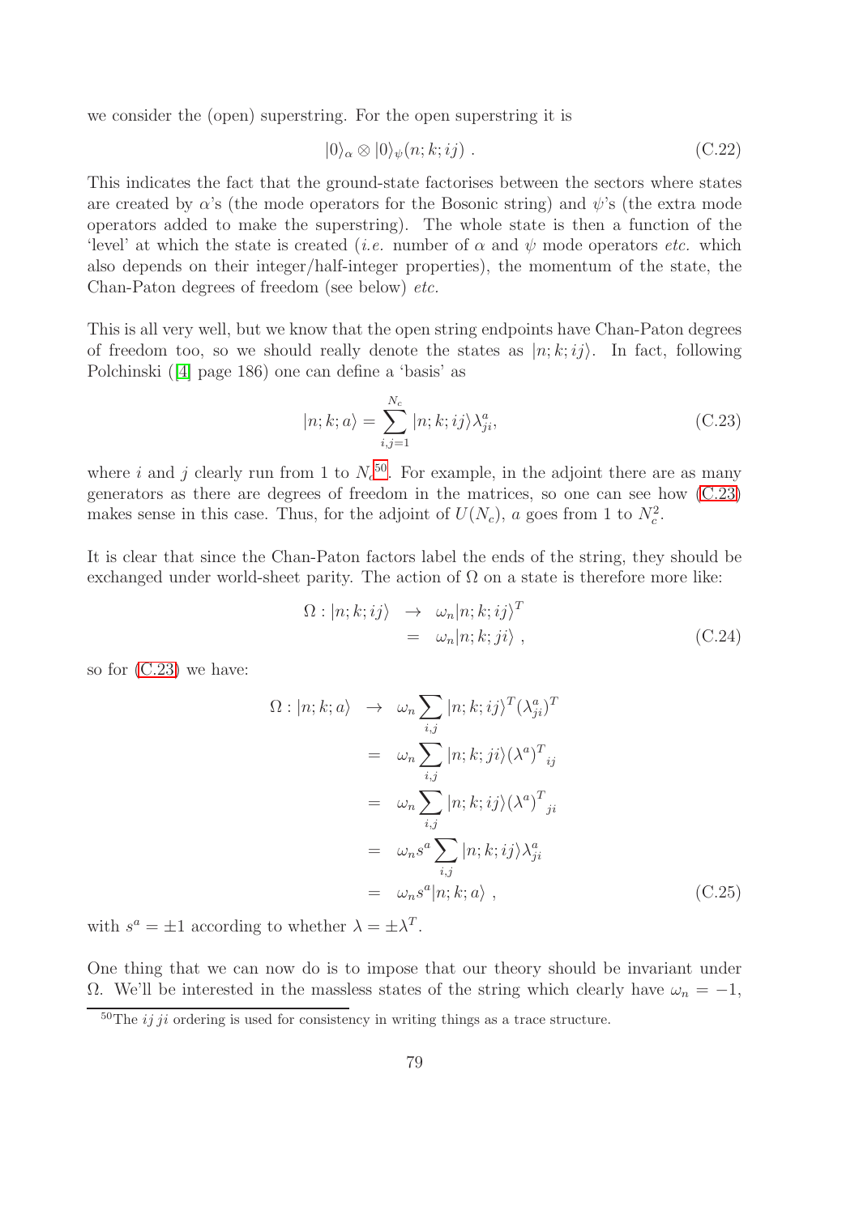we consider the (open) superstring. For the open superstring it is

$$|0\rangle_\alpha \otimes |0\rangle_\psi(n;k;ij)\ . \tag{C.22}$$

This indicates the fact that the ground-state factorises between the sectors where states are created by $\alpha$'s (the mode operators for the Bosonic string) and $\psi$'s (the extra mode operators added to make the superstring). The whole state is then a function of the 'level' at which the state is created (*i.e.* number of $\alpha$ and $\psi$ mode operators *etc.* which also depends on their integer/half-integer properties), the momentum of the state, the Chan-Paton degrees of freedom (see below) *etc.*

This is all very well, but we know that the open string endpoints have Chan-Paton degrees of freedom too, so we should really denote the states as $|n;k;ij\rangle$. In fact, following Polchinski ([4] page 186) one can define a 'basis' as

$$|n;k;a\rangle = \sum_{i,j=1}^{N_c} |n;k;ij\rangle \lambda^a_{ji}, \tag{C.23}$$

where $i$ and $j$ clearly run from 1 to $N_c$[50]. For example, in the adjoint there are as many generators as there are degrees of freedom in the matrices, so one can see how (C.23) makes sense in this case. Thus, for the adjoint of $U(N_c)$, $a$ goes from 1 to $N_c^2$.

It is clear that since the Chan-Paton factors label the ends of the string, they should be exchanged under world-sheet parity. The action of $\Omega$ on a state is therefore more like:

$$\begin{aligned}\Omega : |n;k;ij\rangle &\rightarrow \omega_n |n;k;ij\rangle^T \\ &= \omega_n |n;k;ji\rangle\ ,\end{aligned} \tag{C.24}$$

so for (C.23) we have:

$$\begin{aligned}\Omega : |n;k;a\rangle &\rightarrow \omega_n \sum_{i,j} |n;k;ij\rangle^T (\lambda^a_{ji})^T \\ &= \omega_n \sum_{i,j} |n;k;ji\rangle {(\lambda^a)^T}_{ij} \\ &= \omega_n \sum_{i,j} |n;k;ij\rangle {(\lambda^a)^T}_{ji} \\ &= \omega_n s^a \sum_{i,j} |n;k;ij\rangle \lambda^a_{ji} \\ &= \omega_n s^a |n;k;a\rangle\ ,\end{aligned} \tag{C.25}$$

with $s^a = \pm 1$ according to whether $\lambda = \pm\lambda^T$.

One thing that we can now do is to impose that our theory should be invariant under $\Omega$. We'll be interested in the massless states of the string which clearly have $\omega_n = -1$,

[50] The $ij\, ji$ ordering is used for consistency in writing things as a trace structure.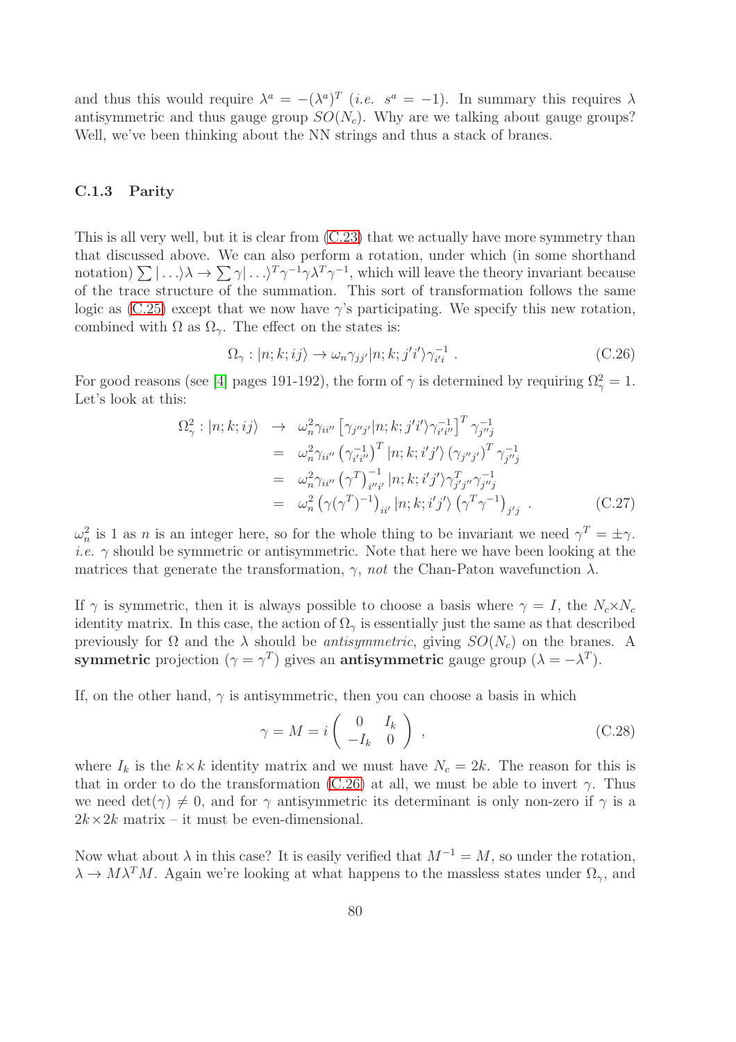and thus this would require $\lambda^a = -(\lambda^a)^T$ (*i.e.* $s^a = -1$). In summary this requires $\lambda$ antisymmetric and thus gauge group $SO(N_c)$. Why are we talking about gauge groups? Well, we've been thinking about the NN strings and thus a stack of branes.

### C.1.3 Parity

This is all very well, but it is clear from (C.23) that we actually have more symmetry than that discussed above. We can also perform a rotation, under which (in some shorthand notation) $\sum |\ldots\rangle\lambda \to \sum \gamma|\ldots\rangle^T\gamma^{-1}\gamma\lambda^T\gamma^{-1}$, which will leave the theory invariant because of the trace structure of the summation. This sort of transformation follows the same logic as (C.25) except that we now have $\gamma$'s participating. We specify this new rotation, combined with $\Omega$ as $\Omega_\gamma$. The effect on the states is:

$$\Omega_\gamma : |n;k;ij\rangle \to \omega_n \gamma_{jj'}|n;k;j'i'\rangle\gamma^{-1}_{i'i} \ . \tag{C.26}$$

For good reasons (see [4] pages 191-192), the form of $\gamma$ is determined by requiring $\Omega_\gamma^2 = 1$. Let's look at this:

$$\begin{aligned}
\Omega_\gamma^2 : |n;k;ij\rangle &\to \omega_n^2 \gamma_{ii''}\left[\gamma_{j''j'}|n;k;j'i'\rangle\gamma^{-1}_{i'i''}\right]^T\gamma^{-1}_{j''j} \\
&= \omega_n^2 \gamma_{ii''}\left(\gamma^{-1}_{i'i''}\right)^T|n;k;i'j'\rangle\left(\gamma_{j''j'}\right)^T\gamma^{-1}_{j''j} \\
&= \omega_n^2 \gamma_{ii''}\left(\gamma^T\right)^{-1}_{i''i'}|n;k;i'j'\rangle\gamma^T_{j'j''}\gamma^{-1}_{j''j} \\
&= \omega_n^2\left(\gamma(\gamma^T)^{-1}\right)_{ii'}|n;k;i'j'\rangle\left(\gamma^T\gamma^{-1}\right)_{j'j} \ .
\end{aligned} \tag{C.27}$$

$\omega_n^2$ is 1 as $n$ is an integer here, so for the whole thing to be invariant we need $\gamma^T = \pm\gamma$. *i.e.* $\gamma$ should be symmetric or antisymmetric. Note that here we have been looking at the matrices that generate the transformation, $\gamma$, *not* the Chan-Paton wavefunction $\lambda$.

If $\gamma$ is symmetric, then it is always possible to choose a basis where $\gamma = I$, the $N_c \times N_c$ identity matrix. In this case, the action of $\Omega_\gamma$ is essentially just the same as that described previously for $\Omega$ and the $\lambda$ should be *antisymmetric*, giving $SO(N_c)$ on the branes. A **symmetric** projection ($\gamma = \gamma^T$) gives an **antisymmetric** gauge group ($\lambda = -\lambda^T$).

If, on the other hand, $\gamma$ is antisymmetric, then you can choose a basis in which

$$\gamma = M = i\begin{pmatrix} 0 & I_k \\ -I_k & 0 \end{pmatrix} \ , \tag{C.28}$$

where $I_k$ is the $k \times k$ identity matrix and we must have $N_c = 2k$. The reason for this is that in order to do the transformation (C.26) at all, we must be able to invert $\gamma$. Thus we need $\det(\gamma) \neq 0$, and for $\gamma$ antisymmetric its determinant is only non-zero if $\gamma$ is a $2k \times 2k$ matrix – it must be even-dimensional.

Now what about $\lambda$ in this case? It is easily verified that $M^{-1} = M$, so under the rotation, $\lambda \to M\lambda^T M$. Again we're looking at what happens to the massless states under $\Omega_\gamma$, and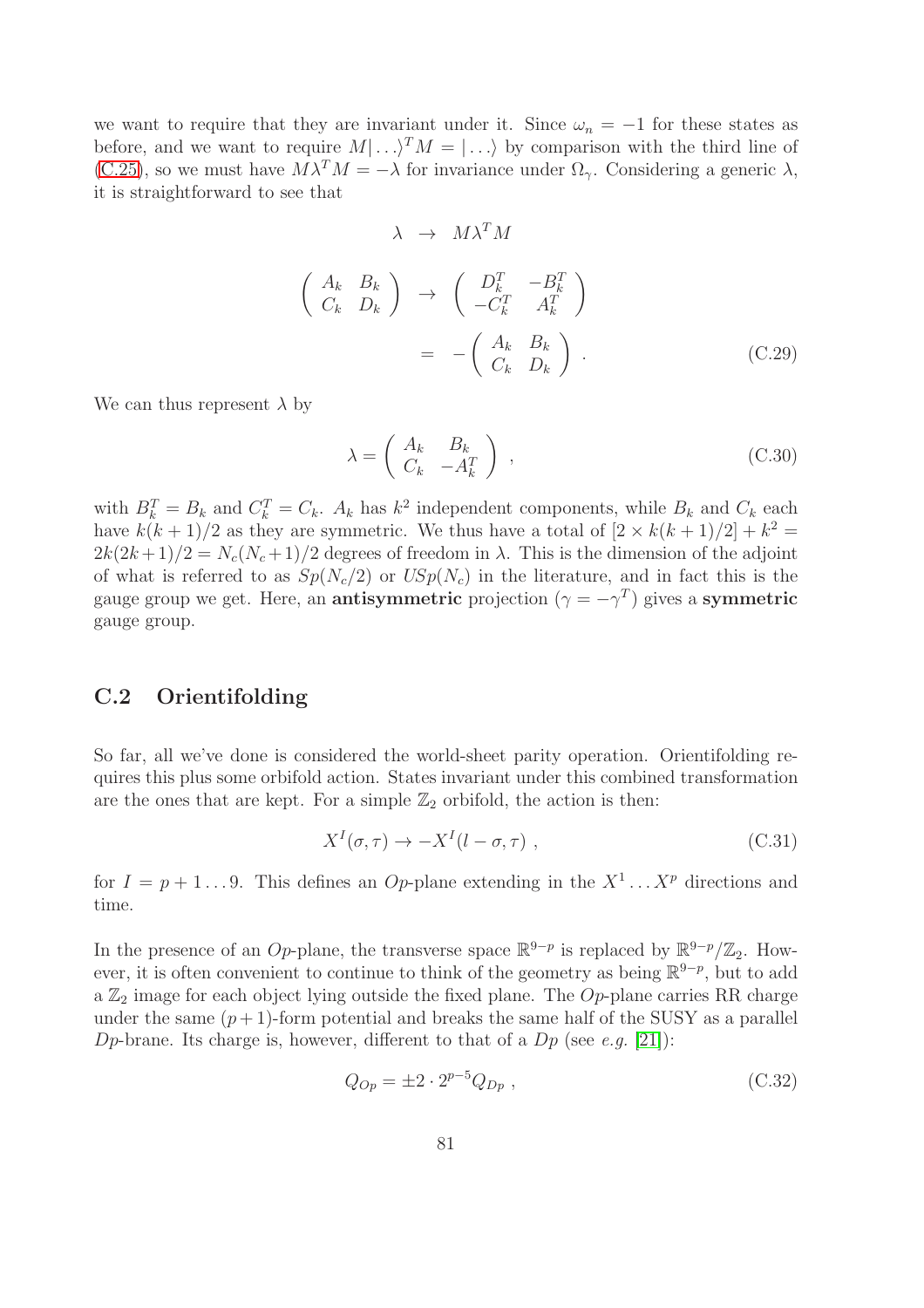we want to require that they are invariant under it. Since $\omega_n = -1$ for these states as before, and we want to require $M|\ldots\rangle^T M = |\ldots\rangle$ by comparison with the third line of (C.25), so we must have $M\lambda^T M = -\lambda$ for invariance under $\Omega_\gamma$. Considering a generic $\lambda$, it is straightforward to see that

$$
\begin{aligned}
\lambda \quad &\rightarrow \quad M\lambda^T M \\
\begin{pmatrix} A_k & B_k \\ C_k & D_k \end{pmatrix} \quad &\rightarrow \quad \begin{pmatrix} D_k^T & -B_k^T \\ -C_k^T & A_k^T \end{pmatrix} \\
&= \quad -\begin{pmatrix} A_k & B_k \\ C_k & D_k \end{pmatrix} .
\end{aligned}
\tag{C.29}
$$

We can thus represent $\lambda$ by

$$
\lambda = \begin{pmatrix} A_k & B_k \\ C_k & -A_k^T \end{pmatrix} ,
\tag{C.30}
$$

with $B_k^T = B_k$ and $C_k^T = C_k$. $A_k$ has $k^2$ independent components, while $B_k$ and $C_k$ each have $k(k+1)/2$ as they are symmetric. We thus have a total of $[2 \times k(k+1)/2] + k^2 = 2k(2k+1)/2 = N_c(N_c+1)/2$ degrees of freedom in $\lambda$. This is the dimension of the adjoint of what is referred to as $Sp(N_c/2)$ or $USp(N_c)$ in the literature, and in fact this is the gauge group we get. Here, an **antisymmetric** projection ($\gamma = -\gamma^T$) gives a **symmetric** gauge group.

## C.2 Orientifolding

So far, all we've done is considered the world-sheet parity operation. Orientifolding requires this plus some orbifold action. States invariant under this combined transformation are the ones that are kept. For a simple $\mathbb{Z}_2$ orbifold, the action is then:

$$
X^I(\sigma, \tau) \rightarrow -X^I(l - \sigma, \tau) ,
\tag{C.31}
$$

for $I = p+1 \ldots 9$. This defines an $Op$-plane extending in the $X^1 \ldots X^p$ directions and time.

In the presence of an $Op$-plane, the transverse space $\mathbb{R}^{9-p}$ is replaced by $\mathbb{R}^{9-p}/\mathbb{Z}_2$. However, it is often convenient to continue to think of the geometry as being $\mathbb{R}^{9-p}$, but to add a $\mathbb{Z}_2$ image for each object lying outside the fixed plane. The $Op$-plane carries RR charge under the same $(p+1)$-form potential and breaks the same half of the SUSY as a parallel $Dp$-brane. Its charge is, however, different to that of a $Dp$ (see *e.g.* [21]):

$$
Q_{Op} = \pm 2 \cdot 2^{p-5} Q_{Dp} ,
\tag{C.32}
$$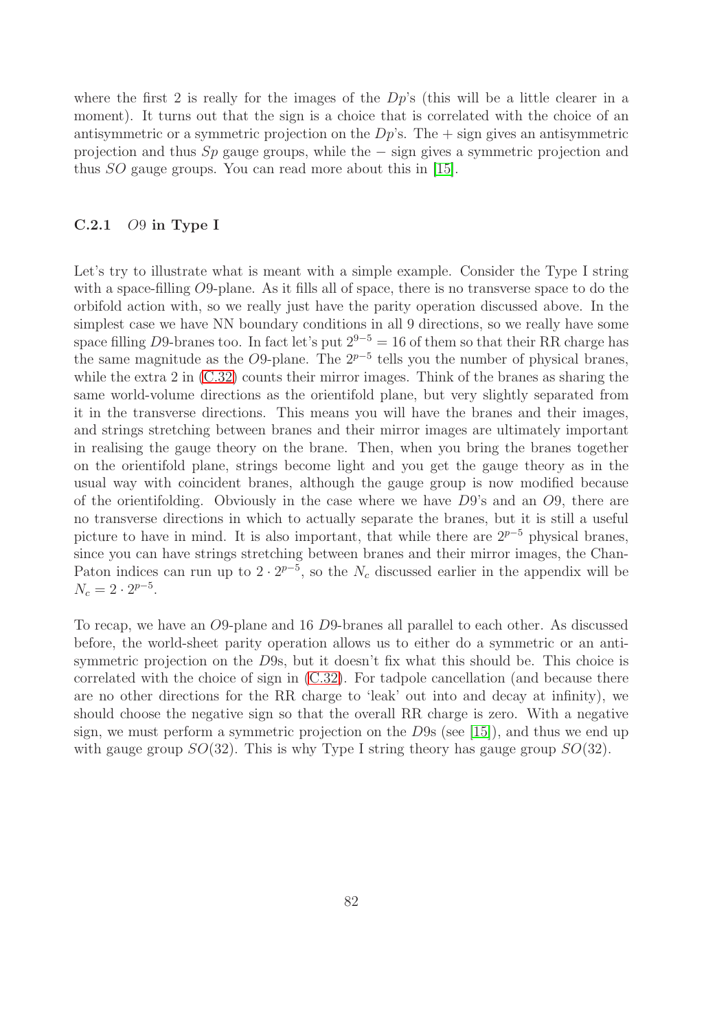where the first 2 is really for the images of the $Dp$'s (this will be a little clearer in a moment). It turns out that the sign is a choice that is correlated with the choice of an antisymmetric or a symmetric projection on the $Dp$'s. The $+$ sign gives an antisymmetric projection and thus $Sp$ gauge groups, while the $-$ sign gives a symmetric projection and thus $SO$ gauge groups. You can read more about this in [15].

### C.2.1 $O9$ in Type I

Let's try to illustrate what is meant with a simple example. Consider the Type I string with a space-filling $O9$-plane. As it fills all of space, there is no transverse space to do the orbifold action with, so we really just have the parity operation discussed above. In the simplest case we have NN boundary conditions in all 9 directions, so we really have some space filling $D9$-branes too. In fact let's put $2^{9-5} = 16$ of them so that their RR charge has the same magnitude as the $O9$-plane. The $2^{p-5}$ tells you the number of physical branes, while the extra 2 in (C.32) counts their mirror images. Think of the branes as sharing the same world-volume directions as the orientifold plane, but very slightly separated from it in the transverse directions. This means you will have the branes and their images, and strings stretching between branes and their mirror images are ultimately important in realising the gauge theory on the brane. Then, when you bring the branes together on the orientifold plane, strings become light and you get the gauge theory as in the usual way with coincident branes, although the gauge group is now modified because of the orientifolding. Obviously in the case where we have $D9$'s and an $O9$, there are no transverse directions in which to actually separate the branes, but it is still a useful picture to have in mind. It is also important, that while there are $2^{p-5}$ physical branes, since you can have strings stretching between branes and their mirror images, the Chan-Paton indices can run up to $2 \cdot 2^{p-5}$, so the $N_c$ discussed earlier in the appendix will be $N_c = 2 \cdot 2^{p-5}$.

To recap, we have an $O9$-plane and 16 $D9$-branes all parallel to each other. As discussed before, the world-sheet parity operation allows us to either do a symmetric or an anti-symmetric projection on the $D9$s, but it doesn't fix what this should be. This choice is correlated with the choice of sign in (C.32). For tadpole cancellation (and because there are no other directions for the RR charge to 'leak' out into and decay at infinity), we should choose the negative sign so that the overall RR charge is zero. With a negative sign, we must perform a symmetric projection on the $D9$s (see [15]), and thus we end up with gauge group $SO(32)$. This is why Type I string theory has gauge group $SO(32)$.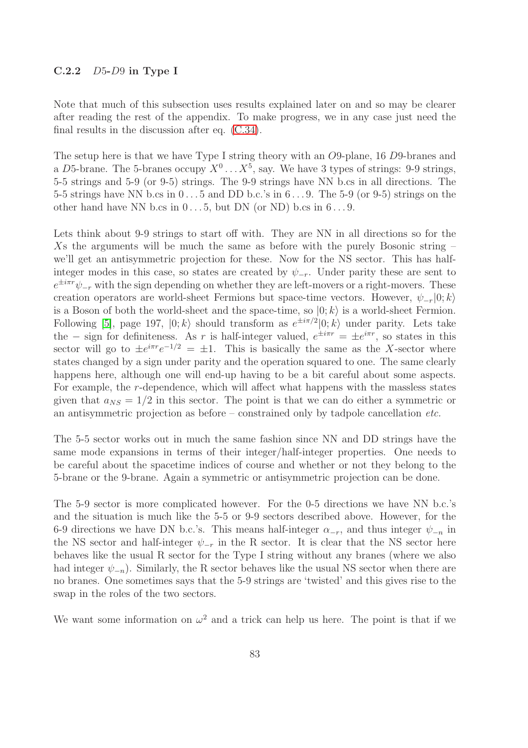### C.2.2 $D5$-$D9$ in Type I

Note that much of this subsection uses results explained later on and so may be clearer after reading the rest of the appendix. To make progress, we in any case just need the final results in the discussion after eq. (C.34).

The setup here is that we have Type I string theory with an $O9$-plane, 16 $D9$-branes and a $D5$-brane. The 5-branes occupy $X^0 \dots X^5$, say. We have 3 types of strings: 9-9 strings, 5-5 strings and 5-9 (or 9-5) strings. The 9-9 strings have NN b.cs in all directions. The 5-5 strings have NN b.cs in $0 \dots 5$ and DD b.c.'s in $6 \dots 9$. The 5-9 (or 9-5) strings on the other hand have NN b.cs in $0 \dots 5$, but DN (or ND) b.cs in $6 \dots 9$.

Lets think about 9-9 strings to start off with. They are NN in all directions so for the $X$s the arguments will be much the same as before with the purely Bosonic string – we'll get an antisymmetric projection for these. Now for the NS sector. This has half-integer modes in this case, so states are created by $\psi_{-r}$. Under parity these are sent to $e^{\pm i\pi r}\psi_{-r}$ with the sign depending on whether they are left-movers or a right-movers. These creation operators are world-sheet Fermions but space-time vectors. However, $\psi_{-r}|0;k\rangle$ is a Boson of both the world-sheet and the space-time, so $|0;k\rangle$ is a world-sheet Fermion. Following [5], page 197, $|0;k\rangle$ should transform as $e^{\pm i\pi/2}|0;k\rangle$ under parity. Lets take the $-$ sign for definiteness. As $r$ is half-integer valued, $e^{\pm i\pi r} = \pm e^{i\pi r}$, so states in this sector will go to $\pm e^{i\pi r}e^{-1/2} = \pm 1$. This is basically the same as the $X$-sector where states changed by a sign under parity and the operation squared to one. The same clearly happens here, although one will end-up having to be a bit careful about some aspects. For example, the $r$-dependence, which will affect what happens with the massless states given that $a_{NS} = 1/2$ in this sector. The point is that we can do either a symmetric or an antisymmetric projection as before – constrained only by tadpole cancellation *etc.*

The 5-5 sector works out in much the same fashion since NN and DD strings have the same mode expansions in terms of their integer/half-integer properties. One needs to be careful about the spacetime indices of course and whether or not they belong to the 5-brane or the 9-brane. Again a symmetric or antisymmetric projection can be done.

The 5-9 sector is more complicated however. For the 0-5 directions we have NN b.c.'s and the situation is much like the 5-5 or 9-9 sectors described above. However, for the 6-9 directions we have DN b.c.'s. This means half-integer $\alpha_{-r}$, and thus integer $\psi_{-n}$ in the NS sector and half-integer $\psi_{-r}$ in the R sector. It is clear that the NS sector here behaves like the usual R sector for the Type I string without any branes (where we also had integer $\psi_{-n}$). Similarly, the R sector behaves like the usual NS sector when there are no branes. One sometimes says that the 5-9 strings are 'twisted' and this gives rise to the swap in the roles of the two sectors.

We want some information on $\omega^2$ and a trick can help us here. The point is that if we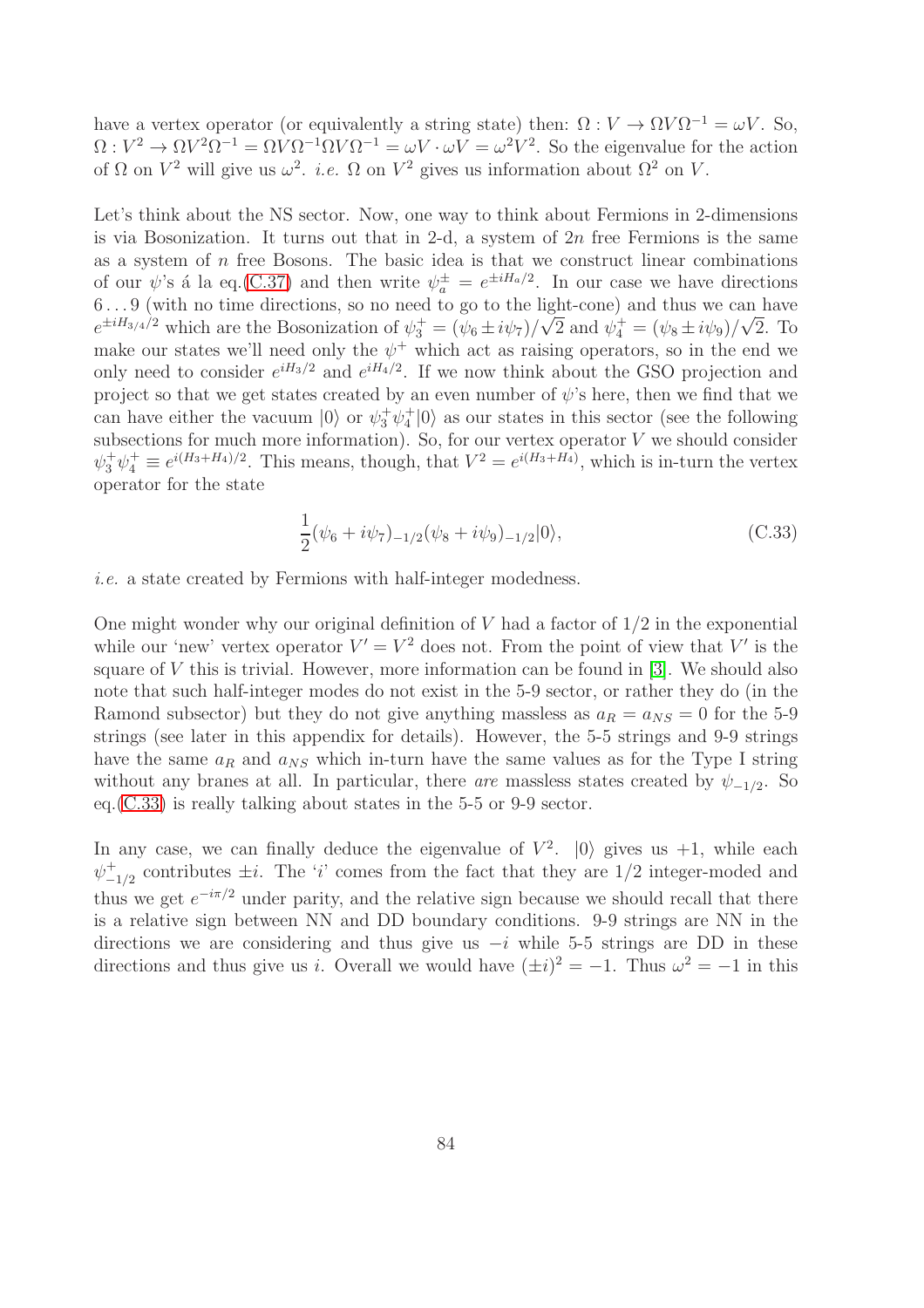have a vertex operator (or equivalently a string state) then: $\Omega : V \to \Omega V \Omega^{-1} = \omega V$. So, $\Omega : V^2 \to \Omega V^2 \Omega^{-1} = \Omega V \Omega^{-1} \Omega V \Omega^{-1} = \omega V \cdot \omega V = \omega^2 V^2$. So the eigenvalue for the action of $\Omega$ on $V^2$ will give us $\omega^2$. *i.e.* $\Omega$ on $V^2$ gives us information about $\Omega^2$ on $V$.

Let's think about the NS sector. Now, one way to think about Fermions in 2-dimensions is via Bosonization. It turns out that in 2-d, a system of $2n$ free Fermions is the same as a system of $n$ free Bosons. The basic idea is that we construct linear combinations of our $\psi$'s á la eq.(C.37) and then write $\psi_a^{\pm} = e^{\pm i H_a/2}$. In our case we have directions $6 \ldots 9$ (with no time directions, so no need to go to the light-cone) and thus we can have $e^{\pm i H_{3/4}/2}$ which are the Bosonization of $\psi_3^{+} = (\psi_6 \pm i\psi_7)/\sqrt{2}$ and $\psi_4^{+} = (\psi_8 \pm i\psi_9)/\sqrt{2}$. To make our states we'll need only the $\psi^+$ which act as raising operators, so in the end we only need to consider $e^{iH_3/2}$ and $e^{iH_4/2}$. If we now think about the GSO projection and project so that we get states created by an even number of $\psi$'s here, then we find that we can have either the vacuum $|0\rangle$ or $\psi_3^+\psi_4^+|0\rangle$ as our states in this sector (see the following subsections for much more information). So, for our vertex operator $V$ we should consider $\psi_3^+\psi_4^+ \equiv e^{i(H_3+H_4)/2}$. This means, though, that $V^2 = e^{i(H_3+H_4)}$, which is in-turn the vertex operator for the state

$$\frac{1}{2}(\psi_6 + i\psi_7)_{-1/2}(\psi_8 + i\psi_9)_{-1/2}|0\rangle, \tag{C.33}$$

*i.e.* a state created by Fermions with half-integer modedness.

One might wonder why our original definition of $V$ had a factor of $1/2$ in the exponential while our 'new' vertex operator $V' = V^2$ does not. From the point of view that $V'$ is the square of $V$ this is trivial. However, more information can be found in [3]. We should also note that such half-integer modes do not exist in the 5-9 sector, or rather they do (in the Ramond subsector) but they do not give anything massless as $a_R = a_{NS} = 0$ for the 5-9 strings (see later in this appendix for details). However, the 5-5 strings and 9-9 strings have the same $a_R$ and $a_{NS}$ which in-turn have the same values as for the Type I string without any branes at all. In particular, there *are* massless states created by $\psi_{-1/2}$. So eq.(C.33) is really talking about states in the 5-5 or 9-9 sector.

In any case, we can finally deduce the eigenvalue of $V^2$. $|0\rangle$ gives us $+1$, while each $\psi^+_{-1/2}$ contributes $\pm i$. The '$i$' comes from the fact that they are $1/2$ integer-moded and thus we get $e^{-i\pi/2}$ under parity, and the relative sign because we should recall that there is a relative sign between NN and DD boundary conditions. 9-9 strings are NN in the directions we are considering and thus give us $-i$ while 5-5 strings are DD in these directions and thus give us $i$. Overall we would have $(\pm i)^2 = -1$. Thus $\omega^2 = -1$ in this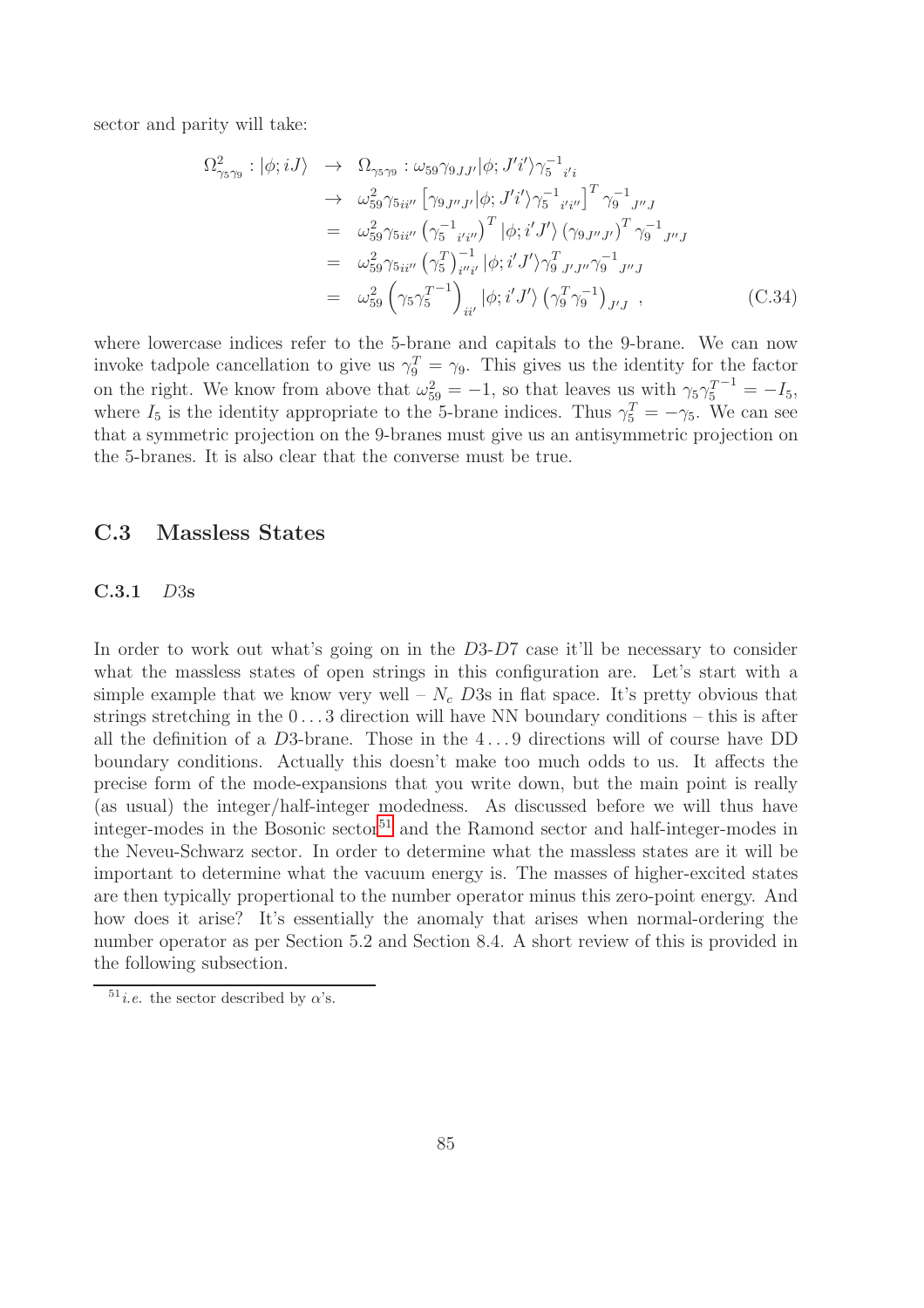sector and parity will take:

$$
\begin{aligned}
\Omega^2_{\gamma_5\gamma_9} : |\phi; iJ\rangle &\rightarrow \Omega_{\gamma_5\gamma_9} : \omega_{59}\gamma_{9\,JJ'}|\phi; J'i'\rangle\gamma_5^{-1}{}_{i'i} \\
&\rightarrow \omega_{59}^2\gamma_{5\,ii''}\left[\gamma_{9\,J''J'}|\phi; J'i'\rangle\gamma_5^{-1}{}_{i'i''}\right]^T\gamma_9^{-1}{}_{J''J} \\
&= \omega_{59}^2\gamma_{5\,ii''}\left(\gamma_5^{-1}{}_{i'i''}\right)^T|\phi; i'J'\rangle\left(\gamma_{9\,J''J'}\right)^T\gamma_9^{-1}{}_{J''J} \\
&= \omega_{59}^2\gamma_{5\,ii''}\left(\gamma_5^T\right)^{-1}_{i''i'}|\phi; i'J'\rangle\gamma_9^T{}_{J'J''}\gamma_9^{-1}{}_{J''J} \\
&= \omega_{59}^2\left(\gamma_5\gamma_5^{T^{-1}}\right)_{ii'}|\phi; i'J'\rangle\left(\gamma_9^T\gamma_9^{-1}\right)_{J'J}\ ,
\end{aligned} \tag{C.34}
$$

where lowercase indices refer to the 5-brane and capitals to the 9-brane. We can now invoke tadpole cancellation to give us $\gamma_9^T = \gamma_9$. This gives us the identity for the factor on the right. We know from above that $\omega_{59}^2 = -1$, so that leaves us with $\gamma_5\gamma_5^{T^{-1}} = -I_5$, where $I_5$ is the identity appropriate to the 5-brane indices. Thus $\gamma_5^T = -\gamma_5$. We can see that a symmetric projection on the 9-branes must give us an antisymmetric projection on the 5-branes. It is also clear that the converse must be true.

## C.3 Massless States

### C.3.1 $D3$s

In order to work out what's going on in the $D3$-$D7$ case it'll be necessary to consider what the massless states of open strings in this configuration are. Let's start with a simple example that we know very well – $N_c$ $D3$s in flat space. It's pretty obvious that strings stretching in the $0\ldots3$ direction will have NN boundary conditions – this is after all the definition of a $D3$-brane. Those in the $4\ldots9$ directions will of course have DD boundary conditions. Actually this doesn't make too much odds to us. It affects the precise form of the mode-expansions that you write down, but the main point is really (as usual) the integer/half-integer modedness. As discussed before we will thus have integer-modes in the Bosonic sector[51] and the Ramond sector and half-integer-modes in the Neveu-Schwarz sector. In order to determine what the massless states are it will be important to determine what the vacuum energy is. The masses of higher-excited states are then typically propertional to the number operator minus this zero-point energy. And how does it arise? It's essentially the anomaly that arises when normal-ordering the number operator as per Section 5.2 and Section 8.4. A short review of this is provided in the following subsection.

[51] *i.e.* the sector described by $\alpha$'s.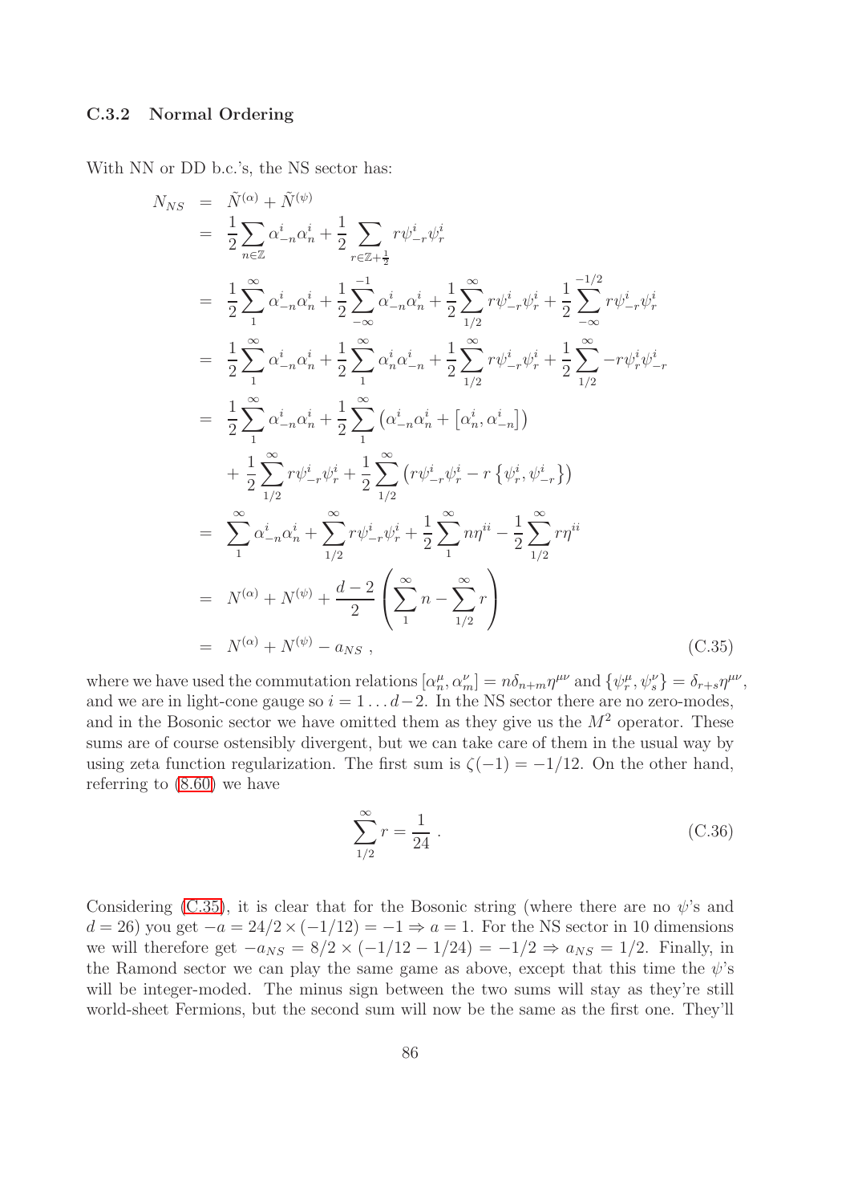### C.3.2 Normal Ordering

With NN or DD b.c.'s, the NS sector has:

$$
\begin{aligned}
N_{NS} &= \tilde{N}^{(\alpha)} + \tilde{N}^{(\psi)} \\
&= \frac{1}{2}\sum_{n\in\mathbb{Z}} \alpha^i_{-n}\alpha^i_n + \frac{1}{2}\sum_{r\in\mathbb{Z}+\frac{1}{2}} r\psi^i_{-r}\psi^i_r \\
&= \frac{1}{2}\sum_{1}^{\infty} \alpha^i_{-n}\alpha^i_n + \frac{1}{2}\sum_{-\infty}^{-1} \alpha^i_{-n}\alpha^i_n + \frac{1}{2}\sum_{1/2}^{\infty} r\psi^i_{-r}\psi^i_r + \frac{1}{2}\sum_{-\infty}^{-1/2} r\psi^i_{-r}\psi^i_r \\
&= \frac{1}{2}\sum_{1}^{\infty} \alpha^i_{-n}\alpha^i_n + \frac{1}{2}\sum_{1}^{\infty} \alpha^i_{n}\alpha^i_{-n} + \frac{1}{2}\sum_{1/2}^{\infty} r\psi^i_{-r}\psi^i_r + \frac{1}{2}\sum_{1/2}^{\infty} -r\psi^i_{r}\psi^i_{-r} \\
&= \frac{1}{2}\sum_{1}^{\infty} \alpha^i_{-n}\alpha^i_n + \frac{1}{2}\sum_{1}^{\infty} \left(\alpha^i_{-n}\alpha^i_n + \left[\alpha^i_n, \alpha^i_{-n}\right]\right) \\
&\quad + \frac{1}{2}\sum_{1/2}^{\infty} r\psi^i_{-r}\psi^i_r + \frac{1}{2}\sum_{1/2}^{\infty} \left(r\psi^i_{-r}\psi^i_r - r\left\{\psi^i_r, \psi^i_{-r}\right\}\right) \\
&= \sum_{1}^{\infty} \alpha^i_{-n}\alpha^i_n + \sum_{1/2}^{\infty} r\psi^i_{-r}\psi^i_r + \frac{1}{2}\sum_{1}^{\infty} n\eta^{ii} - \frac{1}{2}\sum_{1/2}^{\infty} r\eta^{ii} \\
&= N^{(\alpha)} + N^{(\psi)} + \frac{d-2}{2}\left(\sum_{1}^{\infty} n - \sum_{1/2}^{\infty} r\right) \\
&= N^{(\alpha)} + N^{(\psi)} - a_{NS}\ ,
\end{aligned}
\tag{C.35}
$$

where we have used the commutation relations $[\alpha^\mu_n, \alpha^\nu_m] = n\delta_{n+m}\eta^{\mu\nu}$ and $\{\psi^\mu_r, \psi^\nu_s\} = \delta_{r+s}\eta^{\mu\nu}$, and we are in light-cone gauge so $i = 1 \ldots d-2$. In the NS sector there are no zero-modes, and in the Bosonic sector we have omitted them as they give us the $M^2$ operator. These sums are of course ostensibly divergent, but we can take care of them in the usual way by using zeta function regularization. The first sum is $\zeta(-1) = -1/12$. On the other hand, referring to (8.60) we have

$$
\sum_{1/2}^{\infty} r = \frac{1}{24}\ .
\tag{C.36}
$$

Considering (C.35), it is clear that for the Bosonic string (where there are no $\psi$'s and $d = 26$) you get $-a = 24/2 \times (-1/12) = -1 \Rightarrow a = 1$. For the NS sector in 10 dimensions we will therefore get $-a_{NS} = 8/2 \times (-1/12 - 1/24) = -1/2 \Rightarrow a_{NS} = 1/2$. Finally, in the Ramond sector we can play the same game as above, except that this time the $\psi$'s will be integer-moded. The minus sign between the two sums will stay as they're still world-sheet Fermions, but the second sum will now be the same as the first one. They'll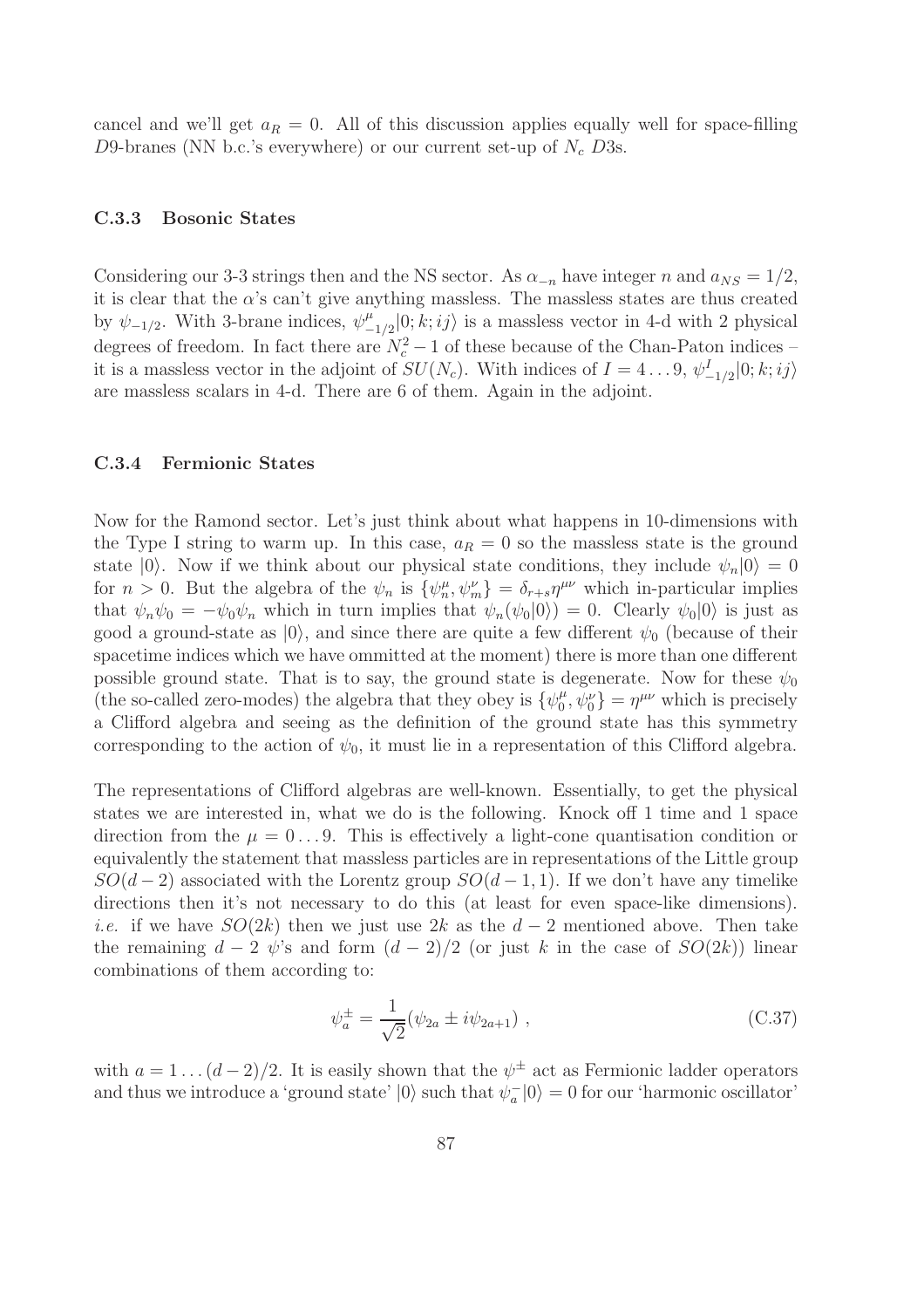cancel and we'll get $a_R = 0$. All of this discussion applies equally well for space-filling $D9$-branes (NN b.c.'s everywhere) or our current set-up of $N_c$ $D3$s.

### C.3.3 Bosonic States

Considering our 3-3 strings then and the NS sector. As $\alpha_{-n}$ have integer $n$ and $a_{NS} = 1/2$, it is clear that the $\alpha$'s can't give anything massless. The massless states are thus created by $\psi_{-1/2}$. With 3-brane indices, $\psi^{\mu}_{-1/2}|0; k; ij\rangle$ is a massless vector in 4-d with 2 physical degrees of freedom. In fact there are $N_c^2 - 1$ of these because of the Chan-Paton indices – it is a massless vector in the adjoint of $SU(N_c)$. With indices of $I = 4 \ldots 9$, $\psi^I_{-1/2}|0; k; ij\rangle$ are massless scalars in 4-d. There are 6 of them. Again in the adjoint.

### C.3.4 Fermionic States

Now for the Ramond sector. Let's just think about what happens in 10-dimensions with the Type I string to warm up. In this case, $a_R = 0$ so the massless state is the ground state $|0\rangle$. Now if we think about our physical state conditions, they include $\psi_n|0\rangle = 0$ for $n > 0$. But the algebra of the $\psi_n$ is $\{\psi^{\mu}_n, \psi^{\nu}_m\} = \delta_{r+s}\eta^{\mu\nu}$ which in-particular implies that $\psi_n\psi_0 = -\psi_0\psi_n$ which in turn implies that $\psi_n(\psi_0|0\rangle) = 0$. Clearly $\psi_0|0\rangle$ is just as good a ground-state as $|0\rangle$, and since there are quite a few different $\psi_0$ (because of their spacetime indices which we have ommitted at the moment) there is more than one different possible ground state. That is to say, the ground state is degenerate. Now for these $\psi_0$ (the so-called zero-modes) the algebra that they obey is $\{\psi^{\mu}_0, \psi^{\nu}_0\} = \eta^{\mu\nu}$ which is precisely a Clifford algebra and seeing as the definition of the ground state has this symmetry corresponding to the action of $\psi_0$, it must lie in a representation of this Clifford algebra.

The representations of Clifford algebras are well-known. Essentially, to get the physical states we are interested in, what we do is the following. Knock off 1 time and 1 space direction from the $\mu = 0 \ldots 9$. This is effectively a light-cone quantisation condition or equivalently the statement that massless particles are in representations of the Little group $SO(d-2)$ associated with the Lorentz group $SO(d-1, 1)$. If we don't have any timelike directions then it's not necessary to do this (at least for even space-like dimensions). *i.e.* if we have $SO(2k)$ then we just use $2k$ as the $d-2$ mentioned above. Then take the remaining $d-2$ $\psi$'s and form $(d-2)/2$ (or just $k$ in the case of $SO(2k)$) linear combinations of them according to:

$$\psi^{\pm}_a = \frac{1}{\sqrt{2}}(\psi_{2a} \pm i\psi_{2a+1}) \, , \tag{C.37}$$

with $a = 1 \ldots (d-2)/2$. It is easily shown that the $\psi^{\pm}$ act as Fermionic ladder operators and thus we introduce a 'ground state' $|0\rangle$ such that $\psi^{-}_a|0\rangle = 0$ for our 'harmonic oscillator'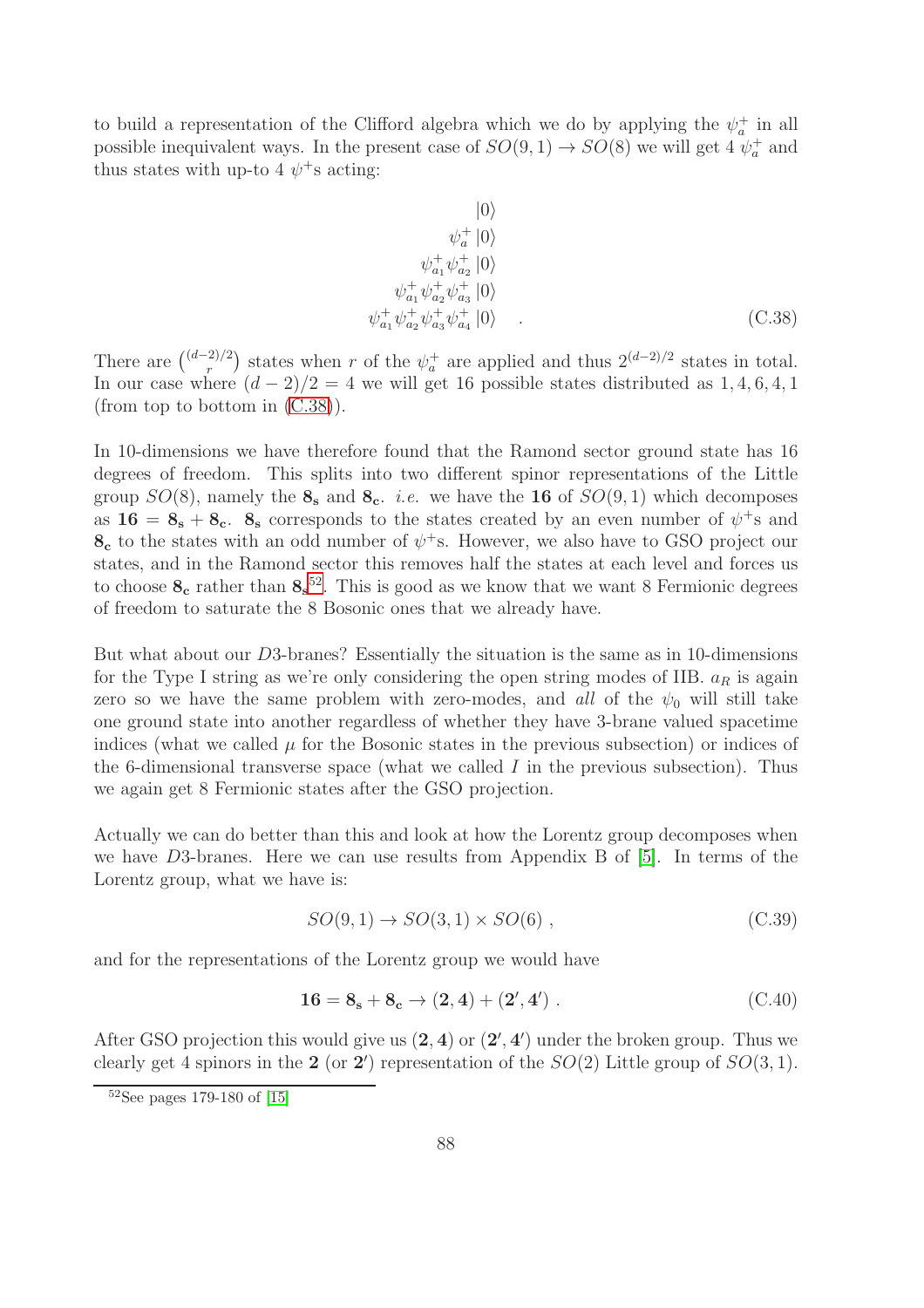to build a representation of the Clifford algebra which we do by applying the $\psi_a^+$ in all possible inequivalent ways. In the present case of $SO(9,1) \to SO(8)$ we will get 4 $\psi_a^+$ and thus states with up-to 4 $\psi^+$s acting:

$$
\begin{aligned}
&|0\rangle \\
&\psi_a^+ |0\rangle \\
&\psi_{a_1}^+ \psi_{a_2}^+ |0\rangle \\
&\psi_{a_1}^+ \psi_{a_2}^+ \psi_{a_3}^+ |0\rangle \\
&\psi_{a_1}^+ \psi_{a_2}^+ \psi_{a_3}^+ \psi_{a_4}^+ |0\rangle \quad .
\end{aligned}
\tag{C.38}
$$

There are $\binom{(d-2)/2}{r}$ states when $r$ of the $\psi_a^+$ are applied and thus $2^{(d-2)/2}$ states in total. In our case where $(d-2)/2 = 4$ we will get 16 possible states distributed as $1, 4, 6, 4, 1$ (from top to bottom in (C.38)).

In 10-dimensions we have therefore found that the Ramond sector ground state has 16 degrees of freedom. This splits into two different spinor representations of the Little group $SO(8)$, namely the $\mathbf{8_s}$ and $\mathbf{8_c}$. *i.e.* we have the $\mathbf{16}$ of $SO(9,1)$ which decomposes as $\mathbf{16} = \mathbf{8_s} + \mathbf{8_c}$. $\mathbf{8_s}$ corresponds to the states created by an even number of $\psi^+$s and $\mathbf{8_c}$ to the states with an odd number of $\psi^+$s. However, we also have to GSO project our states, and in the Ramond sector this removes half the states at each level and forces us to choose $\mathbf{8_c}$ rather than $\mathbf{8_s}$[52]. This is good as we know that we want 8 Fermionic degrees of freedom to saturate the 8 Bosonic ones that we already have.

But what about our $D3$-branes? Essentially the situation is the same as in 10-dimensions for the Type I string as we're only considering the open string modes of IIB. $a_R$ is again zero so we have the same problem with zero-modes, and *all* of the $\psi_0$ will still take one ground state into another regardless of whether they have 3-brane valued spacetime indices (what we called $\mu$ for the Bosonic states in the previous subsection) or indices of the 6-dimensional transverse space (what we called $I$ in the previous subsection). Thus we again get 8 Fermionic states after the GSO projection.

Actually we can do better than this and look at how the Lorentz group decomposes when we have $D3$-branes. Here we can use results from Appendix B of [5]. In terms of the Lorentz group, what we have is:

$$
SO(9,1) \to SO(3,1) \times SO(6) \ , \tag{C.39}
$$

and for the representations of the Lorentz group we would have

$$
\mathbf{16} = \mathbf{8_s} + \mathbf{8_c} \to (\mathbf{2}, \mathbf{4}) + (\mathbf{2'}, \mathbf{4'}) \ . \tag{C.40}
$$

After GSO projection this would give us $(\mathbf{2}, \mathbf{4})$ or $(\mathbf{2'}, \mathbf{4'})$ under the broken group. Thus we clearly get 4 spinors in the $\mathbf{2}$ (or $\mathbf{2'}$) representation of the $SO(2)$ Little group of $SO(3,1)$.

[52] See pages 179-180 of [15]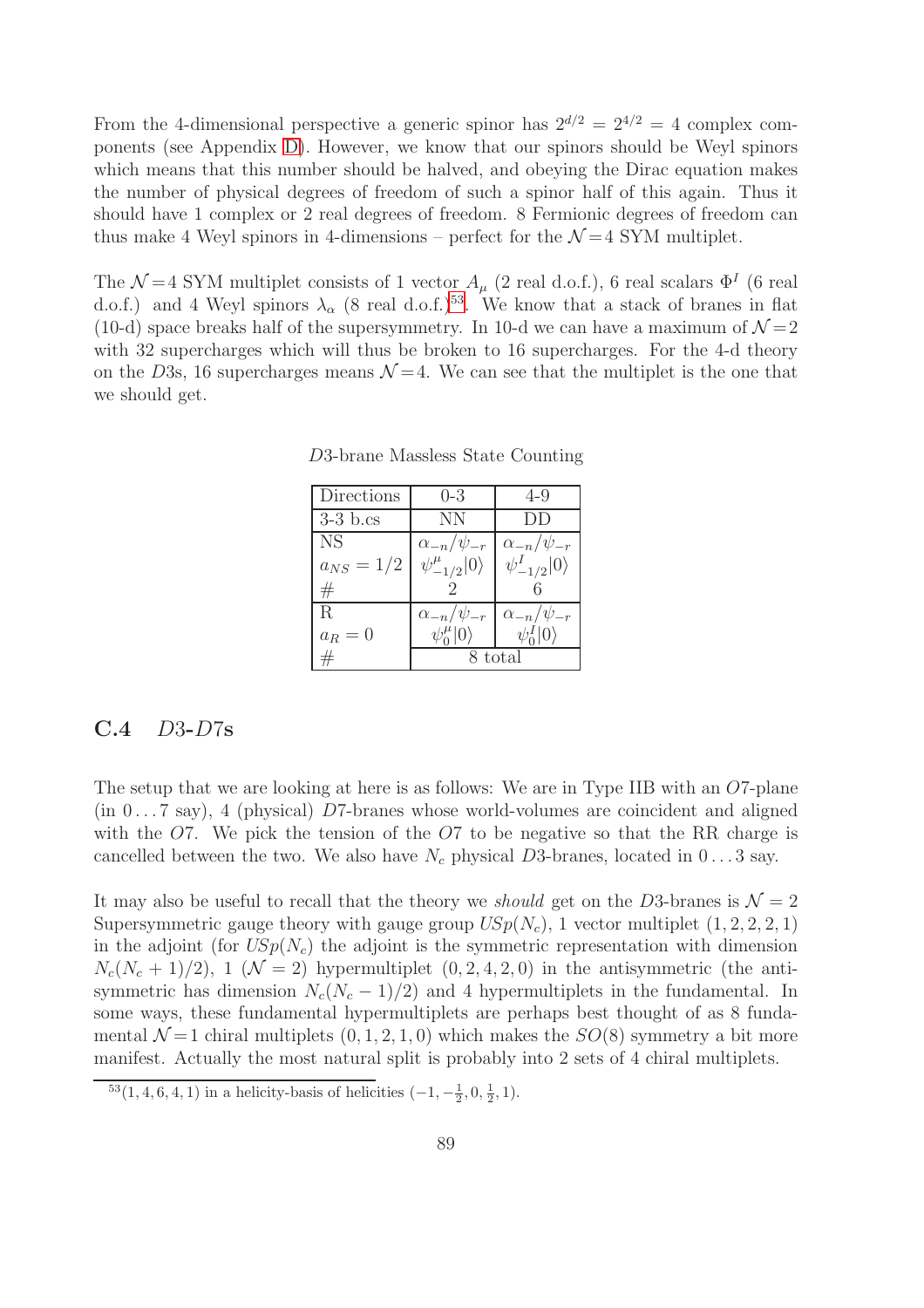From the 4-dimensional perspective a generic spinor has $2^{d/2} = 2^{4/2} = 4$ complex components (see Appendix D). However, we know that our spinors should be Weyl spinors which means that this number should be halved, and obeying the Dirac equation makes the number of physical degrees of freedom of such a spinor half of this again. Thus it should have 1 complex or 2 real degrees of freedom. 8 Fermionic degrees of freedom can thus make 4 Weyl spinors in 4-dimensions – perfect for the $\mathcal{N}=4$ SYM multiplet.

The $\mathcal{N}=4$ SYM multiplet consists of 1 vector $A_\mu$ (2 real d.o.f.), 6 real scalars $\Phi^I$ (6 real d.o.f.) and 4 Weyl spinors $\lambda_\alpha$ (8 real d.o.f.)[53]. We know that a stack of branes in flat (10-d) space breaks half of the supersymmetry. In 10-d we can have a maximum of $\mathcal{N}=2$ with 32 supercharges which will thus be broken to 16 supercharges. For the 4-d theory on the $D3$s, 16 supercharges means $\mathcal{N}=4$. We can see that the multiplet is the one that we should get.

$D3$-brane Massless State Counting

| Directions | 0-3 | 4-9 |
|---|---|---|
| 3-3 b.cs | NN | DD |
| NS | $\alpha_{-n}/\psi_{-r}$ | $\alpha_{-n}/\psi_{-r}$ |
| $a_{NS} = 1/2$ | $\psi^\mu_{-1/2}\|0\rangle$ | $\psi^I_{-1/2}\|0\rangle$ |
| # | 2 | 6 |
| R | $\alpha_{-n}/\psi_{-r}$ | $\alpha_{-n}/\psi_{-r}$ |
| $a_R = 0$ | $\psi^\mu_0\|0\rangle$ | $\psi^I_0\|0\rangle$ |
| # | 8 total | |

### C.4 $D3$-$D7$s

The setup that we are looking at here is as follows: We are in Type IIB with an $O7$-plane (in $0\ldots7$ say), 4 (physical) $D7$-branes whose world-volumes are coincident and aligned with the $O7$. We pick the tension of the $O7$ to be negative so that the RR charge is cancelled between the two. We also have $N_c$ physical $D3$-branes, located in $0\ldots3$ say.

It may also be useful to recall that the theory we *should* get on the $D3$-branes is $\mathcal{N}=2$ Supersymmetric gauge theory with gauge group $USp(N_c)$, 1 vector multiplet $(1,2,2,2,1)$ in the adjoint (for $USp(N_c)$ the adjoint is the symmetric representation with dimension $N_c(N_c+1)/2$), 1 ($\mathcal{N}=2$) hypermultiplet $(0,2,4,2,0)$ in the antisymmetric (the antisymmetric has dimension $N_c(N_c-1)/2$) and 4 hypermultiplets in the fundamental. In some ways, these fundamental hypermultiplets are perhaps best thought of as 8 fundamental $\mathcal{N}=1$ chiral multiplets $(0,1,2,1,0)$ which makes the $SO(8)$ symmetry a bit more manifest. Actually the most natural split is probably into 2 sets of 4 chiral multiplets.

[53] $(1,4,6,4,1)$ in a helicity-basis of helicities $(-1,-\frac{1}{2},0,\frac{1}{2},1)$.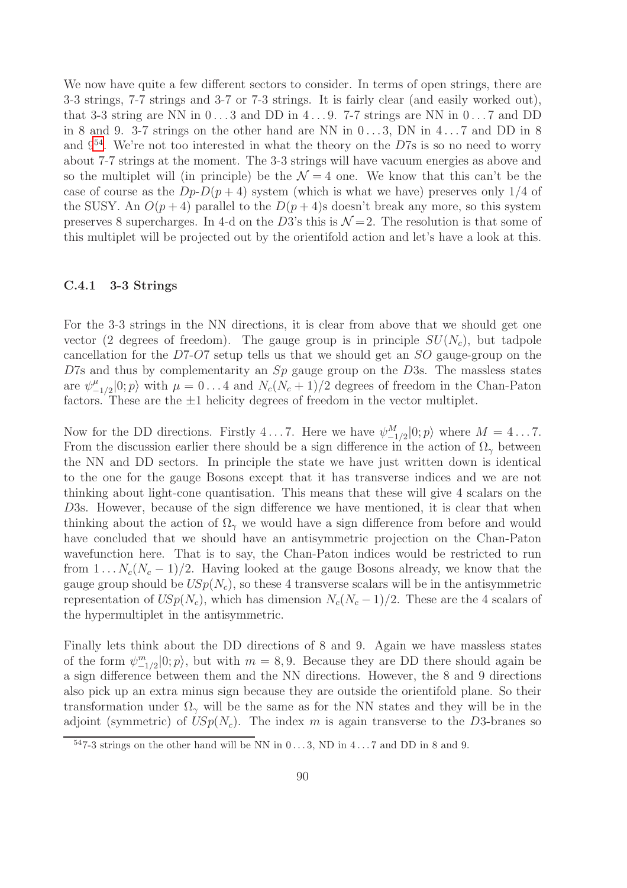We now have quite a few different sectors to consider. In terms of open strings, there are 3-3 strings, 7-7 strings and 3-7 or 7-3 strings. It is fairly clear (and easily worked out), that 3-3 string are NN in $0\ldots3$ and DD in $4\ldots9$. 7-7 strings are NN in $0\ldots7$ and DD in 8 and 9. 3-7 strings on the other hand are NN in $0\ldots3$, DN in $4\ldots7$ and DD in 8 and 9[54]. We're not too interested in what the theory on the $D7$s is so no need to worry about 7-7 strings at the moment. The 3-3 strings will have vacuum energies as above and so the multiplet will (in principle) be the $\mathcal{N}=4$ one. We know that this can't be the case of course as the $Dp$-$D(p+4)$ system (which is what we have) preserves only 1/4 of the SUSY. An $O(p+4)$ parallel to the $D(p+4)$s doesn't break any more, so this system preserves 8 supercharges. In 4-d on the $D3$'s this is $\mathcal{N}=2$. The resolution is that some of this multiplet will be projected out by the orientifold action and let's have a look at this.

### C.4.1 3-3 Strings

For the 3-3 strings in the NN directions, it is clear from above that we should get one vector (2 degrees of freedom). The gauge group is in principle $SU(N_c)$, but tadpole cancellation for the $D7$-$O7$ setup tells us that we should get an $SO$ gauge-group on the $D7$s and thus by complementarity an $Sp$ gauge group on the $D3$s. The massless states are $\psi^{\mu}_{-1/2}|0;p\rangle$ with $\mu = 0\ldots4$ and $N_c(N_c+1)/2$ degrees of freedom in the Chan-Paton factors. These are the $\pm1$ helicity degrees of freedom in the vector multiplet.

Now for the DD directions. Firstly $4\ldots7$. Here we have $\psi^{M}_{-1/2}|0;p\rangle$ where $M = 4\ldots7$. From the discussion earlier there should be a sign difference in the action of $\Omega_\gamma$ between the NN and DD sectors. In principle the state we have just written down is identical to the one for the gauge Bosons except that it has transverse indices and we are not thinking about light-cone quantisation. This means that these will give 4 scalars on the $D3$s. However, because of the sign difference we have mentioned, it is clear that when thinking about the action of $\Omega_\gamma$ we would have a sign difference from before and would have concluded that we should have an antisymmetric projection on the Chan-Paton wavefunction here. That is to say, the Chan-Paton indices would be restricted to run from $1\ldots N_c(N_c-1)/2$. Having looked at the gauge Bosons already, we know that the gauge group should be $USp(N_c)$, so these 4 transverse scalars will be in the antisymmetric representation of $USp(N_c)$, which has dimension $N_c(N_c-1)/2$. These are the 4 scalars of the hypermultiplet in the antisymmetric.

Finally lets think about the DD directions of 8 and 9. Again we have massless states of the form $\psi^{m}_{-1/2}|0;p\rangle$, but with $m = 8, 9$. Because they are DD there should again be a sign difference between them and the NN directions. However, the 8 and 9 directions also pick up an extra minus sign because they are outside the orientifold plane. So their transformation under $\Omega_\gamma$ will be the same as for the NN states and they will be in the adjoint (symmetric) of $USp(N_c)$. The index $m$ is again transverse to the $D3$-branes so

[54] 7-3 strings on the other hand will be NN in $0\ldots3$, ND in $4\ldots7$ and DD in 8 and 9.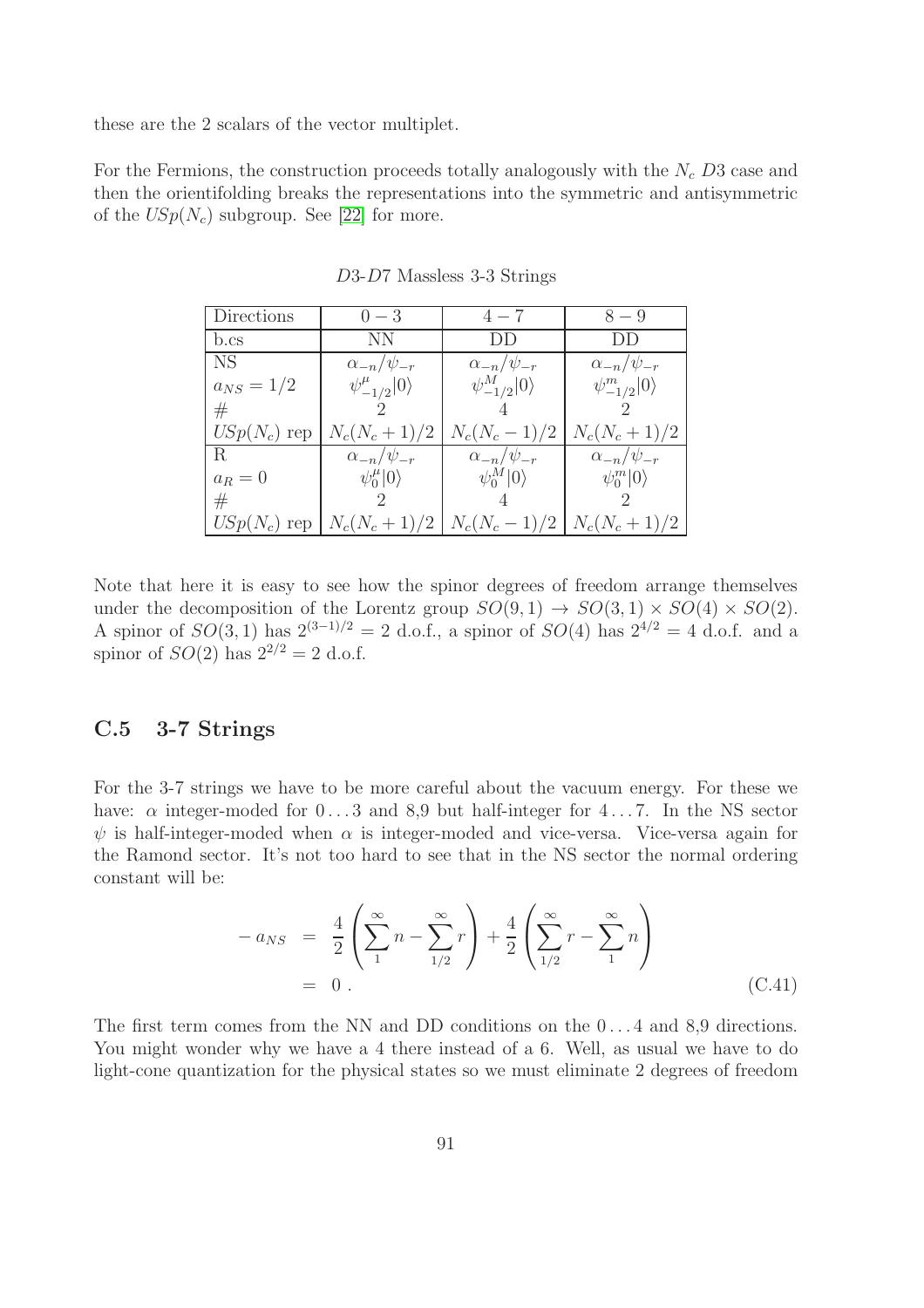these are the 2 scalars of the vector multiplet.

For the Fermions, the construction proceeds totally analogously with the $N_c$ $D3$ case and then the orientifolding breaks the representations into the symmetric and antisymmetric of the $USp(N_c)$ subgroup. See [22] for more.

$D3$-$D7$ Massless 3-3 Strings

| Directions | $0-3$ | $4-7$ | $8-9$ |
|---|---|---|---|
| b.cs | NN | DD | DD |
| NS | $\alpha_{-n}/\psi_{-r}$ | $\alpha_{-n}/\psi_{-r}$ | $\alpha_{-n}/\psi_{-r}$ |
| $a_{NS}=1/2$ | $\psi^{\mu}_{-1/2}\|0\rangle$ | $\psi^{M}_{-1/2}\|0\rangle$ | $\psi^{m}_{-1/2}\|0\rangle$ |
| # | 2 | 4 | 2 |
| $USp(N_c)$ rep | $N_c(N_c+1)/2$ | $N_c(N_c-1)/2$ | $N_c(N_c+1)/2$ |
| R | $\alpha_{-n}/\psi_{-r}$ | $\alpha_{-n}/\psi_{-r}$ | $\alpha_{-n}/\psi_{-r}$ |
| $a_R=0$ | $\psi^{\mu}_{0}\|0\rangle$ | $\psi^{M}_{0}\|0\rangle$ | $\psi^{m}_{0}\|0\rangle$ |
| # | 2 | 4 | 2 |
| $USp(N_c)$ rep | $N_c(N_c+1)/2$ | $N_c(N_c-1)/2$ | $N_c(N_c+1)/2$ |

Note that here it is easy to see how the spinor degrees of freedom arrange themselves under the decomposition of the Lorentz group $SO(9,1) \to SO(3,1) \times SO(4) \times SO(2)$. A spinor of $SO(3,1)$ has $2^{(3-1)/2} = 2$ d.o.f., a spinor of $SO(4)$ has $2^{4/2} = 4$ d.o.f. and a spinor of $SO(2)$ has $2^{2/2} = 2$ d.o.f.

## C.5 3-7 Strings

For the 3-7 strings we have to be more careful about the vacuum energy. For these we have: $\alpha$ integer-moded for $0\ldots3$ and 8,9 but half-integer for $4\ldots7$. In the NS sector $\psi$ is half-integer-moded when $\alpha$ is integer-moded and vice-versa. Vice-versa again for the Ramond sector. It's not too hard to see that in the NS sector the normal ordering constant will be:

$$
\begin{aligned}
-a_{NS} &= \frac{4}{2}\left(\sum_{1}^{\infty} n - \sum_{1/2}^{\infty} r\right) + \frac{4}{2}\left(\sum_{1/2}^{\infty} r - \sum_{1}^{\infty} n\right) \\
&= 0\,. 
\end{aligned}
\tag{C.41}
$$

The first term comes from the NN and DD conditions on the $0\ldots4$ and 8,9 directions. You might wonder why we have a 4 there instead of a 6. Well, as usual we have to do light-cone quantization for the physical states so we must eliminate 2 degrees of freedom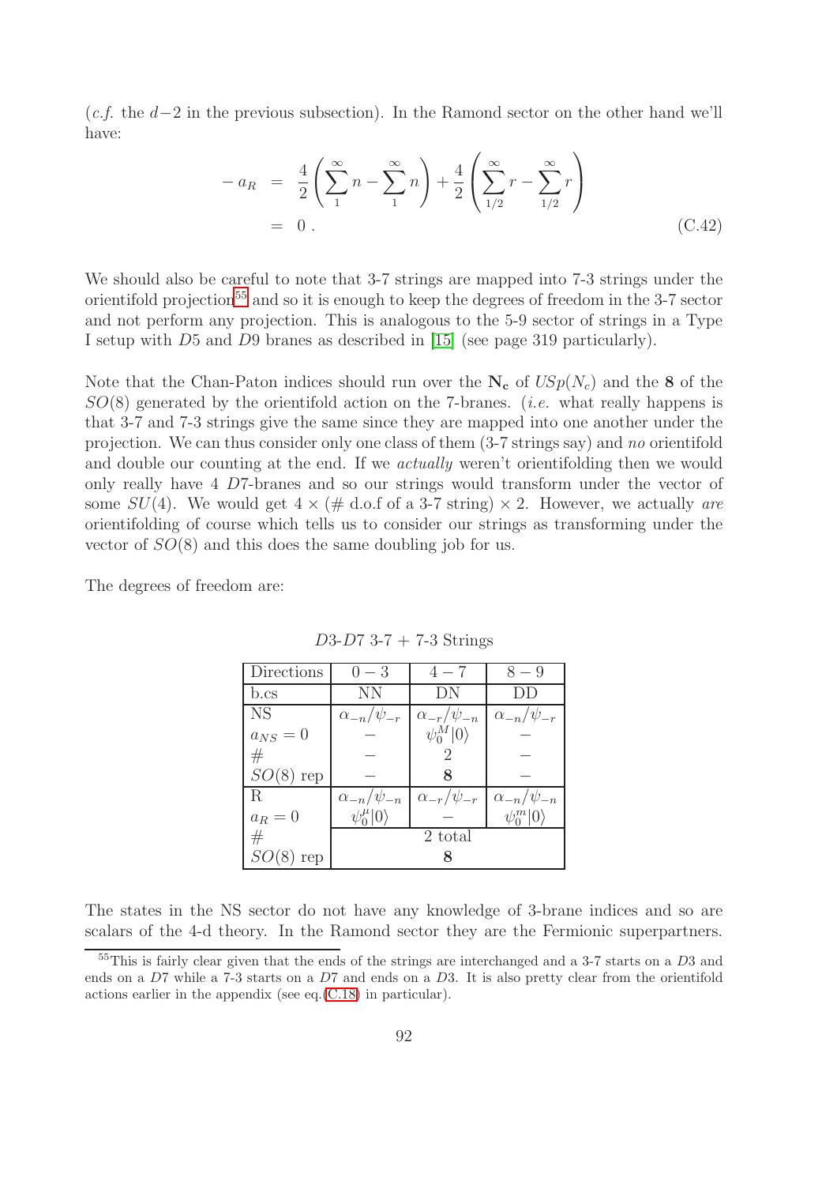(*c.f.* the $d-2$ in the previous subsection). In the Ramond sector on the other hand we'll have:

$$
\begin{aligned}
-a_R &= \frac{4}{2}\left(\sum_{1}^{\infty} n - \sum_{1}^{\infty} n\right) + \frac{4}{2}\left(\sum_{1/2}^{\infty} r - \sum_{1/2}^{\infty} r\right) \\
&= 0 \,.
\end{aligned}
\tag{C.42}
$$

We should also be careful to note that 3-7 strings are mapped into 7-3 strings under the orientifold projection[55] and so it is enough to keep the degrees of freedom in the 3-7 sector and not perform any projection. This is analogous to the 5-9 sector of strings in a Type I setup with $D5$ and $D9$ branes as described in [15] (see page 319 particularly).

Note that the Chan-Paton indices should run over the $\mathbf{N_c}$ of $USp(N_c)$ and the $\mathbf{8}$ of the $SO(8)$ generated by the orientifold action on the 7-branes. (*i.e.* what really happens is that 3-7 and 7-3 strings give the same since they are mapped into one another under the projection. We can thus consider only one class of them (3-7 strings say) and *no* orientifold and double our counting at the end. If we *actually* weren't orientifolding then we would only really have 4 $D7$-branes and so our strings would transform under the vector of some $SU(4)$. We would get $4 \times$ (# d.o.f of a 3-7 string) $\times\, 2$. However, we actually *are* orientifolding of course which tells us to consider our strings as transforming under the vector of $SO(8)$ and this does the same doubling job for us.

The degrees of freedom are:

$D3$-$D7$ 3-7 + 7-3 Strings

| Directions | $0-3$ | $4-7$ | $8-9$ |
|---|---|---|---|
| b.cs | NN | DN | DD |
| NS | $\alpha_{-n}/\psi_{-r}$ | $\alpha_{-r}/\psi_{-n}$ | $\alpha_{-n}/\psi_{-r}$ |
| $a_{NS}=0$ | – | $\psi_0^M\vert 0\rangle$ | – |
| # | – | 2 | – |
| $SO(8)$ rep | – | $\mathbf{8}$ | – |
| R | $\alpha_{-n}/\psi_{-n}$ | $\alpha_{-r}/\psi_{-r}$ | $\alpha_{-n}/\psi_{-n}$ |
| $a_R=0$ | $\psi_0^\mu\vert 0\rangle$ | – | $\psi_0^m\vert 0\rangle$ |
| # | 2 total | | |
| $SO(8)$ rep | $\mathbf{8}$ | | |

The states in the NS sector do not have any knowledge of 3-brane indices and so are scalars of the 4-d theory. In the Ramond sector they are the Fermionic superpartners.

[55] This is fairly clear given that the ends of the strings are interchanged and a 3-7 starts on a $D3$ and ends on a $D7$ while a 7-3 starts on a $D7$ and ends on a $D3$. It is also pretty clear from the orientifold actions earlier in the appendix (see eq.(C.18) in particular).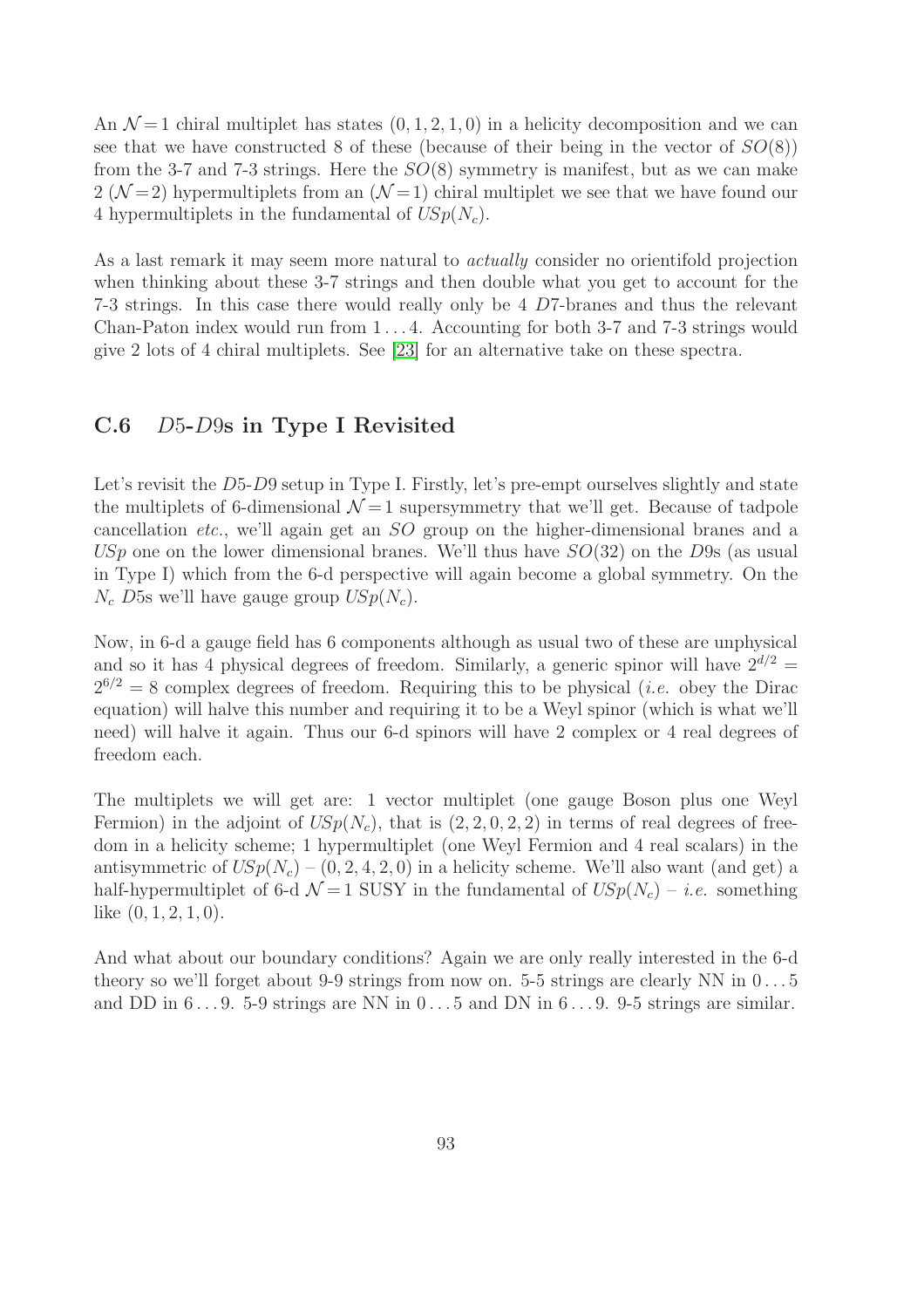An $\mathcal{N}=1$ chiral multiplet has states $(0, 1, 2, 1, 0)$ in a helicity decomposition and we can see that we have constructed 8 of these (because of their being in the vector of $SO(8)$) from the 3-7 and 7-3 strings. Here the $SO(8)$ symmetry is manifest, but as we can make 2 ($\mathcal{N}=2$) hypermultiplets from an ($\mathcal{N}=1$) chiral multiplet we see that we have found our 4 hypermultiplets in the fundamental of $USp(N_c)$.

As a last remark it may seem more natural to *actually* consider no orientifold projection when thinking about these 3-7 strings and then double what you get to account for the 7-3 strings. In this case there would really only be 4 $D7$-branes and thus the relevant Chan-Paton index would run from $1 \ldots 4$. Accounting for both 3-7 and 7-3 strings would give 2 lots of 4 chiral multiplets. See [23] for an alternative take on these spectra.

## C.6 $D5$-$D9$s in Type I Revisited

Let's revisit the $D5$-$D9$ setup in Type I. Firstly, let's pre-empt ourselves slightly and state the multiplets of 6-dimensional $\mathcal{N}=1$ supersymmetry that we'll get. Because of tadpole cancellation *etc.*, we'll again get an $SO$ group on the higher-dimensional branes and a $USp$ one on the lower dimensional branes. We'll thus have $SO(32)$ on the $D9$s (as usual in Type I) which from the 6-d perspective will again become a global symmetry. On the $N_c$ $D5$s we'll have gauge group $USp(N_c)$.

Now, in 6-d a gauge field has 6 components although as usual two of these are unphysical and so it has 4 physical degrees of freedom. Similarly, a generic spinor will have $2^{d/2} = 2^{6/2} = 8$ complex degrees of freedom. Requiring this to be physical (*i.e.* obey the Dirac equation) will halve this number and requiring it to be a Weyl spinor (which is what we'll need) will halve it again. Thus our 6-d spinors will have 2 complex or 4 real degrees of freedom each.

The multiplets we will get are: 1 vector multiplet (one gauge Boson plus one Weyl Fermion) in the adjoint of $USp(N_c)$, that is $(2, 2, 0, 2, 2)$ in terms of real degrees of freedom in a helicity scheme; 1 hypermultiplet (one Weyl Fermion and 4 real scalars) in the antisymmetric of $USp(N_c)$ – $(0, 2, 4, 2, 0)$ in a helicity scheme. We'll also want (and get) a half-hypermultiplet of 6-d $\mathcal{N}=1$ SUSY in the fundamental of $USp(N_c)$ – *i.e.* something like $(0, 1, 2, 1, 0)$.

And what about our boundary conditions? Again we are only really interested in the 6-d theory so we'll forget about 9-9 strings from now on. 5-5 strings are clearly NN in $0 \ldots 5$ and DD in $6 \ldots 9$. 5-9 strings are NN in $0 \ldots 5$ and DN in $6 \ldots 9$. 9-5 strings are similar.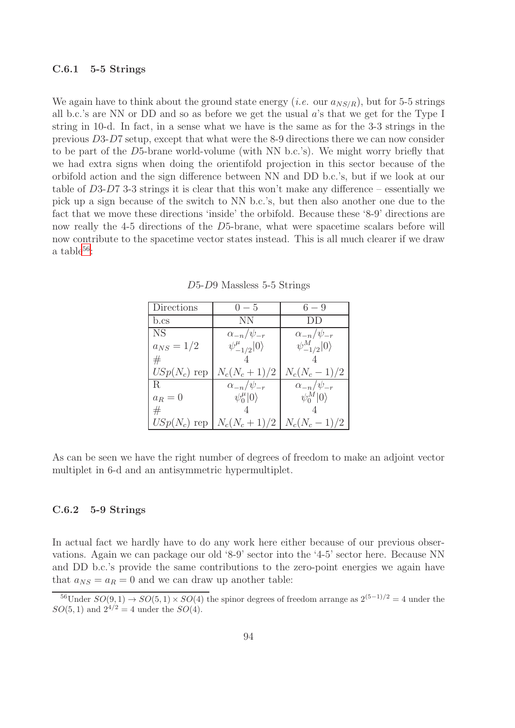### C.6.1 5-5 Strings

We again have to think about the ground state energy (*i.e.* our $a_{NS/R}$), but for 5-5 strings all b.c.'s are NN or DD and so as before we get the usual $a$'s that we get for the Type I string in 10-d. In fact, in a sense what we have is the same as for the 3-3 strings in the previous $D3$-$D7$ setup, except that what were the 8-9 directions there we can now consider to be part of the $D5$-brane world-volume (with NN b.c.'s). We might worry briefly that we had extra signs when doing the orientifold projection in this sector because of the orbifold action and the sign difference between NN and DD b.c.'s, but if we look at our table of $D3$-$D7$ 3-3 strings it is clear that this won't make any difference – essentially we pick up a sign because of the switch to NN b.c.'s, but then also another one due to the fact that we move these directions 'inside' the orbifold. Because these '8-9' directions are now really the 4-5 directions of the $D5$-brane, what were spacetime scalars before will now contribute to the spacetime vector states instead. This is all much clearer if we draw a table[56]:

$D5$-$D9$ Massless 5-5 Strings

| Directions | $0-5$ | $6-9$ |
|---|---|---|
| b.cs | NN | DD |
| NS | $\alpha_{-n}/\psi_{-r}$ | $\alpha_{-n}/\psi_{-r}$ |
| $a_{NS}=1/2$ | $\psi^{\mu}_{-1/2}\lvert 0\rangle$ | $\psi^{M}_{-1/2}\lvert 0\rangle$ |
| # | 4 | 4 |
| $USp(N_c)$ rep | $N_c(N_c+1)/2$ | $N_c(N_c-1)/2$ |
| R | $\alpha_{-n}/\psi_{-r}$ | $\alpha_{-n}/\psi_{-r}$ |
| $a_R=0$ | $\psi^{\mu}_{0}\lvert 0\rangle$ | $\psi^{M}_{0}\lvert 0\rangle$ |
| # | 4 | 4 |
| $USp(N_c)$ rep | $N_c(N_c+1)/2$ | $N_c(N_c-1)/2$ |

As can be seen we have the right number of degrees of freedom to make an adjoint vector multiplet in 6-d and an antisymmetric hypermultiplet.

### C.6.2 5-9 Strings

In actual fact we hardly have to do any work here either because of our previous observations. Again we can package our old '8-9' sector into the '4-5' sector here. Because NN and DD b.c.'s provide the same contributions to the zero-point energies we again have that $a_{NS}=a_R=0$ and we can draw up another table:

[56] Under $SO(9,1)\to SO(5,1)\times SO(4)$ the spinor degrees of freedom arrange as $2^{(5-1)/2}=4$ under the $SO(5,1)$ and $2^{4/2}=4$ under the $SO(4)$.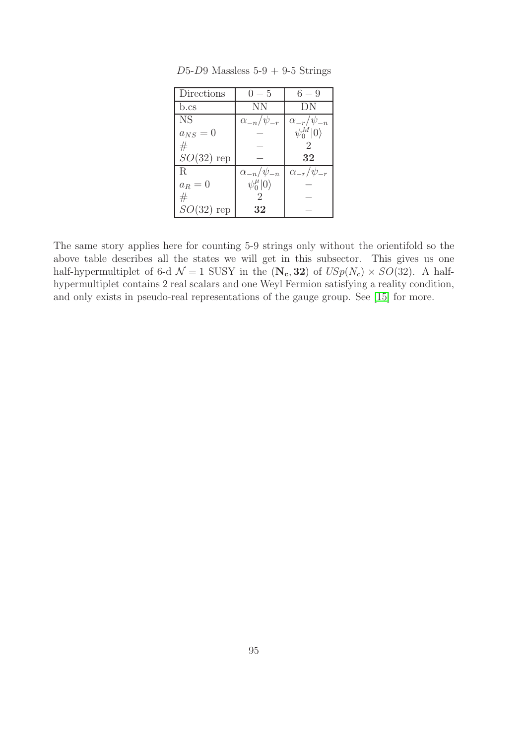$D5$-$D9$ Massless 5-9 + 9-5 Strings

| Directions | $0-5$ | $6-9$ |
|---|---|---|
| b.cs | NN | DN |
| NS | $\alpha_{-n}/\psi_{-r}$ | $\alpha_{-r}/\psi_{-n}$ |
| $a_{NS}=0$ | $-$ | $\psi_0^M\|0\rangle$ |
| # | $-$ | 2 |
| $SO(32)$ rep | $-$ | **32** |
| R | $\alpha_{-n}/\psi_{-n}$ | $\alpha_{-r}/\psi_{-r}$ |
| $a_R=0$ | $\psi_0^\mu\|0\rangle$ | $-$ |
| # | 2 | $-$ |
| $SO(32)$ rep | **32** | $-$ |

The same story applies here for counting 5-9 strings only without the orientifold so the above table describes all the states we will get in this subsector. This gives us one half-hypermultiplet of 6-d $\mathcal{N}=1$ SUSY in the $(\mathbf{N_c}, \mathbf{32})$ of $USp(N_c)\times SO(32)$. A half-hypermultiplet contains 2 real scalars and one Weyl Fermion satisfying a reality condition, and only exists in pseudo-real representations of the gauge group. See [15] for more.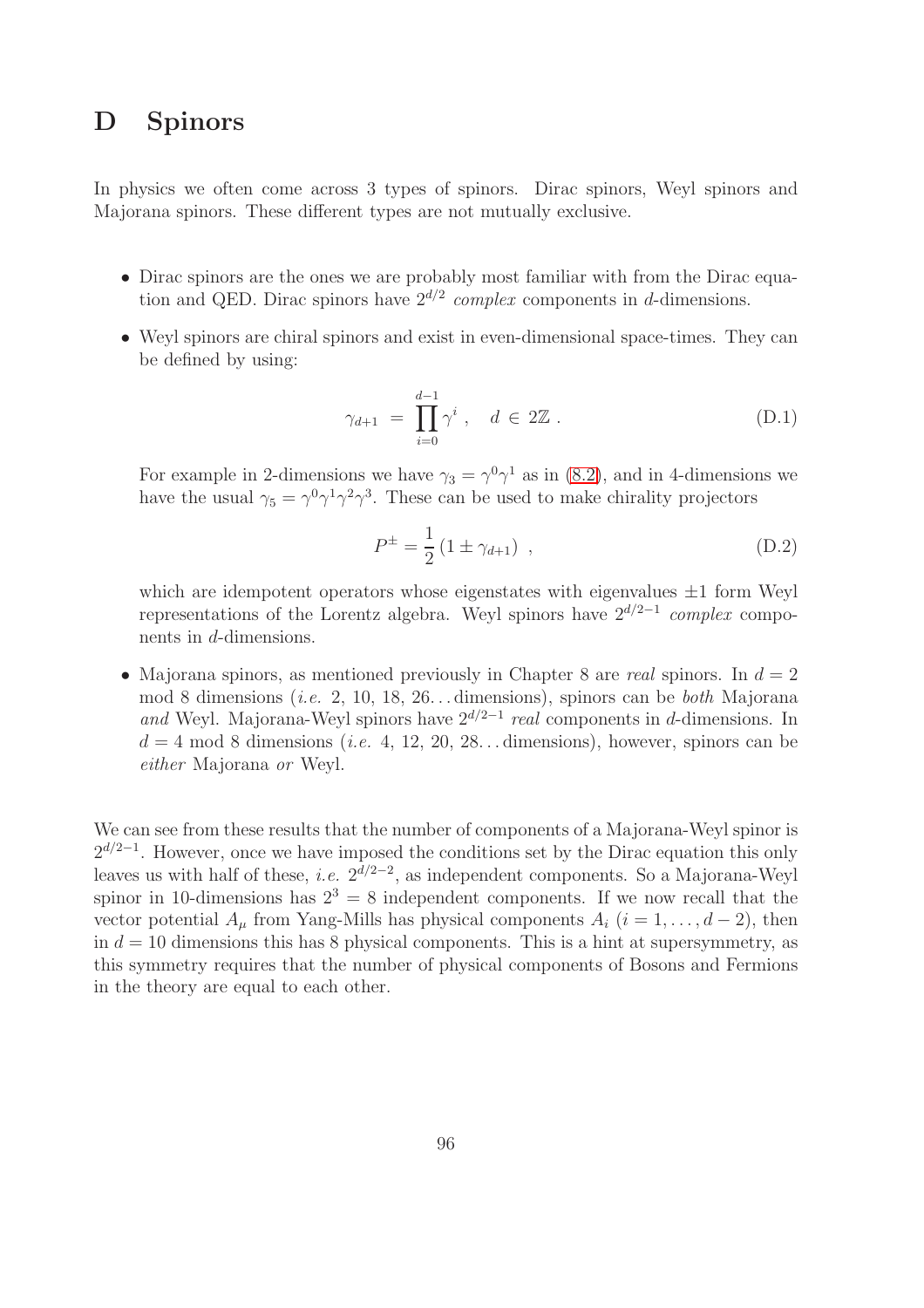# D Spinors

In physics we often come across 3 types of spinors. Dirac spinors, Weyl spinors and Majorana spinors. These different types are not mutually exclusive.

- Dirac spinors are the ones we are probably most familiar with from the Dirac equation and QED. Dirac spinors have $2^{d/2}$ *complex* components in $d$-dimensions.

- Weyl spinors are chiral spinors and exist in even-dimensional space-times. They can be defined by using:

$$\gamma_{d+1} = \prod_{i=0}^{d-1} \gamma^i , \quad d \in 2\mathbb{Z} . \tag{D.1}$$

  For example in 2-dimensions we have $\gamma_3 = \gamma^0\gamma^1$ as in (8.2), and in 4-dimensions we have the usual $\gamma_5 = \gamma^0\gamma^1\gamma^2\gamma^3$. These can be used to make chirality projectors

$$P^{\pm} = \frac{1}{2}\left(1 \pm \gamma_{d+1}\right) , \tag{D.2}$$

  which are idempotent operators whose eigenstates with eigenvalues $\pm 1$ form Weyl representations of the Lorentz algebra. Weyl spinors have $2^{d/2-1}$ *complex* components in $d$-dimensions.

- Majorana spinors, as mentioned previously in Chapter 8 are *real* spinors. In $d = 2$ mod 8 dimensions (*i.e.* 2, 10, 18, 26…dimensions), spinors can be *both* Majorana *and* Weyl. Majorana-Weyl spinors have $2^{d/2-1}$ *real* components in $d$-dimensions. In $d = 4$ mod 8 dimensions (*i.e.* 4, 12, 20, 28…dimensions), however, spinors can be *either* Majorana *or* Weyl.

We can see from these results that the number of components of a Majorana-Weyl spinor is $2^{d/2-1}$. However, once we have imposed the conditions set by the Dirac equation this only leaves us with half of these, *i.e.* $2^{d/2-2}$, as independent components. So a Majorana-Weyl spinor in 10-dimensions has $2^3 = 8$ independent components. If we now recall that the vector potential $A_\mu$ from Yang-Mills has physical components $A_i$ ($i = 1, \ldots, d-2$), then in $d = 10$ dimensions this has 8 physical components. This is a hint at supersymmetry, as this symmetry requires that the number of physical components of Bosons and Fermions in the theory are equal to each other.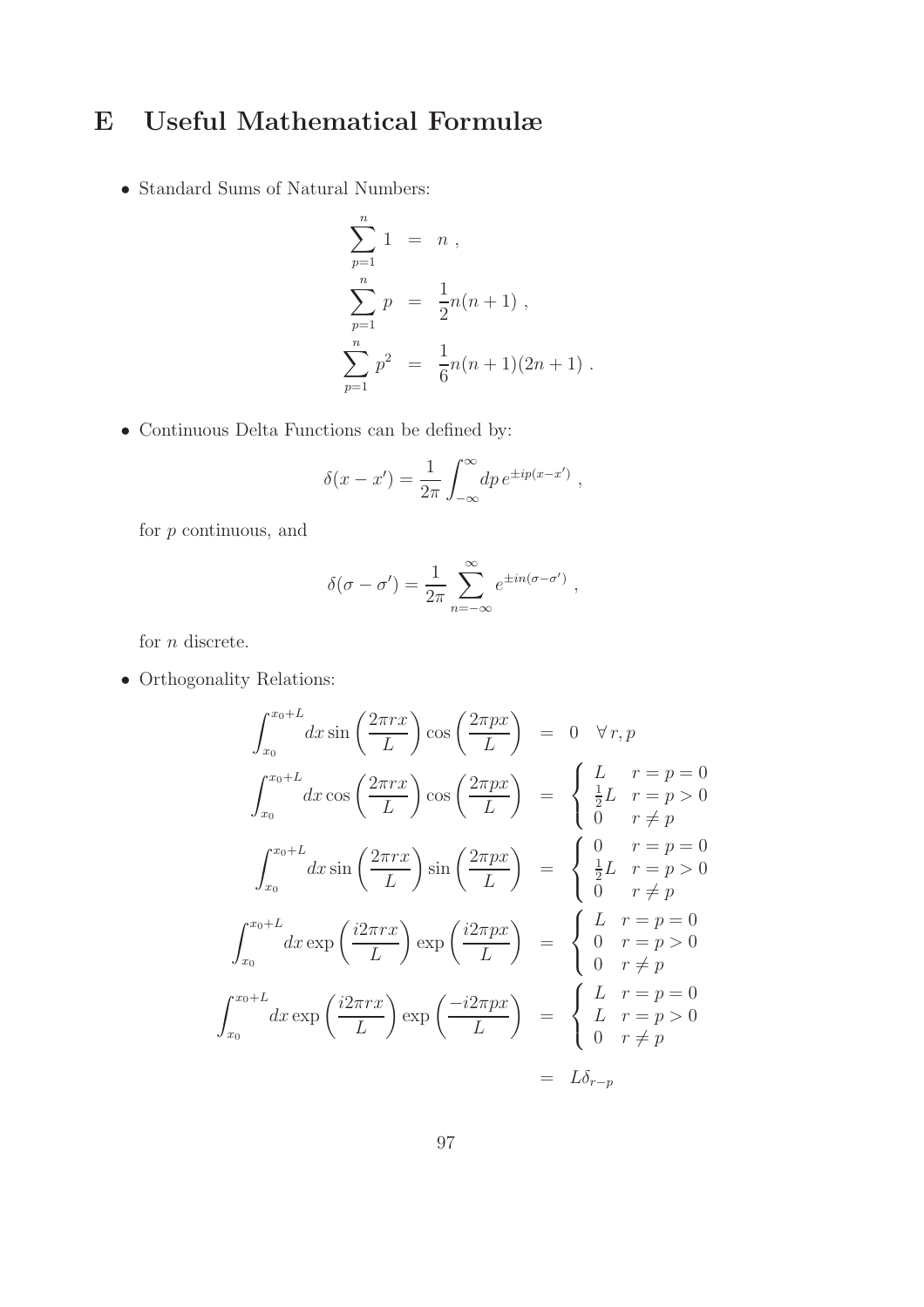# E Useful Mathematical Formulæ

- Standard Sums of Natural Numbers:

$$
\begin{aligned}
\sum_{p=1}^{n} 1 &= n \,, \\
\sum_{p=1}^{n} p &= \frac{1}{2}n(n+1) \,, \\
\sum_{p=1}^{n} p^2 &= \frac{1}{6}n(n+1)(2n+1) \,.
\end{aligned}
$$

- Continuous Delta Functions can be defined by:

$$
\delta(x - x') = \frac{1}{2\pi}\int_{-\infty}^{\infty} dp\, e^{\pm ip(x-x')} \,,
$$

for $p$ continuous, and

$$
\delta(\sigma - \sigma') = \frac{1}{2\pi}\sum_{n=-\infty}^{\infty} e^{\pm in(\sigma-\sigma')} \,,
$$

for $n$ discrete.

- Orthogonality Relations:

$$
\begin{aligned}
\int_{x_0}^{x_0+L} dx \sin\left(\frac{2\pi r x}{L}\right)\cos\left(\frac{2\pi p x}{L}\right) &= 0 \quad \forall\, r, p \\
\int_{x_0}^{x_0+L} dx \cos\left(\frac{2\pi r x}{L}\right)\cos\left(\frac{2\pi p x}{L}\right) &= \begin{cases} L & r = p = 0 \\ \frac{1}{2}L & r = p > 0 \\ 0 & r \neq p \end{cases} \\
\int_{x_0}^{x_0+L} dx \sin\left(\frac{2\pi r x}{L}\right)\sin\left(\frac{2\pi p x}{L}\right) &= \begin{cases} 0 & r = p = 0 \\ \frac{1}{2}L & r = p > 0 \\ 0 & r \neq p \end{cases} \\
\int_{x_0}^{x_0+L} dx \exp\left(\frac{i2\pi r x}{L}\right)\exp\left(\frac{i2\pi p x}{L}\right) &= \begin{cases} L & r = p = 0 \\ 0 & r = p > 0 \\ 0 & r \neq p \end{cases} \\
\int_{x_0}^{x_0+L} dx \exp\left(\frac{i2\pi r x}{L}\right)\exp\left(\frac{-i2\pi p x}{L}\right) &= \begin{cases} L & r = p = 0 \\ L & r = p > 0 \\ 0 & r \neq p \end{cases} \\
&= L\delta_{r-p}
\end{aligned}
$$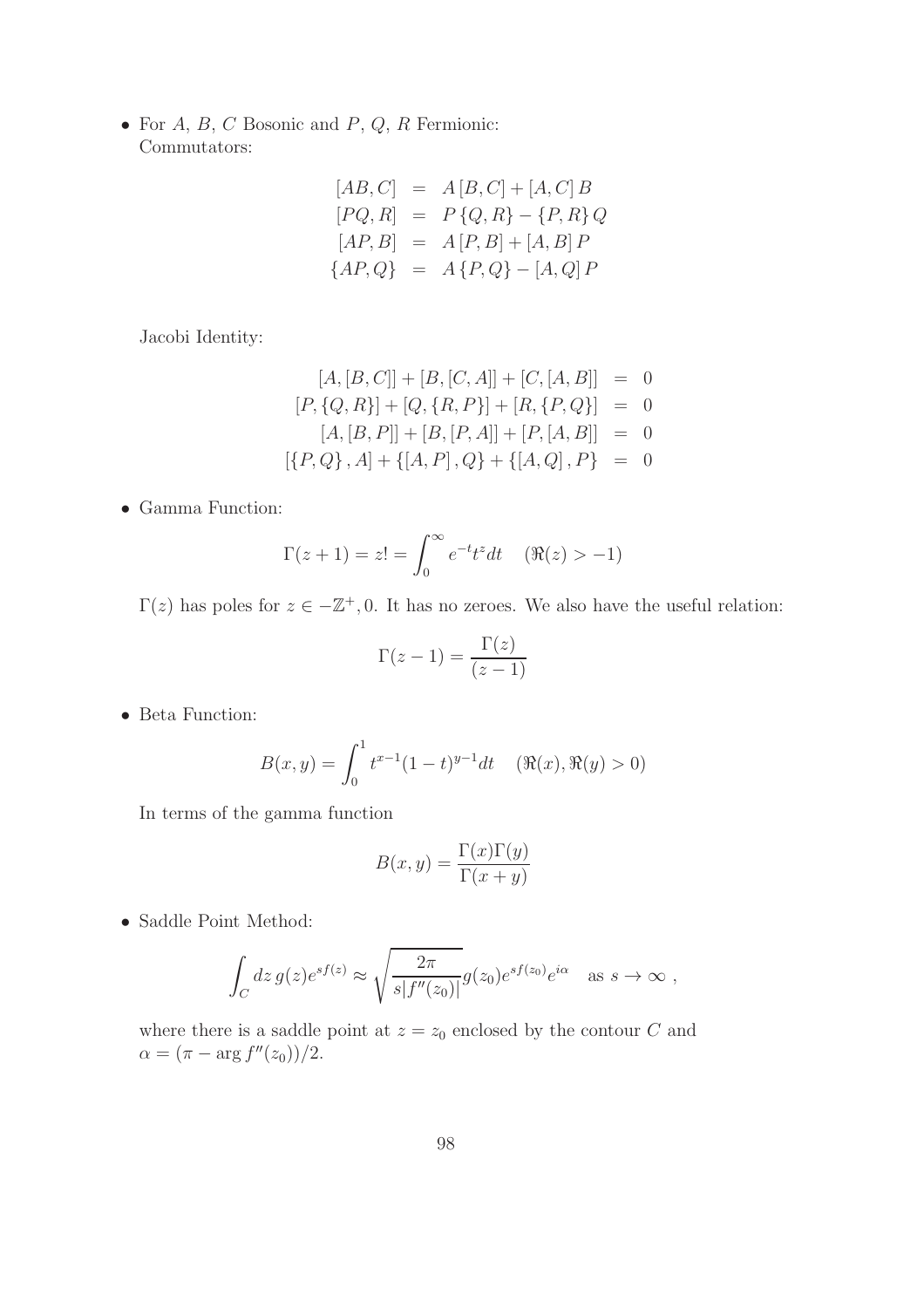- For $A$, $B$, $C$ Bosonic and $P$, $Q$, $R$ Fermionic:
  Commutators:

$$
\begin{aligned}
[AB, C] &= A[B, C] + [A, C]B \\
[PQ, R] &= P\{Q, R\} - \{P, R\}Q \\
[AP, B] &= A[P, B] + [A, B]P \\
\{AP, Q\} &= A\{P, Q\} - [A, Q]P
\end{aligned}
$$

  Jacobi Identity:

$$
\begin{aligned}
[A, [B, C]] + [B, [C, A]] + [C, [A, B]] &= 0 \\
[P, \{Q, R\}] + [Q, \{R, P\}] + [R, \{P, Q\}] &= 0 \\
[A, [B, P]] + [B, [P, A]] + [P, [A, B]] &= 0 \\
[\{P, Q\}, A] + \{[A, P], Q\} + \{[A, Q], P\} &= 0
\end{aligned}
$$

- Gamma Function:

$$
\Gamma(z+1) = z! = \int_0^\infty e^{-t} t^z dt \quad (\Re(z) > -1)
$$

  $\Gamma(z)$ has poles for $z \in -\mathbb{Z}^+, 0$. It has no zeroes. We also have the useful relation:

$$
\Gamma(z-1) = \frac{\Gamma(z)}{(z-1)}
$$

- Beta Function:

$$
B(x, y) = \int_0^1 t^{x-1}(1-t)^{y-1} dt \quad (\Re(x), \Re(y) > 0)
$$

  In terms of the gamma function

$$
B(x, y) = \frac{\Gamma(x)\Gamma(y)}{\Gamma(x+y)}
$$

- Saddle Point Method:

$$
\int_C dz\, g(z) e^{sf(z)} \approx \sqrt{\frac{2\pi}{s|f''(z_0)|}} g(z_0) e^{sf(z_0)} e^{i\alpha} \quad \text{as } s \to \infty \ ,
$$

  where there is a saddle point at $z = z_0$ enclosed by the contour $C$ and $\alpha = (\pi - \arg f''(z_0))/2$.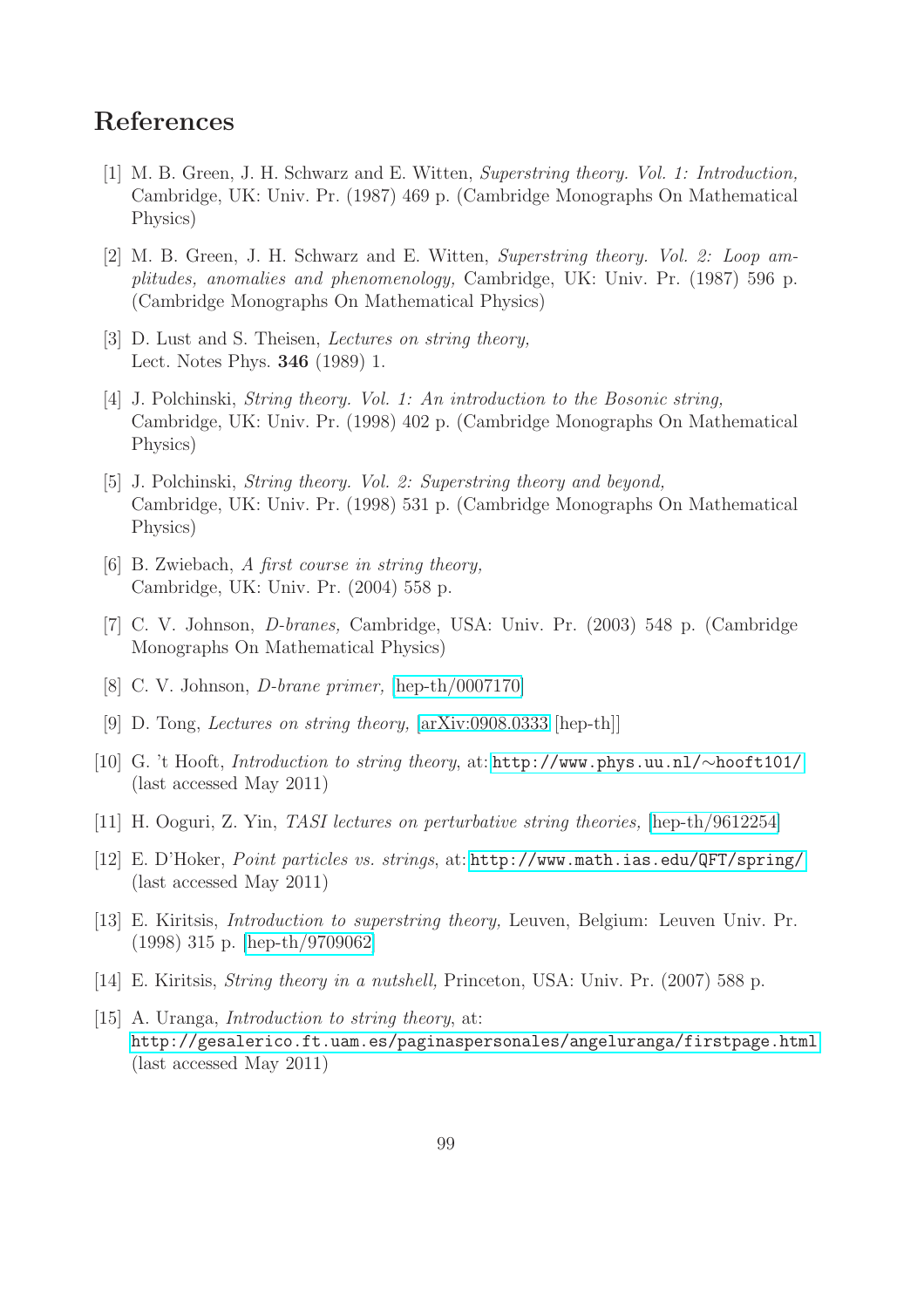# References

[1] M. B. Green, J. H. Schwarz and E. Witten, *Superstring theory. Vol. 1: Introduction,* Cambridge, UK: Univ. Pr. (1987) 469 p. (Cambridge Monographs On Mathematical Physics)

[2] M. B. Green, J. H. Schwarz and E. Witten, *Superstring theory. Vol. 2: Loop amplitudes, anomalies and phenomenology,* Cambridge, UK: Univ. Pr. (1987) 596 p. (Cambridge Monographs On Mathematical Physics)

[3] D. Lust and S. Theisen, *Lectures on string theory,* Lect. Notes Phys. **346** (1989) 1.

[4] J. Polchinski, *String theory. Vol. 1: An introduction to the Bosonic string,* Cambridge, UK: Univ. Pr. (1998) 402 p. (Cambridge Monographs On Mathematical Physics)

[5] J. Polchinski, *String theory. Vol. 2: Superstring theory and beyond,* Cambridge, UK: Univ. Pr. (1998) 531 p. (Cambridge Monographs On Mathematical Physics)

[6] B. Zwiebach, *A first course in string theory,* Cambridge, UK: Univ. Pr. (2004) 558 p.

[7] C. V. Johnson, *D-branes,* Cambridge, USA: Univ. Pr. (2003) 548 p. (Cambridge Monographs On Mathematical Physics)

[8] C. V. Johnson, *D-brane primer,* [hep-th/0007170]

[9] D. Tong, *Lectures on string theory,* [arXiv:0908.0333 [hep-th]]

[10] G. 't Hooft, *Introduction to string theory*, at: `http://www.phys.uu.nl/~hooft101/` (last accessed May 2011)

[11] H. Ooguri, Z. Yin, *TASI lectures on perturbative string theories,* [hep-th/9612254]

[12] E. D'Hoker, *Point particles vs. strings*, at: `http://www.math.ias.edu/QFT/spring/` (last accessed May 2011)

[13] E. Kiritsis, *Introduction to superstring theory,* Leuven, Belgium: Leuven Univ. Pr. (1998) 315 p. [hep-th/9709062]

[14] E. Kiritsis, *String theory in a nutshell,* Princeton, USA: Univ. Pr. (2007) 588 p.

[15] A. Uranga, *Introduction to string theory*, at: `http://gesalerico.ft.uam.es/paginaspersonales/angeluranga/firstpage.html` (last accessed May 2011)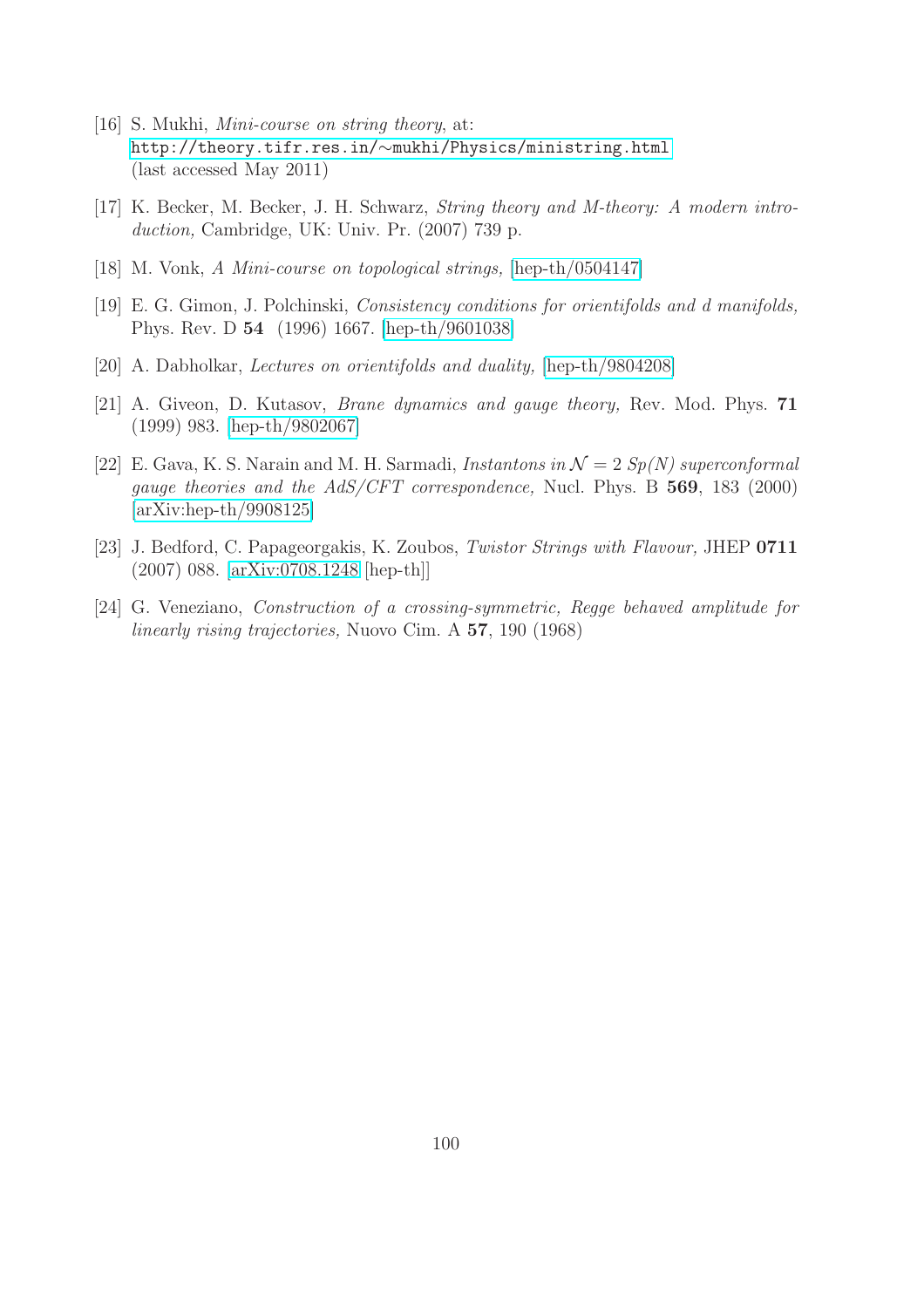[16] S. Mukhi, *Mini-course on string theory*, at: http://theory.tifr.res.in/∼mukhi/Physics/ministring.html (last accessed May 2011)

[17] K. Becker, M. Becker, J. H. Schwarz, *String theory and M-theory: A modern introduction,* Cambridge, UK: Univ. Pr. (2007) 739 p.

[18] M. Vonk, *A Mini-course on topological strings,* [hep-th/0504147]

[19] E. G. Gimon, J. Polchinski, *Consistency conditions for orientifolds and d manifolds,* Phys. Rev. D **54** (1996) 1667. [hep-th/9601038]

[20] A. Dabholkar, *Lectures on orientifolds and duality,* [hep-th/9804208]

[21] A. Giveon, D. Kutasov, *Brane dynamics and gauge theory,* Rev. Mod. Phys. **71** (1999) 983. [hep-th/9802067]

[22] E. Gava, K. S. Narain and M. H. Sarmadi, *Instantons in $\mathcal{N} = 2$ Sp(N) superconformal gauge theories and the AdS/CFT correspondence,* Nucl. Phys. B **569**, 183 (2000) [arXiv:hep-th/9908125]

[23] J. Bedford, C. Papageorgakis, K. Zoubos, *Twistor Strings with Flavour,* JHEP **0711** (2007) 088. [arXiv:0708.1248 [hep-th]]

[24] G. Veneziano, *Construction of a crossing-symmetric, Regge behaved amplitude for linearly rising trajectories,* Nuovo Cim. A **57**, 190 (1968)